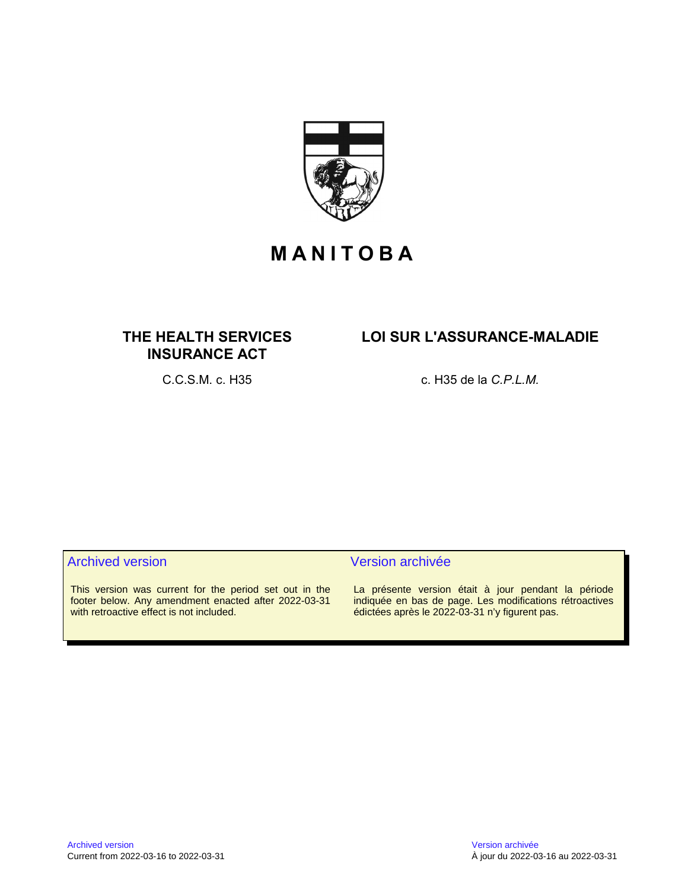# MANITOBA

## THE HEALTH SERVICES INSURANCE ACT

C.C.S.M. c. H35

## LOI SUR L'ASSURANCE-MALADIE

c. H35 de la *C.P.L.M.*

**Archived version**

This version was current for the period set out in the footer below. Any amendment enacted after 2022-03-31 with retroactive effect is not included.

**Version archivée**

La présente version était à jour pendant la période indiquée en bas de page. Les modifications rétroactives édictées après le 2022-03-31 n'y figurent pas.

Archived version
Current from 2022-03-16 to 2022-03-31

Version archivée
À jour du 2022-03-16 au 2022-03-31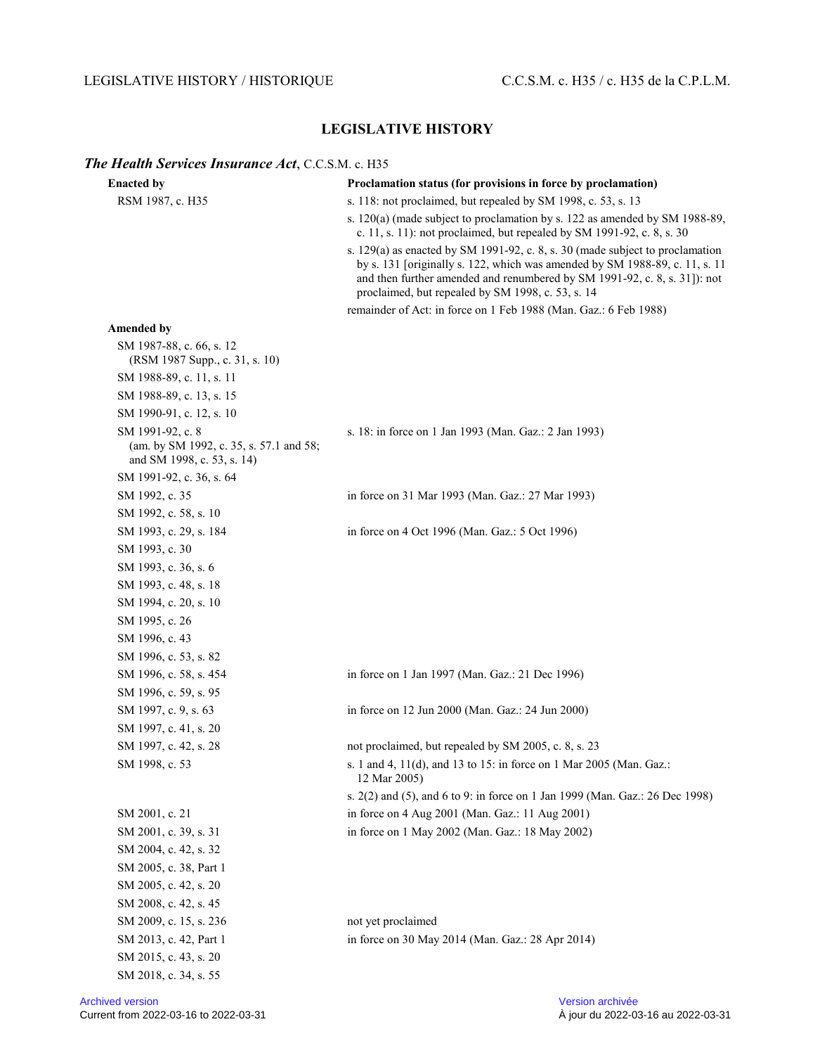# LEGISLATIVE HISTORY

## *The Health Services Insurance Act*, C.C.S.M. c. H35

| Enacted by | Proclamation status (for provisions in force by proclamation) |
|---|---|
| RSM 1987, c. H35 | s. 118: not proclaimed, but repealed by SM 1998, c. 53, s. 13 |
| | s. 120(a) (made subject to proclamation by s. 122 as amended by SM 1988-89, c. 11, s. 11): not proclaimed, but repealed by SM 1991-92, c. 8, s. 30 |
| | s. 129(a) as enacted by SM 1991-92, c. 8, s. 30 (made subject to proclamation by s. 131 [originally s. 122, which was amended by SM 1988-89, c. 11, s. 11 and then further amended and renumbered by SM 1991-92, c. 8, s. 31]): not proclaimed, but repealed by SM 1998, c. 53, s. 14 |
| | remainder of Act: in force on 1 Feb 1988 (Man. Gaz.: 6 Feb 1988) |
| **Amended by** | |
| SM 1987-88, c. 66, s. 12 (RSM 1987 Supp., c. 31, s. 10) | |
| SM 1988-89, c. 11, s. 11 | |
| SM 1988-89, c. 13, s. 15 | |
| SM 1990-91, c. 12, s. 10 | |
| SM 1991-92, c. 8 (am. by SM 1992, c. 35, s. 57.1 and 58; and SM 1998, c. 53, s. 14) | s. 18: in force on 1 Jan 1993 (Man. Gaz.: 2 Jan 1993) |
| SM 1991-92, c. 36, s. 64 | |
| SM 1992, c. 35 | in force on 31 Mar 1993 (Man. Gaz.: 27 Mar 1993) |
| SM 1992, c. 58, s. 10 | |
| SM 1993, c. 29, s. 184 | in force on 4 Oct 1996 (Man. Gaz.: 5 Oct 1996) |
| SM 1993, c. 30 | |
| SM 1993, c. 36, s. 6 | |
| SM 1993, c. 48, s. 18 | |
| SM 1994, c. 20, s. 10 | |
| SM 1995, c. 26 | |
| SM 1996, c. 43 | |
| SM 1996, c. 53, s. 82 | |
| SM 1996, c. 58, s. 454 | in force on 1 Jan 1997 (Man. Gaz.: 21 Dec 1996) |
| SM 1996, c. 59, s. 95 | |
| SM 1997, c. 9, s. 63 | in force on 12 Jun 2000 (Man. Gaz.: 24 Jun 2000) |
| SM 1997, c. 41, s. 20 | |
| SM 1997, c. 42, s. 28 | not proclaimed, but repealed by SM 2005, c. 8, s. 23 |
| SM 1998, c. 53 | s. 1 and 4, 11(d), and 13 to 15: in force on 1 Mar 2005 (Man. Gaz.: 12 Mar 2005) |
| | s. 2(2) and (5), and 6 to 9: in force on 1 Jan 1999 (Man. Gaz.: 26 Dec 1998) |
| SM 2001, c. 21 | in force on 4 Aug 2001 (Man. Gaz.: 11 Aug 2001) |
| SM 2001, c. 39, s. 31 | in force on 1 May 2002 (Man. Gaz.: 18 May 2002) |
| SM 2004, c. 42, s. 32 | |
| SM 2005, c. 38, Part 1 | |
| SM 2005, c. 42, s. 20 | |
| SM 2008, c. 42, s. 45 | |
| SM 2009, c. 15, s. 236 | not yet proclaimed |
| SM 2013, c. 42, Part 1 | in force on 30 May 2014 (Man. Gaz.: 28 Apr 2014) |
| SM 2015, c. 43, s. 20 | |
| SM 2018, c. 34, s. 55 | |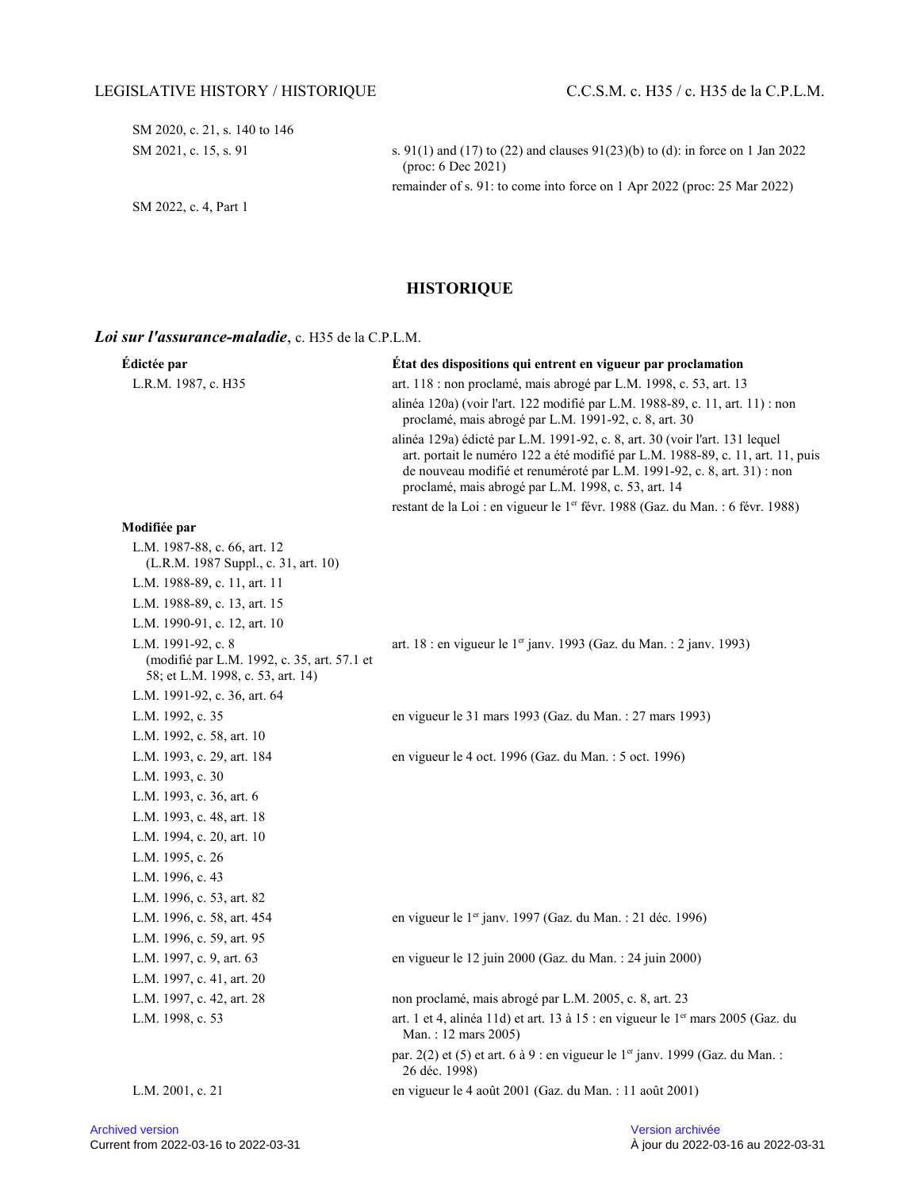| | |
|---|---|
| SM 2020, c. 21, s. 140 to 146 | |
| SM 2021, c. 15, s. 91 | s. 91(1) and (17) to (22) and clauses 91(23)(b) to (d): in force on 1 Jan 2022 (proc: 6 Dec 2021) |
| | remainder of s. 91: to come into force on 1 Apr 2022 (proc: 25 Mar 2022) |
| SM 2022, c. 4, Part 1 | |

## HISTORIQUE

***Loi sur l'assurance-maladie***, c. H35 de la C.P.L.M.

| **Édictée par** | **État des dispositions qui entrent en vigueur par proclamation** |
|---|---|
| L.R.M. 1987, c. H35 | art. 118 : non proclamé, mais abrogé par L.M. 1998, c. 53, art. 13 |
| | alinéa 120a) (voir l'art. 122 modifié par L.M. 1988-89, c. 11, art. 11) : non proclamé, mais abrogé par L.M. 1991-92, c. 8, art. 30 |
| | alinéa 129a) édicté par L.M. 1991-92, c. 8, art. 30 (voir l'art. 131 lequel art. portait le numéro 122 a été modifié par L.M. 1988-89, c. 11, art. 11, puis de nouveau modifié et renuméroté par L.M. 1991-92, c. 8, art. 31) : non proclamé, mais abrogé par L.M. 1998, c. 53, art. 14 |
| | restant de la Loi : en vigueur le 1er févr. 1988 (Gaz. du Man. : 6 févr. 1988) |
| **Modifiée par** | |
| L.M. 1987-88, c. 66, art. 12 (L.R.M. 1987 Suppl., c. 31, art. 10) | |
| L.M. 1988-89, c. 11, art. 11 | |
| L.M. 1988-89, c. 13, art. 15 | |
| L.M. 1990-91, c. 12, art. 10 | |
| L.M. 1991-92, c. 8 (modifié par L.M. 1992, c. 35, art. 57.1 et 58; et L.M. 1998, c. 53, art. 14) | art. 18 : en vigueur le 1er janv. 1993 (Gaz. du Man. : 2 janv. 1993) |
| L.M. 1991-92, c. 36, art. 64 | |
| L.M. 1992, c. 35 | en vigueur le 31 mars 1993 (Gaz. du Man. : 27 mars 1993) |
| L.M. 1992, c. 58, art. 10 | |
| L.M. 1993, c. 29, art. 184 | en vigueur le 4 oct. 1996 (Gaz. du Man. : 5 oct. 1996) |
| L.M. 1993, c. 30 | |
| L.M. 1993, c. 36, art. 6 | |
| L.M. 1993, c. 48, art. 18 | |
| L.M. 1994, c. 20, art. 10 | |
| L.M. 1995, c. 26 | |
| L.M. 1996, c. 43 | |
| L.M. 1996, c. 53, art. 82 | |
| L.M. 1996, c. 58, art. 454 | en vigueur le 1er janv. 1997 (Gaz. du Man. : 21 déc. 1996) |
| L.M. 1996, c. 59, art. 95 | |
| L.M. 1997, c. 9, art. 63 | en vigueur le 12 juin 2000 (Gaz. du Man. : 24 juin 2000) |
| L.M. 1997, c. 41, art. 20 | |
| L.M. 1997, c. 42, art. 28 | non proclamé, mais abrogé par L.M. 2005, c. 8, art. 23 |
| L.M. 1998, c. 53 | art. 1 et 4, alinéa 11d) et art. 13 à 15 : en vigueur le 1er mars 2005 (Gaz. du Man. : 12 mars 2005) |
| | par. 2(2) et (5) et art. 6 à 9 : en vigueur le 1er janv. 1999 (Gaz. du Man. : 26 déc. 1998) |
| L.M. 2001, c. 21 | en vigueur le 4 août 2001 (Gaz. du Man. : 11 août 2001) |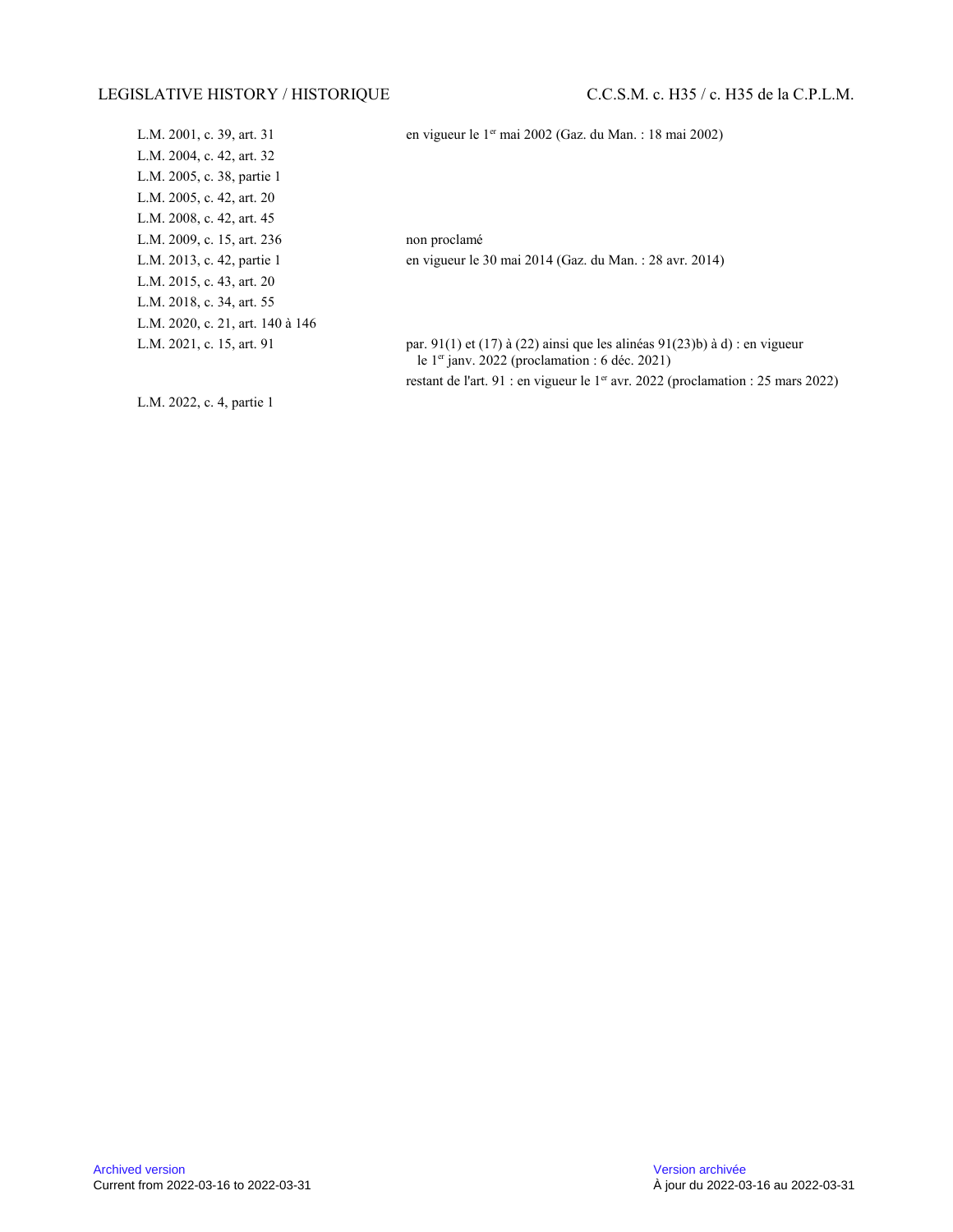| | |
|---|---|
| L.M. 2001, c. 39, art. 31 | en vigueur le 1er mai 2002 (Gaz. du Man. : 18 mai 2002) |
| L.M. 2004, c. 42, art. 32 | |
| L.M. 2005, c. 38, partie 1 | |
| L.M. 2005, c. 42, art. 20 | |
| L.M. 2008, c. 42, art. 45 | |
| L.M. 2009, c. 15, art. 236 | non proclamé |
| L.M. 2013, c. 42, partie 1 | en vigueur le 30 mai 2014 (Gaz. du Man. : 28 avr. 2014) |
| L.M. 2015, c. 43, art. 20 | |
| L.M. 2018, c. 34, art. 55 | |
| L.M. 2020, c. 21, art. 140 à 146 | |
| L.M. 2021, c. 15, art. 91 | par. 91(1) et (17) à (22) ainsi que les alinéas 91(23)b) à d) : en vigueur le 1er janv. 2022 (proclamation : 6 déc. 2021)<br>restant de l'art. 91 : en vigueur le 1er avr. 2022 (proclamation : 25 mars 2022) |
| L.M. 2022, c. 4, partie 1 | |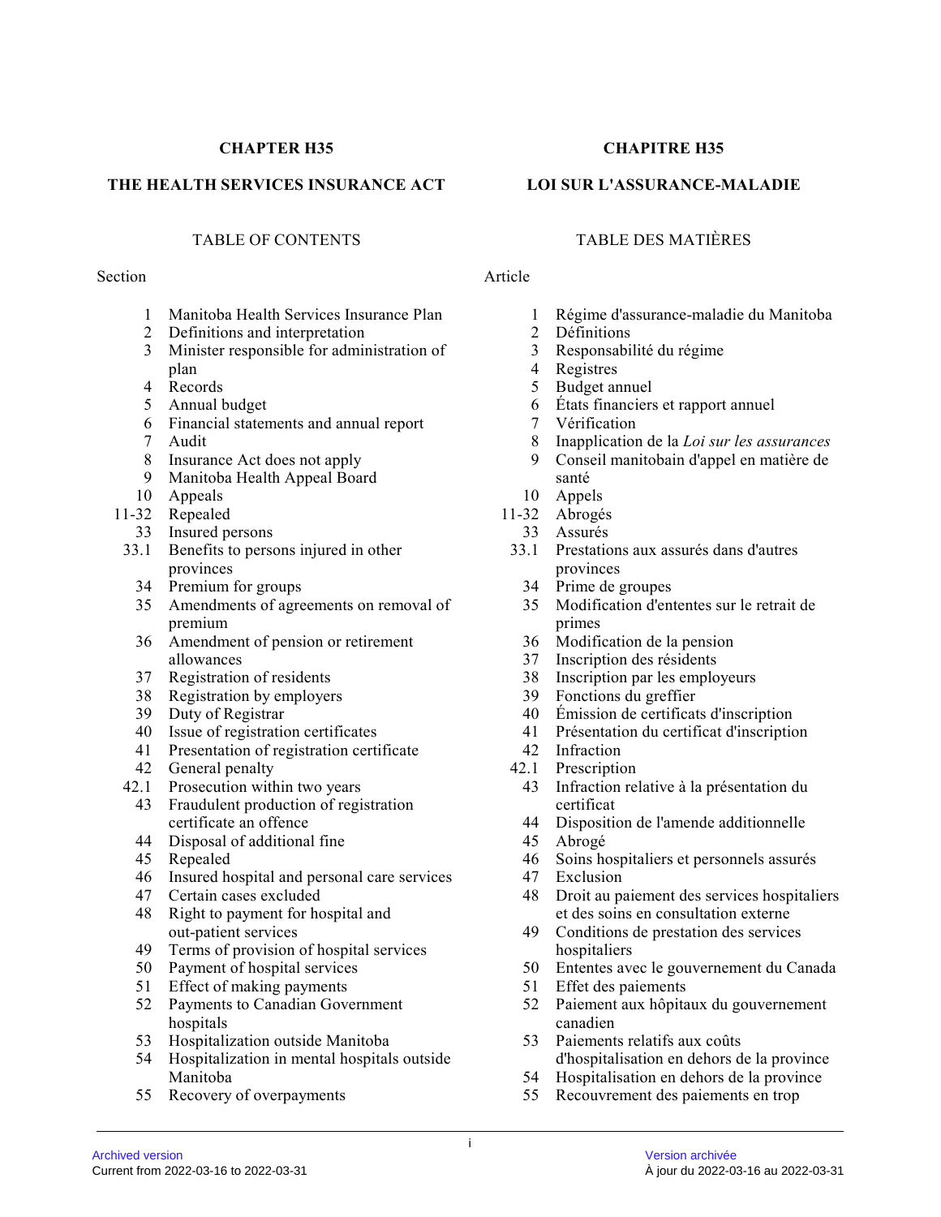**CHAPTER H35**

**THE HEALTH SERVICES INSURANCE ACT**

TABLE OF CONTENTS

| Section | |
|---|---|
| 1 | Manitoba Health Services Insurance Plan |
| 2 | Definitions and interpretation |
| 3 | Minister responsible for administration of plan |
| 4 | Records |
| 5 | Annual budget |
| 6 | Financial statements and annual report |
| 7 | Audit |
| 8 | Insurance Act does not apply |
| 9 | Manitoba Health Appeal Board |
| 10 | Appeals |
| 11-32 | Repealed |
| 33 | Insured persons |
| 33.1 | Benefits to persons injured in other provinces |
| 34 | Premium for groups |
| 35 | Amendments of agreements on removal of premium |
| 36 | Amendment of pension or retirement allowances |
| 37 | Registration of residents |
| 38 | Registration by employers |
| 39 | Duty of Registrar |
| 40 | Issue of registration certificates |
| 41 | Presentation of registration certificate |
| 42 | General penalty |
| 42.1 | Prosecution within two years |
| 43 | Fraudulent production of registration certificate an offence |
| 44 | Disposal of additional fine |
| 45 | Repealed |
| 46 | Insured hospital and personal care services |
| 47 | Certain cases excluded |
| 48 | Right to payment for hospital and out-patient services |
| 49 | Terms of provision of hospital services |
| 50 | Payment of hospital services |
| 51 | Effect of making payments |
| 52 | Payments to Canadian Government hospitals |
| 53 | Hospitalization outside Manitoba |
| 54 | Hospitalization in mental hospitals outside Manitoba |
| 55 | Recovery of overpayments |

**CHAPITRE H35**

**LOI SUR L'ASSURANCE-MALADIE**

TABLE DES MATIÈRES

| Article | |
|---|---|
| 1 | Régime d'assurance-maladie du Manitoba |
| 2 | Définitions |
| 3 | Responsabilité du régime |
| 4 | Registres |
| 5 | Budget annuel |
| 6 | États financiers et rapport annuel |
| 7 | Vérification |
| 8 | Inapplication de la *Loi sur les assurances* |
| 9 | Conseil manitobain d'appel en matière de santé |
| 10 | Appels |
| 11-32 | Abrogés |
| 33 | Assurés |
| 33.1 | Prestations aux assurés dans d'autres provinces |
| 34 | Prime de groupes |
| 35 | Modification d'ententes sur le retrait de primes |
| 36 | Modification de la pension |
| 37 | Inscription des résidents |
| 38 | Inscription par les employeurs |
| 39 | Fonctions du greffier |
| 40 | Émission de certificats d'inscription |
| 41 | Présentation du certificat d'inscription |
| 42 | Infraction |
| 42.1 | Prescription |
| 43 | Infraction relative à la présentation du certificat |
| 44 | Disposition de l'amende additionnelle |
| 45 | Abrogé |
| 46 | Soins hospitaliers et personnels assurés |
| 47 | Exclusion |
| 48 | Droit au paiement des services hospitaliers et des soins en consultation externe |
| 49 | Conditions de prestation des services hospitaliers |
| 50 | Ententes avec le gouvernement du Canada |
| 51 | Effet des paiements |
| 52 | Paiement aux hôpitaux du gouvernement canadien |
| 53 | Paiements relatifs aux coûts d'hospitalisation en dehors de la province |
| 54 | Hospitalisation en dehors de la province |
| 55 | Recouvrement des paiements en trop |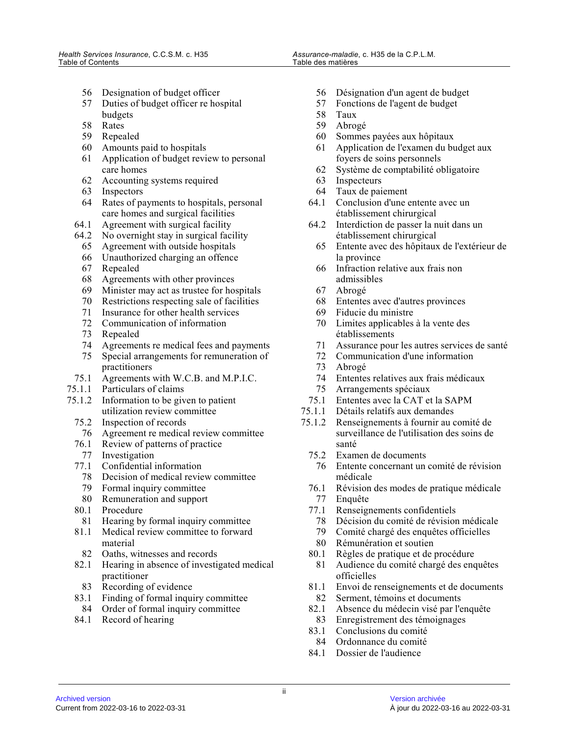56 Designation of budget officer
57 Duties of budget officer re hospital budgets
58 Rates
59 Repealed
60 Amounts paid to hospitals
61 Application of budget review to personal care homes
62 Accounting systems required
63 Inspectors
64 Rates of payments to hospitals, personal care homes and surgical facilities
64.1 Agreement with surgical facility
64.2 No overnight stay in surgical facility
65 Agreement with outside hospitals
66 Unauthorized charging an offence
67 Repealed
68 Agreements with other provinces
69 Minister may act as trustee for hospitals
70 Restrictions respecting sale of facilities
71 Insurance for other health services
72 Communication of information
73 Repealed
74 Agreements re medical fees and payments
75 Special arrangements for remuneration of practitioners
75.1 Agreements with W.C.B. and M.P.I.C.
75.1.1 Particulars of claims
75.1.2 Information to be given to patient utilization review committee
75.2 Inspection of records
76 Agreement re medical review committee
76.1 Review of patterns of practice
77 Investigation
77.1 Confidential information
78 Decision of medical review committee
79 Formal inquiry committee
80 Remuneration and support
80.1 Procedure
81 Hearing by formal inquiry committee
81.1 Medical review committee to forward material
82 Oaths, witnesses and records
82.1 Hearing in absence of investigated medical practitioner
83 Recording of evidence
83.1 Finding of formal inquiry committee
84 Order of formal inquiry committee
84.1 Record of hearing

56 Désignation d'un agent de budget
57 Fonctions de l'agent de budget
58 Taux
59 Abrogé
60 Sommes payées aux hôpitaux
61 Application de l'examen du budget aux foyers de soins personnels
62 Système de comptabilité obligatoire
63 Inspecteurs
64 Taux de paiement
64.1 Conclusion d'une entente avec un établissement chirurgical
64.2 Interdiction de passer la nuit dans un établissement chirurgical
65 Entente avec des hôpitaux de l'extérieur de la province
66 Infraction relative aux frais non admissibles
67 Abrogé
68 Ententes avec d'autres provinces
69 Fiducie du ministre
70 Limites applicables à la vente des établissements
71 Assurance pour les autres services de santé
72 Communication d'une information
73 Abrogé
74 Ententes relatives aux frais médicaux
75 Arrangements spéciaux
75.1 Ententes avec la CAT et la SAPM
75.1.1 Détails relatifs aux demandes
75.1.2 Renseignements à fournir au comité de surveillance de l'utilisation des soins de santé
75.2 Examen de documents
76 Entente concernant un comité de révision médicale
76.1 Révision des modes de pratique médicale
77 Enquête
77.1 Renseignements confidentiels
78 Décision du comité de révision médicale
79 Comité chargé des enquêtes officielles
80 Rémunération et soutien
80.1 Règles de pratique et de procédure
81 Audience du comité chargé des enquêtes officielles
81.1 Envoi de renseignements et de documents
82 Serment, témoins et documents
82.1 Absence du médecin visé par l'enquête
83 Enregistrement des témoignages
83.1 Conclusions du comité
84 Ordonnance du comité
84.1 Dossier de l'audience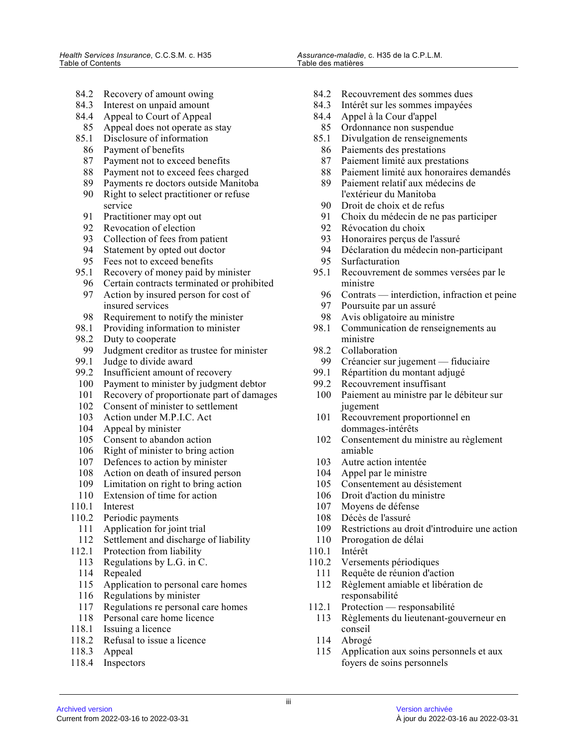84.2 Recovery of amount owing
84.3 Interest on unpaid amount
84.4 Appeal to Court of Appeal
85 Appeal does not operate as stay
85.1 Disclosure of information
86 Payment of benefits
87 Payment not to exceed benefits
88 Payment not to exceed fees charged
89 Payments re doctors outside Manitoba
90 Right to select practitioner or refuse service
91 Practitioner may opt out
92 Revocation of election
93 Collection of fees from patient
94 Statement by opted out doctor
95 Fees not to exceed benefits
95.1 Recovery of money paid by minister
96 Certain contracts terminated or prohibited
97 Action by insured person for cost of insured services
98 Requirement to notify the minister
98.1 Providing information to minister
98.2 Duty to cooperate
99 Judgment creditor as trustee for minister
99.1 Judge to divide award
99.2 Insufficient amount of recovery
100 Payment to minister by judgment debtor
101 Recovery of proportionate part of damages
102 Consent of minister to settlement
103 Action under M.P.I.C. Act
104 Appeal by minister
105 Consent to abandon action
106 Right of minister to bring action
107 Defences to action by minister
108 Action on death of insured person
109 Limitation on right to bring action
110 Extension of time for action
110.1 Interest
110.2 Periodic payments
111 Application for joint trial
112 Settlement and discharge of liability
112.1 Protection from liability
113 Regulations by L.G. in C.
114 Repealed
115 Application to personal care homes
116 Regulations by minister
117 Regulations re personal care homes
118 Personal care home licence
118.1 Issuing a licence
118.2 Refusal to issue a licence
118.3 Appeal
118.4 Inspectors

84.2 Recouvrement des sommes dues
84.3 Intérêt sur les sommes impayées
84.4 Appel à la Cour d'appel
85 Ordonnance non suspendue
85.1 Divulgation de renseignements
86 Paiements des prestations
87 Paiement limité aux prestations
88 Paiement limité aux honoraires demandés
89 Paiement relatif aux médecins de l'extérieur du Manitoba
90 Droit de choix et de refus
91 Choix du médecin de ne pas participer
92 Révocation du choix
93 Honoraires perçus de l'assuré
94 Déclaration du médecin non-participant
95 Surfacturation
95.1 Recouvrement de sommes versées par le ministre
96 Contrats — interdiction, infraction et peine
97 Poursuite par un assuré
98 Avis obligatoire au ministre
98.1 Communication de renseignements au ministre
98.2 Collaboration
99 Créancier sur jugement — fiduciaire
99.1 Répartition du montant adjugé
99.2 Recouvrement insuffisant
100 Paiement au ministre par le débiteur sur jugement
101 Recouvrement proportionnel en dommages-intérêts
102 Consentement du ministre au règlement amiable
103 Autre action intentée
104 Appel par le ministre
105 Consentement au désistement
106 Droit d'action du ministre
107 Moyens de défense
108 Décès de l'assuré
109 Restrictions au droit d'introduire une action
110 Prorogation de délai
110.1 Intérêt
110.2 Versements périodiques
111 Requête de réunion d'action
112 Règlement amiable et libération de responsabilité
112.1 Protection — responsabilité
113 Règlements du lieutenant-gouverneur en conseil
114 Abrogé
115 Application aux soins personnels et aux foyers de soins personnels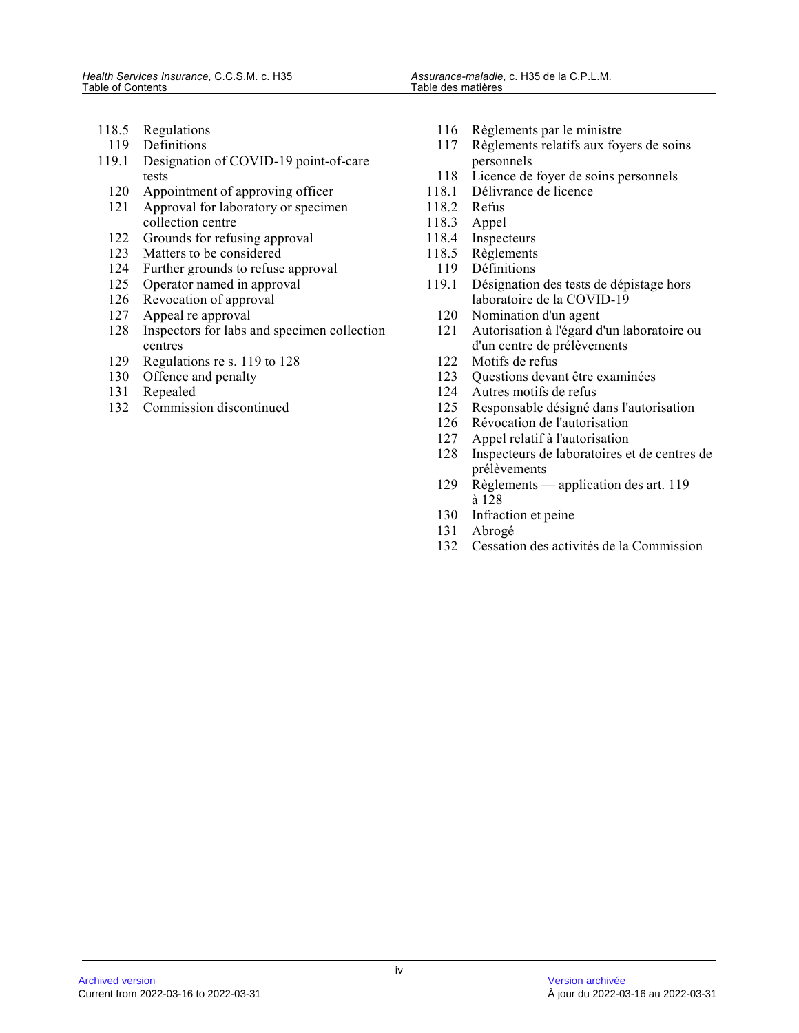118.5 Regulations
119 Definitions
119.1 Designation of COVID-19 point-of-care tests
120 Appointment of approving officer
121 Approval for laboratory or specimen collection centre
122 Grounds for refusing approval
123 Matters to be considered
124 Further grounds to refuse approval
125 Operator named in approval
126 Revocation of approval
127 Appeal re approval
128 Inspectors for labs and specimen collection centres
129 Regulations re s. 119 to 128
130 Offence and penalty
131 Repealed
132 Commission discontinued

116 Règlements par le ministre
117 Règlements relatifs aux foyers de soins personnels
118 Licence de foyer de soins personnels
118.1 Délivrance de licence
118.2 Refus
118.3 Appel
118.4 Inspecteurs
118.5 Règlements
119 Définitions
119.1 Désignation des tests de dépistage hors laboratoire de la COVID-19
120 Nomination d'un agent
121 Autorisation à l'égard d'un laboratoire ou d'un centre de prélèvements
122 Motifs de refus
123 Questions devant être examinées
124 Autres motifs de refus
125 Responsable désigné dans l'autorisation
126 Révocation de l'autorisation
127 Appel relatif à l'autorisation
128 Inspecteurs de laboratoires et de centres de prélèvements
129 Règlements — application des art. 119 à 128
130 Infraction et peine
131 Abrogé
132 Cessation des activités de la Commission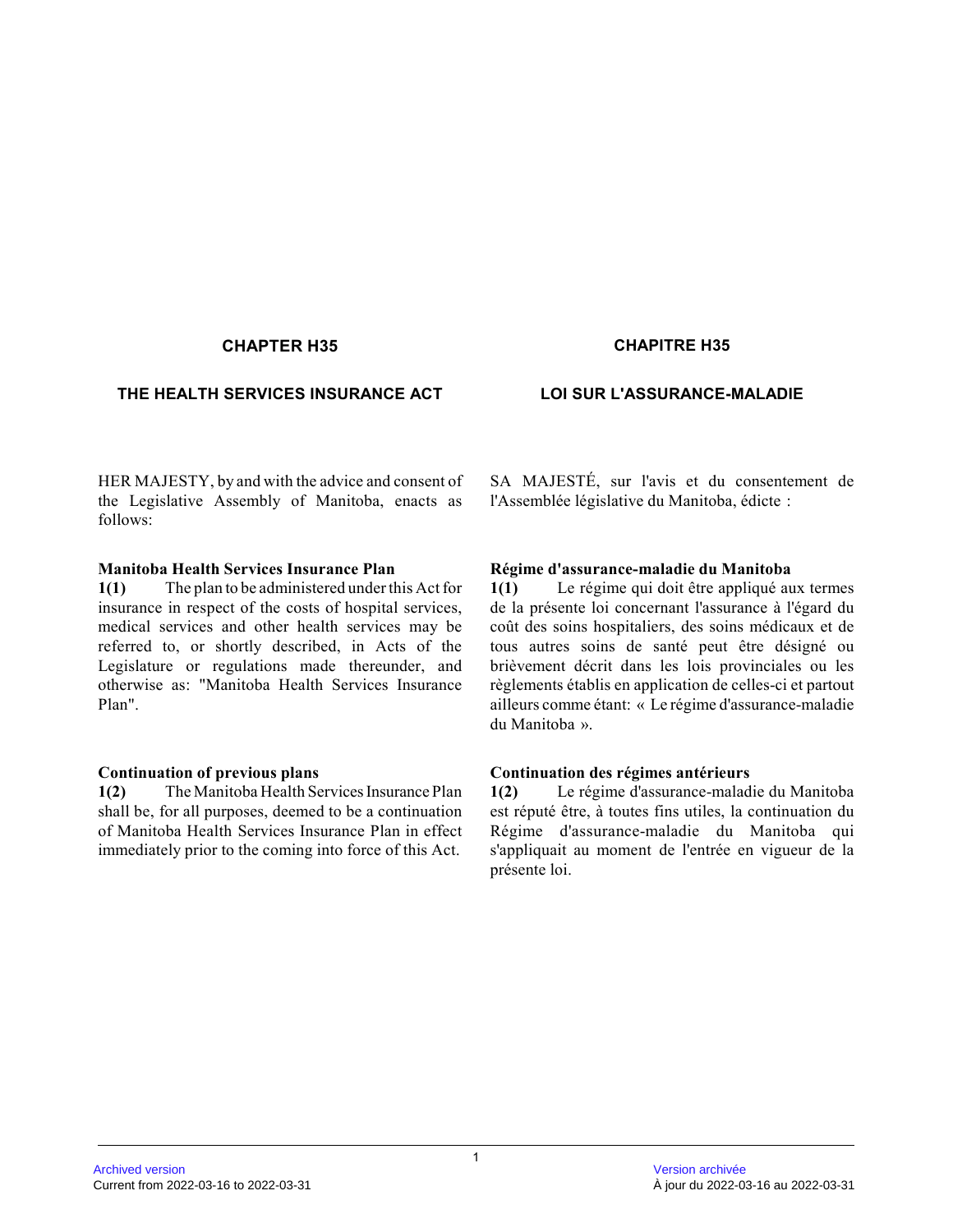## CHAPTER H35

## THE HEALTH SERVICES INSURANCE ACT

HER MAJESTY, by and with the advice and consent of the Legislative Assembly of Manitoba, enacts as follows:

**Manitoba Health Services Insurance Plan**

**1(1)** The plan to be administered under this Act for insurance in respect of the costs of hospital services, medical services and other health services may be referred to, or shortly described, in Acts of the Legislature or regulations made thereunder, and otherwise as: "Manitoba Health Services Insurance Plan".

**Continuation of previous plans**

**1(2)** The Manitoba Health Services Insurance Plan shall be, for all purposes, deemed to be a continuation of Manitoba Health Services Insurance Plan in effect immediately prior to the coming into force of this Act.

## CHAPITRE H35

## LOI SUR L'ASSURANCE-MALADIE

SA MAJESTÉ, sur l'avis et du consentement de l'Assemblée législative du Manitoba, édicte :

**Régime d'assurance-maladie du Manitoba**

**1(1)** Le régime qui doit être appliqué aux termes de la présente loi concernant l'assurance à l'égard du coût des soins hospitaliers, des soins médicaux et de tous autres soins de santé peut être désigné ou brièvement décrit dans les lois provinciales ou les règlements établis en application de celles-ci et partout ailleurs comme étant: « Le régime d'assurance-maladie du Manitoba ».

**Continuation des régimes antérieurs**

**1(2)** Le régime d'assurance-maladie du Manitoba est réputé être, à toutes fins utiles, la continuation du Régime d'assurance-maladie du Manitoba qui s'appliquait au moment de l'entrée en vigueur de la présente loi.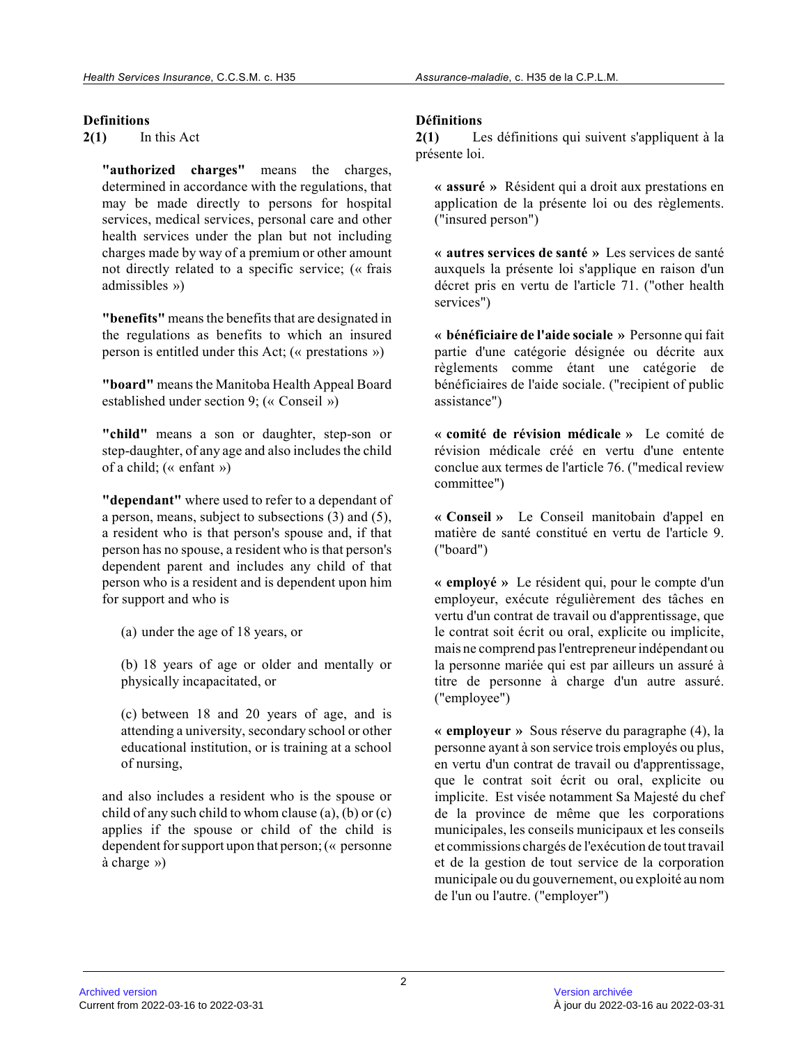### Definitions

**2(1)** In this Act

**"authorized charges"** means the charges, determined in accordance with the regulations, that may be made directly to persons for hospital services, medical services, personal care and other health services under the plan but not including charges made by way of a premium or other amount not directly related to a specific service; (« frais admissibles »)

**"benefits"** means the benefits that are designated in the regulations as benefits to which an insured person is entitled under this Act; (« prestations »)

**"board"** means the Manitoba Health Appeal Board established under section 9; (« Conseil »)

**"child"** means a son or daughter, step-son or step-daughter, of any age and also includes the child of a child; (« enfant »)

**"dependant"** where used to refer to a dependant of a person, means, subject to subsections (3) and (5), a resident who is that person's spouse and, if that person has no spouse, a resident who is that person's dependent parent and includes any child of that person who is a resident and is dependent upon him for support and who is

(a) under the age of 18 years, or

(b) 18 years of age or older and mentally or physically incapacitated, or

(c) between 18 and 20 years of age, and is attending a university, secondary school or other educational institution, or is training at a school of nursing,

and also includes a resident who is the spouse or child of any such child to whom clause (a), (b) or (c) applies if the spouse or child of the child is dependent for support upon that person; (« personne à charge »)

### Définitions

**2(1)** Les définitions qui suivent s'appliquent à la présente loi.

**« assuré »** Résident qui a droit aux prestations en application de la présente loi ou des règlements. ("insured person")

**« autres services de santé »** Les services de santé auxquels la présente loi s'applique en raison d'un décret pris en vertu de l'article 71. ("other health services")

**« bénéficiaire de l'aide sociale »** Personne qui fait partie d'une catégorie désignée ou décrite aux règlements comme étant une catégorie de bénéficiaires de l'aide sociale. ("recipient of public assistance")

**« comité de révision médicale »** Le comité de révision médicale créé en vertu d'une entente conclue aux termes de l'article 76. ("medical review committee")

**« Conseil »** Le Conseil manitobain d'appel en matière de santé constitué en vertu de l'article 9. ("board")

**« employé »** Le résident qui, pour le compte d'un employeur, exécute régulièrement des tâches en vertu d'un contrat de travail ou d'apprentissage, que le contrat soit écrit ou oral, explicite ou implicite, mais ne comprend pas l'entrepreneur indépendant ou la personne mariée qui est par ailleurs un assuré à titre de personne à charge d'un autre assuré. ("employee")

**« employeur »** Sous réserve du paragraphe (4), la personne ayant à son service trois employés ou plus, en vertu d'un contrat de travail ou d'apprentissage, que le contrat soit écrit ou oral, explicite ou implicite. Est visée notamment Sa Majesté du chef de la province de même que les corporations municipales, les conseils municipaux et les conseils et commissions chargés de l'exécution de tout travail et de la gestion de tout service de la corporation municipale ou du gouvernement, ou exploité au nom de l'un ou l'autre. ("employer")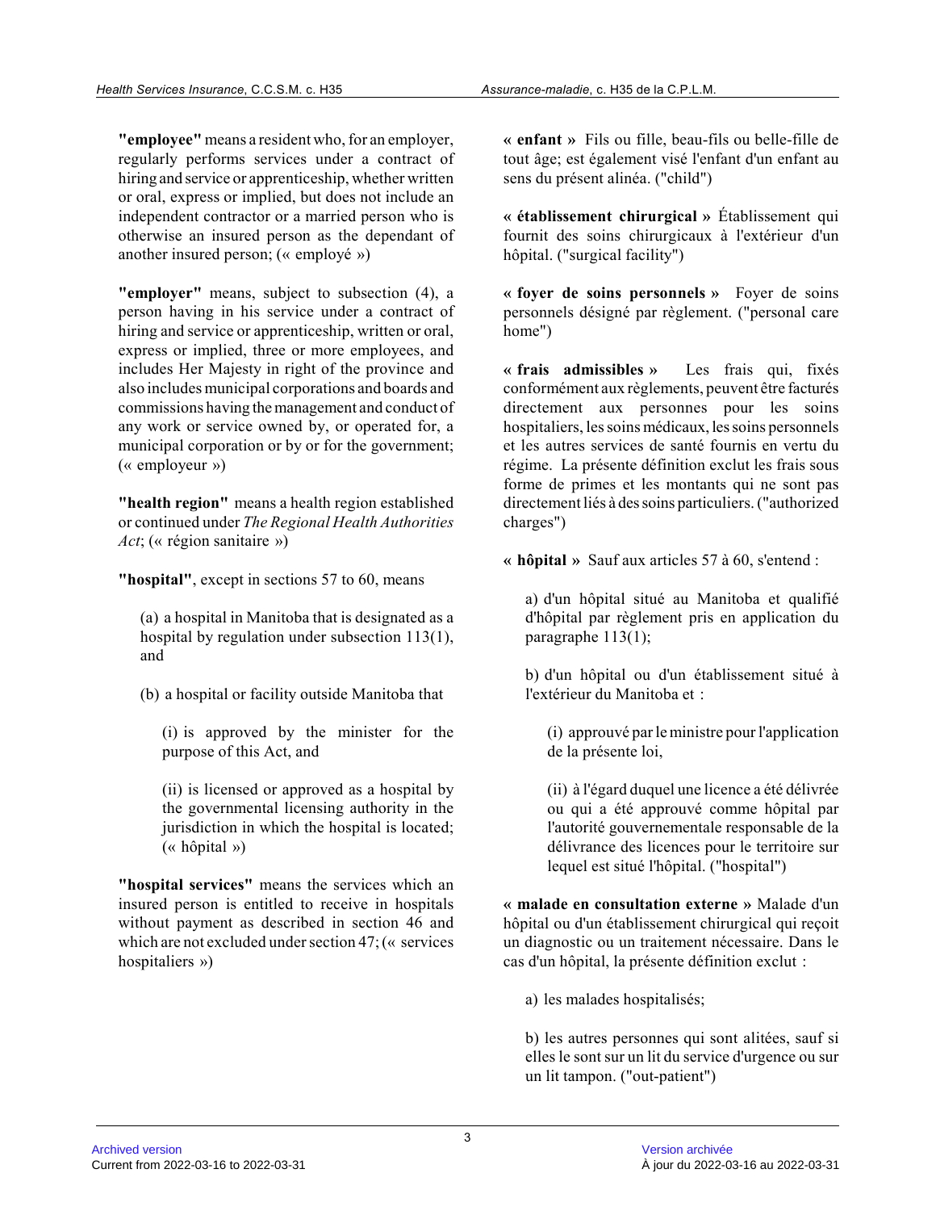**"employee"** means a resident who, for an employer, regularly performs services under a contract of hiring and service or apprenticeship, whether written or oral, express or implied, but does not include an independent contractor or a married person who is otherwise an insured person as the dependant of another insured person; (« employé »)

**"employer"** means, subject to subsection (4), a person having in his service under a contract of hiring and service or apprenticeship, written or oral, express or implied, three or more employees, and includes Her Majesty in right of the province and also includes municipal corporations and boards and commissions having the management and conduct of any work or service owned by, or operated for, a municipal corporation or by or for the government; (« employeur »)

**"health region"** means a health region established or continued under *The Regional Health Authorities Act*; (« région sanitaire »)

**"hospital"**, except in sections 57 to 60, means

(a) a hospital in Manitoba that is designated as a hospital by regulation under subsection 113(1), and

(b) a hospital or facility outside Manitoba that

(i) is approved by the minister for the purpose of this Act, and

(ii) is licensed or approved as a hospital by the governmental licensing authority in the jurisdiction in which the hospital is located; (« hôpital »)

**"hospital services"** means the services which an insured person is entitled to receive in hospitals without payment as described in section 46 and which are not excluded under section 47; (« services hospitaliers »)

**« enfant »** Fils ou fille, beau-fils ou belle-fille de tout âge; est également visé l'enfant d'un enfant au sens du présent alinéa. ("child")

**« établissement chirurgical »** Établissement qui fournit des soins chirurgicaux à l'extérieur d'un hôpital. ("surgical facility")

**« foyer de soins personnels »** Foyer de soins personnels désigné par règlement. ("personal care home")

**« frais admissibles »** Les frais qui, fixés conformément aux règlements, peuvent être facturés directement aux personnes pour les soins hospitaliers, les soins médicaux, les soins personnels et les autres services de santé fournis en vertu du régime. La présente définition exclut les frais sous forme de primes et les montants qui ne sont pas directement liés à des soins particuliers. ("authorized charges")

**« hôpital »** Sauf aux articles 57 à 60, s'entend :

a) d'un hôpital situé au Manitoba et qualifié d'hôpital par règlement pris en application du paragraphe 113(1);

b) d'un hôpital ou d'un établissement situé à l'extérieur du Manitoba et :

(i) approuvé par le ministre pour l'application de la présente loi,

(ii) à l'égard duquel une licence a été délivrée ou qui a été approuvé comme hôpital par l'autorité gouvernementale responsable de la délivrance des licences pour le territoire sur lequel est situé l'hôpital. ("hospital")

**« malade en consultation externe »** Malade d'un hôpital ou d'un établissement chirurgical qui reçoit un diagnostic ou un traitement nécessaire. Dans le cas d'un hôpital, la présente définition exclut :

a) les malades hospitalisés;

b) les autres personnes qui sont alitées, sauf si elles le sont sur un lit du service d'urgence ou sur un lit tampon. ("out-patient")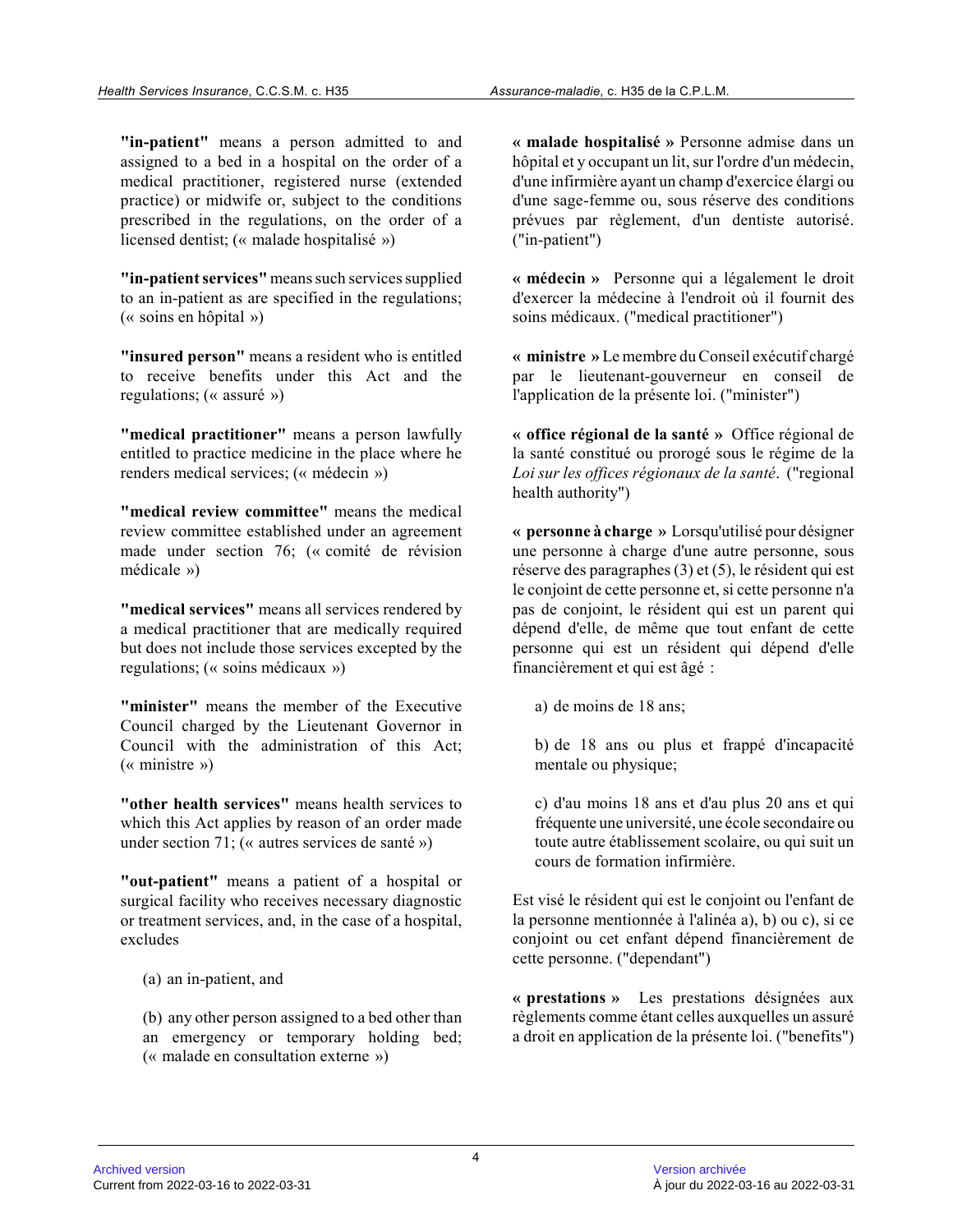**"in-patient"** means a person admitted to and assigned to a bed in a hospital on the order of a medical practitioner, registered nurse (extended practice) or midwife or, subject to the conditions prescribed in the regulations, on the order of a licensed dentist; (« malade hospitalisé »)

**"in-patient services"** means such services supplied to an in-patient as are specified in the regulations; (« soins en hôpital »)

**"insured person"** means a resident who is entitled to receive benefits under this Act and the regulations; (« assuré »)

**"medical practitioner"** means a person lawfully entitled to practice medicine in the place where he renders medical services; (« médecin »)

**"medical review committee"** means the medical review committee established under an agreement made under section 76; (« comité de révision médicale »)

**"medical services"** means all services rendered by a medical practitioner that are medically required but does not include those services excepted by the regulations; (« soins médicaux »)

**"minister"** means the member of the Executive Council charged by the Lieutenant Governor in Council with the administration of this Act; (« ministre »)

**"other health services"** means health services to which this Act applies by reason of an order made under section 71; (« autres services de santé »)

**"out-patient"** means a patient of a hospital or surgical facility who receives necessary diagnostic or treatment services, and, in the case of a hospital, excludes

(a) an in-patient, and

(b) any other person assigned to a bed other than an emergency or temporary holding bed; (« malade en consultation externe »)

**« malade hospitalisé »** Personne admise dans un hôpital et y occupant un lit, sur l'ordre d'un médecin, d'une infirmière ayant un champ d'exercice élargi ou d'une sage-femme ou, sous réserve des conditions prévues par règlement, d'un dentiste autorisé. ("in-patient")

**« médecin »** Personne qui a légalement le droit d'exercer la médecine à l'endroit où il fournit des soins médicaux. ("medical practitioner")

**« ministre »** Le membre du Conseil exécutif chargé par le lieutenant-gouverneur en conseil de l'application de la présente loi. ("minister")

**« office régional de la santé »** Office régional de la santé constitué ou prorogé sous le régime de la *Loi sur les offices régionaux de la santé*. ("regional health authority")

**« personne à charge »** Lorsqu'utilisé pour désigner une personne à charge d'une autre personne, sous réserve des paragraphes (3) et (5), le résident qui est le conjoint de cette personne et, si cette personne n'a pas de conjoint, le résident qui est un parent qui dépend d'elle, de même que tout enfant de cette personne qui est un résident qui dépend d'elle financièrement et qui est âgé :

a) de moins de 18 ans;

b) de 18 ans ou plus et frappé d'incapacité mentale ou physique;

c) d'au moins 18 ans et d'au plus 20 ans et qui fréquente une université, une école secondaire ou toute autre établissement scolaire, ou qui suit un cours de formation infirmière.

Est visé le résident qui est le conjoint ou l'enfant de la personne mentionnée à l'alinéa a), b) ou c), si ce conjoint ou cet enfant dépend financièrement de cette personne. ("dependant")

**« prestations »** Les prestations désignées aux règlements comme étant celles auxquelles un assuré a droit en application de la présente loi. ("benefits")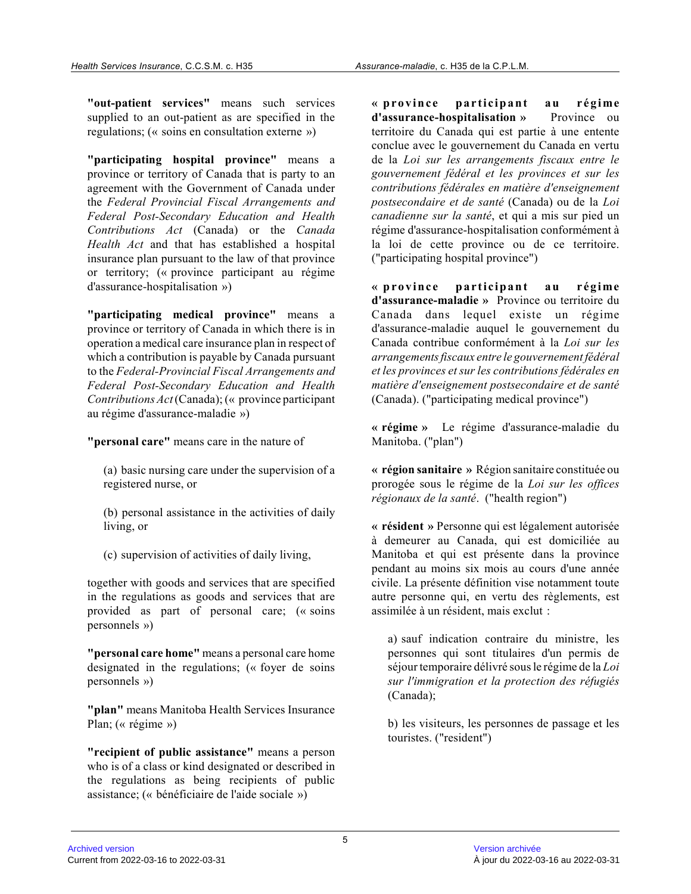**"out-patient services"** means such services supplied to an out-patient as are specified in the regulations; (« soins en consultation externe »)

**"participating hospital province"** means a province or territory of Canada that is party to an agreement with the Government of Canada under the *Federal Provincial Fiscal Arrangements and Federal Post-Secondary Education and Health Contributions Act* (Canada) or the *Canada Health Act* and that has established a hospital insurance plan pursuant to the law of that province or territory; (« province participant au régime d'assurance-hospitalisation »)

**"participating medical province"** means a province or territory of Canada in which there is in operation a medical care insurance plan in respect of which a contribution is payable by Canada pursuant to the *Federal-Provincial Fiscal Arrangements and Federal Post-Secondary Education and Health Contributions Act* (Canada); (« province participant au régime d'assurance-maladie »)

**"personal care"** means care in the nature of

(a) basic nursing care under the supervision of a registered nurse, or

(b) personal assistance in the activities of daily living, or

(c) supervision of activities of daily living,

together with goods and services that are specified in the regulations as goods and services that are provided as part of personal care; (« soins personnels »)

**"personal care home"** means a personal care home designated in the regulations; (« foyer de soins personnels »)

**"plan"** means Manitoba Health Services Insurance Plan; (« régime »)

**"recipient of public assistance"** means a person who is of a class or kind designated or described in the regulations as being recipients of public assistance; (« bénéficiaire de l'aide sociale »)

**« province participant au régime d'assurance-hospitalisation »** Province ou territoire du Canada qui est partie à une entente conclue avec le gouvernement du Canada en vertu de la *Loi sur les arrangements fiscaux entre le gouvernement fédéral et les provinces et sur les contributions fédérales en matière d'enseignement postsecondaire et de santé* (Canada) ou de la *Loi canadienne sur la santé*, et qui a mis sur pied un régime d'assurance-hospitalisation conformément à la loi de cette province ou de ce territoire. ("participating hospital province")

**« province participant au régime d'assurance-maladie »** Province ou territoire du Canada dans lequel existe un régime d'assurance-maladie auquel le gouvernement du Canada contribue conformément à la *Loi sur les arrangements fiscaux entre le gouvernement fédéral et les provinces et sur les contributions fédérales en matière d'enseignement postsecondaire et de santé* (Canada). ("participating medical province")

**« régime »** Le régime d'assurance-maladie du Manitoba. ("plan")

**« région sanitaire »** Région sanitaire constituée ou prorogée sous le régime de la *Loi sur les offices régionaux de la santé*. ("health region")

**« résident »** Personne qui est légalement autorisée à demeurer au Canada, qui est domiciliée au Manitoba et qui est présente dans la province pendant au moins six mois au cours d'une année civile. La présente définition vise notamment toute autre personne qui, en vertu des règlements, est assimilée à un résident, mais exclut :

a) sauf indication contraire du ministre, les personnes qui sont titulaires d'un permis de séjour temporaire délivré sous le régime de la *Loi sur l'immigration et la protection des réfugiés* (Canada);

b) les visiteurs, les personnes de passage et les touristes. ("resident")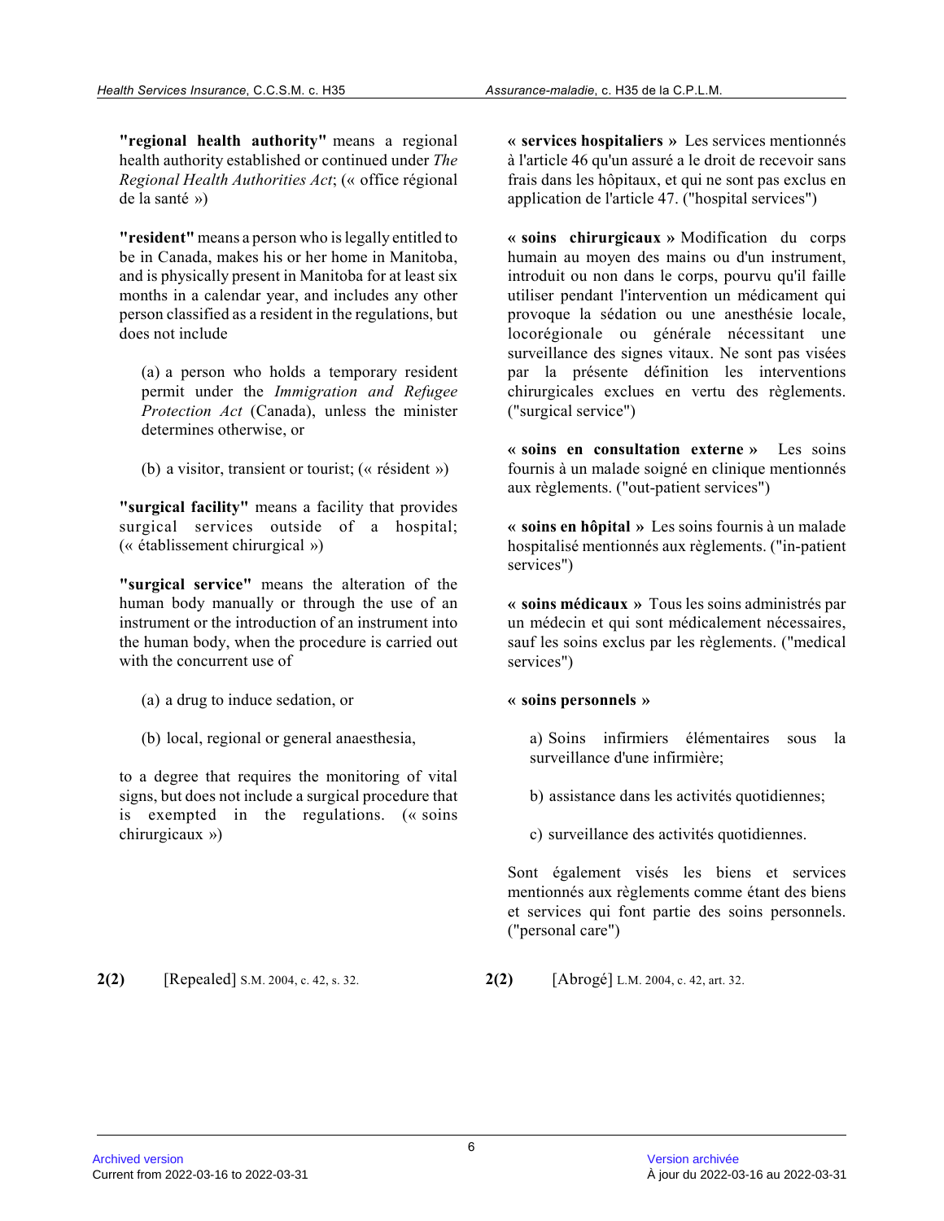**"regional health authority"** means a regional health authority established or continued under *The Regional Health Authorities Act*; (« office régional de la santé »)

**"resident"** means a person who is legally entitled to be in Canada, makes his or her home in Manitoba, and is physically present in Manitoba for at least six months in a calendar year, and includes any other person classified as a resident in the regulations, but does not include

(a) a person who holds a temporary resident permit under the *Immigration and Refugee Protection Act* (Canada), unless the minister determines otherwise, or

(b) a visitor, transient or tourist; (« résident »)

**"surgical facility"** means a facility that provides surgical services outside of a hospital; (« établissement chirurgical »)

**"surgical service"** means the alteration of the human body manually or through the use of an instrument or the introduction of an instrument into the human body, when the procedure is carried out with the concurrent use of

(a) a drug to induce sedation, or

(b) local, regional or general anaesthesia,

to a degree that requires the monitoring of vital signs, but does not include a surgical procedure that is exempted in the regulations. (« soins chirurgicaux »)

**« services hospitaliers »** Les services mentionnés à l'article 46 qu'un assuré a le droit de recevoir sans frais dans les hôpitaux, et qui ne sont pas exclus en application de l'article 47. ("hospital services")

**« soins chirurgicaux »** Modification du corps humain au moyen des mains ou d'un instrument, introduit ou non dans le corps, pourvu qu'il faille utiliser pendant l'intervention un médicament qui provoque la sédation ou une anesthésie locale, locorégionale ou générale nécessitant une surveillance des signes vitaux. Ne sont pas visées par la présente définition les interventions chirurgicales exclues en vertu des règlements. ("surgical service")

**« soins en consultation externe »** Les soins fournis à un malade soigné en clinique mentionnés aux règlements. ("out-patient services")

**« soins en hôpital »** Les soins fournis à un malade hospitalisé mentionnés aux règlements. ("in-patient services")

**« soins médicaux »** Tous les soins administrés par un médecin et qui sont médicalement nécessaires, sauf les soins exclus par les règlements. ("medical services")

**« soins personnels »**

a) Soins infirmiers élémentaires sous la surveillance d'une infirmière;

b) assistance dans les activités quotidiennes;

c) surveillance des activités quotidiennes.

Sont également visés les biens et services mentionnés aux règlements comme étant des biens et services qui font partie des soins personnels. ("personal care")

**2(2)** [Repealed] S.M. 2004, c. 42, s. 32.

**2(2)** [Abrogé] L.M. 2004, c. 42, art. 32.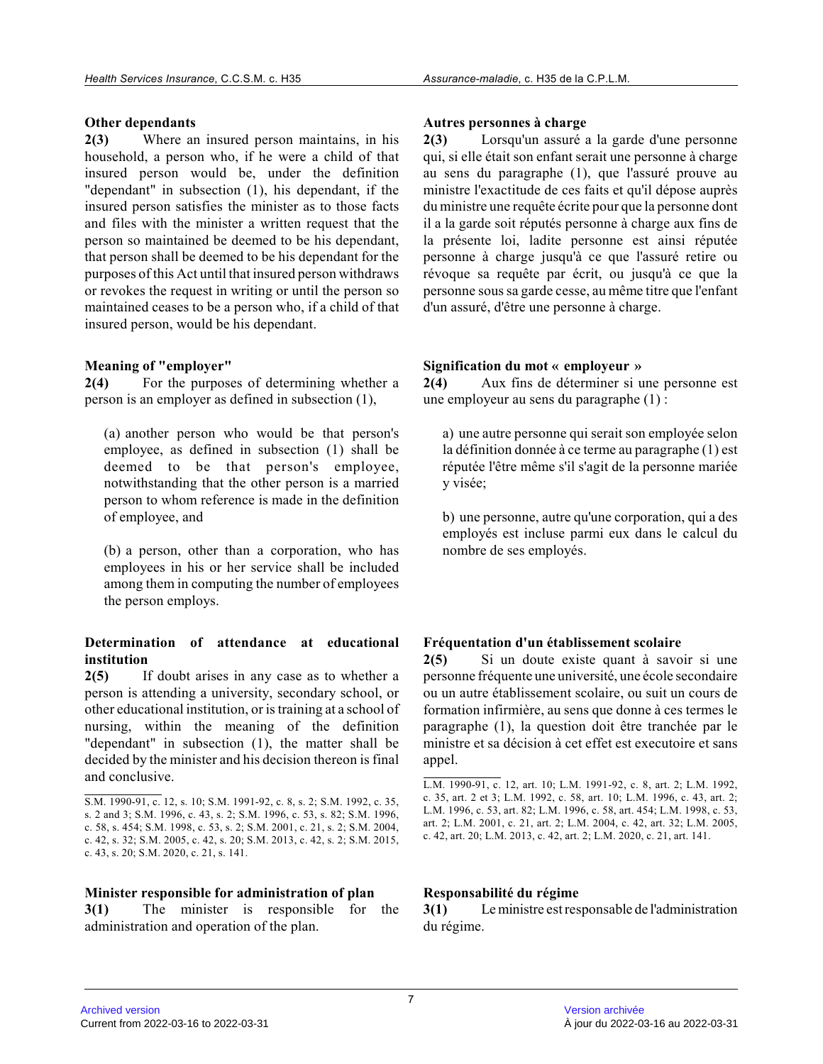**Other dependants**

**2(3)** Where an insured person maintains, in his household, a person who, if he were a child of that insured person would be, under the definition "dependant" in subsection (1), his dependant, if the insured person satisfies the minister as to those facts and files with the minister a written request that the person so maintained be deemed to be his dependant, that person shall be deemed to be his dependant for the purposes of this Act until that insured person withdraws or revokes the request in writing or until the person so maintained ceases to be a person who, if a child of that insured person, would be his dependant.

**Meaning of "employer"**

**2(4)** For the purposes of determining whether a person is an employer as defined in subsection (1),

(a) another person who would be that person's employee, as defined in subsection (1) shall be deemed to be that person's employee, notwithstanding that the other person is a married person to whom reference is made in the definition of employee, and

(b) a person, other than a corporation, who has employees in his or her service shall be included among them in computing the number of employees the person employs.

**Determination of attendance at educational institution**

**2(5)** If doubt arises in any case as to whether a person is attending a university, secondary school, or other educational institution, or is training at a school of nursing, within the meaning of the definition "dependant" in subsection (1), the matter shall be decided by the minister and his decision thereon is final and conclusive.

S.M. 1990-91, c. 12, s. 10; S.M. 1991-92, c. 8, s. 2; S.M. 1992, c. 35, s. 2 and 3; S.M. 1996, c. 43, s. 2; S.M. 1996, c. 53, s. 82; S.M. 1996, c. 58, s. 454; S.M. 1998, c. 53, s. 2; S.M. 2001, c. 21, s. 2; S.M. 2004, c. 42, s. 32; S.M. 2005, c. 42, s. 20; S.M. 2013, c. 42, s. 2; S.M. 2015, c. 43, s. 20; S.M. 2020, c. 21, s. 141.

**Minister responsible for administration of plan**

**3(1)** The minister is responsible for the administration and operation of the plan.

**Autres personnes à charge**

**2(3)** Lorsqu'un assuré a la garde d'une personne qui, si elle était son enfant serait une personne à charge au sens du paragraphe (1), que l'assuré prouve au ministre l'exactitude de ces faits et qu'il dépose auprès du ministre une requête écrite pour que la personne dont il a la garde soit réputés personne à charge aux fins de la présente loi, ladite personne est ainsi réputée personne à charge jusqu'à ce que l'assuré retire ou révoque sa requête par écrit, ou jusqu'à ce que la personne sous sa garde cesse, au même titre que l'enfant d'un assuré, d'être une personne à charge.

**Signification du mot « employeur »**

**2(4)** Aux fins de déterminer si une personne est une employeur au sens du paragraphe (1) :

a) une autre personne qui serait son employée selon la définition donnée à ce terme au paragraphe (1) est réputée l'être même s'il s'agit de la personne mariée y visée;

b) une personne, autre qu'une corporation, qui a des employés est incluse parmi eux dans le calcul du nombre de ses employés.

**Fréquentation d'un établissement scolaire**

**2(5)** Si un doute existe quant à savoir si une personne fréquente une université, une école secondaire ou un autre établissement scolaire, ou suit un cours de formation infirmière, au sens que donne à ces termes le paragraphe (1), la question doit être tranchée par le ministre et sa décision à cet effet est executoire et sans appel.

L.M. 1990-91, c. 12, art. 10; L.M. 1991-92, c. 8, art. 2; L.M. 1992, c. 35, art. 2 et 3; L.M. 1992, c. 58, art. 10; L.M. 1996, c. 43, art. 2; L.M. 1996, c. 53, art. 82; L.M. 1996, c. 58, art. 454; L.M. 1998, c. 53, art. 2; L.M. 2001, c. 21, art. 2; L.M. 2004, c. 42, art. 32; L.M. 2005, c. 42, art. 20; L.M. 2013, c. 42, art. 2; L.M. 2020, c. 21, art. 141.

**Responsabilité du régime**

**3(1)** Le ministre est responsable de l'administration du régime.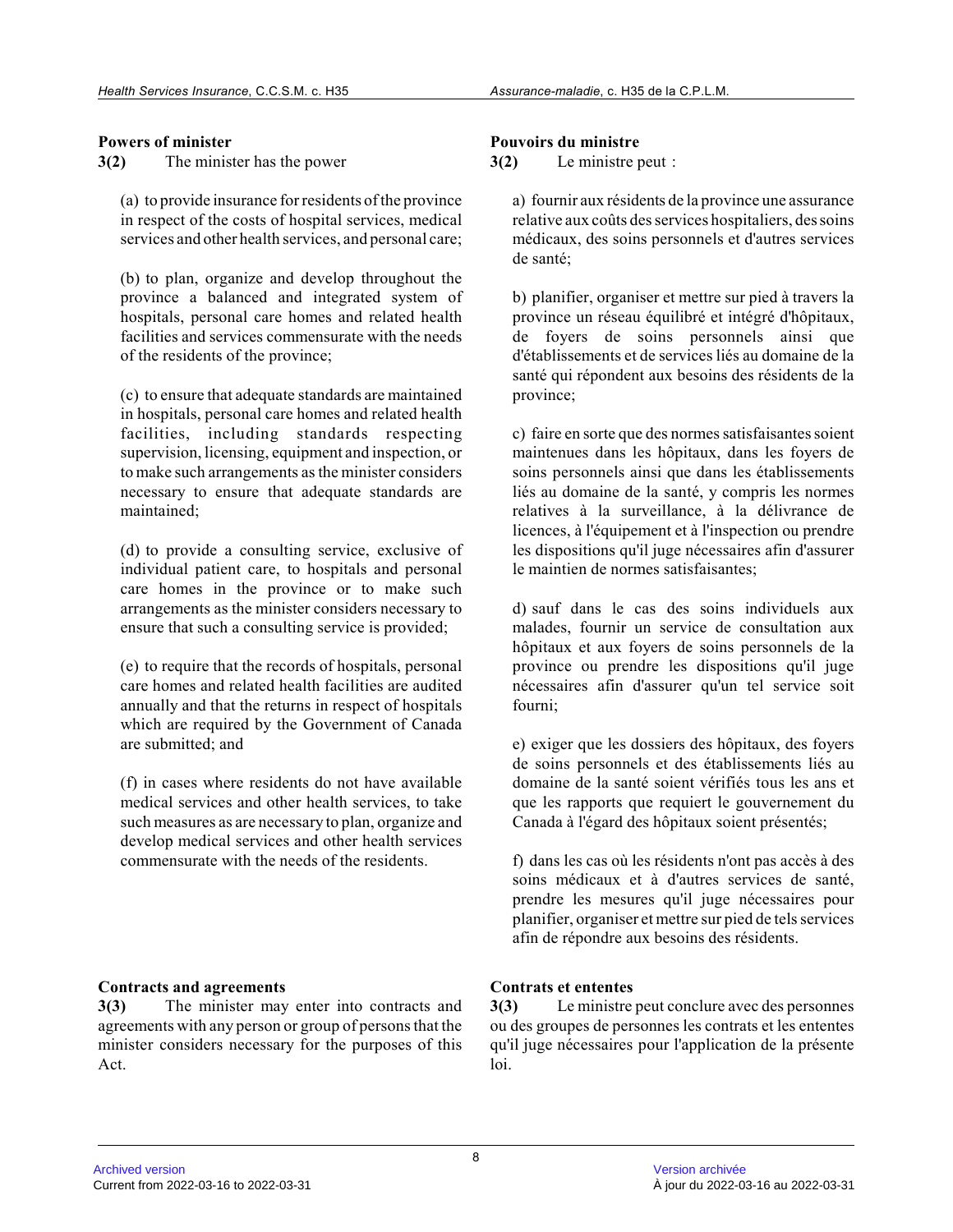**Powers of minister**

**3(2)** The minister has the power

(a) to provide insurance for residents of the province in respect of the costs of hospital services, medical services and other health services, and personal care;

(b) to plan, organize and develop throughout the province a balanced and integrated system of hospitals, personal care homes and related health facilities and services commensurate with the needs of the residents of the province;

(c) to ensure that adequate standards are maintained in hospitals, personal care homes and related health facilities, including standards respecting supervision, licensing, equipment and inspection, or to make such arrangements as the minister considers necessary to ensure that adequate standards are maintained;

(d) to provide a consulting service, exclusive of individual patient care, to hospitals and personal care homes in the province or to make such arrangements as the minister considers necessary to ensure that such a consulting service is provided;

(e) to require that the records of hospitals, personal care homes and related health facilities are audited annually and that the returns in respect of hospitals which are required by the Government of Canada are submitted; and

(f) in cases where residents do not have available medical services and other health services, to take such measures as are necessary to plan, organize and develop medical services and other health services commensurate with the needs of the residents.

**Pouvoirs du ministre**

**3(2)** Le ministre peut :

a) fournir aux résidents de la province une assurance relative aux coûts des services hospitaliers, des soins médicaux, des soins personnels et d'autres services de santé;

b) planifier, organiser et mettre sur pied à travers la province un réseau équilibré et intégré d'hôpitaux, de foyers de soins personnels ainsi que d'établissements et de services liés au domaine de la santé qui répondent aux besoins des résidents de la province;

c) faire en sorte que des normes satisfaisantes soient maintenues dans les hôpitaux, dans les foyers de soins personnels ainsi que dans les établissements liés au domaine de la santé, y compris les normes relatives à la surveillance, à la délivrance de licences, à l'équipement et à l'inspection ou prendre les dispositions qu'il juge nécessaires afin d'assurer le maintien de normes satisfaisantes;

d) sauf dans le cas des soins individuels aux malades, fournir un service de consultation aux hôpitaux et aux foyers de soins personnels de la province ou prendre les dispositions qu'il juge nécessaires afin d'assurer qu'un tel service soit fourni;

e) exiger que les dossiers des hôpitaux, des foyers de soins personnels et des établissements liés au domaine de la santé soient vérifiés tous les ans et que les rapports que requiert le gouvernement du Canada à l'égard des hôpitaux soient présentés;

f) dans les cas où les résidents n'ont pas accès à des soins médicaux et à d'autres services de santé, prendre les mesures qu'il juge nécessaires pour planifier, organiser et mettre sur pied de tels services afin de répondre aux besoins des résidents.

**Contracts and agreements**

**3(3)** The minister may enter into contracts and agreements with any person or group of persons that the minister considers necessary for the purposes of this Act.

**Contrats et ententes**

**3(3)** Le ministre peut conclure avec des personnes ou des groupes de personnes les contrats et les ententes qu'il juge nécessaires pour l'application de la présente loi.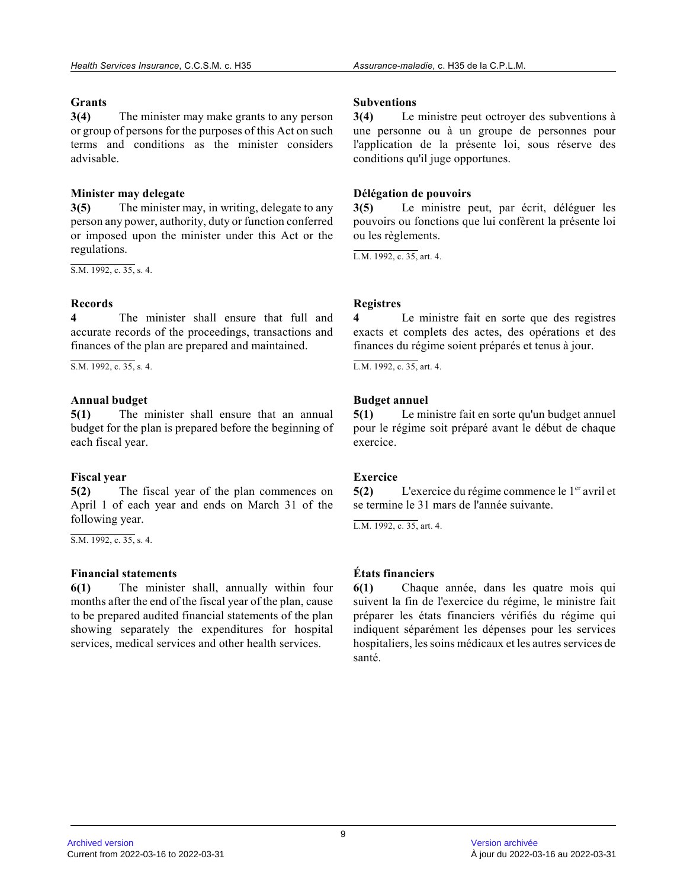**Grants**

**3(4)** The minister may make grants to any person or group of persons for the purposes of this Act on such terms and conditions as the minister considers advisable.

**Minister may delegate**

**3(5)** The minister may, in writing, delegate to any person any power, authority, duty or function conferred or imposed upon the minister under this Act or the regulations.

S.M. 1992, c. 35, s. 4.

**Records**

**4** The minister shall ensure that full and accurate records of the proceedings, transactions and finances of the plan are prepared and maintained.

S.M. 1992, c. 35, s. 4.

**Annual budget**

**5(1)** The minister shall ensure that an annual budget for the plan is prepared before the beginning of each fiscal year.

**Fiscal year**

**5(2)** The fiscal year of the plan commences on April 1 of each year and ends on March 31 of the following year.

S.M. 1992, c. 35, s. 4.

**Financial statements**

**6(1)** The minister shall, annually within four months after the end of the fiscal year of the plan, cause to be prepared audited financial statements of the plan showing separately the expenditures for hospital services, medical services and other health services.

**Subventions**

**3(4)** Le ministre peut octroyer des subventions à une personne ou à un groupe de personnes pour l'application de la présente loi, sous réserve des conditions qu'il juge opportunes.

**Délégation de pouvoirs**

**3(5)** Le ministre peut, par écrit, déléguer les pouvoirs ou fonctions que lui confèrent la présente loi ou les règlements.

L.M. 1992, c. 35, art. 4.

**Registres**

**4** Le ministre fait en sorte que des registres exacts et complets des actes, des opérations et des finances du régime soient préparés et tenus à jour.

L.M. 1992, c. 35, art. 4.

**Budget annuel**

**5(1)** Le ministre fait en sorte qu'un budget annuel pour le régime soit préparé avant le début de chaque exercice.

**Exercice**

**5(2)** L'exercice du régime commence le 1er avril et se termine le 31 mars de l'année suivante.

L.M. 1992, c. 35, art. 4.

**États financiers**

**6(1)** Chaque année, dans les quatre mois qui suivent la fin de l'exercice du régime, le ministre fait préparer les états financiers vérifiés du régime qui indiquent séparément les dépenses pour les services hospitaliers, les soins médicaux et les autres services de santé.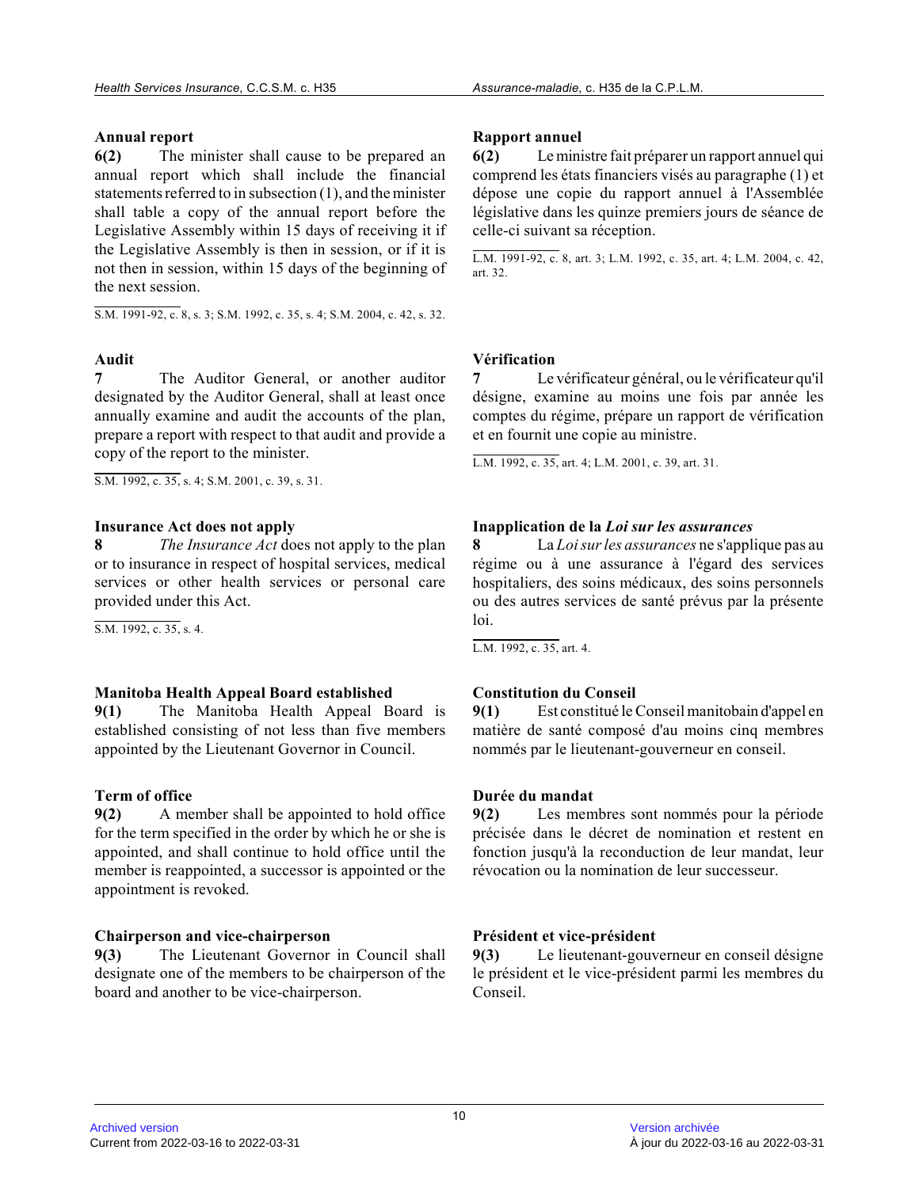**Annual report**

**6(2)** The minister shall cause to be prepared an annual report which shall include the financial statements referred to in subsection (1), and the minister shall table a copy of the annual report before the Legislative Assembly within 15 days of receiving it if the Legislative Assembly is then in session, or if it is not then in session, within 15 days of the beginning of the next session.

S.M. 1991-92, c. 8, s. 3; S.M. 1992, c. 35, s. 4; S.M. 2004, c. 42, s. 32.

**Rapport annuel**

**6(2)** Le ministre fait préparer un rapport annuel qui comprend les états financiers visés au paragraphe (1) et dépose une copie du rapport annuel à l'Assemblée législative dans les quinze premiers jours de séance de celle-ci suivant sa réception.

L.M. 1991-92, c. 8, art. 3; L.M. 1992, c. 35, art. 4; L.M. 2004, c. 42, art. 32.

**Audit**

**7** The Auditor General, or another auditor designated by the Auditor General, shall at least once annually examine and audit the accounts of the plan, prepare a report with respect to that audit and provide a copy of the report to the minister.

S.M. 1992, c. 35, s. 4; S.M. 2001, c. 39, s. 31.

**Vérification**

**7** Le vérificateur général, ou le vérificateur qu'il désigne, examine au moins une fois par année les comptes du régime, prépare un rapport de vérification et en fournit une copie au ministre.

L.M. 1992, c. 35, art. 4; L.M. 2001, c. 39, art. 31.

**Insurance Act does not apply**

**8** *The Insurance Act* does not apply to the plan or to insurance in respect of hospital services, medical services or other health services or personal care provided under this Act.

S.M. 1992, c. 35, s. 4.

**Inapplication de la *Loi sur les assurances***

**8** La *Loi sur les assurances* ne s'applique pas au régime ou à une assurance à l'égard des services hospitaliers, des soins médicaux, des soins personnels ou des autres services de santé prévus par la présente loi.

L.M. 1992, c. 35, art. 4.

**Manitoba Health Appeal Board established**

**9(1)** The Manitoba Health Appeal Board is established consisting of not less than five members appointed by the Lieutenant Governor in Council.

**Constitution du Conseil**

**9(1)** Est constitué le Conseil manitobain d'appel en matière de santé composé d'au moins cinq membres nommés par le lieutenant-gouverneur en conseil.

**Term of office**

**9(2)** A member shall be appointed to hold office for the term specified in the order by which he or she is appointed, and shall continue to hold office until the member is reappointed, a successor is appointed or the appointment is revoked.

**Durée du mandat**

**9(2)** Les membres sont nommés pour la période précisée dans le décret de nomination et restent en fonction jusqu'à la reconduction de leur mandat, leur révocation ou la nomination de leur successeur.

**Chairperson and vice-chairperson**

**9(3)** The Lieutenant Governor in Council shall designate one of the members to be chairperson of the board and another to be vice-chairperson.

**Président et vice-président**

**9(3)** Le lieutenant-gouverneur en conseil désigne le président et le vice-président parmi les membres du Conseil.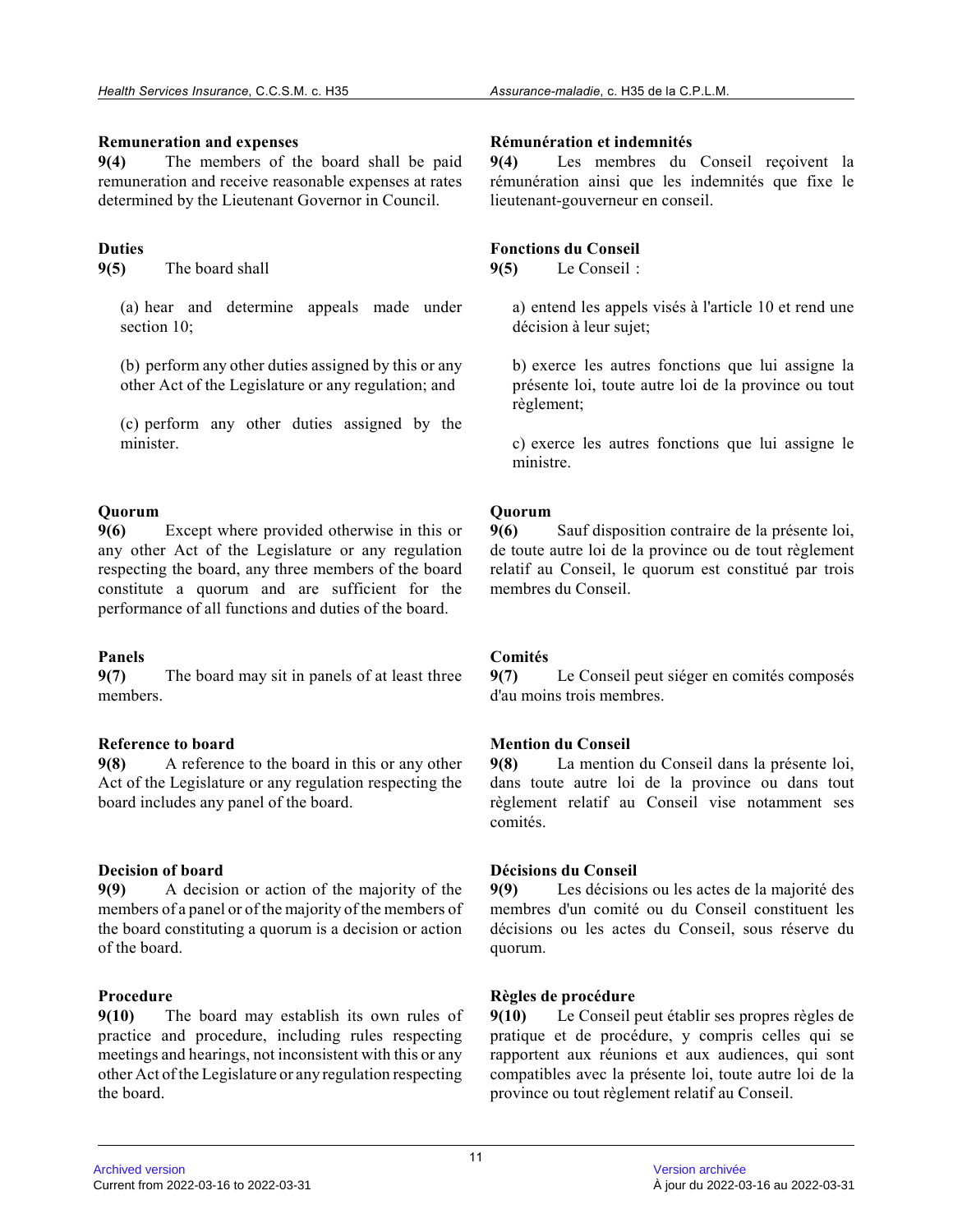**Remuneration and expenses**

**9(4)** The members of the board shall be paid remuneration and receive reasonable expenses at rates determined by the Lieutenant Governor in Council.

**Duties**

**9(5)** The board shall

(a) hear and determine appeals made under section 10;

(b) perform any other duties assigned by this or any other Act of the Legislature or any regulation; and

(c) perform any other duties assigned by the minister.

**Quorum**

**9(6)** Except where provided otherwise in this or any other Act of the Legislature or any regulation respecting the board, any three members of the board constitute a quorum and are sufficient for the performance of all functions and duties of the board.

**Panels**

**9(7)** The board may sit in panels of at least three members.

**Reference to board**

**9(8)** A reference to the board in this or any other Act of the Legislature or any regulation respecting the board includes any panel of the board.

**Decision of board**

**9(9)** A decision or action of the majority of the members of a panel or of the majority of the members of the board constituting a quorum is a decision or action of the board.

**Procedure**

**9(10)** The board may establish its own rules of practice and procedure, including rules respecting meetings and hearings, not inconsistent with this or any other Act of the Legislature or any regulation respecting the board.

**Rémunération et indemnités**

**9(4)** Les membres du Conseil reçoivent la rémunération ainsi que les indemnités que fixe le lieutenant-gouverneur en conseil.

**Fonctions du Conseil**

**9(5)** Le Conseil :

a) entend les appels visés à l'article 10 et rend une décision à leur sujet;

b) exerce les autres fonctions que lui assigne la présente loi, toute autre loi de la province ou tout règlement;

c) exerce les autres fonctions que lui assigne le ministre.

**Quorum**

**9(6)** Sauf disposition contraire de la présente loi, de toute autre loi de la province ou de tout règlement relatif au Conseil, le quorum est constitué par trois membres du Conseil.

**Comités**

**9(7)** Le Conseil peut siéger en comités composés d'au moins trois membres.

**Mention du Conseil**

**9(8)** La mention du Conseil dans la présente loi, dans toute autre loi de la province ou dans tout règlement relatif au Conseil vise notamment ses comités.

**Décisions du Conseil**

**9(9)** Les décisions ou les actes de la majorité des membres d'un comité ou du Conseil constituent les décisions ou les actes du Conseil, sous réserve du quorum.

**Règles de procédure**

**9(10)** Le Conseil peut établir ses propres règles de pratique et de procédure, y compris celles qui se rapportent aux réunions et aux audiences, qui sont compatibles avec la présente loi, toute autre loi de la province ou tout règlement relatif au Conseil.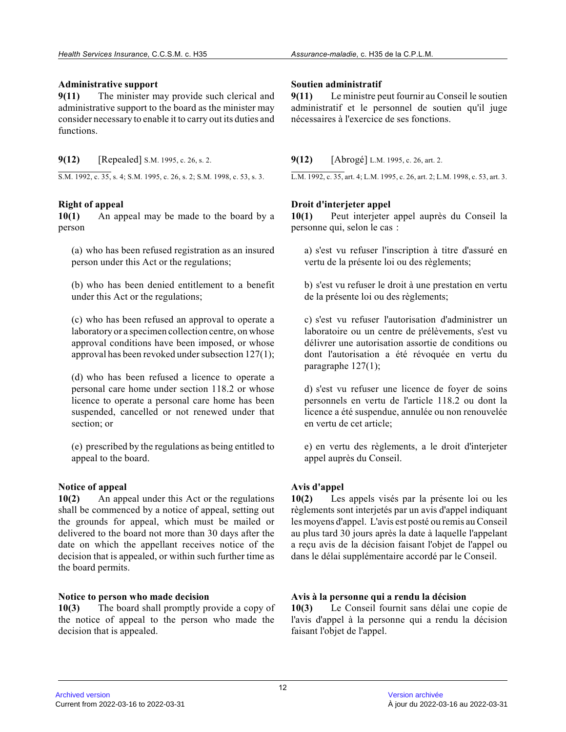**Administrative support**

**9(11)** The minister may provide such clerical and administrative support to the board as the minister may consider necessary to enable it to carry out its duties and functions.

**9(12)** [Repealed] S.M. 1995, c. 26, s. 2.

S.M. 1992, c. 35, s. 4; S.M. 1995, c. 26, s. 2; S.M. 1998, c. 53, s. 3.

**Right of appeal**

**10(1)** An appeal may be made to the board by a person

(a) who has been refused registration as an insured person under this Act or the regulations;

(b) who has been denied entitlement to a benefit under this Act or the regulations;

(c) who has been refused an approval to operate a laboratory or a specimen collection centre, on whose approval conditions have been imposed, or whose approval has been revoked under subsection 127(1);

(d) who has been refused a licence to operate a personal care home under section 118.2 or whose licence to operate a personal care home has been suspended, cancelled or not renewed under that section; or

(e) prescribed by the regulations as being entitled to appeal to the board.

**Notice of appeal**

**10(2)** An appeal under this Act or the regulations shall be commenced by a notice of appeal, setting out the grounds for appeal, which must be mailed or delivered to the board not more than 30 days after the date on which the appellant receives notice of the decision that is appealed, or within such further time as the board permits.

**Notice to person who made decision**

**10(3)** The board shall promptly provide a copy of the notice of appeal to the person who made the decision that is appealed.

**Soutien administratif**

**9(11)** Le ministre peut fournir au Conseil le soutien administratif et le personnel de soutien qu'il juge nécessaires à l'exercice de ses fonctions.

**9(12)** [Abrogé] L.M. 1995, c. 26, art. 2.

L.M. 1992, c. 35, art. 4; L.M. 1995, c. 26, art. 2; L.M. 1998, c. 53, art. 3.

**Droit d'interjeter appel**

**10(1)** Peut interjeter appel auprès du Conseil la personne qui, selon le cas :

a) s'est vu refuser l'inscription à titre d'assuré en vertu de la présente loi ou des règlements;

b) s'est vu refuser le droit à une prestation en vertu de la présente loi ou des règlements;

c) s'est vu refuser l'autorisation d'administrer un laboratoire ou un centre de prélèvements, s'est vu délivrer une autorisation assortie de conditions ou dont l'autorisation a été révoquée en vertu du paragraphe 127(1);

d) s'est vu refuser une licence de foyer de soins personnels en vertu de l'article 118.2 ou dont la licence a été suspendue, annulée ou non renouvelée en vertu de cet article;

e) en vertu des règlements, a le droit d'interjeter appel auprès du Conseil.

**Avis d'appel**

**10(2)** Les appels visés par la présente loi ou les règlements sont interjetés par un avis d'appel indiquant les moyens d'appel. L'avis est posté ou remis au Conseil au plus tard 30 jours après la date à laquelle l'appelant a reçu avis de la décision faisant l'objet de l'appel ou dans le délai supplémentaire accordé par le Conseil.

**Avis à la personne qui a rendu la décision**

**10(3)** Le Conseil fournit sans délai une copie de l'avis d'appel à la personne qui a rendu la décision faisant l'objet de l'appel.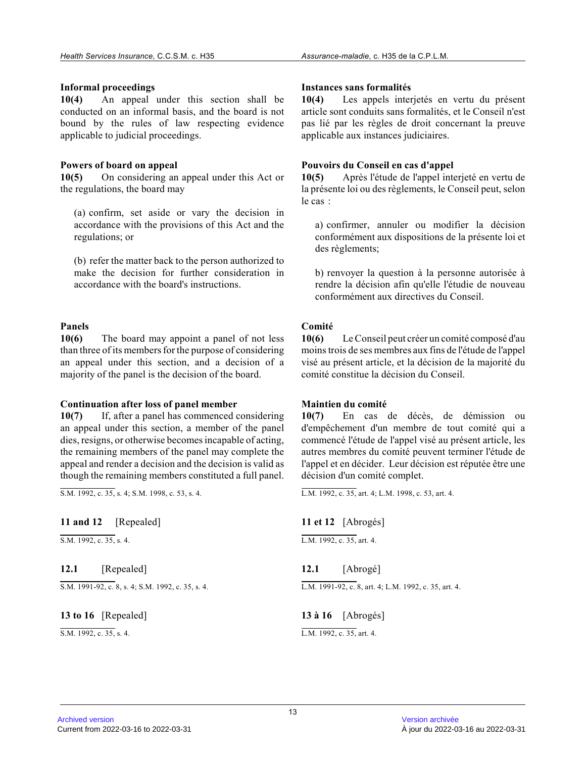**Informal proceedings**

**10(4)** An appeal under this section shall be conducted on an informal basis, and the board is not bound by the rules of law respecting evidence applicable to judicial proceedings.

**Powers of board on appeal**

**10(5)** On considering an appeal under this Act or the regulations, the board may

(a) confirm, set aside or vary the decision in accordance with the provisions of this Act and the regulations; or

(b) refer the matter back to the person authorized to make the decision for further consideration in accordance with the board's instructions.

**Panels**

**10(6)** The board may appoint a panel of not less than three of its members for the purpose of considering an appeal under this section, and a decision of a majority of the panel is the decision of the board.

**Continuation after loss of panel member**

**10(7)** If, after a panel has commenced considering an appeal under this section, a member of the panel dies, resigns, or otherwise becomes incapable of acting, the remaining members of the panel may complete the appeal and render a decision and the decision is valid as though the remaining members constituted a full panel.

S.M. 1992, c. 35, s. 4; S.M. 1998, c. 53, s. 4.

**11 and 12** [Repealed]

S.M. 1992, c. 35, s. 4.

**12.1** [Repealed]

S.M. 1991-92, c. 8, s. 4; S.M. 1992, c. 35, s. 4.

**13 to 16** [Repealed]

S.M. 1992, c. 35, s. 4.

**Instances sans formalités**

**10(4)** Les appels interjetés en vertu du présent article sont conduits sans formalités, et le Conseil n'est pas lié par les règles de droit concernant la preuve applicable aux instances judiciaires.

**Pouvoirs du Conseil en cas d'appel**

**10(5)** Après l'étude de l'appel interjeté en vertu de la présente loi ou des règlements, le Conseil peut, selon le cas :

a) confirmer, annuler ou modifier la décision conformément aux dispositions de la présente loi et des règlements;

b) renvoyer la question à la personne autorisée à rendre la décision afin qu'elle l'étudie de nouveau conformément aux directives du Conseil.

**Comité**

**10(6)** Le Conseil peut créer un comité composé d'au moins trois de ses membres aux fins de l'étude de l'appel visé au présent article, et la décision de la majorité du comité constitue la décision du Conseil.

**Maintien du comité**

**10(7)** En cas de décès, de démission ou d'empêchement d'un membre de tout comité qui a commencé l'étude de l'appel visé au présent article, les autres membres du comité peuvent terminer l'étude de l'appel et en décider. Leur décision est réputée être une décision d'un comité complet.

L.M. 1992, c. 35, art. 4; L.M. 1998, c. 53, art. 4.

**11 et 12** [Abrogés]

L.M. 1992, c. 35, art. 4.

**12.1** [Abrogé]

L.M. 1991-92, c. 8, art. 4; L.M. 1992, c. 35, art. 4.

**13 à 16** [Abrogés]

L.M. 1992, c. 35, art. 4.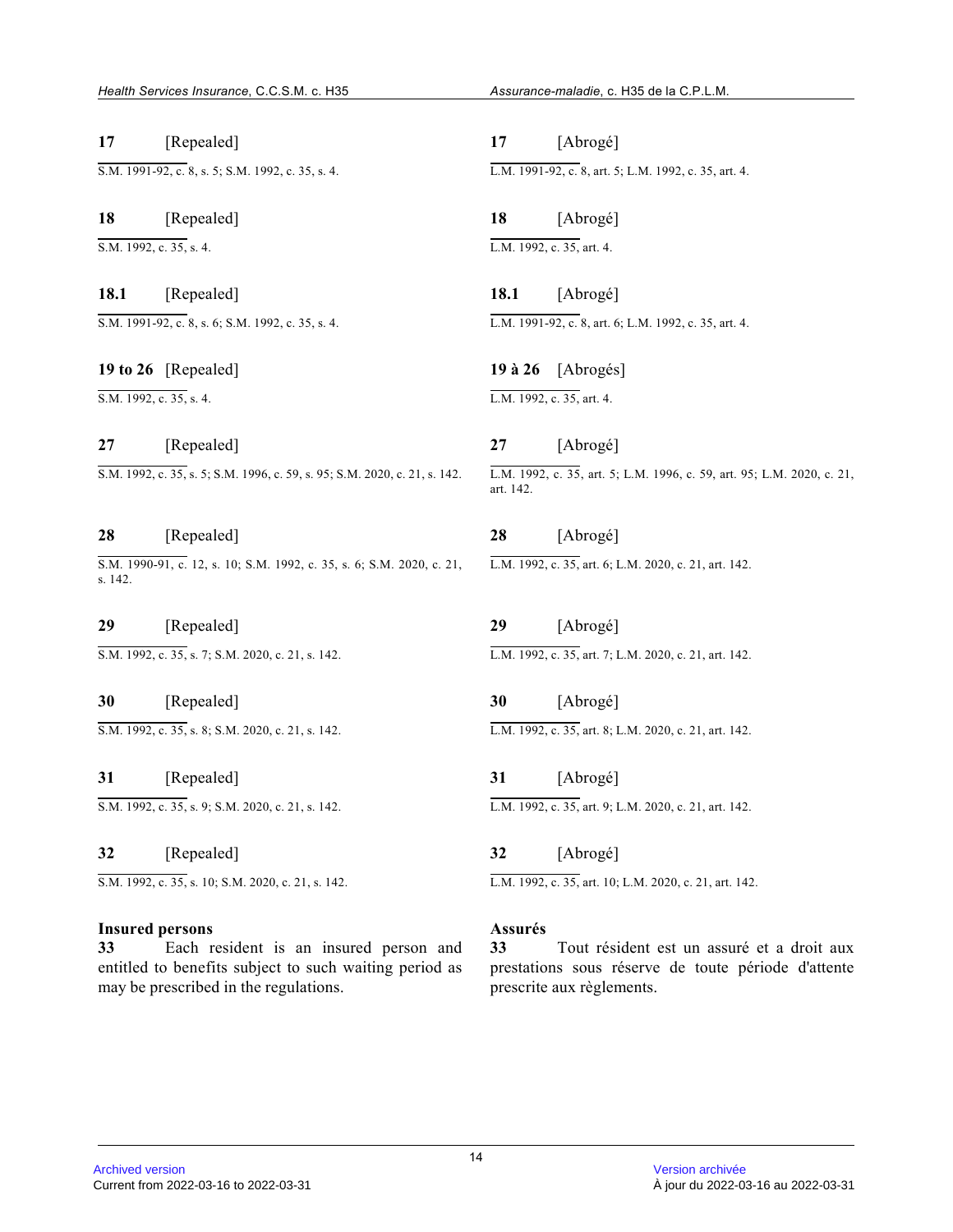**17** [Repealed]

S.M. 1991-92, c. 8, s. 5; S.M. 1992, c. 35, s. 4.

**18** [Repealed]

S.M. 1992, c. 35, s. 4.

**18.1** [Repealed]

S.M. 1991-92, c. 8, s. 6; S.M. 1992, c. 35, s. 4.

**19 to 26** [Repealed]

S.M. 1992, c. 35, s. 4.

**27** [Repealed]

S.M. 1992, c. 35, s. 5; S.M. 1996, c. 59, s. 95; S.M. 2020, c. 21, s. 142.

**28** [Repealed]

S.M. 1990-91, c. 12, s. 10; S.M. 1992, c. 35, s. 6; S.M. 2020, c. 21, s. 142.

**29** [Repealed]

S.M. 1992, c. 35, s. 7; S.M. 2020, c. 21, s. 142.

**30** [Repealed]

S.M. 1992, c. 35, s. 8; S.M. 2020, c. 21, s. 142.

**31** [Repealed]

S.M. 1992, c. 35, s. 9; S.M. 2020, c. 21, s. 142.

**32** [Repealed]

S.M. 1992, c. 35, s. 10; S.M. 2020, c. 21, s. 142.

**Insured persons**

**33** Each resident is an insured person and entitled to benefits subject to such waiting period as may be prescribed in the regulations.

**17** [Abrogé]

L.M. 1991-92, c. 8, art. 5; L.M. 1992, c. 35, art. 4.

**18** [Abrogé]

L.M. 1992, c. 35, art. 4.

**18.1** [Abrogé]

L.M. 1991-92, c. 8, art. 6; L.M. 1992, c. 35, art. 4.

**19 à 26** [Abrogés]

L.M. 1992, c. 35, art. 4.

**27** [Abrogé]

L.M. 1992, c. 35, art. 5; L.M. 1996, c. 59, art. 95; L.M. 2020, c. 21, art. 142.

**28** [Abrogé]

L.M. 1992, c. 35, art. 6; L.M. 2020, c. 21, art. 142.

**29** [Abrogé]

L.M. 1992, c. 35, art. 7; L.M. 2020, c. 21, art. 142.

**30** [Abrogé]

L.M. 1992, c. 35, art. 8; L.M. 2020, c. 21, art. 142.

**31** [Abrogé]

L.M. 1992, c. 35, art. 9; L.M. 2020, c. 21, art. 142.

**32** [Abrogé]

L.M. 1992, c. 35, art. 10; L.M. 2020, c. 21, art. 142.

**Assurés**

**33** Tout résident est un assuré et a droit aux prestations sous réserve de toute période d'attente prescrite aux règlements.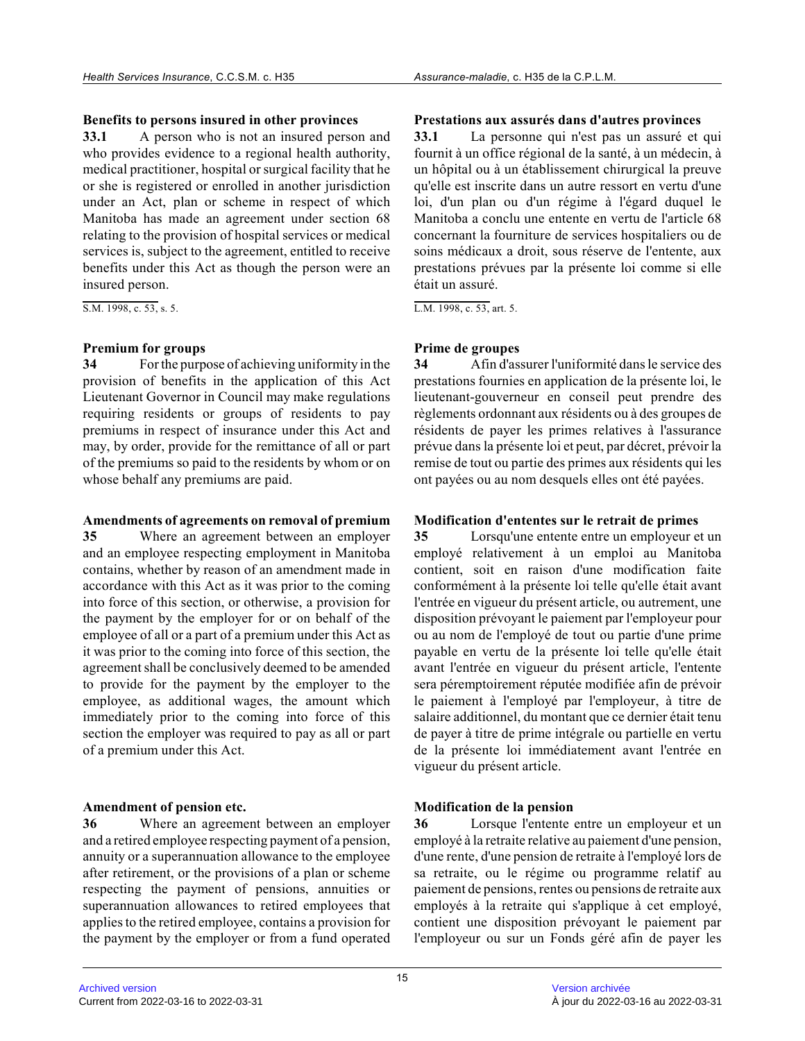**Benefits to persons insured in other provinces**

**33.1** A person who is not an insured person and who provides evidence to a regional health authority, medical practitioner, hospital or surgical facility that he or she is registered or enrolled in another jurisdiction under an Act, plan or scheme in respect of which Manitoba has made an agreement under section 68 relating to the provision of hospital services or medical services is, subject to the agreement, entitled to receive benefits under this Act as though the person were an insured person.

S.M. 1998, c. 53, s. 5.

**Premium for groups**

**34** For the purpose of achieving uniformity in the provision of benefits in the application of this Act Lieutenant Governor in Council may make regulations requiring residents or groups of residents to pay premiums in respect of insurance under this Act and may, by order, provide for the remittance of all or part of the premiums so paid to the residents by whom or on whose behalf any premiums are paid.

**Amendments of agreements on removal of premium**

**35** Where an agreement between an employer and an employee respecting employment in Manitoba contains, whether by reason of an amendment made in accordance with this Act as it was prior to the coming into force of this section, or otherwise, a provision for the payment by the employer for or on behalf of the employee of all or a part of a premium under this Act as it was prior to the coming into force of this section, the agreement shall be conclusively deemed to be amended to provide for the payment by the employer to the employee, as additional wages, the amount which immediately prior to the coming into force of this section the employer was required to pay as all or part of a premium under this Act.

**Amendment of pension etc.**

**36** Where an agreement between an employer and a retired employee respecting payment of a pension, annuity or a superannuation allowance to the employee after retirement, or the provisions of a plan or scheme respecting the payment of pensions, annuities or superannuation allowances to retired employees that applies to the retired employee, contains a provision for the payment by the employer or from a fund operated

**Prestations aux assurés dans d'autres provinces**

**33.1** La personne qui n'est pas un assuré et qui fournit à un office régional de la santé, à un médecin, à un hôpital ou à un établissement chirurgical la preuve qu'elle est inscrite dans un autre ressort en vertu d'une loi, d'un plan ou d'un régime à l'égard duquel le Manitoba a conclu une entente en vertu de l'article 68 concernant la fourniture de services hospitaliers ou de soins médicaux a droit, sous réserve de l'entente, aux prestations prévues par la présente loi comme si elle était un assuré.

L.M. 1998, c. 53, art. 5.

**Prime de groupes**

**34** Afin d'assurer l'uniformité dans le service des prestations fournies en application de la présente loi, le lieutenant-gouverneur en conseil peut prendre des règlements ordonnant aux résidents ou à des groupes de résidents de payer les primes relatives à l'assurance prévue dans la présente loi et peut, par décret, prévoir la remise de tout ou partie des primes aux résidents qui les ont payées ou au nom desquels elles ont été payées.

**Modification d'ententes sur le retrait de primes**

**35** Lorsqu'une entente entre un employeur et un employé relativement à un emploi au Manitoba contient, soit en raison d'une modification faite conformément à la présente loi telle qu'elle était avant l'entrée en vigueur du présent article, ou autrement, une disposition prévoyant le paiement par l'employeur pour ou au nom de l'employé de tout ou partie d'une prime payable en vertu de la présente loi telle qu'elle était avant l'entrée en vigueur du présent article, l'entente sera péremptoirement réputée modifiée afin de prévoir le paiement à l'employé par l'employeur, à titre de salaire additionnel, du montant que ce dernier était tenu de payer à titre de prime intégrale ou partielle en vertu de la présente loi immédiatement avant l'entrée en vigueur du présent article.

**Modification de la pension**

**36** Lorsque l'entente entre un employeur et un employé à la retraite relative au paiement d'une pension, d'une rente, d'une pension de retraite à l'employé lors de sa retraite, ou le régime ou programme relatif au paiement de pensions, rentes ou pensions de retraite aux employés à la retraite qui s'applique à cet employé, contient une disposition prévoyant le paiement par l'employeur ou sur un Fonds géré afin de payer les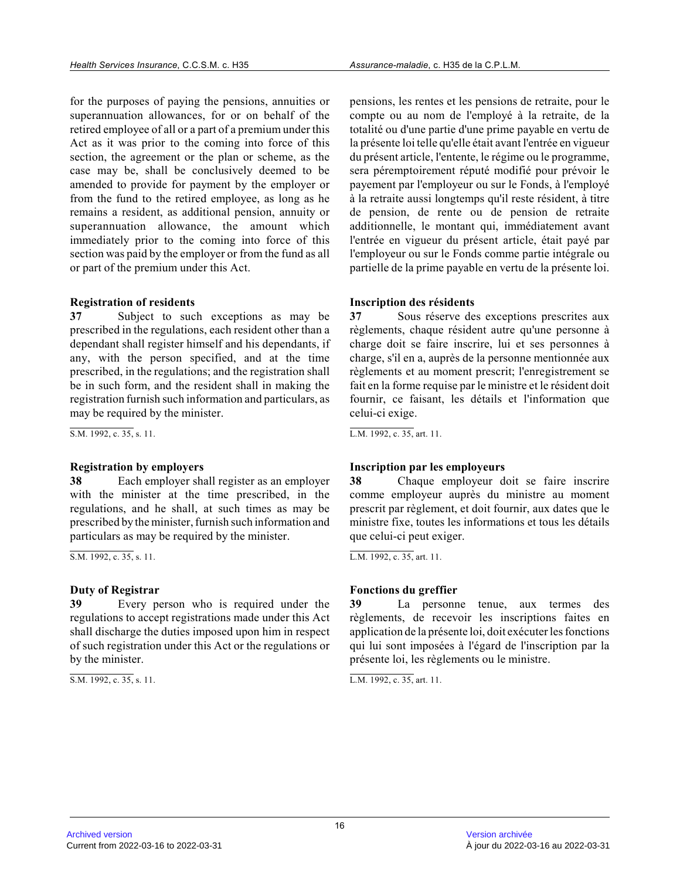for the purposes of paying the pensions, annuities or superannuation allowances, for or on behalf of the retired employee of all or a part of a premium under this Act as it was prior to the coming into force of this section, the agreement or the plan or scheme, as the case may be, shall be conclusively deemed to be amended to provide for payment by the employer or from the fund to the retired employee, as long as he remains a resident, as additional pension, annuity or superannuation allowance, the amount which immediately prior to the coming into force of this section was paid by the employer or from the fund as all or part of the premium under this Act.

pensions, les rentes et les pensions de retraite, pour le compte ou au nom de l'employé à la retraite, de la totalité ou d'une partie d'une prime payable en vertu de la présente loi telle qu'elle était avant l'entrée en vigueur du présent article, l'entente, le régime ou le programme, sera péremptoirement réputé modifié pour prévoir le payement par l'employeur ou sur le Fonds, à l'employé à la retraite aussi longtemps qu'il reste résident, à titre de pension, de rente ou de pension de retraite additionnelle, le montant qui, immédiatement avant l'entrée en vigueur du présent article, était payé par l'employeur ou sur le Fonds comme partie intégrale ou partielle de la prime payable en vertu de la présente loi.

**Registration of residents**

**37** Subject to such exceptions as may be prescribed in the regulations, each resident other than a dependant shall register himself and his dependants, if any, with the person specified, and at the time prescribed, in the regulations; and the registration shall be in such form, and the resident shall in making the registration furnish such information and particulars, as may be required by the minister.

S.M. 1992, c. 35, s. 11.

**Inscription des résidents**

**37** Sous réserve des exceptions prescrites aux règlements, chaque résident autre qu'une personne à charge doit se faire inscrire, lui et ses personnes à charge, s'il en a, auprès de la personne mentionnée aux règlements et au moment prescrit; l'enregistrement se fait en la forme requise par le ministre et le résident doit fournir, ce faisant, les détails et l'information que celui-ci exige.

L.M. 1992, c. 35, art. 11.

**Registration by employers**

**38** Each employer shall register as an employer with the minister at the time prescribed, in the regulations, and he shall, at such times as may be prescribed by the minister, furnish such information and particulars as may be required by the minister.

S.M. 1992, c. 35, s. 11.

**Inscription par les employeurs**

**38** Chaque employeur doit se faire inscrire comme employeur auprès du ministre au moment prescrit par règlement, et doit fournir, aux dates que le ministre fixe, toutes les informations et tous les détails que celui-ci peut exiger.

L.M. 1992, c. 35, art. 11.

**Duty of Registrar**

**39** Every person who is required under the regulations to accept registrations made under this Act shall discharge the duties imposed upon him in respect of such registration under this Act or the regulations or by the minister.

S.M. 1992, c. 35, s. 11.

**Fonctions du greffier**

**39** La personne tenue, aux termes des règlements, de recevoir les inscriptions faites en application de la présente loi, doit exécuter les fonctions qui lui sont imposées à l'égard de l'inscription par la présente loi, les règlements ou le ministre.

L.M. 1992, c. 35, art. 11.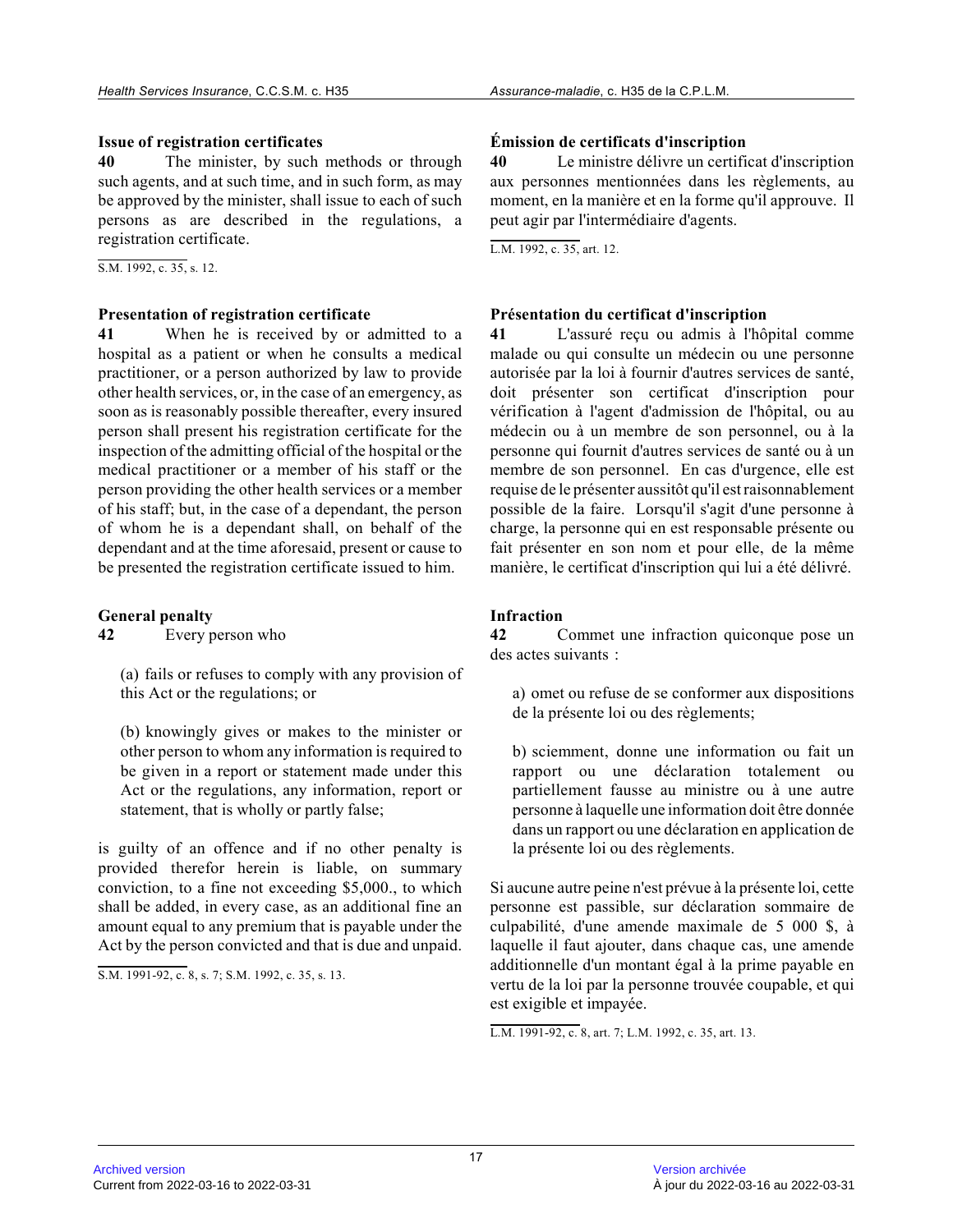### Issue of registration certificates

**40** The minister, by such methods or through such agents, and at such time, and in such form, as may be approved by the minister, shall issue to each of such persons as are described in the regulations, a registration certificate.

S.M. 1992, c. 35, s. 12.

### Presentation of registration certificate

**41** When he is received by or admitted to a hospital as a patient or when he consults a medical practitioner, or a person authorized by law to provide other health services, or, in the case of an emergency, as soon as is reasonably possible thereafter, every insured person shall present his registration certificate for the inspection of the admitting official of the hospital or the medical practitioner or a member of his staff or the person providing the other health services or a member of his staff; but, in the case of a dependant, the person of whom he is a dependant shall, on behalf of the dependant and at the time aforesaid, present or cause to be presented the registration certificate issued to him.

### General penalty

**42** Every person who

(a) fails or refuses to comply with any provision of this Act or the regulations; or

(b) knowingly gives or makes to the minister or other person to whom any information is required to be given in a report or statement made under this Act or the regulations, any information, report or statement, that is wholly or partly false;

is guilty of an offence and if no other penalty is provided therefor herein is liable, on summary conviction, to a fine not exceeding $5,000., to which shall be added, in every case, as an additional fine an amount equal to any premium that is payable under the Act by the person convicted and that is due and unpaid.

S.M. 1991-92, c. 8, s. 7; S.M. 1992, c. 35, s. 13.

### Émission de certificats d'inscription

**40** Le ministre délivre un certificat d'inscription aux personnes mentionnées dans les règlements, au moment, en la manière et en la forme qu'il approuve. Il peut agir par l'intermédiaire d'agents.

L.M. 1992, c. 35, art. 12.

### Présentation du certificat d'inscription

**41** L'assuré reçu ou admis à l'hôpital comme malade ou qui consulte un médecin ou une personne autorisée par la loi à fournir d'autres services de santé, doit présenter son certificat d'inscription pour vérification à l'agent d'admission de l'hôpital, ou au médecin ou à un membre de son personnel, ou à la personne qui fournit d'autres services de santé ou à un membre de son personnel. En cas d'urgence, elle est requise de le présenter aussitôt qu'il est raisonnablement possible de la faire. Lorsqu'il s'agit d'une personne à charge, la personne qui en est responsable présente ou fait présenter en son nom et pour elle, de la même manière, le certificat d'inscription qui lui a été délivré.

### Infraction

**42** Commet une infraction quiconque pose un des actes suivants :

a) omet ou refuse de se conformer aux dispositions de la présente loi ou des règlements;

b) sciemment, donne une information ou fait un rapport ou une déclaration totalement ou partiellement fausse au ministre ou à une autre personne à laquelle une information doit être donnée dans un rapport ou une déclaration en application de la présente loi ou des règlements.

Si aucune autre peine n'est prévue à la présente loi, cette personne est passible, sur déclaration sommaire de culpabilité, d'une amende maximale de 5 000 $, à laquelle il faut ajouter, dans chaque cas, une amende additionnelle d'un montant égal à la prime payable en vertu de la loi par la personne trouvée coupable, et qui est exigible et impayée.

L.M. 1991-92, c. 8, art. 7; L.M. 1992, c. 35, art. 13.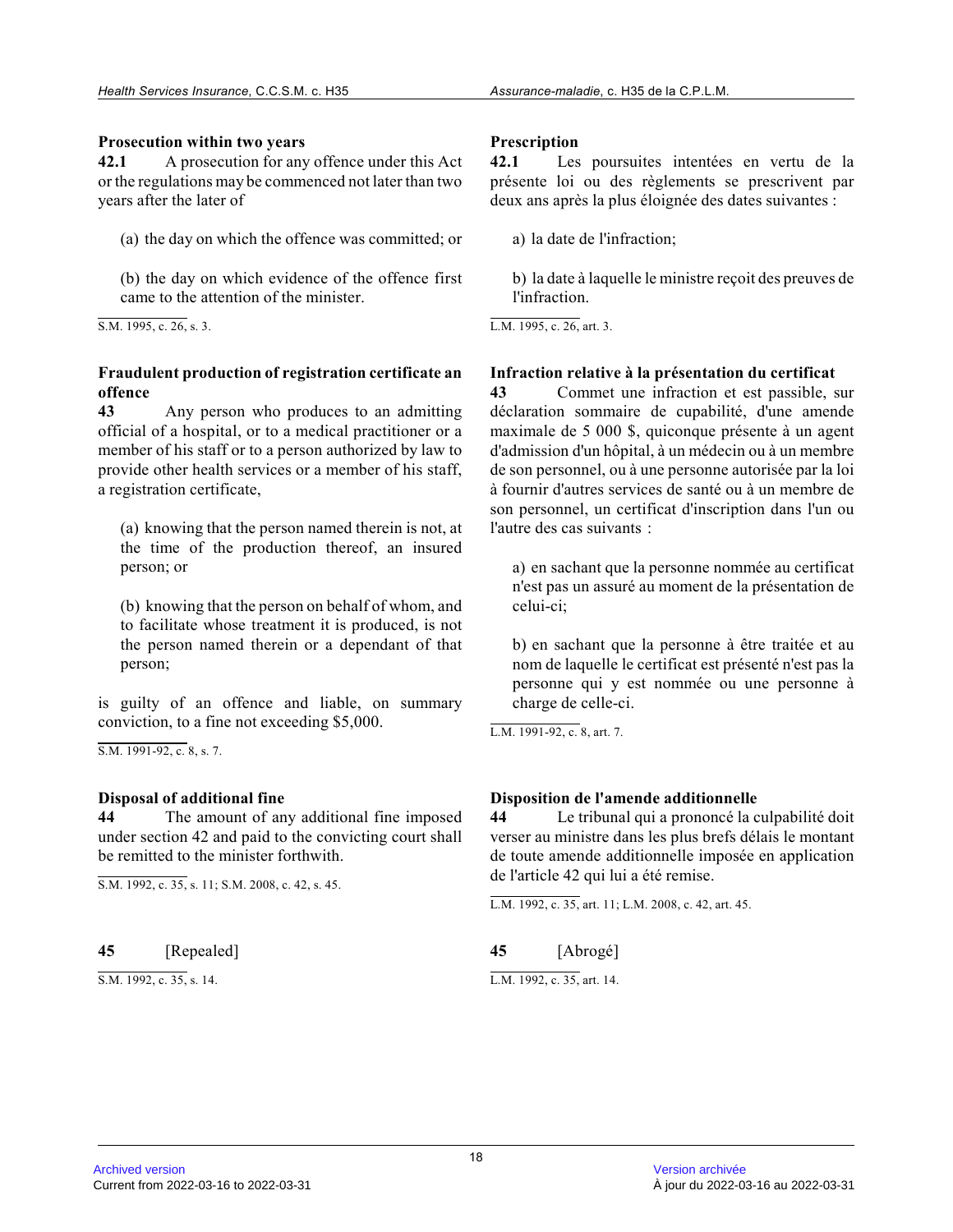**Prosecution within two years**

**42.1** A prosecution for any offence under this Act or the regulations may be commenced not later than two years after the later of

(a) the day on which the offence was committed; or

(b) the day on which evidence of the offence first came to the attention of the minister.

S.M. 1995, c. 26, s. 3.

**Fraudulent production of registration certificate an offence**

**43** Any person who produces to an admitting official of a hospital, or to a medical practitioner or a member of his staff or to a person authorized by law to provide other health services or a member of his staff, a registration certificate,

(a) knowing that the person named therein is not, at the time of the production thereof, an insured person; or

(b) knowing that the person on behalf of whom, and to facilitate whose treatment it is produced, is not the person named therein or a dependant of that person;

is guilty of an offence and liable, on summary conviction, to a fine not exceeding $5,000.

S.M. 1991-92, c. 8, s. 7.

**Disposal of additional fine**

**44** The amount of any additional fine imposed under section 42 and paid to the convicting court shall be remitted to the minister forthwith.

S.M. 1992, c. 35, s. 11; S.M. 2008, c. 42, s. 45.

**45** [Repealed]

S.M. 1992, c. 35, s. 14.

**Prescription**

**42.1** Les poursuites intentées en vertu de la présente loi ou des règlements se prescrivent par deux ans après la plus éloignée des dates suivantes :

a) la date de l'infraction;

b) la date à laquelle le ministre reçoit des preuves de l'infraction.

L.M. 1995, c. 26, art. 3.

**Infraction relative à la présentation du certificat**

**43** Commet une infraction et est passible, sur déclaration sommaire de cupabilité, d'une amende maximale de 5 000 $, quiconque présente à un agent d'admission d'un hôpital, à un médecin ou à un membre de son personnel, ou à une personne autorisée par la loi à fournir d'autres services de santé ou à un membre de son personnel, un certificat d'inscription dans l'un ou l'autre des cas suivants :

a) en sachant que la personne nommée au certificat n'est pas un assuré au moment de la présentation de celui-ci;

b) en sachant que la personne à être traitée et au nom de laquelle le certificat est présenté n'est pas la personne qui y est nommée ou une personne à charge de celle-ci.

L.M. 1991-92, c. 8, art. 7.

**Disposition de l'amende additionnelle**

**44** Le tribunal qui a prononcé la culpabilité doit verser au ministre dans les plus brefs délais le montant de toute amende additionnelle imposée en application de l'article 42 qui lui a été remise.

L.M. 1992, c. 35, art. 11; L.M. 2008, c. 42, art. 45.

**45** [Abrogé]

L.M. 1992, c. 35, art. 14.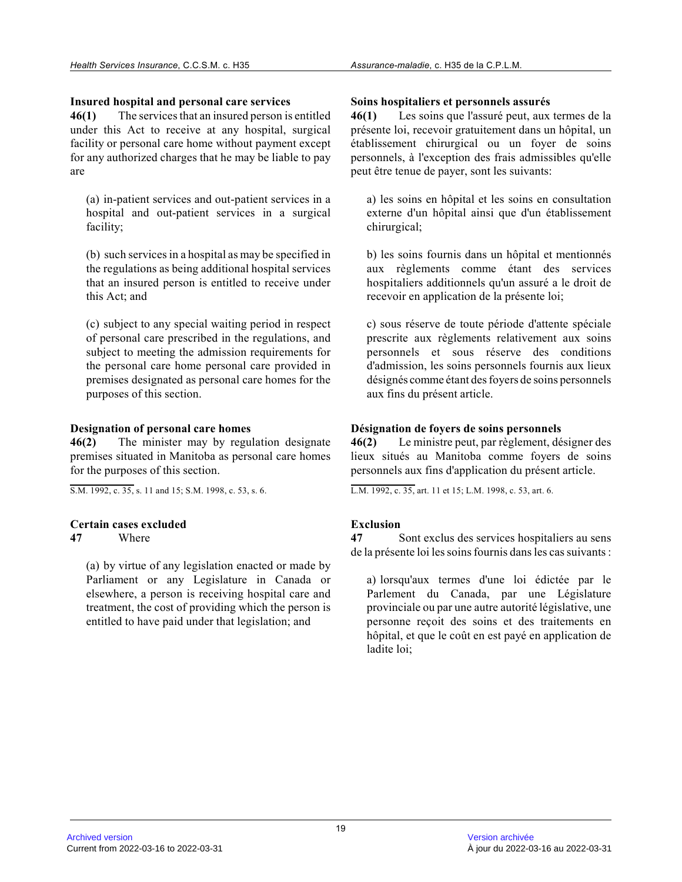**Insured hospital and personal care services**

**46(1)** The services that an insured person is entitled under this Act to receive at any hospital, surgical facility or personal care home without payment except for any authorized charges that he may be liable to pay are

(a) in-patient services and out-patient services in a hospital and out-patient services in a surgical facility;

(b) such services in a hospital as may be specified in the regulations as being additional hospital services that an insured person is entitled to receive under this Act; and

(c) subject to any special waiting period in respect of personal care prescribed in the regulations, and subject to meeting the admission requirements for the personal care home personal care provided in premises designated as personal care homes for the purposes of this section.

**Designation of personal care homes**

**46(2)** The minister may by regulation designate premises situated in Manitoba as personal care homes for the purposes of this section.

S.M. 1992, c. 35, s. 11 and 15; S.M. 1998, c. 53, s. 6.

**Certain cases excluded**

**47** Where

(a) by virtue of any legislation enacted or made by Parliament or any Legislature in Canada or elsewhere, a person is receiving hospital care and treatment, the cost of providing which the person is entitled to have paid under that legislation; and

**Soins hospitaliers et personnels assurés**

**46(1)** Les soins que l'assuré peut, aux termes de la présente loi, recevoir gratuitement dans un hôpital, un établissement chirurgical ou un foyer de soins personnels, à l'exception des frais admissibles qu'elle peut être tenue de payer, sont les suivants:

a) les soins en hôpital et les soins en consultation externe d'un hôpital ainsi que d'un établissement chirurgical;

b) les soins fournis dans un hôpital et mentionnés aux règlements comme étant des services hospitaliers additionnels qu'un assuré a le droit de recevoir en application de la présente loi;

c) sous réserve de toute période d'attente spéciale prescrite aux règlements relativement aux soins personnels et sous réserve des conditions d'admission, les soins personnels fournis aux lieux désignés comme étant des foyers de soins personnels aux fins du présent article.

**Désignation de foyers de soins personnels**

**46(2)** Le ministre peut, par règlement, désigner des lieux situés au Manitoba comme foyers de soins personnels aux fins d'application du présent article.

L.M. 1992, c. 35, art. 11 et 15; L.M. 1998, c. 53, art. 6.

**Exclusion**

**47** Sont exclus des services hospitaliers au sens de la présente loi les soins fournis dans les cas suivants :

a) lorsqu'aux termes d'une loi édictée par le Parlement du Canada, par une Législature provinciale ou par une autre autorité législative, une personne reçoit des soins et des traitements en hôpital, et que le coût en est payé en application de ladite loi;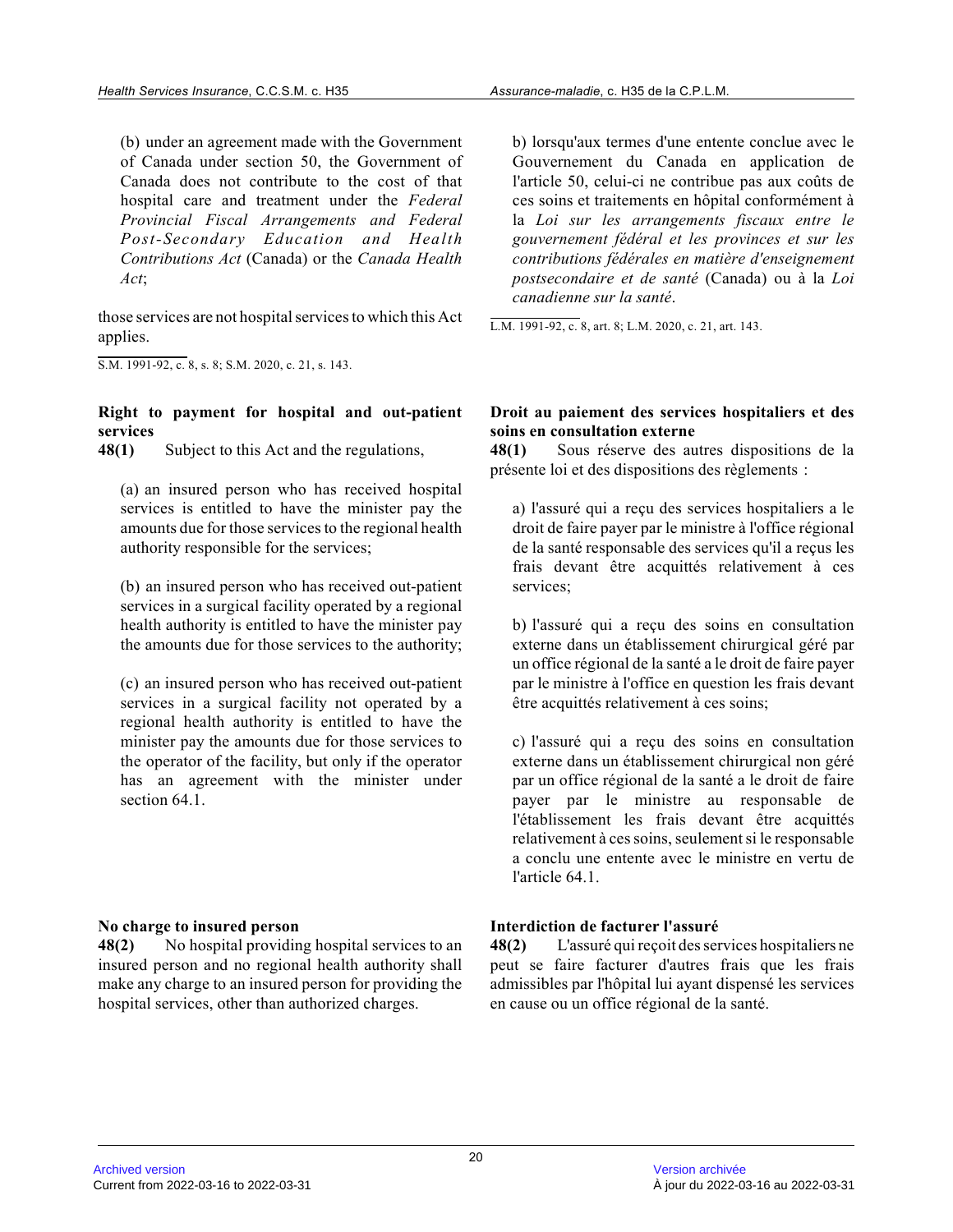(b) under an agreement made with the Government of Canada under section 50, the Government of Canada does not contribute to the cost of that hospital care and treatment under the *Federal Provincial Fiscal Arrangements and Federal Post-Secondary Education and Health Contributions Act* (Canada) or the *Canada Health Act*;

those services are not hospital services to which this Act applies.

S.M. 1991-92, c. 8, s. 8; S.M. 2020, c. 21, s. 143.

b) lorsqu'aux termes d'une entente conclue avec le Gouvernement du Canada en application de l'article 50, celui-ci ne contribue pas aux coûts de ces soins et traitements en hôpital conformément à la *Loi sur les arrangements fiscaux entre le gouvernement fédéral et les provinces et sur les contributions fédérales en matière d'enseignement postsecondaire et de santé* (Canada) ou à la *Loi canadienne sur la santé*.

L.M. 1991-92, c. 8, art. 8; L.M. 2020, c. 21, art. 143.

**Right to payment for hospital and out-patient services**

**48(1)** Subject to this Act and the regulations,

(a) an insured person who has received hospital services is entitled to have the minister pay the amounts due for those services to the regional health authority responsible for the services;

(b) an insured person who has received out-patient services in a surgical facility operated by a regional health authority is entitled to have the minister pay the amounts due for those services to the authority;

(c) an insured person who has received out-patient services in a surgical facility not operated by a regional health authority is entitled to have the minister pay the amounts due for those services to the operator of the facility, but only if the operator has an agreement with the minister under section 64.1.

**Droit au paiement des services hospitaliers et des soins en consultation externe**

**48(1)** Sous réserve des autres dispositions de la présente loi et des dispositions des règlements :

a) l'assuré qui a reçu des services hospitaliers a le droit de faire payer par le ministre à l'office régional de la santé responsable des services qu'il a reçus les frais devant être acquittés relativement à ces services;

b) l'assuré qui a reçu des soins en consultation externe dans un établissement chirurgical géré par un office régional de la santé a le droit de faire payer par le ministre à l'office en question les frais devant être acquittés relativement à ces soins;

c) l'assuré qui a reçu des soins en consultation externe dans un établissement chirurgical non géré par un office régional de la santé a le droit de faire payer par le ministre au responsable de l'établissement les frais devant être acquittés relativement à ces soins, seulement si le responsable a conclu une entente avec le ministre en vertu de l'article 64.1.

**No charge to insured person**

**48(2)** No hospital providing hospital services to an insured person and no regional health authority shall make any charge to an insured person for providing the hospital services, other than authorized charges.

**Interdiction de facturer l'assuré**

**48(2)** L'assuré qui reçoit des services hospitaliers ne peut se faire facturer d'autres frais que les frais admissibles par l'hôpital lui ayant dispensé les services en cause ou un office régional de la santé.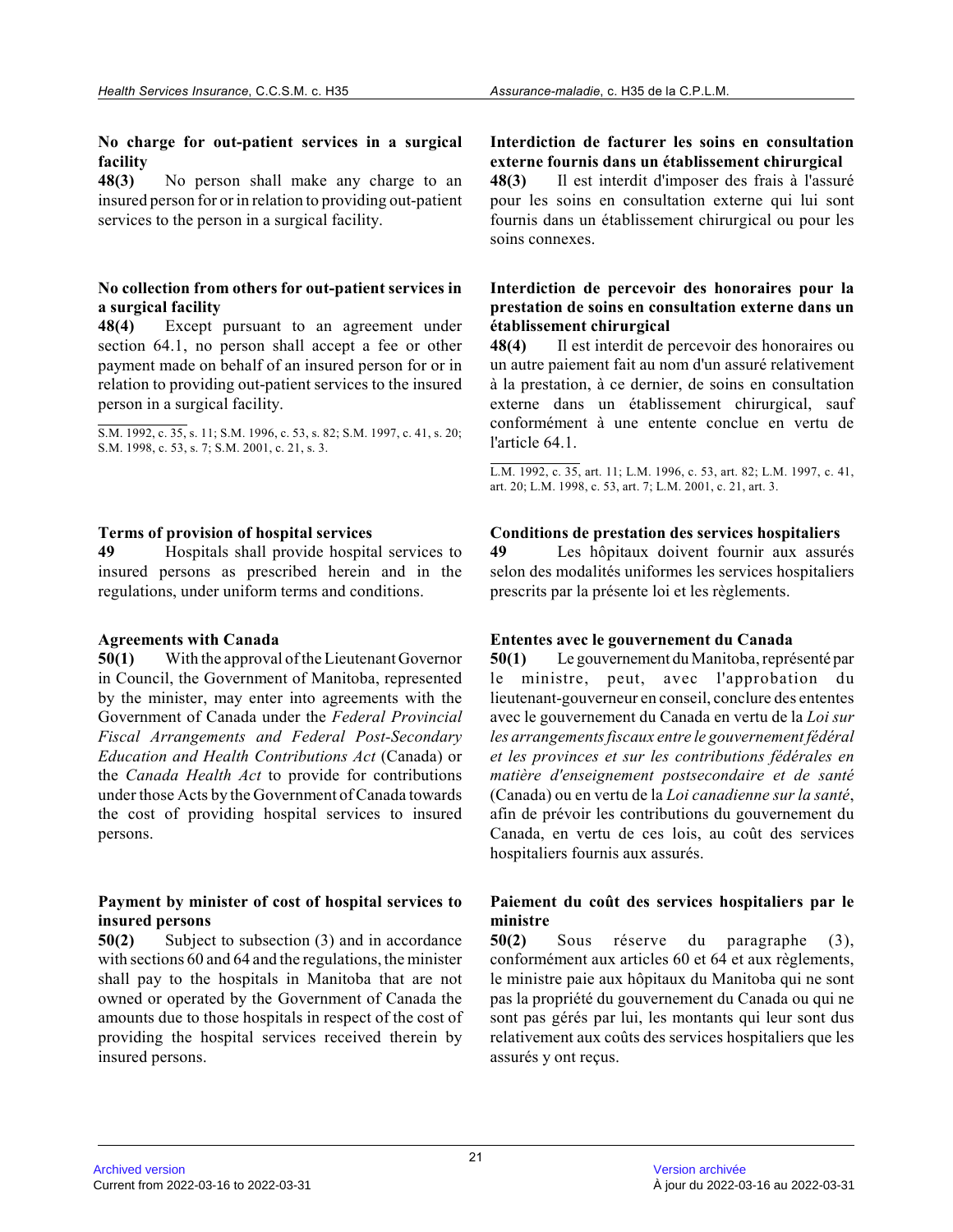**No charge for out-patient services in a surgical facility**

**48(3)** No person shall make any charge to an insured person for or in relation to providing out-patient services to the person in a surgical facility.

**No collection from others for out-patient services in a surgical facility**

**48(4)** Except pursuant to an agreement under section 64.1, no person shall accept a fee or other payment made on behalf of an insured person for or in relation to providing out-patient services to the insured person in a surgical facility.

S.M. 1992, c. 35, s. 11; S.M. 1996, c. 53, s. 82; S.M. 1997, c. 41, s. 20; S.M. 1998, c. 53, s. 7; S.M. 2001, c. 21, s. 3.

**Terms of provision of hospital services**

**49** Hospitals shall provide hospital services to insured persons as prescribed herein and in the regulations, under uniform terms and conditions.

**Agreements with Canada**

**50(1)** With the approval of the Lieutenant Governor in Council, the Government of Manitoba, represented by the minister, may enter into agreements with the Government of Canada under the *Federal Provincial Fiscal Arrangements and Federal Post-Secondary Education and Health Contributions Act* (Canada) or the *Canada Health Act* to provide for contributions under those Acts by the Government of Canada towards the cost of providing hospital services to insured persons.

**Payment by minister of cost of hospital services to insured persons**

**50(2)** Subject to subsection (3) and in accordance with sections 60 and 64 and the regulations, the minister shall pay to the hospitals in Manitoba that are not owned or operated by the Government of Canada the amounts due to those hospitals in respect of the cost of providing the hospital services received therein by insured persons.

**Interdiction de facturer les soins en consultation externe fournis dans un établissement chirurgical**

**48(3)** Il est interdit d'imposer des frais à l'assuré pour les soins en consultation externe qui lui sont fournis dans un établissement chirurgical ou pour les soins connexes.

**Interdiction de percevoir des honoraires pour la prestation de soins en consultation externe dans un établissement chirurgical**

**48(4)** Il est interdit de percevoir des honoraires ou un autre paiement fait au nom d'un assuré relativement à la prestation, à ce dernier, de soins en consultation externe dans un établissement chirurgical, sauf conformément à une entente conclue en vertu de l'article 64.1.

L.M. 1992, c. 35, art. 11; L.M. 1996, c. 53, art. 82; L.M. 1997, c. 41, art. 20; L.M. 1998, c. 53, art. 7; L.M. 2001, c. 21, art. 3.

**Conditions de prestation des services hospitaliers**

**49** Les hôpitaux doivent fournir aux assurés selon des modalités uniformes les services hospitaliers prescrits par la présente loi et les règlements.

**Ententes avec le gouvernement du Canada**

**50(1)** Le gouvernement du Manitoba, représenté par le ministre, peut, avec l'approbation du lieutenant-gouverneur en conseil, conclure des ententes avec le gouvernement du Canada en vertu de la *Loi sur les arrangements fiscaux entre le gouvernement fédéral et les provinces et sur les contributions fédérales en matière d'enseignement postsecondaire et de santé* (Canada) ou en vertu de la *Loi canadienne sur la santé*, afin de prévoir les contributions du gouvernement du Canada, en vertu de ces lois, au coût des services hospitaliers fournis aux assurés.

**Paiement du coût des services hospitaliers par le ministre**

**50(2)** Sous réserve du paragraphe (3), conformément aux articles 60 et 64 et aux règlements, le ministre paie aux hôpitaux du Manitoba qui ne sont pas la propriété du gouvernement du Canada ou qui ne sont pas gérés par lui, les montants qui leur sont dus relativement aux coûts des services hospitaliers que les assurés y ont reçus.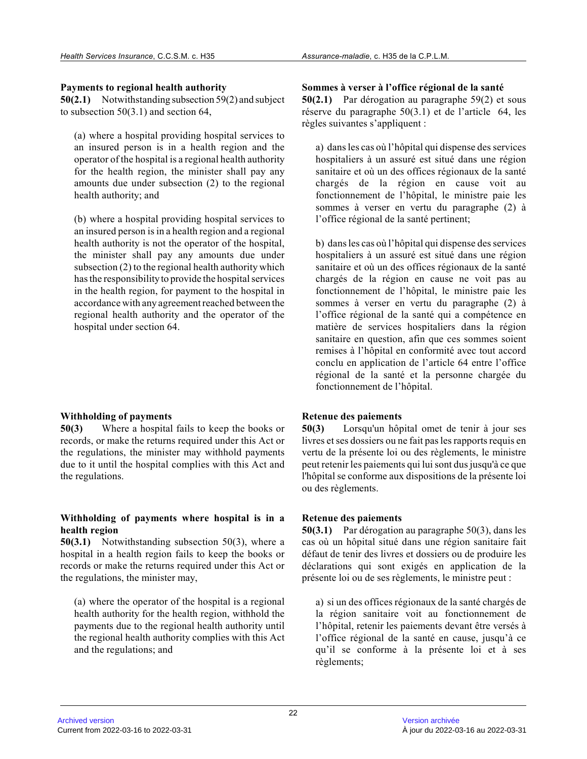**Payments to regional health authority**

**50(2.1)** Notwithstanding subsection 59(2) and subject to subsection 50(3.1) and section 64,

(a) where a hospital providing hospital services to an insured person is in a health region and the operator of the hospital is a regional health authority for the health region, the minister shall pay any amounts due under subsection (2) to the regional health authority; and

(b) where a hospital providing hospital services to an insured person is in a health region and a regional health authority is not the operator of the hospital, the minister shall pay any amounts due under subsection (2) to the regional health authority which has the responsibility to provide the hospital services in the health region, for payment to the hospital in accordance with any agreement reached between the regional health authority and the operator of the hospital under section 64.

**Sommes à verser à l'office régional de la santé**

**50(2.1)** Par dérogation au paragraphe 59(2) et sous réserve du paragraphe 50(3.1) et de l'article 64, les règles suivantes s'appliquent :

a) dans les cas où l'hôpital qui dispense des services hospitaliers à un assuré est situé dans une région sanitaire et où un des offices régionaux de la santé chargés de la région en cause voit au fonctionnement de l'hôpital, le ministre paie les sommes à verser en vertu du paragraphe (2) à l'office régional de la santé pertinent;

b) dans les cas où l'hôpital qui dispense des services hospitaliers à un assuré est situé dans une région sanitaire et où un des offices régionaux de la santé chargés de la région en cause ne voit pas au fonctionnement de l'hôpital, le ministre paie les sommes à verser en vertu du paragraphe (2) à l'office régional de la santé qui a compétence en matière de services hospitaliers dans la région sanitaire en question, afin que ces sommes soient remises à l'hôpital en conformité avec tout accord conclu en application de l'article 64 entre l'office régional de la santé et la personne chargée du fonctionnement de l'hôpital.

**Withholding of payments**

**50(3)** Where a hospital fails to keep the books or records, or make the returns required under this Act or the regulations, the minister may withhold payments due to it until the hospital complies with this Act and the regulations.

**Retenue des paiements**

**50(3)** Lorsqu'un hôpital omet de tenir à jour ses livres et ses dossiers ou ne fait pas les rapports requis en vertu de la présente loi ou des règlements, le ministre peut retenir les paiements qui lui sont dus jusqu'à ce que l'hôpital se conforme aux dispositions de la présente loi ou des règlements.

**Withholding of payments where hospital is in a health region**

**50(3.1)** Notwithstanding subsection 50(3), where a hospital in a health region fails to keep the books or records or make the returns required under this Act or the regulations, the minister may,

(a) where the operator of the hospital is a regional health authority for the health region, withhold the payments due to the regional health authority until the regional health authority complies with this Act and the regulations; and

**Retenue des paiements**

**50(3.1)** Par dérogation au paragraphe 50(3), dans les cas où un hôpital situé dans une région sanitaire fait défaut de tenir des livres et dossiers ou de produire les déclarations qui sont exigés en application de la présente loi ou de ses règlements, le ministre peut :

a) si un des offices régionaux de la santé chargés de la région sanitaire voit au fonctionnement de l'hôpital, retenir les paiements devant être versés à l'office régional de la santé en cause, jusqu'à ce qu'il se conforme à la présente loi et à ses règlements;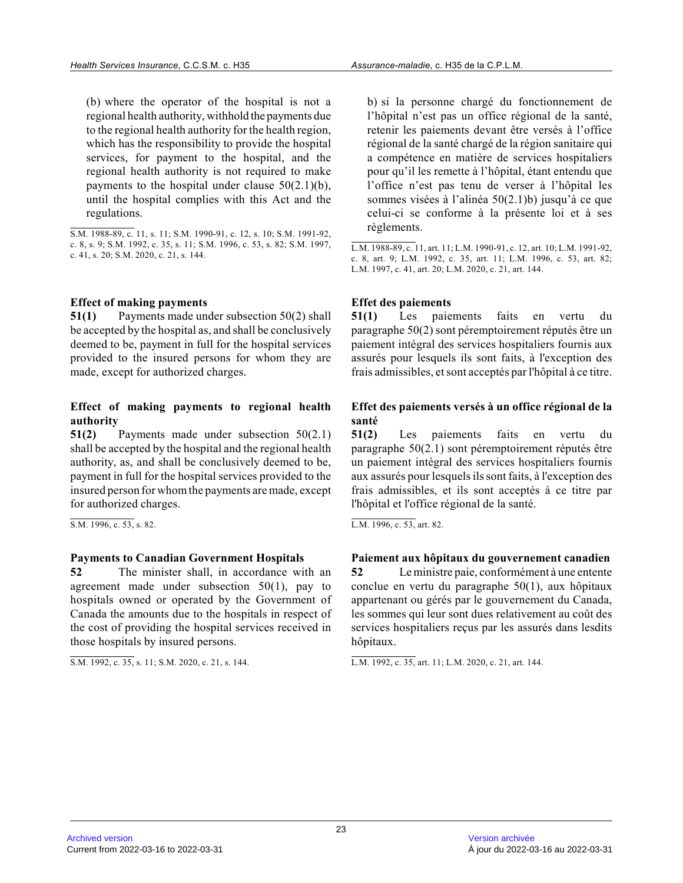(b) where the operator of the hospital is not a regional health authority, withhold the payments due to the regional health authority for the health region, which has the responsibility to provide the hospital services, for payment to the hospital, and the regional health authority is not required to make payments to the hospital under clause 50(2.1)(b), until the hospital complies with this Act and the regulations.

S.M. 1988-89, c. 11, s. 11; S.M. 1990-91, c. 12, s. 10; S.M. 1991-92, c. 8, s. 9; S.M. 1992, c. 35, s. 11; S.M. 1996, c. 53, s. 82; S.M. 1997, c. 41, s. 20; S.M. 2020, c. 21, s. 144.

**Effect of making payments**

**51(1)** Payments made under subsection 50(2) shall be accepted by the hospital as, and shall be conclusively deemed to be, payment in full for the hospital services provided to the insured persons for whom they are made, except for authorized charges.

**Effect of making payments to regional health authority**

**51(2)** Payments made under subsection 50(2.1) shall be accepted by the hospital and the regional health authority, as, and shall be conclusively deemed to be, payment in full for the hospital services provided to the insured person for whom the payments are made, except for authorized charges.

S.M. 1996, c. 53, s. 82.

**Payments to Canadian Government Hospitals**

**52** The minister shall, in accordance with an agreement made under subsection 50(1), pay to hospitals owned or operated by the Government of Canada the amounts due to the hospitals in respect of the cost of providing the hospital services received in those hospitals by insured persons.

S.M. 1992, c. 35, s. 11; S.M. 2020, c. 21, s. 144.

b) si la personne chargé du fonctionnement de l'hôpital n'est pas un office régional de la santé, retenir les paiements devant être versés à l'office régional de la santé chargé de la région sanitaire qui a compétence en matière de services hospitaliers pour qu'il les remette à l'hôpital, étant entendu que l'office n'est pas tenu de verser à l'hôpital les sommes visées à l'alinéa 50(2.1)b) jusqu'à ce que celui-ci se conforme à la présente loi et à ses règlements.

L.M. 1988-89, c. 11, art. 11; L.M. 1990-91, c. 12, art. 10; L.M. 1991-92, c. 8, art. 9; L.M. 1992, c. 35, art. 11; L.M. 1996, c. 53, art. 82; L.M. 1997, c. 41, art. 20; L.M. 2020, c. 21, art. 144.

**Effet des paiements**

**51(1)** Les paiements faits en vertu du paragraphe 50(2) sont péremptoirement réputés être un paiement intégral des services hospitaliers fournis aux assurés pour lesquels ils sont faits, à l'exception des frais admissibles, et sont acceptés par l'hôpital à ce titre.

**Effet des paiements versés à un office régional de la santé**

**51(2)** Les paiements faits en vertu du paragraphe 50(2.1) sont péremptoirement réputés être un paiement intégral des services hospitaliers fournis aux assurés pour lesquels ils sont faits, à l'exception des frais admissibles, et ils sont acceptés à ce titre par l'hôpital et l'office régional de la santé.

L.M. 1996, c. 53, art. 82.

**Paiement aux hôpitaux du gouvernement canadien**

**52** Le ministre paie, conformément à une entente conclue en vertu du paragraphe 50(1), aux hôpitaux appartenant ou gérés par le gouvernement du Canada, les sommes qui leur sont dues relativement au coût des services hospitaliers reçus par les assurés dans lesdits hôpitaux.

L.M. 1992, c. 35, art. 11; L.M. 2020, c. 21, art. 144.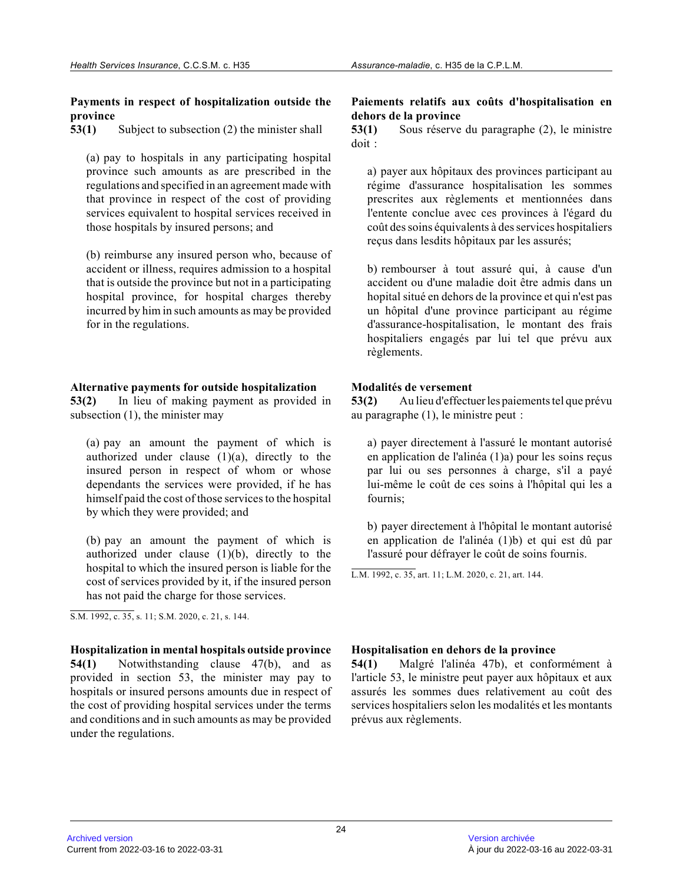**Payments in respect of hospitalization outside the province**

**53(1)** Subject to subsection (2) the minister shall

(a) pay to hospitals in any participating hospital province such amounts as are prescribed in the regulations and specified in an agreement made with that province in respect of the cost of providing services equivalent to hospital services received in those hospitals by insured persons; and

(b) reimburse any insured person who, because of accident or illness, requires admission to a hospital that is outside the province but not in a participating hospital province, for hospital charges thereby incurred by him in such amounts as may be provided for in the regulations.

**Alternative payments for outside hospitalization**

**53(2)** In lieu of making payment as provided in subsection (1), the minister may

(a) pay an amount the payment of which is authorized under clause (1)(a), directly to the insured person in respect of whom or whose dependants the services were provided, if he has himself paid the cost of those services to the hospital by which they were provided; and

(b) pay an amount the payment of which is authorized under clause (1)(b), directly to the hospital to which the insured person is liable for the cost of services provided by it, if the insured person has not paid the charge for those services.

S.M. 1992, c. 35, s. 11; S.M. 2020, c. 21, s. 144.

**Hospitalization in mental hospitals outside province**

**54(1)** Notwithstanding clause 47(b), and as provided in section 53, the minister may pay to hospitals or insured persons amounts due in respect of the cost of providing hospital services under the terms and conditions and in such amounts as may be provided under the regulations.

**Paiements relatifs aux coûts d'hospitalisation en dehors de la province**

**53(1)** Sous réserve du paragraphe (2), le ministre doit :

a) payer aux hôpitaux des provinces participant au régime d'assurance hospitalisation les sommes prescrites aux règlements et mentionnées dans l'entente conclue avec ces provinces à l'égard du coût des soins équivalents à des services hospitaliers reçus dans lesdits hôpitaux par les assurés;

b) rembourser à tout assuré qui, à cause d'un accident ou d'une maladie doit être admis dans un hopital situé en dehors de la province et qui n'est pas un hôpital d'une province participant au régime d'assurance-hospitalisation, le montant des frais hospitaliers engagés par lui tel que prévu aux règlements.

**Modalités de versement**

**53(2)** Au lieu d'effectuer les paiements tel que prévu au paragraphe (1), le ministre peut :

a) payer directement à l'assuré le montant autorisé en application de l'alinéa (1)a) pour les soins reçus par lui ou ses personnes à charge, s'il a payé lui-même le coût de ces soins à l'hôpital qui les a fournis;

b) payer directement à l'hôpital le montant autorisé en application de l'alinéa (1)b) et qui est dû par l'assuré pour défrayer le coût de soins fournis.

L.M. 1992, c. 35, art. 11; L.M. 2020, c. 21, art. 144.

**Hospitalisation en dehors de la province**

**54(1)** Malgré l'alinéa 47b), et conformément à l'article 53, le ministre peut payer aux hôpitaux et aux assurés les sommes dues relativement au coût des services hospitaliers selon les modalités et les montants prévus aux règlements.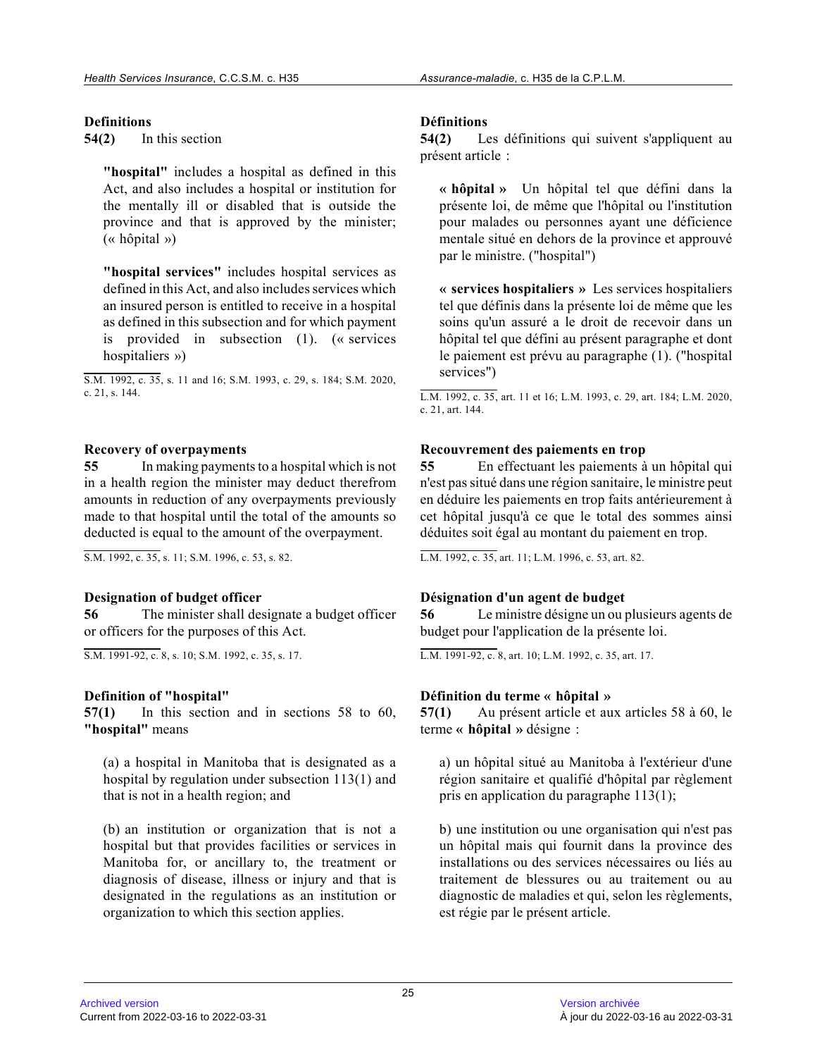**Definitions**

**54(2)** In this section

**"hospital"** includes a hospital as defined in this Act, and also includes a hospital or institution for the mentally ill or disabled that is outside the province and that is approved by the minister; (« hôpital »)

**"hospital services"** includes hospital services as defined in this Act, and also includes services which an insured person is entitled to receive in a hospital as defined in this subsection and for which payment is provided in subsection (1). (« services hospitaliers »)

S.M. 1992, c. 35, s. 11 and 16; S.M. 1993, c. 29, s. 184; S.M. 2020, c. 21, s. 144.

**Définitions**

**54(2)** Les définitions qui suivent s'appliquent au présent article :

**« hôpital »** Un hôpital tel que défini dans la présente loi, de même que l'hôpital ou l'institution pour malades ou personnes ayant une déficience mentale situé en dehors de la province et approuvé par le ministre. ("hospital")

**« services hospitaliers »** Les services hospitaliers tel que définis dans la présente loi de même que les soins qu'un assuré a le droit de recevoir dans un hôpital tel que défini au présent paragraphe et dont le paiement est prévu au paragraphe (1). ("hospital services")

L.M. 1992, c. 35, art. 11 et 16; L.M. 1993, c. 29, art. 184; L.M. 2020, c. 21, art. 144.

**Recovery of overpayments**

**55** In making payments to a hospital which is not in a health region the minister may deduct therefrom amounts in reduction of any overpayments previously made to that hospital until the total of the amounts so deducted is equal to the amount of the overpayment.

S.M. 1992, c. 35, s. 11; S.M. 1996, c. 53, s. 82.

**Recouvrement des paiements en trop**

**55** En effectuant les paiements à un hôpital qui n'est pas situé dans une région sanitaire, le ministre peut en déduire les paiements en trop faits antérieurement à cet hôpital jusqu'à ce que le total des sommes ainsi déduites soit égal au montant du paiement en trop.

L.M. 1992, c. 35, art. 11; L.M. 1996, c. 53, art. 82.

**Designation of budget officer**

**56** The minister shall designate a budget officer or officers for the purposes of this Act.

S.M. 1991-92, c. 8, s. 10; S.M. 1992, c. 35, s. 17.

**Désignation d'un agent de budget**

**56** Le ministre désigne un ou plusieurs agents de budget pour l'application de la présente loi.

L.M. 1991-92, c. 8, art. 10; L.M. 1992, c. 35, art. 17.

**Definition of "hospital"**

**57(1)** In this section and in sections 58 to 60, **"hospital"** means

(a) a hospital in Manitoba that is designated as a hospital by regulation under subsection 113(1) and that is not in a health region; and

(b) an institution or organization that is not a hospital but that provides facilities or services in Manitoba for, or ancillary to, the treatment or diagnosis of disease, illness or injury and that is designated in the regulations as an institution or organization to which this section applies.

**Définition du terme « hôpital »**

**57(1)** Au présent article et aux articles 58 à 60, le terme **« hôpital »** désigne :

a) un hôpital situé au Manitoba à l'extérieur d'une région sanitaire et qualifié d'hôpital par règlement pris en application du paragraphe 113(1);

b) une institution ou une organisation qui n'est pas un hôpital mais qui fournit dans la province des installations ou des services nécessaires ou liés au traitement de blessures ou au traitement ou au diagnostic de maladies et qui, selon les règlements, est régie par le présent article.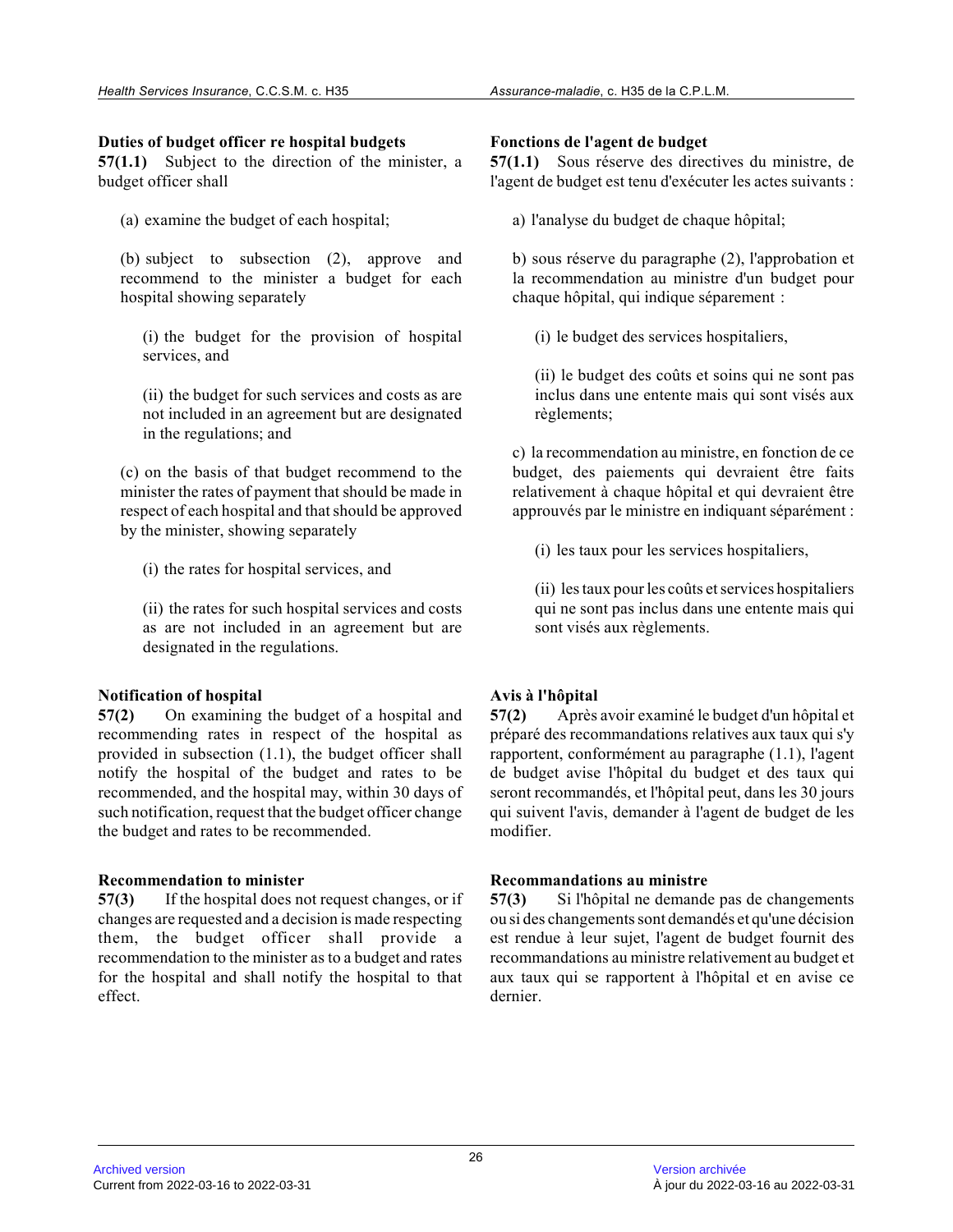**Duties of budget officer re hospital budgets**

**57(1.1)** Subject to the direction of the minister, a budget officer shall

(a) examine the budget of each hospital;

(b) subject to subsection (2), approve and recommend to the minister a budget for each hospital showing separately

(i) the budget for the provision of hospital services, and

(ii) the budget for such services and costs as are not included in an agreement but are designated in the regulations; and

(c) on the basis of that budget recommend to the minister the rates of payment that should be made in respect of each hospital and that should be approved by the minister, showing separately

(i) the rates for hospital services, and

(ii) the rates for such hospital services and costs as are not included in an agreement but are designated in the regulations.

**Notification of hospital**

**57(2)** On examining the budget of a hospital and recommending rates in respect of the hospital as provided in subsection (1.1), the budget officer shall notify the hospital of the budget and rates to be recommended, and the hospital may, within 30 days of such notification, request that the budget officer change the budget and rates to be recommended.

**Recommendation to minister**

**57(3)** If the hospital does not request changes, or if changes are requested and a decision is made respecting them, the budget officer shall provide a recommendation to the minister as to a budget and rates for the hospital and shall notify the hospital to that effect.

**Fonctions de l'agent de budget**

**57(1.1)** Sous réserve des directives du ministre, de l'agent de budget est tenu d'exécuter les actes suivants :

a) l'analyse du budget de chaque hôpital;

b) sous réserve du paragraphe (2), l'approbation et la recommandation au ministre d'un budget pour chaque hôpital, qui indique séparement :

(i) le budget des services hospitaliers,

(ii) le budget des coûts et soins qui ne sont pas inclus dans une entente mais qui sont visés aux règlements;

c) la recommendation au ministre, en fonction de ce budget, des paiements qui devraient être faits relativement à chaque hôpital et qui devraient être approuvés par le ministre en indiquant séparément :

(i) les taux pour les services hospitaliers,

(ii) les taux pour les coûts et services hospitaliers qui ne sont pas inclus dans une entente mais qui sont visés aux règlements.

**Avis à l'hôpital**

**57(2)** Après avoir examiné le budget d'un hôpital et préparé des recommandations relatives aux taux qui s'y rapportent, conformément au paragraphe (1.1), l'agent de budget avise l'hôpital du budget et des taux qui seront recommandés, et l'hôpital peut, dans les 30 jours qui suivent l'avis, demander à l'agent de budget de les modifier.

**Recommandations au ministre**

**57(3)** Si l'hôpital ne demande pas de changements ou si des changements sont demandés et qu'une décision est rendue à leur sujet, l'agent de budget fournit des recommandations au ministre relativement au budget et aux taux qui se rapportent à l'hôpital et en avise ce dernier.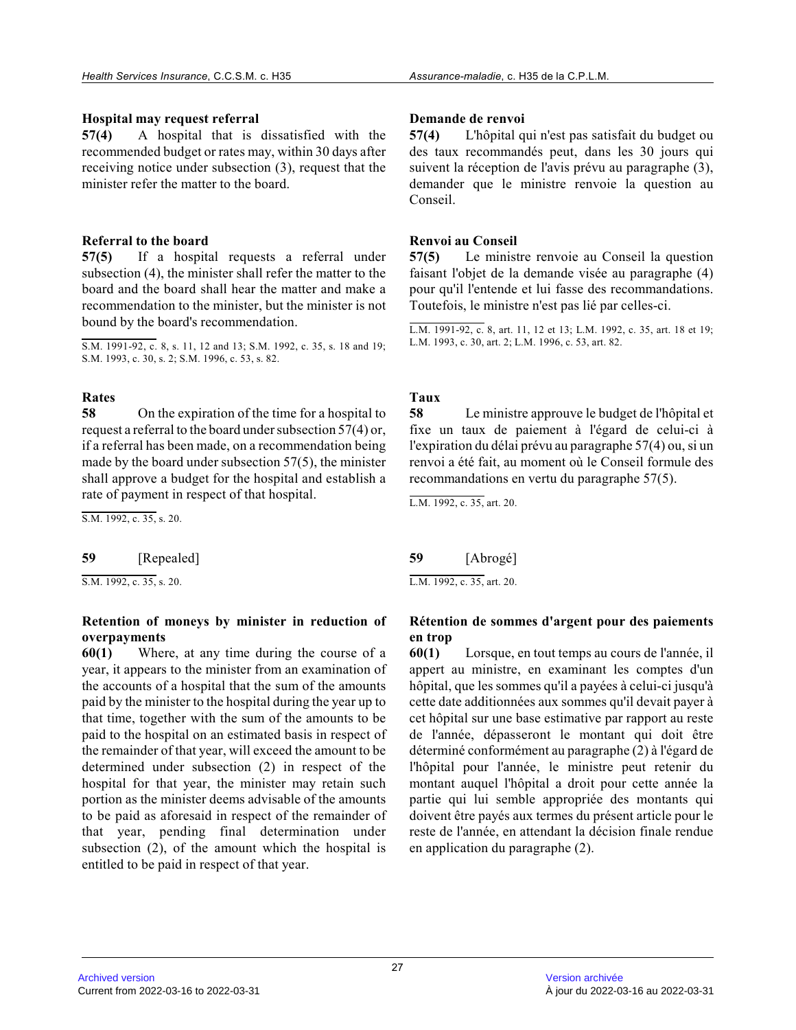**Hospital may request referral**

**57(4)** A hospital that is dissatisfied with the recommended budget or rates may, within 30 days after receiving notice under subsection (3), request that the minister refer the matter to the board.

**Referral to the board**

**57(5)** If a hospital requests a referral under subsection (4), the minister shall refer the matter to the board and the board shall hear the matter and make a recommendation to the minister, but the minister is not bound by the board's recommendation.

S.M. 1991-92, c. 8, s. 11, 12 and 13; S.M. 1992, c. 35, s. 18 and 19; S.M. 1993, c. 30, s. 2; S.M. 1996, c. 53, s. 82.

**Rates**

**58** On the expiration of the time for a hospital to request a referral to the board under subsection 57(4) or, if a referral has been made, on a recommendation being made by the board under subsection 57(5), the minister shall approve a budget for the hospital and establish a rate of payment in respect of that hospital.

S.M. 1992, c. 35, s. 20.

**59** [Repealed]

S.M. 1992, c. 35, s. 20.

**Retention of moneys by minister in reduction of overpayments**

**60(1)** Where, at any time during the course of a year, it appears to the minister from an examination of the accounts of a hospital that the sum of the amounts paid by the minister to the hospital during the year up to that time, together with the sum of the amounts to be paid to the hospital on an estimated basis in respect of the remainder of that year, will exceed the amount to be determined under subsection (2) in respect of the hospital for that year, the minister may retain such portion as the minister deems advisable of the amounts to be paid as aforesaid in respect of the remainder of that year, pending final determination under subsection (2), of the amount which the hospital is entitled to be paid in respect of that year.

**Demande de renvoi**

**57(4)** L'hôpital qui n'est pas satisfait du budget ou des taux recommandés peut, dans les 30 jours qui suivent la réception de l'avis prévu au paragraphe (3), demander que le ministre renvoie la question au Conseil.

**Renvoi au Conseil**

**57(5)** Le ministre renvoie au Conseil la question faisant l'objet de la demande visée au paragraphe (4) pour qu'il l'entende et lui fasse des recommandations. Toutefois, le ministre n'est pas lié par celles-ci.

L.M. 1991-92, c. 8, art. 11, 12 et 13; L.M. 1992, c. 35, art. 18 et 19; L.M. 1993, c. 30, art. 2; L.M. 1996, c. 53, art. 82.

**Taux**

**58** Le ministre approuve le budget de l'hôpital et fixe un taux de paiement à l'égard de celui-ci à l'expiration du délai prévu au paragraphe 57(4) ou, si un renvoi a été fait, au moment où le Conseil formule des recommandations en vertu du paragraphe 57(5).

L.M. 1992, c. 35, art. 20.

**59** [Abrogé]

L.M. 1992, c. 35, art. 20.

**Rétention de sommes d'argent pour des paiements en trop**

**60(1)** Lorsque, en tout temps au cours de l'année, il appert au ministre, en examinant les comptes d'un hôpital, que les sommes qu'il a payées à celui-ci jusqu'à cette date additionnées aux sommes qu'il devait payer à cet hôpital sur une base estimative par rapport au reste de l'année, dépasseront le montant qui doit être déterminé conformément au paragraphe (2) à l'égard de l'hôpital pour l'année, le ministre peut retenir du montant auquel l'hôpital a droit pour cette année la partie qui lui semble appropriée des montants qui doivent être payés aux termes du présent article pour le reste de l'année, en attendant la décision finale rendue en application du paragraphe (2).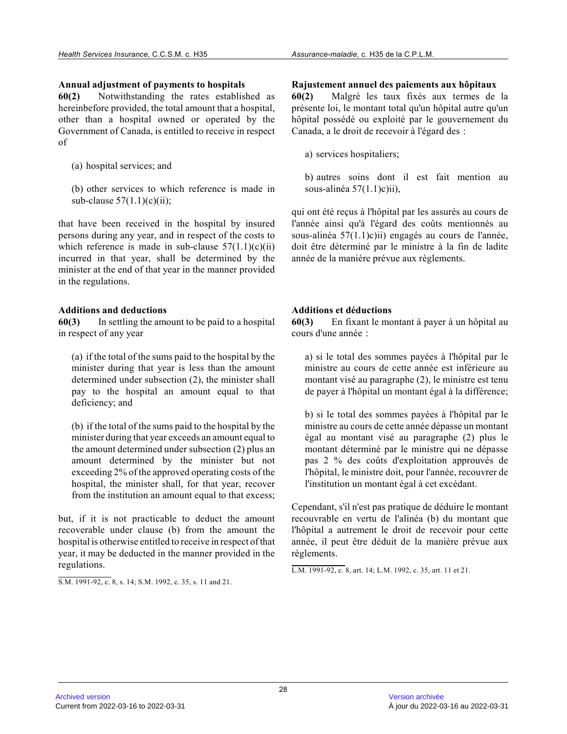**Annual adjustment of payments to hospitals**

**60(2)** Notwithstanding the rates established as hereinbefore provided, the total amount that a hospital, other than a hospital owned or operated by the Government of Canada, is entitled to receive in respect of

(a) hospital services; and

(b) other services to which reference is made in sub-clause 57(1.1)(c)(ii);

that have been received in the hospital by insured persons during any year, and in respect of the costs to which reference is made in sub-clause 57(1.1)(c)(ii) incurred in that year, shall be determined by the minister at the end of that year in the manner provided in the regulations.

**Additions and deductions**

**60(3)** In settling the amount to be paid to a hospital in respect of any year

(a) if the total of the sums paid to the hospital by the minister during that year is less than the amount determined under subsection (2), the minister shall pay to the hospital an amount equal to that deficiency; and

(b) if the total of the sums paid to the hospital by the minister during that year exceeds an amount equal to the amount determined under subsection (2) plus an amount determined by the minister but not exceeding 2% of the approved operating costs of the hospital, the minister shall, for that year, recover from the institution an amount equal to that excess;

but, if it is not practicable to deduct the amount recoverable under clause (b) from the amount the hospital is otherwise entitled to receive in respect of that year, it may be deducted in the manner provided in the regulations.

S.M. 1991-92, c. 8, s. 14; S.M. 1992, c. 35, s. 11 and 21.

**Rajustement annuel des paiements aux hôpitaux**

**60(2)** Malgré les taux fixés aux termes de la présente loi, le montant total qu'un hôpital autre qu'un hôpital possédé ou exploité par le gouvernement du Canada, a le droit de recevoir à l'égard des :

a) services hospitaliers;

b) autres soins dont il est fait mention au sous-alinéa 57(1.1)c)ii),

qui ont été reçus à l'hôpital par les assurés au cours de l'année ainsi qu'à l'égard des coûts mentionnés au sous-alinéa 57(1.1)c)ii) engagés au cours de l'année, doit être déterminé par le ministre à la fin de ladite année de la manière prévue aux règlements.

**Additions et déductions**

**60(3)** En fixant le montant à payer à un hôpital au cours d'une année :

a) si le total des sommes payées à l'hôpital par le ministre au cours de cette année est inférieure au montant visé au paragraphe (2), le ministre est tenu de payer à l'hôpital un montant égal à la différence;

b) si le total des sommes payées à l'hôpital par le ministre au cours de cette année dépasse un montant égal au montant visé au paragraphe (2) plus le montant déterminé par le ministre qui ne dépasse pas 2 % des coûts d'exploitation approuvés de l'hôpital, le ministre doit, pour l'année, recouvrer de l'institution un montant égal à cet excédant.

Cependant, s'il n'est pas pratique de déduire le montant recouvrable en vertu de l'alinéa (b) du montant que l'hôpital a autrement le droit de recevoir pour cette année, il peut être déduit de la manière prévue aux règlements.

L.M. 1991-92, c. 8, art. 14; L.M. 1992, c. 35, art. 11 et 21.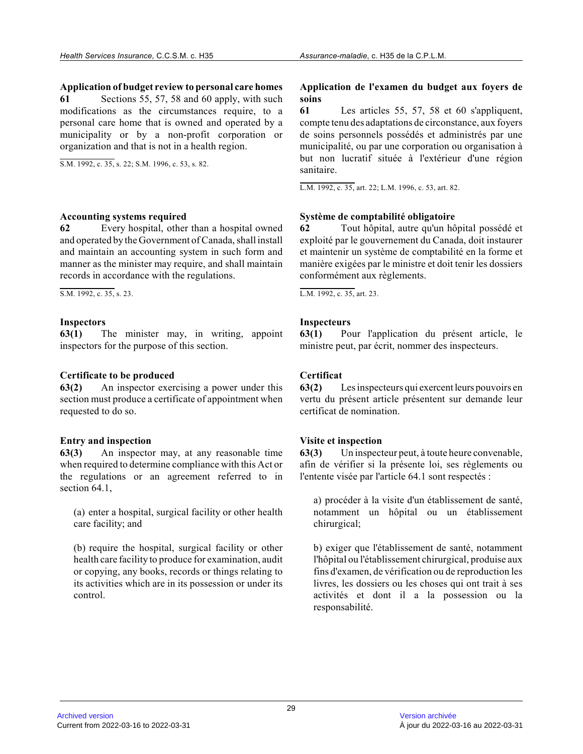**Application of budget review to personal care homes**

**61** Sections 55, 57, 58 and 60 apply, with such modifications as the circumstances require, to a personal care home that is owned and operated by a municipality or by a non-profit corporation or organization and that is not in a health region.

S.M. 1992, c. 35, s. 22; S.M. 1996, c. 53, s. 82.

**Accounting systems required**

**62** Every hospital, other than a hospital owned and operated by the Government of Canada, shall install and maintain an accounting system in such form and manner as the minister may require, and shall maintain records in accordance with the regulations.

S.M. 1992, c. 35, s. 23.

**Inspectors**

**63(1)** The minister may, in writing, appoint inspectors for the purpose of this section.

**Certificate to be produced**

**63(2)** An inspector exercising a power under this section must produce a certificate of appointment when requested to do so.

**Entry and inspection**

**63(3)** An inspector may, at any reasonable time when required to determine compliance with this Act or the regulations or an agreement referred to in section 64.1,

(a) enter a hospital, surgical facility or other health care facility; and

(b) require the hospital, surgical facility or other health care facility to produce for examination, audit or copying, any books, records or things relating to its activities which are in its possession or under its control.

**Application de l'examen du budget aux foyers de soins**

**61** Les articles 55, 57, 58 et 60 s'appliquent, compte tenu des adaptations de circonstance, aux foyers de soins personnels possédés et administrés par une municipalité, ou par une corporation ou organisation à but non lucratif située à l'extérieur d'une région sanitaire.

L.M. 1992, c. 35, art. 22; L.M. 1996, c. 53, art. 82.

**Système de comptabilité obligatoire**

**62** Tout hôpital, autre qu'un hôpital possédé et exploité par le gouvernement du Canada, doit instaurer et maintenir un système de comptabilité en la forme et manière exigées par le ministre et doit tenir les dossiers conformément aux règlements.

L.M. 1992, c. 35, art. 23.

**Inspecteurs**

**63(1)** Pour l'application du présent article, le ministre peut, par écrit, nommer des inspecteurs.

**Certificat**

**63(2)** Les inspecteurs qui exercent leurs pouvoirs en vertu du présent article présentent sur demande leur certificat de nomination.

**Visite et inspection**

**63(3)** Un inspecteur peut, à toute heure convenable, afin de vérifier si la présente loi, ses règlements ou l'entente visée par l'article 64.1 sont respectés :

a) procéder à la visite d'un établissement de santé, notamment un hôpital ou un établissement chirurgical;

b) exiger que l'établissement de santé, notamment l'hôpital ou l'établissement chirurgical, produise aux fins d'examen, de vérification ou de reproduction les livres, les dossiers ou les choses qui ont trait à ses activités et dont il a la possession ou la responsabilité.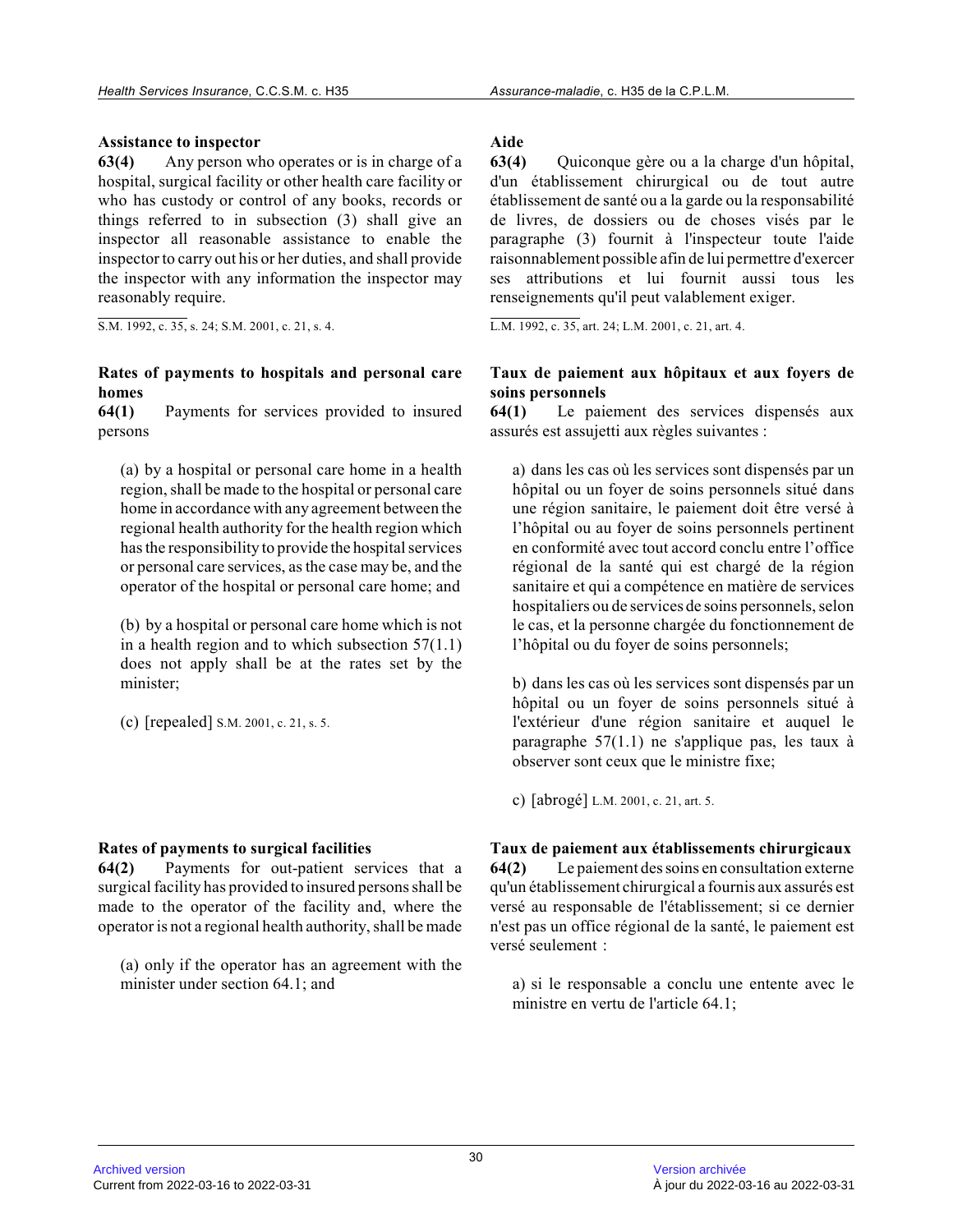**Assistance to inspector**

**63(4)** Any person who operates or is in charge of a hospital, surgical facility or other health care facility or who has custody or control of any books, records or things referred to in subsection (3) shall give an inspector all reasonable assistance to enable the inspector to carry out his or her duties, and shall provide the inspector with any information the inspector may reasonably require.

S.M. 1992, c. 35, s. 24; S.M. 2001, c. 21, s. 4.

**Aide**

**63(4)** Quiconque gère ou a la charge d'un hôpital, d'un établissement chirurgical ou de tout autre établissement de santé ou a la garde ou la responsabilité de livres, de dossiers ou de choses visés par le paragraphe (3) fournit à l'inspecteur toute l'aide raisonnablement possible afin de lui permettre d'exercer ses attributions et lui fournit aussi tous les renseignements qu'il peut valablement exiger.

L.M. 1992, c. 35, art. 24; L.M. 2001, c. 21, art. 4.

**Rates of payments to hospitals and personal care homes**

**64(1)** Payments for services provided to insured persons

(a) by a hospital or personal care home in a health region, shall be made to the hospital or personal care home in accordance with any agreement between the regional health authority for the health region which has the responsibility to provide the hospital services or personal care services, as the case may be, and the operator of the hospital or personal care home; and

(b) by a hospital or personal care home which is not in a health region and to which subsection 57(1.1) does not apply shall be at the rates set by the minister;

(c) [repealed] S.M. 2001, c. 21, s. 5.

**Taux de paiement aux hôpitaux et aux foyers de soins personnels**

**64(1)** Le paiement des services dispensés aux assurés est assujetti aux règles suivantes :

a) dans les cas où les services sont dispensés par un hôpital ou un foyer de soins personnels situé dans une région sanitaire, le paiement doit être versé à l'hôpital ou au foyer de soins personnels pertinent en conformité avec tout accord conclu entre l'office régional de la santé qui est chargé de la région sanitaire et qui a compétence en matière de services hospitaliers ou de services de soins personnels, selon le cas, et la personne chargée du fonctionnement de l'hôpital ou du foyer de soins personnels;

b) dans les cas où les services sont dispensés par un hôpital ou un foyer de soins personnels situé à l'extérieur d'une région sanitaire et auquel le paragraphe 57(1.1) ne s'applique pas, les taux à observer sont ceux que le ministre fixe;

c) [abrogé] L.M. 2001, c. 21, art. 5.

**Rates of payments to surgical facilities**

**64(2)** Payments for out-patient services that a surgical facility has provided to insured persons shall be made to the operator of the facility and, where the operator is not a regional health authority, shall be made

(a) only if the operator has an agreement with the minister under section 64.1; and

**Taux de paiement aux établissements chirurgicaux**

**64(2)** Le paiement des soins en consultation externe qu'un établissement chirurgical a fournis aux assurés est versé au responsable de l'établissement; si ce dernier n'est pas un office régional de la santé, le paiement est versé seulement :

a) si le responsable a conclu une entente avec le ministre en vertu de l'article 64.1;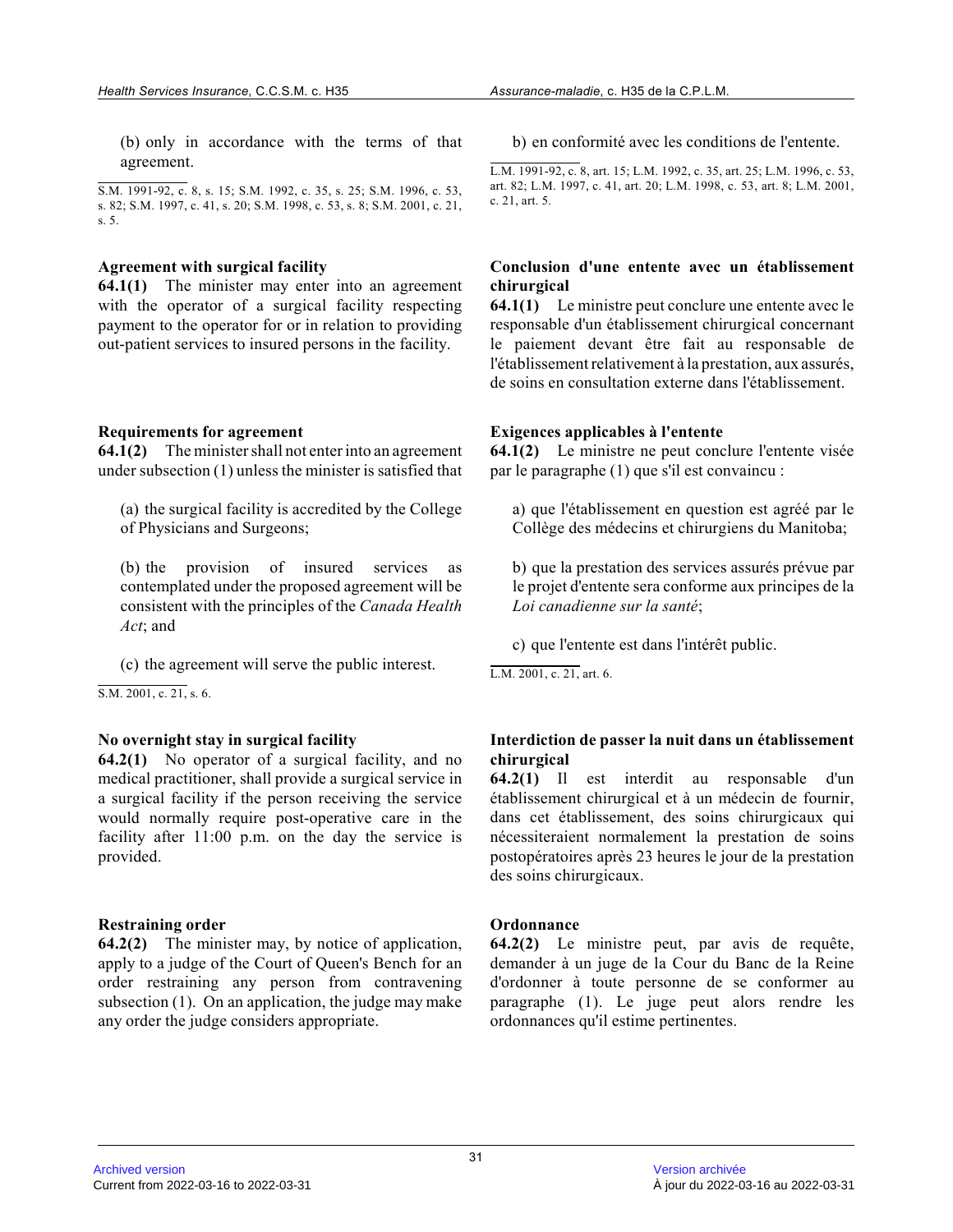(b) only in accordance with the terms of that agreement.

S.M. 1991-92, c. 8, s. 15; S.M. 1992, c. 35, s. 25; S.M. 1996, c. 53, s. 82; S.M. 1997, c. 41, s. 20; S.M. 1998, c. 53, s. 8; S.M. 2001, c. 21, s. 5.

b) en conformité avec les conditions de l'entente.

L.M. 1991-92, c. 8, art. 15; L.M. 1992, c. 35, art. 25; L.M. 1996, c. 53, art. 82; L.M. 1997, c. 41, art. 20; L.M. 1998, c. 53, art. 8; L.M. 2001, c. 21, art. 5.

**Agreement with surgical facility**

**64.1(1)** The minister may enter into an agreement with the operator of a surgical facility respecting payment to the operator for or in relation to providing out-patient services to insured persons in the facility.

**Conclusion d'une entente avec un établissement chirurgical**

**64.1(1)** Le ministre peut conclure une entente avec le responsable d'un établissement chirurgical concernant le paiement devant être fait au responsable de l'établissement relativement à la prestation, aux assurés, de soins en consultation externe dans l'établissement.

**Requirements for agreement**

**64.1(2)** The minister shall not enter into an agreement under subsection (1) unless the minister is satisfied that

(a) the surgical facility is accredited by the College of Physicians and Surgeons;

(b) the provision of insured services as contemplated under the proposed agreement will be consistent with the principles of the *Canada Health Act*; and

(c) the agreement will serve the public interest.

S.M. 2001, c. 21, s. 6.

**Exigences applicables à l'entente**

**64.1(2)** Le ministre ne peut conclure l'entente visée par le paragraphe (1) que s'il est convaincu :

a) que l'établissement en question est agréé par le Collège des médecins et chirurgiens du Manitoba;

b) que la prestation des services assurés prévue par le projet d'entente sera conforme aux principes de la *Loi canadienne sur la santé*;

c) que l'entente est dans l'intérêt public.

L.M. 2001, c. 21, art. 6.

**No overnight stay in surgical facility**

**64.2(1)** No operator of a surgical facility, and no medical practitioner, shall provide a surgical service in a surgical facility if the person receiving the service would normally require post-operative care in the facility after 11:00 p.m. on the day the service is provided.

**Interdiction de passer la nuit dans un établissement chirurgical**

**64.2(1)** Il est interdit au responsable d'un établissement chirurgical et à un médecin de fournir, dans cet établissement, des soins chirurgicaux qui nécessiteraient normalement la prestation de soins postopératoires après 23 heures le jour de la prestation des soins chirurgicaux.

**Restraining order**

**64.2(2)** The minister may, by notice of application, apply to a judge of the Court of Queen's Bench for an order restraining any person from contravening subsection (1). On an application, the judge may make any order the judge considers appropriate.

**Ordonnance**

**64.2(2)** Le ministre peut, par avis de requête, demander à un juge de la Cour du Banc de la Reine d'ordonner à toute personne de se conformer au paragraphe (1). Le juge peut alors rendre les ordonnances qu'il estime pertinentes.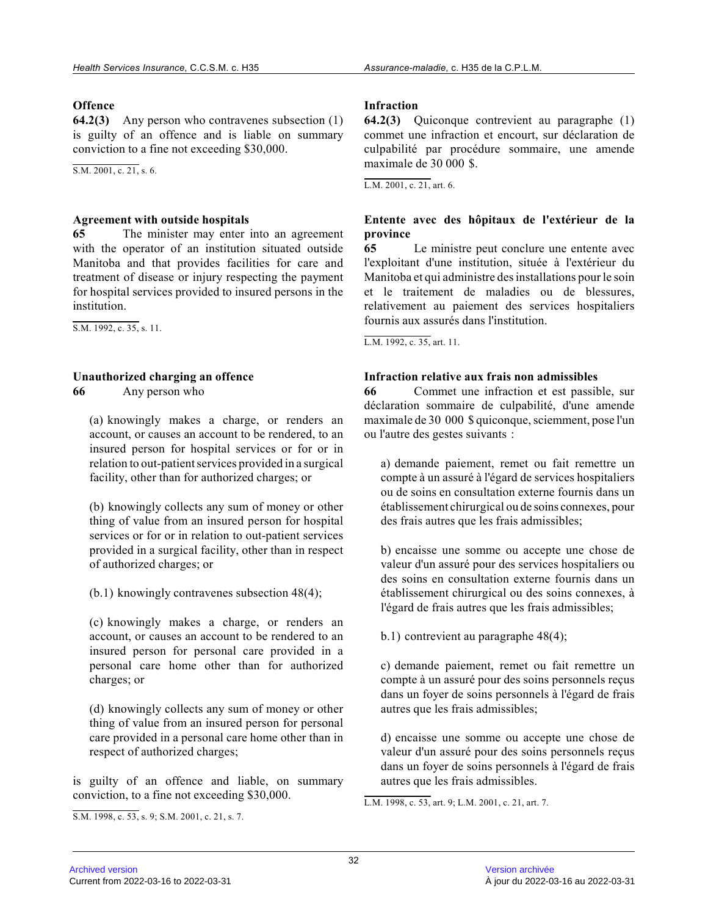### Offence

**64.2(3)** Any person who contravenes subsection (1) is guilty of an offence and is liable on summary conviction to a fine not exceeding $30,000.

S.M. 2001, c. 21, s. 6.

### Infraction

**64.2(3)** Quiconque contrevient au paragraphe (1) commet une infraction et encourt, sur déclaration de culpabilité par procédure sommaire, une amende maximale de 30 000 $.

L.M. 2001, c. 21, art. 6.

### Agreement with outside hospitals

**65** The minister may enter into an agreement with the operator of an institution situated outside Manitoba and that provides facilities for care and treatment of disease or injury respecting the payment for hospital services provided to insured persons in the institution.

S.M. 1992, c. 35, s. 11.

### Entente avec des hôpitaux de l'extérieur de la province

**65** Le ministre peut conclure une entente avec l'exploitant d'une institution, située à l'extérieur du Manitoba et qui administre des installations pour le soin et le traitement de maladies ou de blessures, relativement au paiement des services hospitaliers fournis aux assurés dans l'institution.

L.M. 1992, c. 35, art. 11.

### Unauthorized charging an offence

**66** Any person who

(a) knowingly makes a charge, or renders an account, or causes an account to be rendered, to an insured person for hospital services or for or in relation to out-patient services provided in a surgical facility, other than for authorized charges; or

(b) knowingly collects any sum of money or other thing of value from an insured person for hospital services or for or in relation to out-patient services provided in a surgical facility, other than in respect of authorized charges; or

(b.1) knowingly contravenes subsection 48(4);

(c) knowingly makes a charge, or renders an account, or causes an account to be rendered, to an insured person for personal care provided in a personal care home other than for authorized charges; or

(d) knowingly collects any sum of money or other thing of value from an insured person for personal care provided in a personal care home other than in respect of authorized charges;

is guilty of an offence and liable, on summary conviction, to a fine not exceeding $30,000.

S.M. 1998, c. 53, s. 9; S.M. 2001, c. 21, s. 7.

### Infraction relative aux frais non admissibles

**66** Commet une infraction et est passible, sur déclaration sommaire de culpabilité, d'une amende maximale de 30 000 $ quiconque, sciemment, pose l'un ou l'autre des gestes suivants :

a) demande paiement, remet ou fait remettre un compte à un assuré à l'égard de services hospitaliers ou de soins en consultation externe fournis dans un établissement chirurgical ou de soins connexes, pour des frais autres que les frais admissibles;

b) encaisse une somme ou accepte une chose de valeur d'un assuré pour des services hospitaliers ou des soins en consultation externe fournis dans un établissement chirurgical ou des soins connexes, à l'égard de frais autres que les frais admissibles;

b.1) contrevient au paragraphe 48(4);

c) demande paiement, remet ou fait remettre un compte à un assuré pour des soins personnels reçus dans un foyer de soins personnels à l'égard de frais autres que les frais admissibles;

d) encaisse une somme ou accepte une chose de valeur d'un assuré pour des soins personnels reçus dans un foyer de soins personnels à l'égard de frais autres que les frais admissibles.

L.M. 1998, c. 53, art. 9; L.M. 2001, c. 21, art. 7.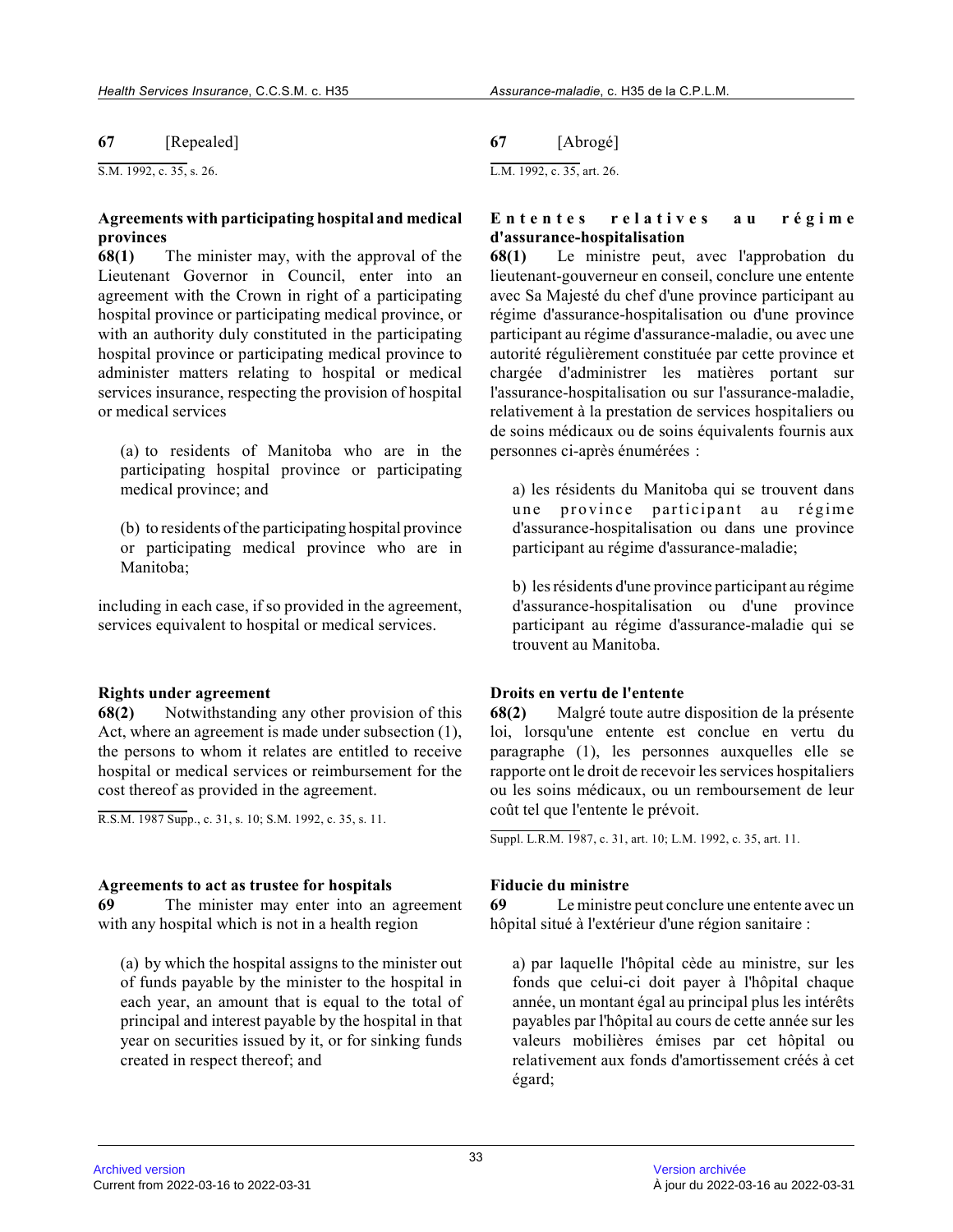**67** [Repealed]

S.M. 1992, c. 35, s. 26.

**Agreements with participating hospital and medical provinces**

**68(1)** The minister may, with the approval of the Lieutenant Governor in Council, enter into an agreement with the Crown in right of a participating hospital province or participating medical province, or with an authority duly constituted in the participating hospital province or participating medical province to administer matters relating to hospital or medical services insurance, respecting the provision of hospital or medical services

(a) to residents of Manitoba who are in the participating hospital province or participating medical province; and

(b) to residents of the participating hospital province or participating medical province who are in Manitoba;

including in each case, if so provided in the agreement, services equivalent to hospital or medical services.

**Rights under agreement**

**68(2)** Notwithstanding any other provision of this Act, where an agreement is made under subsection (1), the persons to whom it relates are entitled to receive hospital or medical services or reimbursement for the cost thereof as provided in the agreement.

R.S.M. 1987 Supp., c. 31, s. 10; S.M. 1992, c. 35, s. 11.

**Agreements to act as trustee for hospitals**

**69** The minister may enter into an agreement with any hospital which is not in a health region

(a) by which the hospital assigns to the minister out of funds payable by the minister to the hospital in each year, an amount that is equal to the total of principal and interest payable by the hospital in that year on securities issued by it, or for sinking funds created in respect thereof; and

**67** [Abrogé]

L.M. 1992, c. 35, art. 26.

**Ententes relatives au régime d'assurance-hospitalisation**

**68(1)** Le ministre peut, avec l'approbation du lieutenant-gouverneur en conseil, conclure une entente avec Sa Majesté du chef d'une province participant au régime d'assurance-hospitalisation ou d'une province participant au régime d'assurance-maladie, ou avec une autorité régulièrement constituée par cette province et chargée d'administrer les matières portant sur l'assurance-hospitalisation ou sur l'assurance-maladie, relativement à la prestation de services hospitaliers ou de soins médicaux ou de soins équivalents fournis aux personnes ci-après énumérées :

a) les résidents du Manitoba qui se trouvent dans une province participant au régime d'assurance-hospitalisation ou dans une province participant au régime d'assurance-maladie;

b) les résidents d'une province participant au régime d'assurance-hospitalisation ou d'une province participant au régime d'assurance-maladie qui se trouvent au Manitoba.

**Droits en vertu de l'entente**

**68(2)** Malgré toute autre disposition de la présente loi, lorsqu'une entente est conclue en vertu du paragraphe (1), les personnes auxquelles elle se rapporte ont le droit de recevoir les services hospitaliers ou les soins médicaux, ou un remboursement de leur coût tel que l'entente le prévoit.

Suppl. L.R.M. 1987, c. 31, art. 10; L.M. 1992, c. 35, art. 11.

**Fiducie du ministre**

**69** Le ministre peut conclure une entente avec un hôpital situé à l'extérieur d'une région sanitaire :

a) par laquelle l'hôpital cède au ministre, sur les fonds que celui-ci doit payer à l'hôpital chaque année, un montant égal au principal plus les intérêts payables par l'hôpital au cours de cette année sur les valeurs mobilières émises par cet hôpital ou relativement aux fonds d'amortissement créés à cet égard;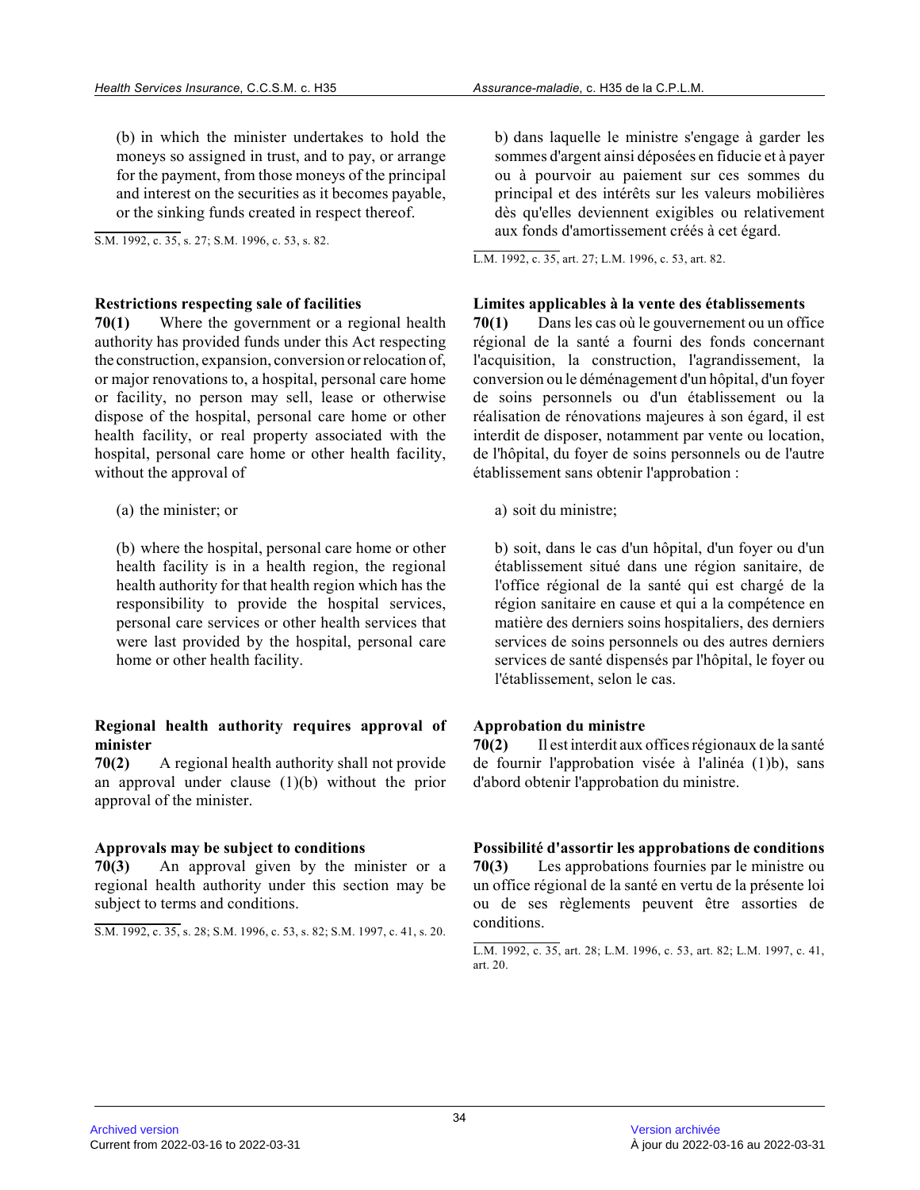(b) in which the minister undertakes to hold the moneys so assigned in trust, and to pay, or arrange for the payment, from those moneys of the principal and interest on the securities as it becomes payable, or the sinking funds created in respect thereof.

S.M. 1992, c. 35, s. 27; S.M. 1996, c. 53, s. 82.

b) dans laquelle le ministre s'engage à garder les sommes d'argent ainsi déposées en fiducie et à payer ou à pourvoir au paiement sur ces sommes du principal et des intérêts sur les valeurs mobilières dès qu'elles deviennent exigibles ou relativement aux fonds d'amortissement créés à cet égard.

L.M. 1992, c. 35, art. 27; L.M. 1996, c. 53, art. 82.

**Restrictions respecting sale of facilities**

**70(1)** Where the government or a regional health authority has provided funds under this Act respecting the construction, expansion, conversion or relocation of, or major renovations to, a hospital, personal care home or facility, no person may sell, lease or otherwise dispose of the hospital, personal care home or other health facility, or real property associated with the hospital, personal care home or other health facility, without the approval of

(a) the minister; or

(b) where the hospital, personal care home or other health facility is in a health region, the regional health authority for that health region which has the responsibility to provide the hospital services, personal care services or other health services that were last provided by the hospital, personal care home or other health facility.

**Limites applicables à la vente des établissements**

**70(1)** Dans les cas où le gouvernement ou un office régional de la santé a fourni des fonds concernant l'acquisition, la construction, l'agrandissement, la conversion ou le déménagement d'un hôpital, d'un foyer de soins personnels ou d'un établissement ou la réalisation de rénovations majeures à son égard, il est interdit de disposer, notamment par vente ou location, de l'hôpital, du foyer de soins personnels ou de l'autre établissement sans obtenir l'approbation :

a) soit du ministre;

b) soit, dans le cas d'un hôpital, d'un foyer ou d'un établissement situé dans une région sanitaire, de l'office régional de la santé qui est chargé de la région sanitaire en cause et qui a la compétence en matière des derniers soins hospitaliers, des derniers services de soins personnels ou des autres derniers services de santé dispensés par l'hôpital, le foyer ou l'établissement, selon le cas.

**Regional health authority requires approval of minister**

**70(2)** A regional health authority shall not provide an approval under clause (1)(b) without the prior approval of the minister.

**Approbation du ministre**

**70(2)** Il est interdit aux offices régionaux de la santé de fournir l'approbation visée à l'alinéa (1)b), sans d'abord obtenir l'approbation du ministre.

**Approvals may be subject to conditions**

**70(3)** An approval given by the minister or a regional health authority under this section may be subject to terms and conditions.

S.M. 1992, c. 35, s. 28; S.M. 1996, c. 53, s. 82; S.M. 1997, c. 41, s. 20.

**Possibilité d'assortir les approbations de conditions**

**70(3)** Les approbations fournies par le ministre ou un office régional de la santé en vertu de la présente loi ou de ses règlements peuvent être assorties de conditions.

L.M. 1992, c. 35, art. 28; L.M. 1996, c. 53, art. 82; L.M. 1997, c. 41, art. 20.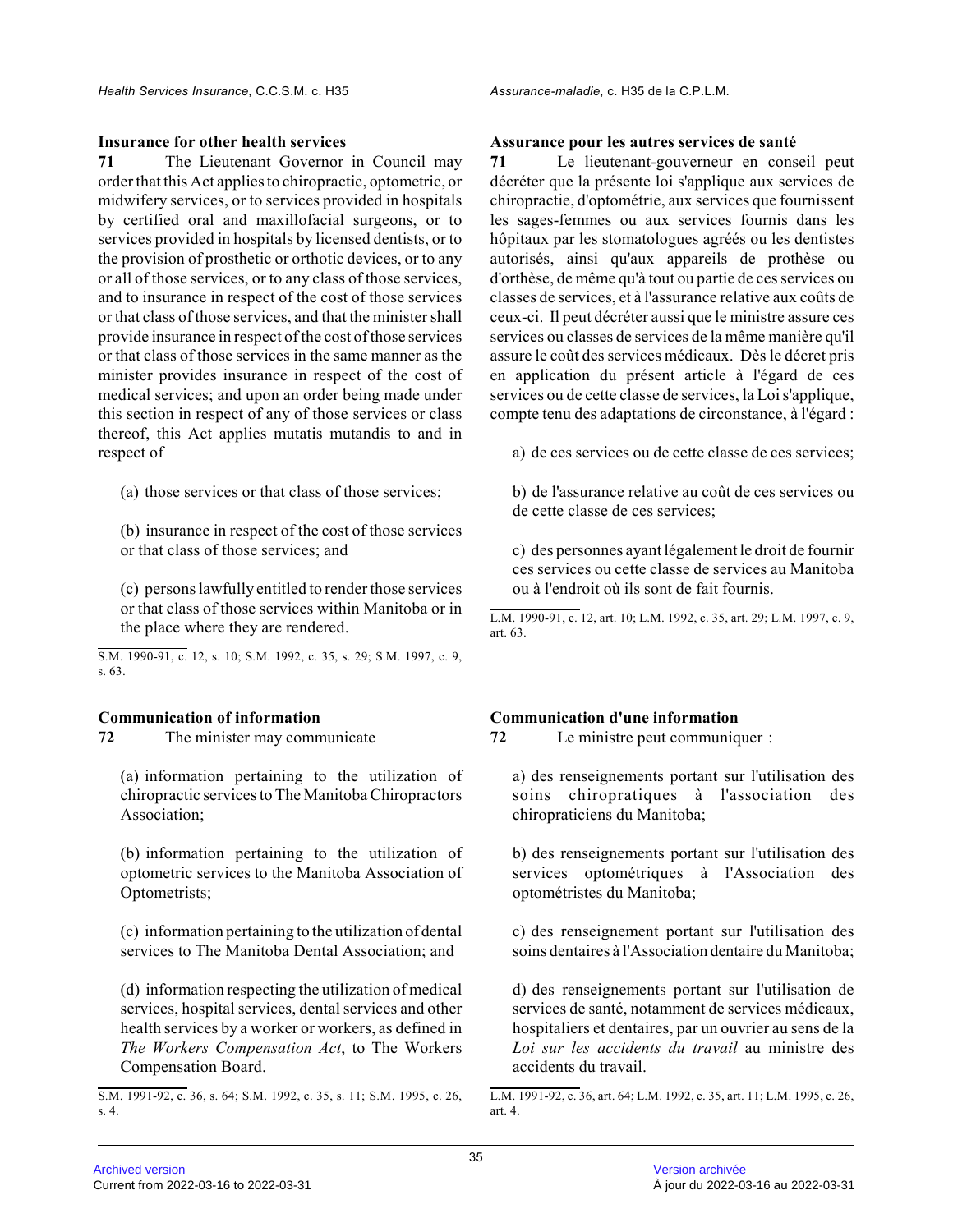### Insurance for other health services

**71** The Lieutenant Governor in Council may order that this Act applies to chiropractic, optometric, or midwifery services, or to services provided in hospitals by certified oral and maxillofacial surgeons, or to services provided in hospitals by licensed dentists, or to the provision of prosthetic or orthotic devices, or to any or all of those services, or to any class of those services, and to insurance in respect of the cost of those services or that class of those services, and that the minister shall provide insurance in respect of the cost of those services or that class of those services in the same manner as the minister provides insurance in respect of the cost of medical services; and upon an order being made under this section in respect of any of those services or class thereof, this Act applies mutatis mutandis to and in respect of

(a) those services or that class of those services;

(b) insurance in respect of the cost of those services or that class of those services; and

(c) persons lawfully entitled to render those services or that class of those services within Manitoba or in the place where they are rendered.

S.M. 1990-91, c. 12, s. 10; S.M. 1992, c. 35, s. 29; S.M. 1997, c. 9, s. 63.

### Assurance pour les autres services de santé

**71** Le lieutenant-gouverneur en conseil peut décréter que la présente loi s'applique aux services de chiropractie, d'optométrie, aux services que fournissent les sages-femmes ou aux services fournis dans les hôpitaux par les stomatologues agréés ou les dentistes autorisés, ainsi qu'aux appareils de prothèse ou d'orthèse, de même qu'à tout ou partie de ces services ou classes de services, et à l'assurance relative aux coûts de ceux-ci. Il peut décréter aussi que le ministre assure ces services ou classes de services de la même manière qu'il assure le coût des services médicaux. Dès le décret pris en application du présent article à l'égard de ces services ou de cette classe de services, la Loi s'applique, compte tenu des adaptations de circonstance, à l'égard :

a) de ces services ou de cette classe de ces services;

b) de l'assurance relative au coût de ces services ou de cette classe de ces services;

c) des personnes ayant légalement le droit de fournir ces services ou cette classe de services au Manitoba ou à l'endroit où ils sont de fait fournis.

L.M. 1990-91, c. 12, art. 10; L.M. 1992, c. 35, art. 29; L.M. 1997, c. 9, art. 63.

### Communication of information

**72** The minister may communicate

(a) information pertaining to the utilization of chiropractic services to The Manitoba Chiropractors Association;

(b) information pertaining to the utilization of optometric services to the Manitoba Association of Optometrists;

(c) information pertaining to the utilization of dental services to The Manitoba Dental Association; and

(d) information respecting the utilization of medical services, hospital services, dental services and other health services by a worker or workers, as defined in *The Workers Compensation Act*, to The Workers Compensation Board.

S.M. 1991-92, c. 36, s. 64; S.M. 1992, c. 35, s. 11; S.M. 1995, c. 26, s. 4.

### Communication d'une information

**72** Le ministre peut communiquer :

a) des renseignements portant sur l'utilisation des soins chiropratiques à l'association des chiropraticiens du Manitoba;

b) des renseignements portant sur l'utilisation des services optométriques à l'Association des optométristes du Manitoba;

c) des renseignement portant sur l'utilisation des soins dentaires à l'Association dentaire du Manitoba;

d) des renseignements portant sur l'utilisation de services de santé, notamment de services médicaux, hospitaliers et dentaires, par un ouvrier au sens de la *Loi sur les accidents du travail* au ministre des accidents du travail.

L.M. 1991-92, c. 36, art. 64; L.M. 1992, c. 35, art. 11; L.M. 1995, c. 26, art. 4.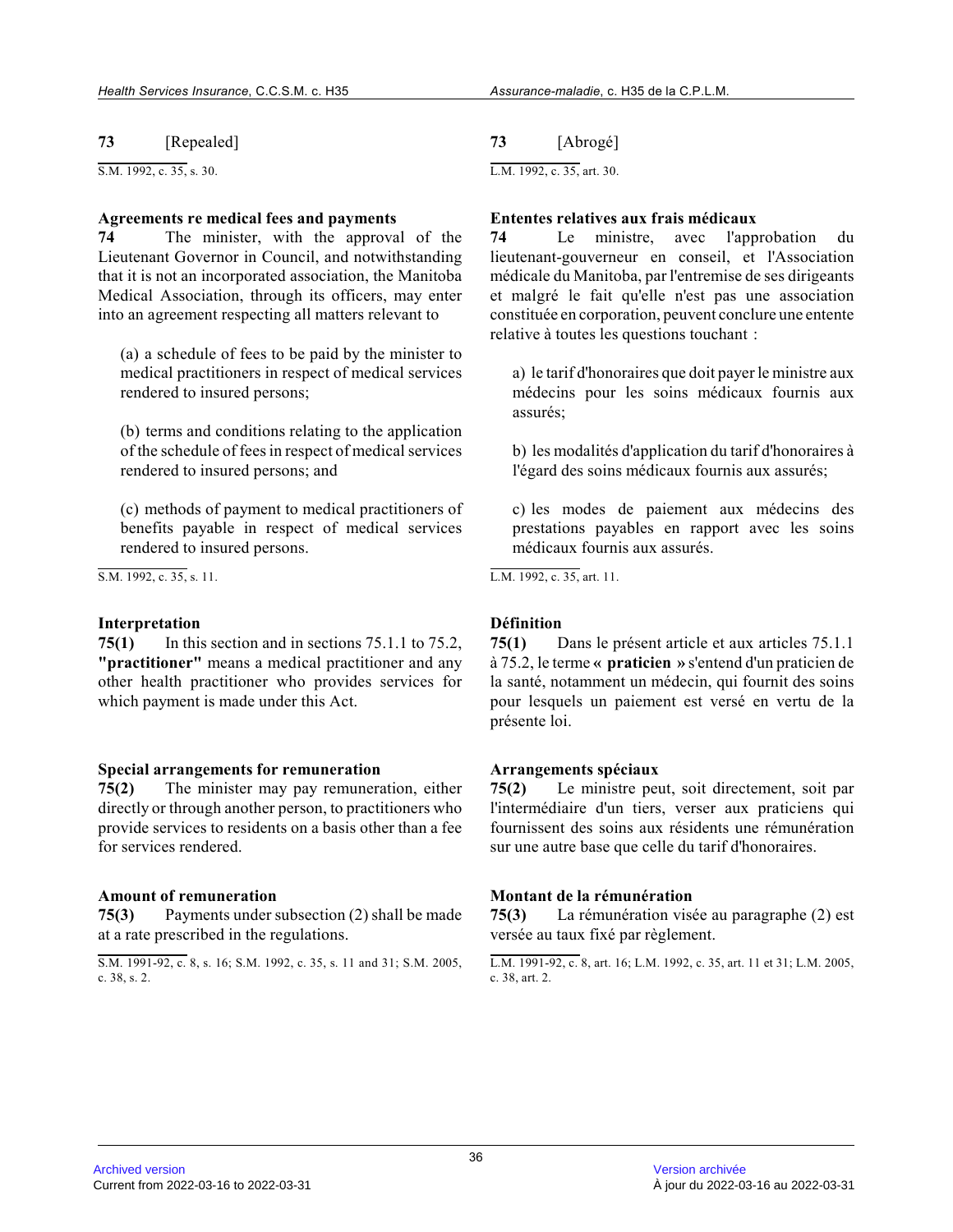**73** [Repealed]

S.M. 1992, c. 35, s. 30.

**Agreements re medical fees and payments**

**74** The minister, with the approval of the Lieutenant Governor in Council, and notwithstanding that it is not an incorporated association, the Manitoba Medical Association, through its officers, may enter into an agreement respecting all matters relevant to

(a) a schedule of fees to be paid by the minister to medical practitioners in respect of medical services rendered to insured persons;

(b) terms and conditions relating to the application of the schedule of fees in respect of medical services rendered to insured persons; and

(c) methods of payment to medical practitioners of benefits payable in respect of medical services rendered to insured persons.

S.M. 1992, c. 35, s. 11.

**Interpretation**

**75(1)** In this section and in sections 75.1.1 to 75.2, **"practitioner"** means a medical practitioner and any other health practitioner who provides services for which payment is made under this Act.

**Special arrangements for remuneration**

**75(2)** The minister may pay remuneration, either directly or through another person, to practitioners who provide services to residents on a basis other than a fee for services rendered.

**Amount of remuneration**

**75(3)** Payments under subsection (2) shall be made at a rate prescribed in the regulations.

S.M. 1991-92, c. 8, s. 16; S.M. 1992, c. 35, s. 11 and 31; S.M. 2005, c. 38, s. 2.

**73** [Abrogé]

L.M. 1992, c. 35, art. 30.

**Ententes relatives aux frais médicaux**

**74** Le ministre, avec l'approbation du lieutenant-gouverneur en conseil, et l'Association médicale du Manitoba, par l'entremise de ses dirigeants et malgré le fait qu'elle n'est pas une association constituée en corporation, peuvent conclure une entente relative à toutes les questions touchant :

a) le tarif d'honoraires que doit payer le ministre aux médecins pour les soins médicaux fournis aux assurés;

b) les modalités d'application du tarif d'honoraires à l'égard des soins médicaux fournis aux assurés;

c) les modes de paiement aux médecins des prestations payables en rapport avec les soins médicaux fournis aux assurés.

L.M. 1992, c. 35, art. 11.

**Définition**

**75(1)** Dans le présent article et aux articles 75.1.1 à 75.2, le terme **« praticien »** s'entend d'un praticien de la santé, notamment un médecin, qui fournit des soins pour lesquels un paiement est versé en vertu de la présente loi.

**Arrangements spéciaux**

**75(2)** Le ministre peut, soit directement, soit par l'intermédiaire d'un tiers, verser aux praticiens qui fournissent des soins aux résidents une rémunération sur une autre base que celle du tarif d'honoraires.

**Montant de la rémunération**

**75(3)** La rémunération visée au paragraphe (2) est versée au taux fixé par règlement.

L.M. 1991-92, c. 8, art. 16; L.M. 1992, c. 35, art. 11 et 31; L.M. 2005, c. 38, art. 2.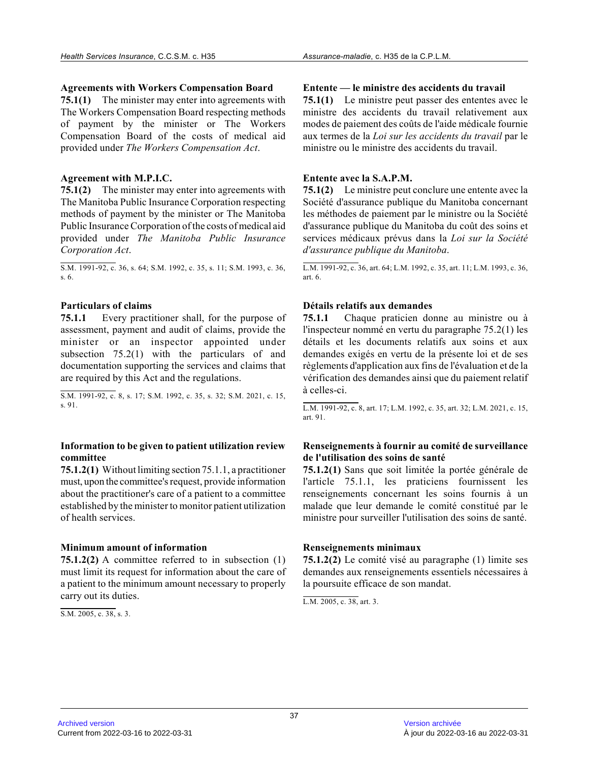**Agreements with Workers Compensation Board**

**75.1(1)** The minister may enter into agreements with The Workers Compensation Board respecting methods of payment by the minister or The Workers Compensation Board of the costs of medical aid provided under *The Workers Compensation Act*.

**Agreement with M.P.I.C.**

**75.1(2)** The minister may enter into agreements with The Manitoba Public Insurance Corporation respecting methods of payment by the minister or The Manitoba Public Insurance Corporation of the costs of medical aid provided under *The Manitoba Public Insurance Corporation Act*.

S.M. 1991-92, c. 36, s. 64; S.M. 1992, c. 35, s. 11; S.M. 1993, c. 36, s. 6.

**Particulars of claims**

**75.1.1** Every practitioner shall, for the purpose of assessment, payment and audit of claims, provide the minister or an inspector appointed under subsection 75.2(1) with the particulars of and documentation supporting the services and claims that are required by this Act and the regulations.

S.M. 1991-92, c. 8, s. 17; S.M. 1992, c. 35, s. 32; S.M. 2021, c. 15, s. 91.

**Information to be given to patient utilization review committee**

**75.1.2(1)** Without limiting section 75.1.1, a practitioner must, upon the committee's request, provide information about the practitioner's care of a patient to a committee established by the minister to monitor patient utilization of health services.

**Minimum amount of information**

**75.1.2(2)** A committee referred to in subsection (1) must limit its request for information about the care of a patient to the minimum amount necessary to properly carry out its duties.

S.M. 2005, c. 38, s. 3.

**Entente — le ministre des accidents du travail**

**75.1(1)** Le ministre peut passer des ententes avec le ministre des accidents du travail relativement aux modes de paiement des coûts de l'aide médicale fournie aux termes de la *Loi sur les accidents du travail* par le ministre ou le ministre des accidents du travail.

**Entente avec la S.A.P.M.**

**75.1(2)** Le ministre peut conclure une entente avec la Société d'assurance publique du Manitoba concernant les méthodes de paiement par le ministre ou la Société d'assurance publique du Manitoba du coût des soins et services médicaux prévus dans la *Loi sur la Société d'assurance publique du Manitoba*.

L.M. 1991-92, c. 36, art. 64; L.M. 1992, c. 35, art. 11; L.M. 1993, c. 36, art. 6.

**Détails relatifs aux demandes**

**75.1.1** Chaque praticien donne au ministre ou à l'inspecteur nommé en vertu du paragraphe 75.2(1) les détails et les documents relatifs aux soins et aux demandes exigés en vertu de la présente loi et de ses règlements d'application aux fins de l'évaluation et de la vérification des demandes ainsi que du paiement relatif à celles-ci.

L.M. 1991-92, c. 8, art. 17; L.M. 1992, c. 35, art. 32; L.M. 2021, c. 15, art. 91.

**Renseignements à fournir au comité de surveillance de l'utilisation des soins de santé**

**75.1.2(1)** Sans que soit limitée la portée générale de l'article 75.1.1, les praticiens fournissent les renseignements concernant les soins fournis à un malade que leur demande le comité constitué par le ministre pour surveiller l'utilisation des soins de santé.

**Renseignements minimaux**

**75.1.2(2)** Le comité visé au paragraphe (1) limite ses demandes aux renseignements essentiels nécessaires à la poursuite efficace de son mandat.

L.M. 2005, c. 38, art. 3.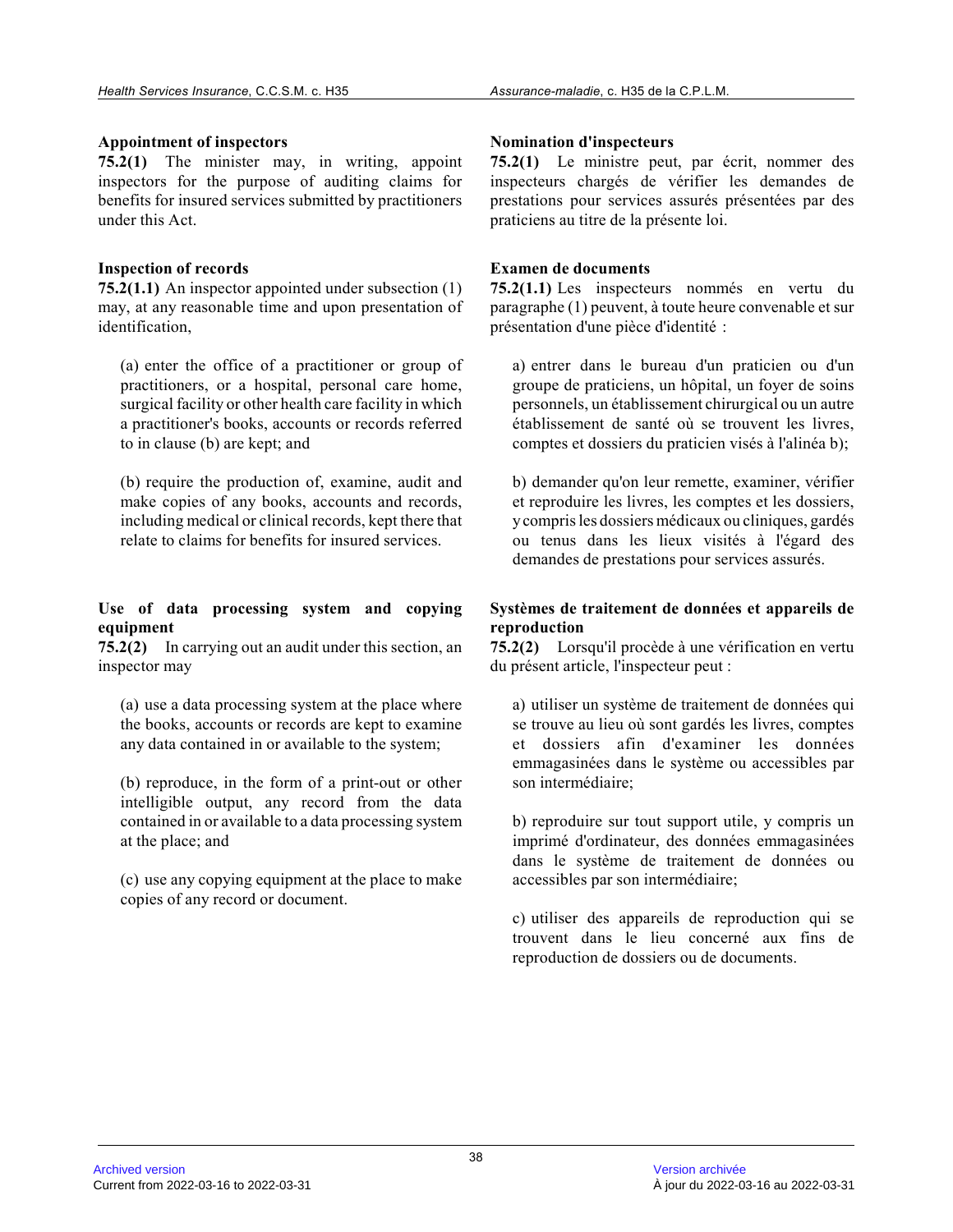**Appointment of inspectors**

**75.2(1)** The minister may, in writing, appoint inspectors for the purpose of auditing claims for benefits for insured services submitted by practitioners under this Act.

**Inspection of records**

**75.2(1.1)** An inspector appointed under subsection (1) may, at any reasonable time and upon presentation of identification,

(a) enter the office of a practitioner or group of practitioners, or a hospital, personal care home, surgical facility or other health care facility in which a practitioner's books, accounts or records referred to in clause (b) are kept; and

(b) require the production of, examine, audit and make copies of any books, accounts and records, including medical or clinical records, kept there that relate to claims for benefits for insured services.

**Use of data processing system and copying equipment**

**75.2(2)** In carrying out an audit under this section, an inspector may

(a) use a data processing system at the place where the books, accounts or records are kept to examine any data contained in or available to the system;

(b) reproduce, in the form of a print-out or other intelligible output, any record from the data contained in or available to a data processing system at the place; and

(c) use any copying equipment at the place to make copies of any record or document.

**Nomination d'inspecteurs**

**75.2(1)** Le ministre peut, par écrit, nommer des inspecteurs chargés de vérifier les demandes de prestations pour services assurés présentées par des praticiens au titre de la présente loi.

**Examen de documents**

**75.2(1.1)** Les inspecteurs nommés en vertu du paragraphe (1) peuvent, à toute heure convenable et sur présentation d'une pièce d'identité :

a) entrer dans le bureau d'un praticien ou d'un groupe de praticiens, un hôpital, un foyer de soins personnels, un établissement chirurgical ou un autre établissement de santé où se trouvent les livres, comptes et dossiers du praticien visés à l'alinéa b);

b) demander qu'on leur remette, examiner, vérifier et reproduire les livres, les comptes et les dossiers, y compris les dossiers médicaux ou cliniques, gardés ou tenus dans les lieux visités à l'égard des demandes de prestations pour services assurés.

**Systèmes de traitement de données et appareils de reproduction**

**75.2(2)** Lorsqu'il procède à une vérification en vertu du présent article, l'inspecteur peut :

a) utiliser un système de traitement de données qui se trouve au lieu où sont gardés les livres, comptes et dossiers afin d'examiner les données emmagasinées dans le système ou accessibles par son intermédiaire;

b) reproduire sur tout support utile, y compris un imprimé d'ordinateur, des données emmagasinées dans le système de traitement de données ou accessibles par son intermédiaire;

c) utiliser des appareils de reproduction qui se trouvent dans le lieu concerné aux fins de reproduction de dossiers ou de documents.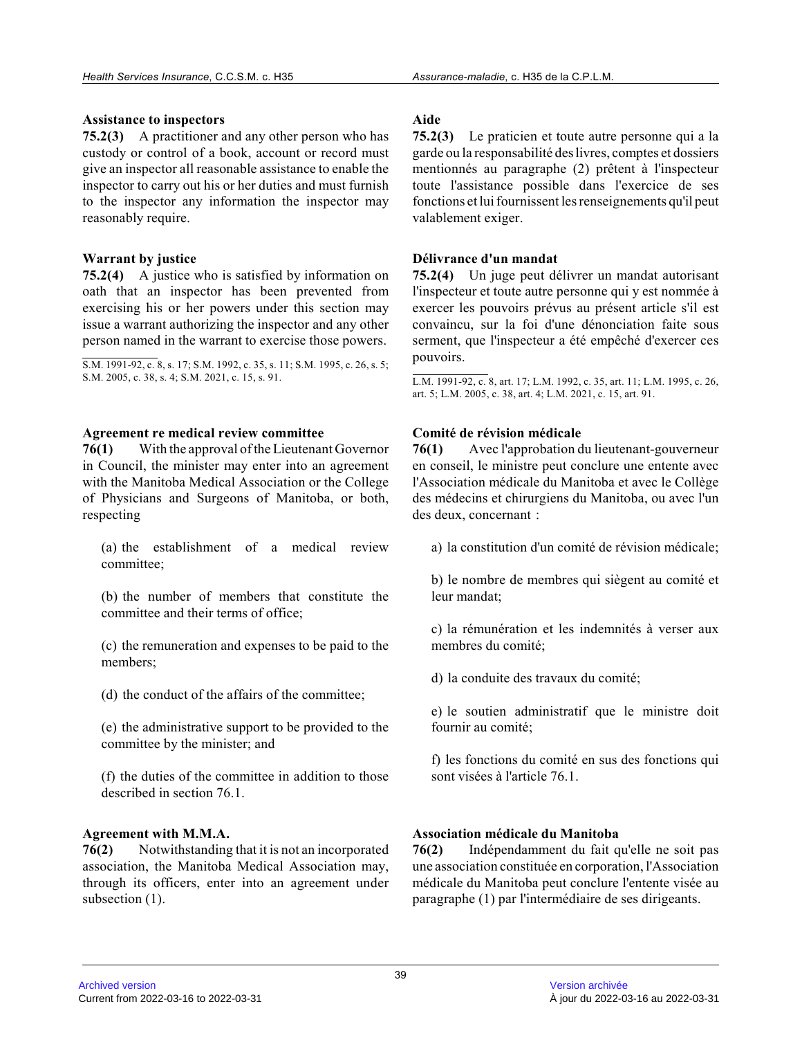**Assistance to inspectors**

**75.2(3)** A practitioner and any other person who has custody or control of a book, account or record must give an inspector all reasonable assistance to enable the inspector to carry out his or her duties and must furnish to the inspector any information the inspector may reasonably require.

**Warrant by justice**

**75.2(4)** A justice who is satisfied by information on oath that an inspector has been prevented from exercising his or her powers under this section may issue a warrant authorizing the inspector and any other person named in the warrant to exercise those powers.

S.M. 1991-92, c. 8, s. 17; S.M. 1992, c. 35, s. 11; S.M. 1995, c. 26, s. 5; S.M. 2005, c. 38, s. 4; S.M. 2021, c. 15, s. 91.

**Agreement re medical review committee**

**76(1)** With the approval of the Lieutenant Governor in Council, the minister may enter into an agreement with the Manitoba Medical Association or the College of Physicians and Surgeons of Manitoba, or both, respecting

(a) the establishment of a medical review committee;

(b) the number of members that constitute the committee and their terms of office;

(c) the remuneration and expenses to be paid to the members;

(d) the conduct of the affairs of the committee;

(e) the administrative support to be provided to the committee by the minister; and

(f) the duties of the committee in addition to those described in section 76.1.

**Agreement with M.M.A.**

**76(2)** Notwithstanding that it is not an incorporated association, the Manitoba Medical Association may, through its officers, enter into an agreement under subsection (1).

**Aide**

**75.2(3)** Le praticien et toute autre personne qui a la garde ou la responsabilité des livres, comptes et dossiers mentionnés au paragraphe (2) prêtent à l'inspecteur toute l'assistance possible dans l'exercice de ses fonctions et lui fournissent les renseignements qu'il peut valablement exiger.

**Délivrance d'un mandat**

**75.2(4)** Un juge peut délivrer un mandat autorisant l'inspecteur et toute autre personne qui y est nommée à exercer les pouvoirs prévus au présent article s'il est convaincu, sur la foi d'une dénonciation faite sous serment, que l'inspecteur a été empêché d'exercer ces pouvoirs.

L.M. 1991-92, c. 8, art. 17; L.M. 1992, c. 35, art. 11; L.M. 1995, c. 26, art. 5; L.M. 2005, c. 38, art. 4; L.M. 2021, c. 15, art. 91.

**Comité de révision médicale**

**76(1)** Avec l'approbation du lieutenant-gouverneur en conseil, le ministre peut conclure une entente avec l'Association médicale du Manitoba et avec le Collège des médecins et chirurgiens du Manitoba, ou avec l'un des deux, concernant :

a) la constitution d'un comité de révision médicale;

b) le nombre de membres qui siègent au comité et leur mandat;

c) la rémunération et les indemnités à verser aux membres du comité;

d) la conduite des travaux du comité;

e) le soutien administratif que le ministre doit fournir au comité;

f) les fonctions du comité en sus des fonctions qui sont visées à l'article 76.1.

**Association médicale du Manitoba**

**76(2)** Indépendamment du fait qu'elle ne soit pas une association constituée en corporation, l'Association médicale du Manitoba peut conclure l'entente visée au paragraphe (1) par l'intermédiaire de ses dirigeants.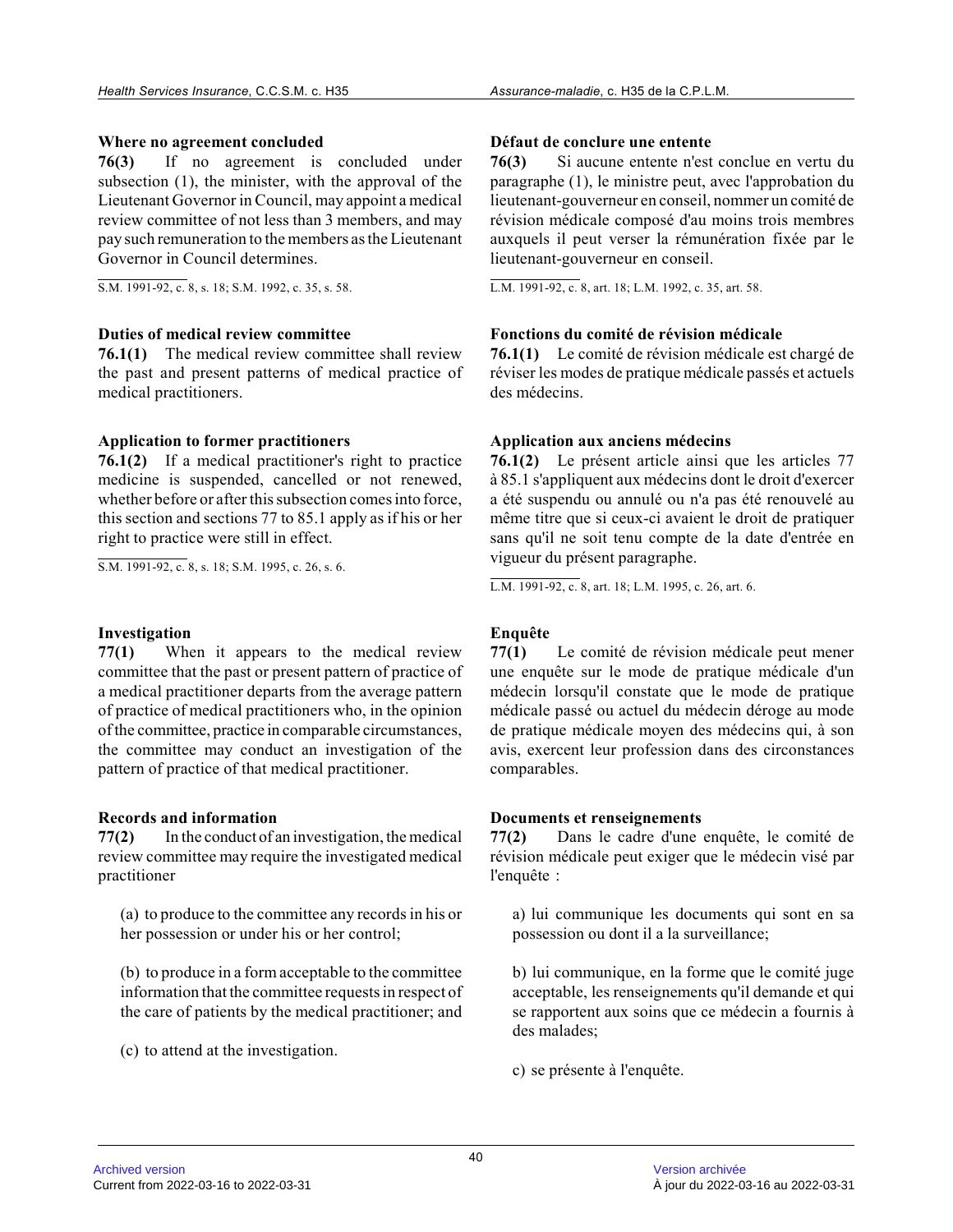**Where no agreement concluded**

**76(3)** If no agreement is concluded under subsection (1), the minister, with the approval of the Lieutenant Governor in Council, may appoint a medical review committee of not less than 3 members, and may pay such remuneration to the members as the Lieutenant Governor in Council determines.

S.M. 1991-92, c. 8, s. 18; S.M. 1992, c. 35, s. 58.

**Défaut de conclure une entente**

**76(3)** Si aucune entente n'est conclue en vertu du paragraphe (1), le ministre peut, avec l'approbation du lieutenant-gouverneur en conseil, nommer un comité de révision médicale composé d'au moins trois membres auxquels il peut verser la rémunération fixée par le lieutenant-gouverneur en conseil.

L.M. 1991-92, c. 8, art. 18; L.M. 1992, c. 35, art. 58.

**Duties of medical review committee**

**76.1(1)** The medical review committee shall review the past and present patterns of medical practice of medical practitioners.

**Fonctions du comité de révision médicale**

**76.1(1)** Le comité de révision médicale est chargé de réviser les modes de pratique médicale passés et actuels des médecins.

**Application to former practitioners**

**76.1(2)** If a medical practitioner's right to practice medicine is suspended, cancelled or not renewed, whether before or after this subsection comes into force, this section and sections 77 to 85.1 apply as if his or her right to practice were still in effect.

S.M. 1991-92, c. 8, s. 18; S.M. 1995, c. 26, s. 6.

**Application aux anciens médecins**

**76.1(2)** Le présent article ainsi que les articles 77 à 85.1 s'appliquent aux médecins dont le droit d'exercer a été suspendu ou annulé ou n'a pas été renouvelé au même titre que si ceux-ci avaient le droit de pratiquer sans qu'il ne soit tenu compte de la date d'entrée en vigueur du présent paragraphe.

L.M. 1991-92, c. 8, art. 18; L.M. 1995, c. 26, art. 6.

**Investigation**

**77(1)** When it appears to the medical review committee that the past or present pattern of practice of a medical practitioner departs from the average pattern of practice of medical practitioners who, in the opinion of the committee, practice in comparable circumstances, the committee may conduct an investigation of the pattern of practice of that medical practitioner.

**Enquête**

**77(1)** Le comité de révision médicale peut mener une enquête sur le mode de pratique médicale d'un médecin lorsqu'il constate que le mode de pratique médicale passé ou actuel du médecin déroge au mode de pratique médicale moyen des médecins qui, à son avis, exercent leur profession dans des circonstances comparables.

**Records and information**

**77(2)** In the conduct of an investigation, the medical review committee may require the investigated medical practitioner

(a) to produce to the committee any records in his or her possession or under his or her control;

(b) to produce in a form acceptable to the committee information that the committee requests in respect of the care of patients by the medical practitioner; and

(c) to attend at the investigation.

**Documents et renseignements**

**77(2)** Dans le cadre d'une enquête, le comité de révision médicale peut exiger que le médecin visé par l'enquête :

a) lui communique les documents qui sont en sa possession ou dont il a la surveillance;

b) lui communique, en la forme que le comité juge acceptable, les renseignements qu'il demande et qui se rapportent aux soins que ce médecin a fournis à des malades;

c) se présente à l'enquête.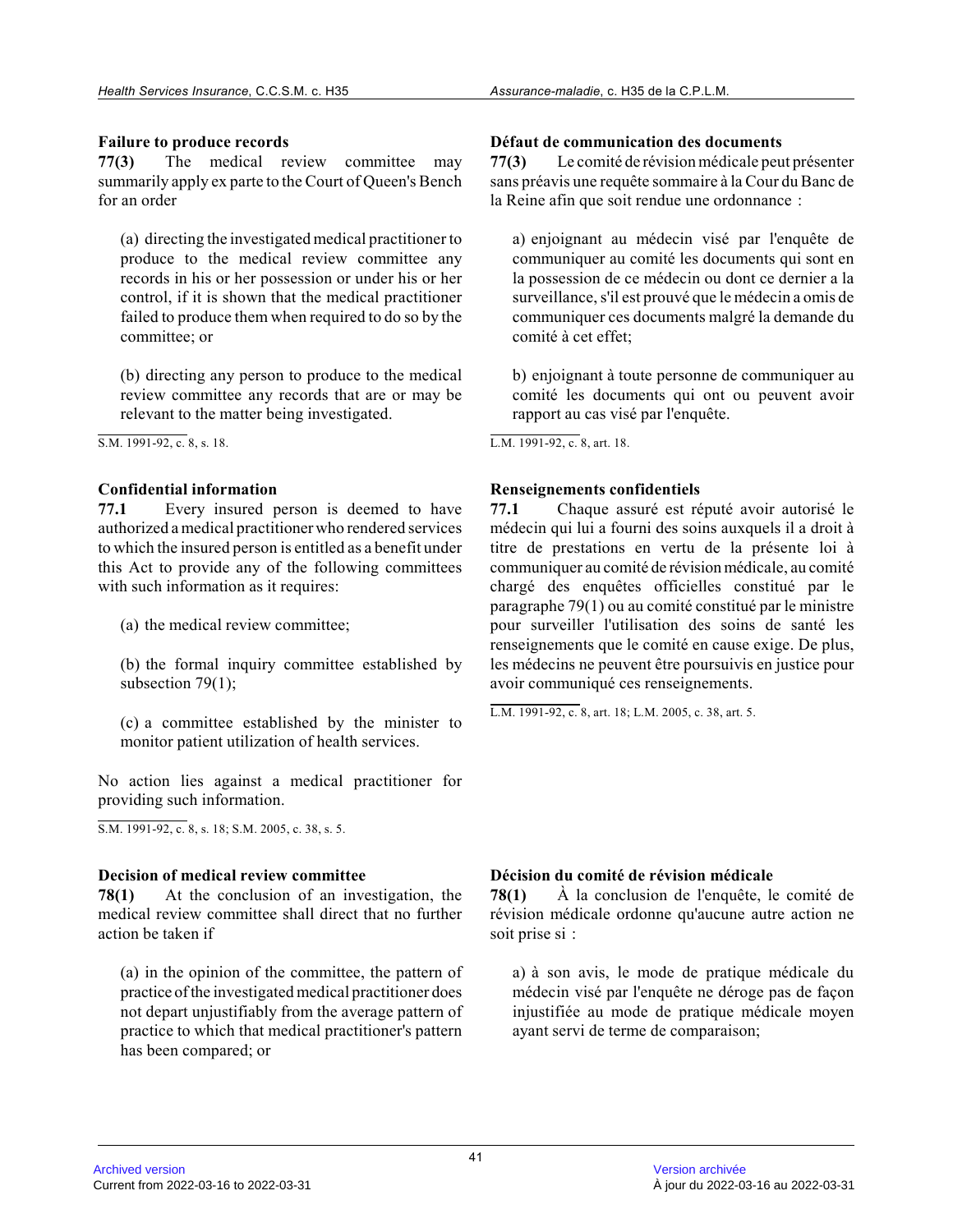**Failure to produce records**

**77(3)** The medical review committee may summarily apply ex parte to the Court of Queen's Bench for an order

(a) directing the investigated medical practitioner to produce to the medical review committee any records in his or her possession or under his or her control, if it is shown that the medical practitioner failed to produce them when required to do so by the committee; or

(b) directing any person to produce to the medical review committee any records that are or may be relevant to the matter being investigated.

S.M. 1991-92, c. 8, s. 18.

**Défaut de communication des documents**

**77(3)** Le comité de révision médicale peut présenter sans préavis une requête sommaire à la Cour du Banc de la Reine afin que soit rendue une ordonnance :

a) enjoignant au médecin visé par l'enquête de communiquer au comité les documents qui sont en la possession de ce médecin ou dont ce dernier a la surveillance, s'il est prouvé que le médecin a omis de communiquer ces documents malgré la demande du comité à cet effet;

b) enjoignant à toute personne de communiquer au comité les documents qui ont ou peuvent avoir rapport au cas visé par l'enquête.

L.M. 1991-92, c. 8, art. 18.

**Confidential information**

**77.1** Every insured person is deemed to have authorized a medical practitioner who rendered services to which the insured person is entitled as a benefit under this Act to provide any of the following committees with such information as it requires:

(a) the medical review committee;

(b) the formal inquiry committee established by subsection 79(1);

(c) a committee established by the minister to monitor patient utilization of health services.

No action lies against a medical practitioner for providing such information.

S.M. 1991-92, c. 8, s. 18; S.M. 2005, c. 38, s. 5.

**Renseignements confidentiels**

**77.1** Chaque assuré est réputé avoir autorisé le médecin qui lui a fourni des soins auxquels il a droit à titre de prestations en vertu de la présente loi à communiquer au comité de révision médicale, au comité chargé des enquêtes officielles constitué par le paragraphe 79(1) ou au comité constitué par le ministre pour surveiller l'utilisation des soins de santé les renseignements que le comité en cause exige. De plus, les médecins ne peuvent être poursuivis en justice pour avoir communiqué ces renseignements.

L.M. 1991-92, c. 8, art. 18; L.M. 2005, c. 38, art. 5.

**Decision of medical review committee**

**78(1)** At the conclusion of an investigation, the medical review committee shall direct that no further action be taken if

(a) in the opinion of the committee, the pattern of practice of the investigated medical practitioner does not depart unjustifiably from the average pattern of practice to which that medical practitioner's pattern has been compared; or

**Décision du comité de révision médicale**

**78(1)** À la conclusion de l'enquête, le comité de révision médicale ordonne qu'aucune autre action ne soit prise si :

a) à son avis, le mode de pratique médicale du médecin visé par l'enquête ne déroge pas de façon injustifiée au mode de pratique médicale moyen ayant servi de terme de comparaison;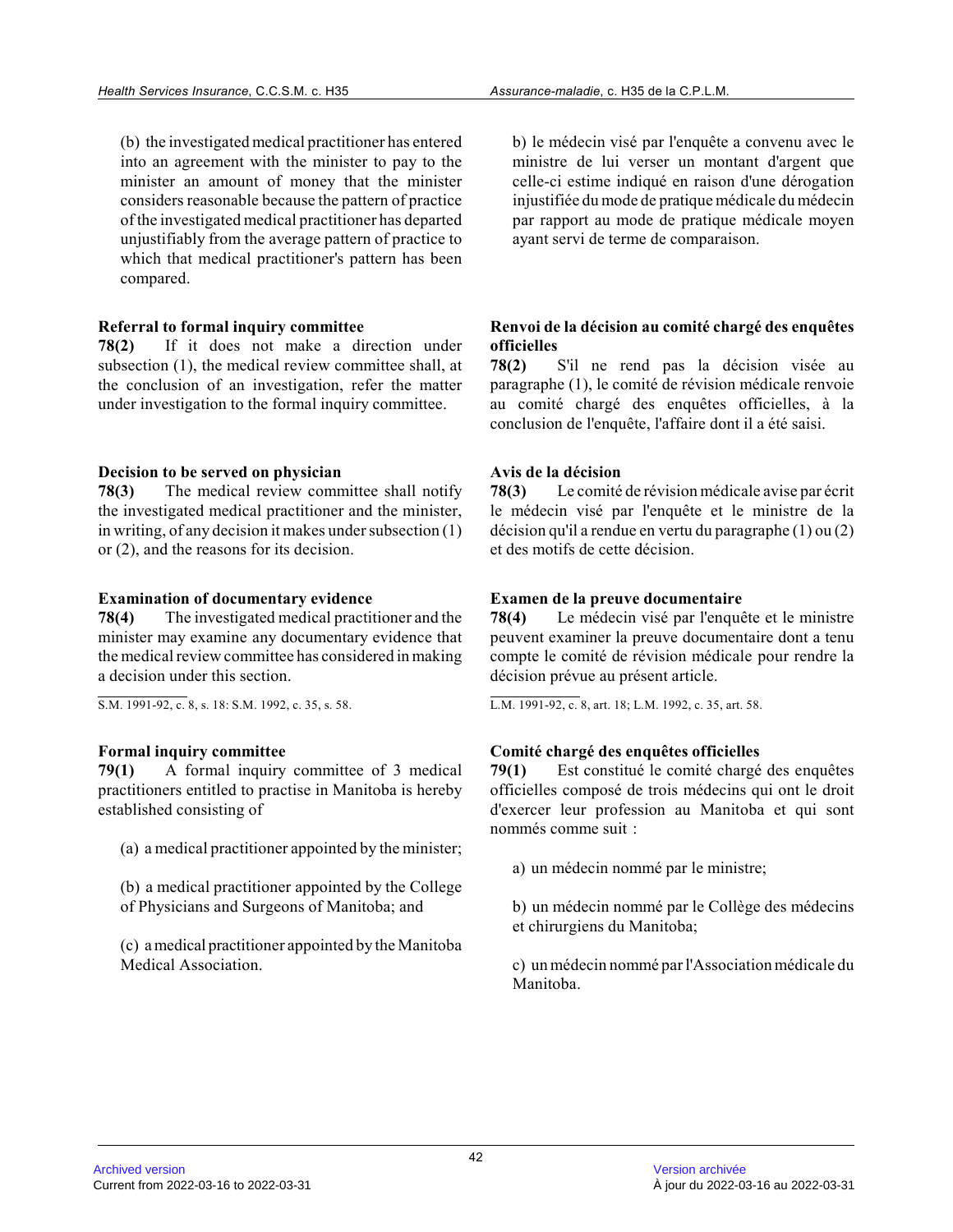(b) the investigated medical practitioner has entered into an agreement with the minister to pay to the minister an amount of money that the minister considers reasonable because the pattern of practice of the investigated medical practitioner has departed unjustifiably from the average pattern of practice to which that medical practitioner's pattern has been compared.

b) le médecin visé par l'enquête a convenu avec le ministre de lui verser un montant d'argent que celle-ci estime indiqué en raison d'une dérogation injustifiée du mode de pratique médicale du médecin par rapport au mode de pratique médicale moyen ayant servi de terme de comparaison.

**Referral to formal inquiry committee**

**78(2)** If it does not make a direction under subsection (1), the medical review committee shall, at the conclusion of an investigation, refer the matter under investigation to the formal inquiry committee.

**Renvoi de la décision au comité chargé des enquêtes officielles**

**78(2)** S'il ne rend pas la décision visée au paragraphe (1), le comité de révision médicale renvoie au comité chargé des enquêtes officielles, à la conclusion de l'enquête, l'affaire dont il a été saisi.

**Decision to be served on physician**

**78(3)** The medical review committee shall notify the investigated medical practitioner and the minister, in writing, of any decision it makes under subsection (1) or (2), and the reasons for its decision.

**Avis de la décision**

**78(3)** Le comité de révision médicale avise par écrit le médecin visé par l'enquête et le ministre de la décision qu'il a rendue en vertu du paragraphe (1) ou (2) et des motifs de cette décision.

**Examination of documentary evidence**

**78(4)** The investigated medical practitioner and the minister may examine any documentary evidence that the medical review committee has considered in making a decision under this section.

S.M. 1991-92, c. 8, s. 18: S.M. 1992, c. 35, s. 58.

**Examen de la preuve documentaire**

**78(4)** Le médecin visé par l'enquête et le ministre peuvent examiner la preuve documentaire dont a tenu compte le comité de révision médicale pour rendre la décision prévue au présent article.

L.M. 1991-92, c. 8, art. 18; L.M. 1992, c. 35, art. 58.

**Formal inquiry committee**

**79(1)** A formal inquiry committee of 3 medical practitioners entitled to practise in Manitoba is hereby established consisting of

(a) a medical practitioner appointed by the minister;

(b) a medical practitioner appointed by the College of Physicians and Surgeons of Manitoba; and

(c) a medical practitioner appointed by the Manitoba Medical Association.

**Comité chargé des enquêtes officielles**

**79(1)** Est constitué le comité chargé des enquêtes officielles composé de trois médecins qui ont le droit d'exercer leur profession au Manitoba et qui sont nommés comme suit :

a) un médecin nommé par le ministre;

b) un médecin nommé par le Collège des médecins et chirurgiens du Manitoba;

c) un médecin nommé par l'Association médicale du Manitoba.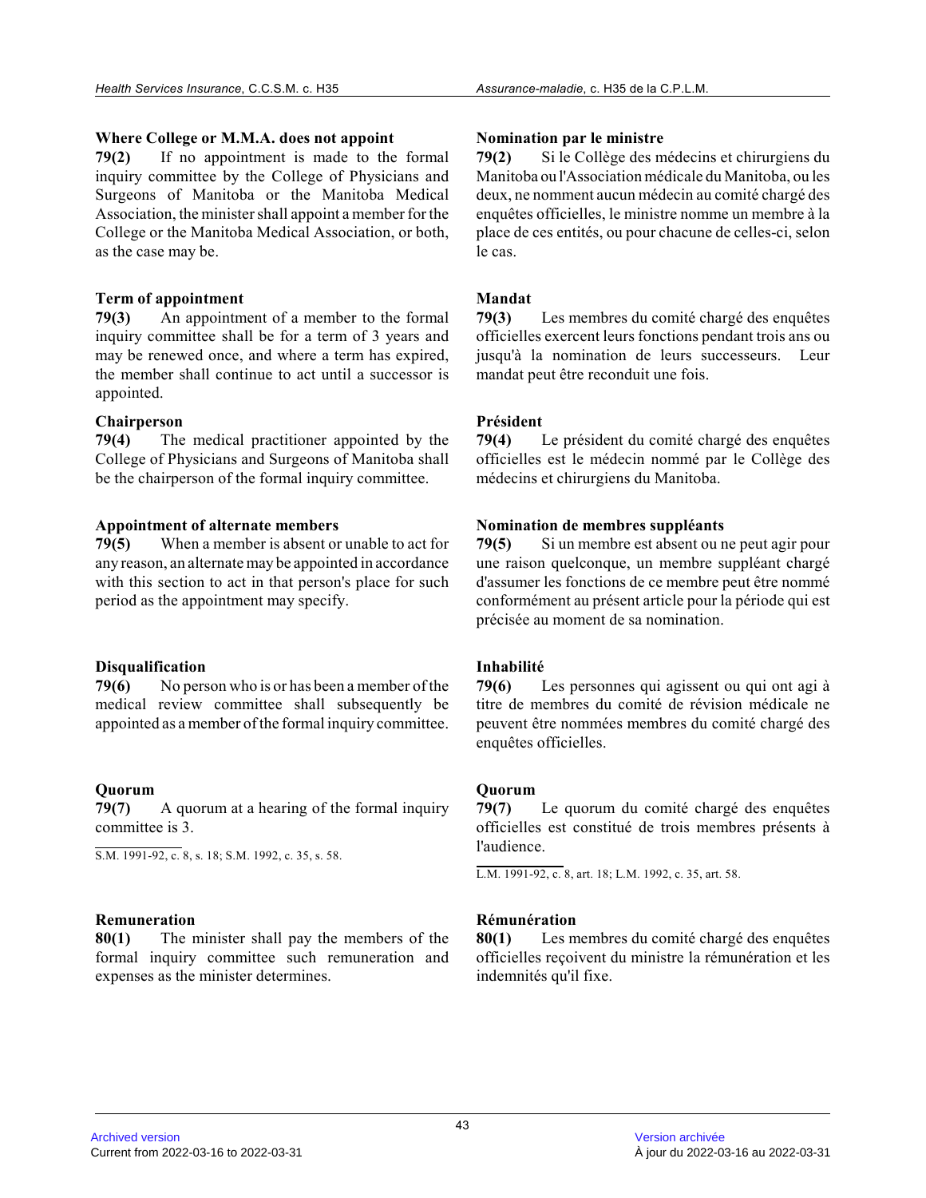**Where College or M.M.A. does not appoint**

**79(2)** If no appointment is made to the formal inquiry committee by the College of Physicians and Surgeons of Manitoba or the Manitoba Medical Association, the minister shall appoint a member for the College or the Manitoba Medical Association, or both, as the case may be.

**Term of appointment**

**79(3)** An appointment of a member to the formal inquiry committee shall be for a term of 3 years and may be renewed once, and where a term has expired, the member shall continue to act until a successor is appointed.

**Chairperson**

**79(4)** The medical practitioner appointed by the College of Physicians and Surgeons of Manitoba shall be the chairperson of the formal inquiry committee.

**Appointment of alternate members**

**79(5)** When a member is absent or unable to act for any reason, an alternate may be appointed in accordance with this section to act in that person's place for such period as the appointment may specify.

**Disqualification**

**79(6)** No person who is or has been a member of the medical review committee shall subsequently be appointed as a member of the formal inquiry committee.

**Quorum**

**79(7)** A quorum at a hearing of the formal inquiry committee is 3.

S.M. 1991-92, c. 8, s. 18; S.M. 1992, c. 35, s. 58.

**Remuneration**

**80(1)** The minister shall pay the members of the formal inquiry committee such remuneration and expenses as the minister determines.

**Nomination par le ministre**

**79(2)** Si le Collège des médecins et chirurgiens du Manitoba ou l'Association médicale du Manitoba, ou les deux, ne nomment aucun médecin au comité chargé des enquêtes officielles, le ministre nomme un membre à la place de ces entités, ou pour chacune de celles-ci, selon le cas.

**Mandat**

**79(3)** Les membres du comité chargé des enquêtes officielles exercent leurs fonctions pendant trois ans ou jusqu'à la nomination de leurs successeurs. Leur mandat peut être reconduit une fois.

**Président**

**79(4)** Le président du comité chargé des enquêtes officielles est le médecin nommé par le Collège des médecins et chirurgiens du Manitoba.

**Nomination de membres suppléants**

**79(5)** Si un membre est absent ou ne peut agir pour une raison quelconque, un membre suppléant chargé d'assumer les fonctions de ce membre peut être nommé conformément au présent article pour la période qui est précisée au moment de sa nomination.

**Inhabilité**

**79(6)** Les personnes qui agissent ou qui ont agi à titre de membres du comité de révision médicale ne peuvent être nommées membres du comité chargé des enquêtes officielles.

**Quorum**

**79(7)** Le quorum du comité chargé des enquêtes officielles est constitué de trois membres présents à l'audience.

L.M. 1991-92, c. 8, art. 18; L.M. 1992, c. 35, art. 58.

**Rémunération**

**80(1)** Les membres du comité chargé des enquêtes officielles reçoivent du ministre la rémunération et les indemnités qu'il fixe.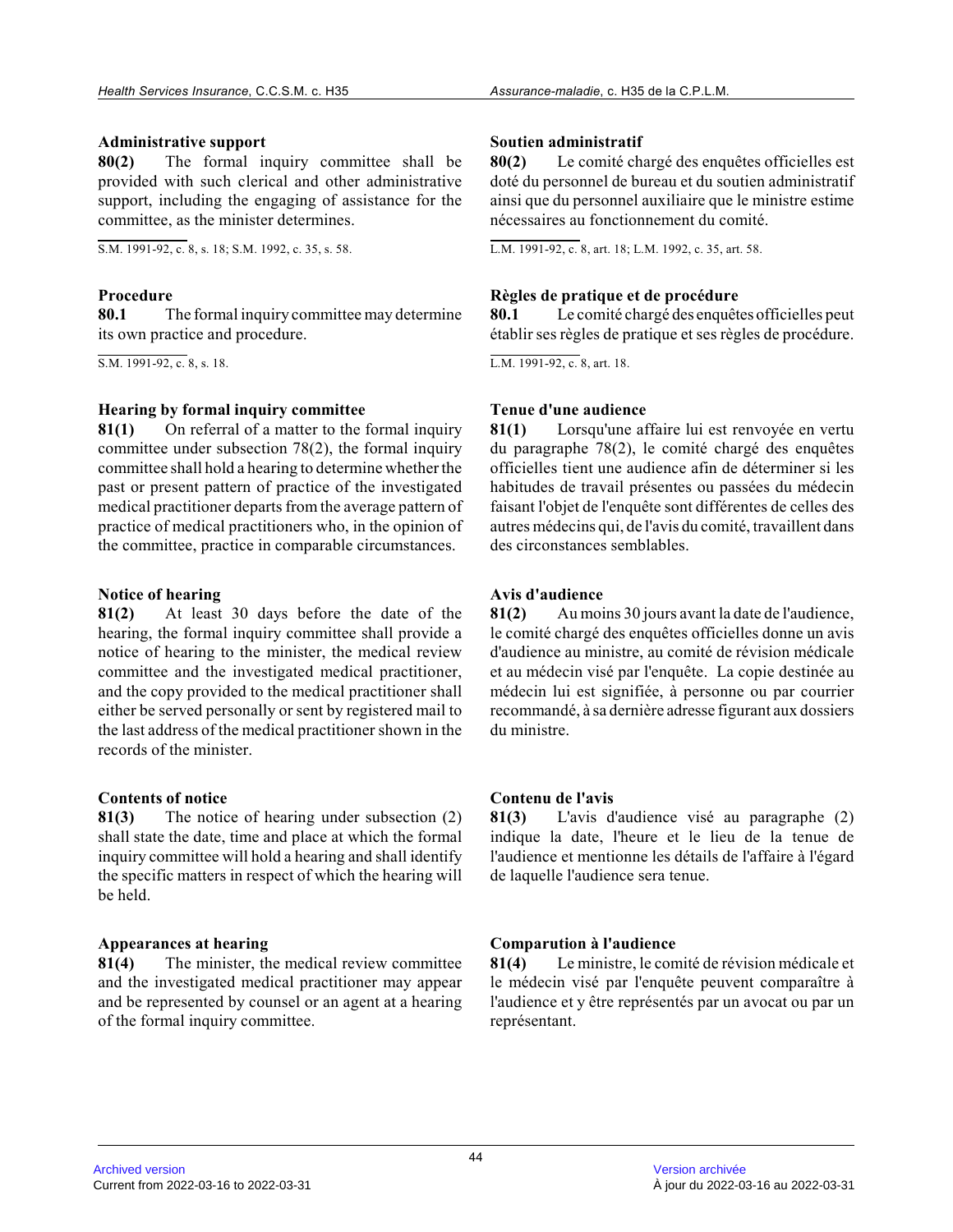**Administrative support**

**80(2)** The formal inquiry committee shall be provided with such clerical and other administrative support, including the engaging of assistance for the committee, as the minister determines.

S.M. 1991-92, c. 8, s. 18; S.M. 1992, c. 35, s. 58.

**Soutien administratif**

**80(2)** Le comité chargé des enquêtes officielles est doté du personnel de bureau et du soutien administratif ainsi que du personnel auxiliaire que le ministre estime nécessaires au fonctionnement du comité.

L.M. 1991-92, c. 8, art. 18; L.M. 1992, c. 35, art. 58.

**Procedure**

**80.1** The formal inquiry committee may determine its own practice and procedure.

S.M. 1991-92, c. 8, s. 18.

**Règles de pratique et de procédure**

**80.1** Le comité chargé des enquêtes officielles peut établir ses règles de pratique et ses règles de procédure.

L.M. 1991-92, c. 8, art. 18.

**Hearing by formal inquiry committee**

**81(1)** On referral of a matter to the formal inquiry committee under subsection 78(2), the formal inquiry committee shall hold a hearing to determine whether the past or present pattern of practice of the investigated medical practitioner departs from the average pattern of practice of medical practitioners who, in the opinion of the committee, practice in comparable circumstances.

**Tenue d'une audience**

**81(1)** Lorsqu'une affaire lui est renvoyée en vertu du paragraphe 78(2), le comité chargé des enquêtes officielles tient une audience afin de déterminer si les habitudes de travail présentes ou passées du médecin faisant l'objet de l'enquête sont différentes de celles des autres médecins qui, de l'avis du comité, travaillent dans des circonstances semblables.

**Notice of hearing**

**81(2)** At least 30 days before the date of the hearing, the formal inquiry committee shall provide a notice of hearing to the minister, the medical review committee and the investigated medical practitioner, and the copy provided to the medical practitioner shall either be served personally or sent by registered mail to the last address of the medical practitioner shown in the records of the minister.

**Avis d'audience**

**81(2)** Au moins 30 jours avant la date de l'audience, le comité chargé des enquêtes officielles donne un avis d'audience au ministre, au comité de révision médicale et au médecin visé par l'enquête. La copie destinée au médecin lui est signifiée, à personne ou par courrier recommandé, à sa dernière adresse figurant aux dossiers du ministre.

**Contents of notice**

**81(3)** The notice of hearing under subsection (2) shall state the date, time and place at which the formal inquiry committee will hold a hearing and shall identify the specific matters in respect of which the hearing will be held.

**Contenu de l'avis**

**81(3)** L'avis d'audience visé au paragraphe (2) indique la date, l'heure et le lieu de la tenue de l'audience et mentionne les détails de l'affaire à l'égard de laquelle l'audience sera tenue.

**Appearances at hearing**

**81(4)** The minister, the medical review committee and the investigated medical practitioner may appear and be represented by counsel or an agent at a hearing of the formal inquiry committee.

**Comparution à l'audience**

**81(4)** Le ministre, le comité de révision médicale et le médecin visé par l'enquête peuvent comparaître à l'audience et y être représentés par un avocat ou par un représentant.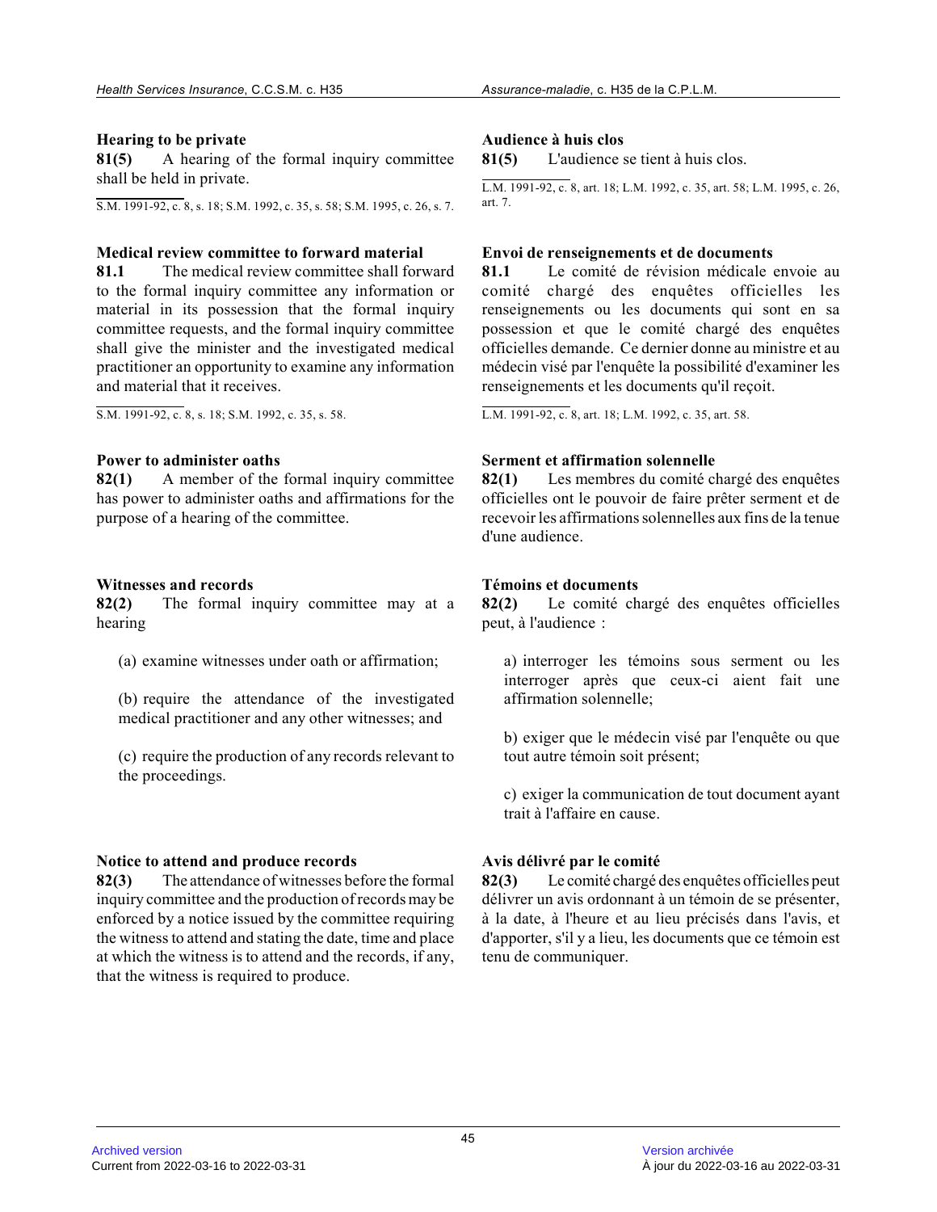**Hearing to be private**

**81(5)** A hearing of the formal inquiry committee shall be held in private.

S.M. 1991-92, c. 8, s. 18; S.M. 1992, c. 35, s. 58; S.M. 1995, c. 26, s. 7.

**Medical review committee to forward material**

**81.1** The medical review committee shall forward to the formal inquiry committee any information or material in its possession that the formal inquiry committee requests, and the formal inquiry committee shall give the minister and the investigated medical practitioner an opportunity to examine any information and material that it receives.

S.M. 1991-92, c. 8, s. 18; S.M. 1992, c. 35, s. 58.

**Power to administer oaths**

**82(1)** A member of the formal inquiry committee has power to administer oaths and affirmations for the purpose of a hearing of the committee.

**Witnesses and records**

**82(2)** The formal inquiry committee may at a hearing

(a) examine witnesses under oath or affirmation;

(b) require the attendance of the investigated medical practitioner and any other witnesses; and

(c) require the production of any records relevant to the proceedings.

**Notice to attend and produce records**

**82(3)** The attendance of witnesses before the formal inquiry committee and the production of records may be enforced by a notice issued by the committee requiring the witness to attend and stating the date, time and place at which the witness is to attend and the records, if any, that the witness is required to produce.

**Audience à huis clos**

**81(5)** L'audience se tient à huis clos.

L.M. 1991-92, c. 8, art. 18; L.M. 1992, c. 35, art. 58; L.M. 1995, c. 26, art. 7.

**Envoi de renseignements et de documents**

**81.1** Le comité de révision médicale envoie au comité chargé des enquêtes officielles les renseignements ou les documents qui sont en sa possession et que le comité chargé des enquêtes officielles demande. Ce dernier donne au ministre et au médecin visé par l'enquête la possibilité d'examiner les renseignements et les documents qu'il reçoit.

L.M. 1991-92, c. 8, art. 18; L.M. 1992, c. 35, art. 58.

**Serment et affirmation solennelle**

**82(1)** Les membres du comité chargé des enquêtes officielles ont le pouvoir de faire prêter serment et de recevoir les affirmations solennelles aux fins de la tenue d'une audience.

**Témoins et documents**

**82(2)** Le comité chargé des enquêtes officielles peut, à l'audience :

a) interroger les témoins sous serment ou les interroger après que ceux-ci aient fait une affirmation solennelle;

b) exiger que le médecin visé par l'enquête ou que tout autre témoin soit présent;

c) exiger la communication de tout document ayant trait à l'affaire en cause.

**Avis délivré par le comité**

**82(3)** Le comité chargé des enquêtes officielles peut délivrer un avis ordonnant à un témoin de se présenter, à la date, à l'heure et au lieu précisés dans l'avis, et d'apporter, s'il y a lieu, les documents que ce témoin est tenu de communiquer.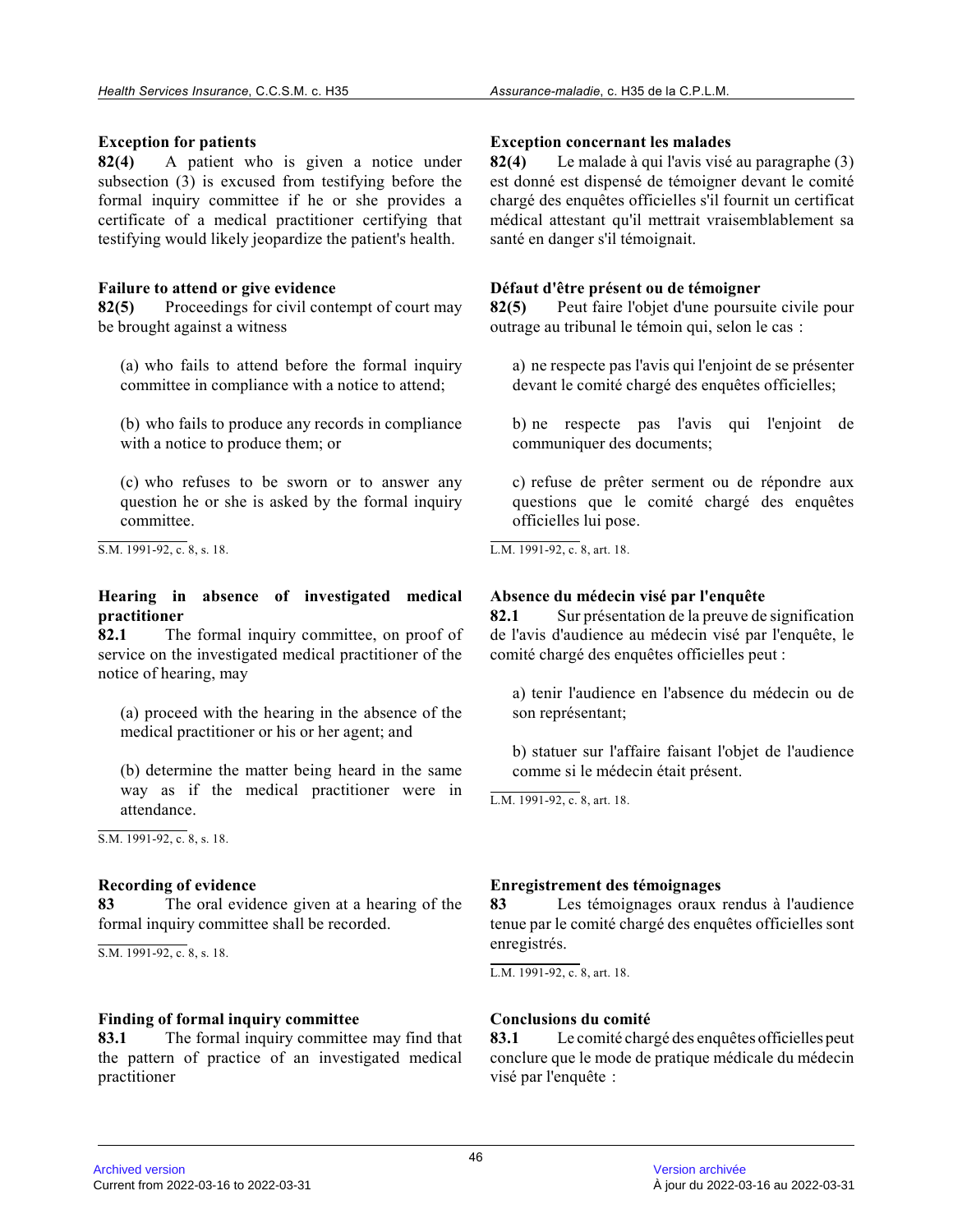**Exception for patients**

**82(4)** A patient who is given a notice under subsection (3) is excused from testifying before the formal inquiry committee if he or she provides a certificate of a medical practitioner certifying that testifying would likely jeopardize the patient's health.

**Exception concernant les malades**

**82(4)** Le malade à qui l'avis visé au paragraphe (3) est donné est dispensé de témoigner devant le comité chargé des enquêtes officielles s'il fournit un certificat médical attestant qu'il mettrait vraisemblablement sa santé en danger s'il témoignait.

**Failure to attend or give evidence**

**82(5)** Proceedings for civil contempt of court may be brought against a witness

(a) who fails to attend before the formal inquiry committee in compliance with a notice to attend;

(b) who fails to produce any records in compliance with a notice to produce them; or

(c) who refuses to be sworn or to answer any question he or she is asked by the formal inquiry committee.

S.M. 1991-92, c. 8, s. 18.

**Défaut d'être présent ou de témoigner**

**82(5)** Peut faire l'objet d'une poursuite civile pour outrage au tribunal le témoin qui, selon le cas :

a) ne respecte pas l'avis qui l'enjoint de se présenter devant le comité chargé des enquêtes officielles;

b) ne respecte pas l'avis qui l'enjoint de communiquer des documents;

c) refuse de prêter serment ou de répondre aux questions que le comité chargé des enquêtes officielles lui pose.

L.M. 1991-92, c. 8, art. 18.

**Hearing in absence of investigated medical practitioner**

**82.1** The formal inquiry committee, on proof of service on the investigated medical practitioner of the notice of hearing, may

(a) proceed with the hearing in the absence of the medical practitioner or his or her agent; and

(b) determine the matter being heard in the same way as if the medical practitioner were in attendance.

S.M. 1991-92, c. 8, s. 18.

**Absence du médecin visé par l'enquête**

**82.1** Sur présentation de la preuve de signification de l'avis d'audience au médecin visé par l'enquête, le comité chargé des enquêtes officielles peut :

a) tenir l'audience en l'absence du médecin ou de son représentant;

b) statuer sur l'affaire faisant l'objet de l'audience comme si le médecin était présent.

L.M. 1991-92, c. 8, art. 18.

**Recording of evidence**

**83** The oral evidence given at a hearing of the formal inquiry committee shall be recorded.

S.M. 1991-92, c. 8, s. 18.

**Enregistrement des témoignages**

**83** Les témoignages oraux rendus à l'audience tenue par le comité chargé des enquêtes officielles sont enregistrés.

L.M. 1991-92, c. 8, art. 18.

**Finding of formal inquiry committee**

**83.1** The formal inquiry committee may find that the pattern of practice of an investigated medical practitioner

**Conclusions du comité**

**83.1** Le comité chargé des enquêtes officielles peut conclure que le mode de pratique médicale du médecin visé par l'enquête :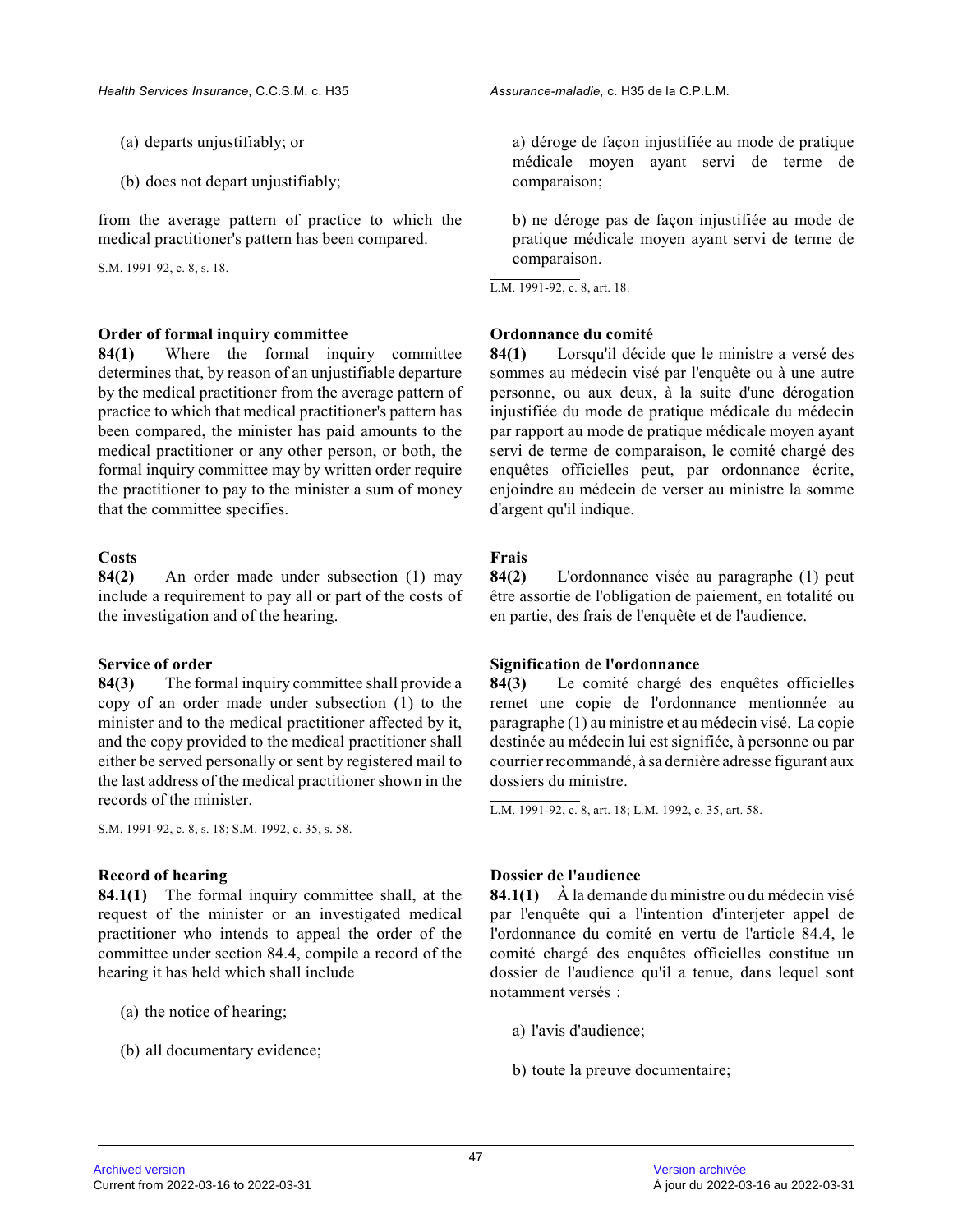(a) departs unjustifiably; or

(b) does not depart unjustifiably;

from the average pattern of practice to which the medical practitioner's pattern has been compared.

S.M. 1991-92, c. 8, s. 18.

**Order of formal inquiry committee**

**84(1)** Where the formal inquiry committee determines that, by reason of an unjustifiable departure by the medical practitioner from the average pattern of practice to which that medical practitioner's pattern has been compared, the minister has paid amounts to the medical practitioner or any other person, or both, the formal inquiry committee may by written order require the practitioner to pay to the minister a sum of money that the committee specifies.

**Costs**

**84(2)** An order made under subsection (1) may include a requirement to pay all or part of the costs of the investigation and of the hearing.

**Service of order**

**84(3)** The formal inquiry committee shall provide a copy of an order made under subsection (1) to the minister and to the medical practitioner affected by it, and the copy provided to the medical practitioner shall either be served personally or sent by registered mail to the last address of the medical practitioner shown in the records of the minister.

S.M. 1991-92, c. 8, s. 18; S.M. 1992, c. 35, s. 58.

**Record of hearing**

**84.1(1)** The formal inquiry committee shall, at the request of the minister or an investigated medical practitioner who intends to appeal the order of the committee under section 84.4, compile a record of the hearing it has held which shall include

(a) the notice of hearing;

(b) all documentary evidence;

a) déroge de façon injustifiée au mode de pratique médicale moyen ayant servi de terme de comparaison;

b) ne déroge pas de façon injustifiée au mode de pratique médicale moyen ayant servi de terme de comparaison.

L.M. 1991-92, c. 8, art. 18.

**Ordonnance du comité**

**84(1)** Lorsqu'il décide que le ministre a versé des sommes au médecin visé par l'enquête ou à une autre personne, ou aux deux, à la suite d'une dérogation injustifiée du mode de pratique médicale du médecin par rapport au mode de pratique médicale moyen ayant servi de terme de comparaison, le comité chargé des enquêtes officielles peut, par ordonnance écrite, enjoindre au médecin de verser au ministre la somme d'argent qu'il indique.

**Frais**

**84(2)** L'ordonnance visée au paragraphe (1) peut être assortie de l'obligation de paiement, en totalité ou en partie, des frais de l'enquête et de l'audience.

**Signification de l'ordonnance**

**84(3)** Le comité chargé des enquêtes officielles remet une copie de l'ordonnance mentionnée au paragraphe (1) au ministre et au médecin visé. La copie destinée au médecin lui est signifiée, à personne ou par courrier recommandé, à sa dernière adresse figurant aux dossiers du ministre.

L.M. 1991-92, c. 8, art. 18; L.M. 1992, c. 35, art. 58.

**Dossier de l'audience**

**84.1(1)** À la demande du ministre ou du médecin visé par l'enquête qui a l'intention d'interjeter appel de l'ordonnance du comité en vertu de l'article 84.4, le comité chargé des enquêtes officielles constitue un dossier de l'audience qu'il a tenue, dans lequel sont notamment versés :

a) l'avis d'audience;

b) toute la preuve documentaire;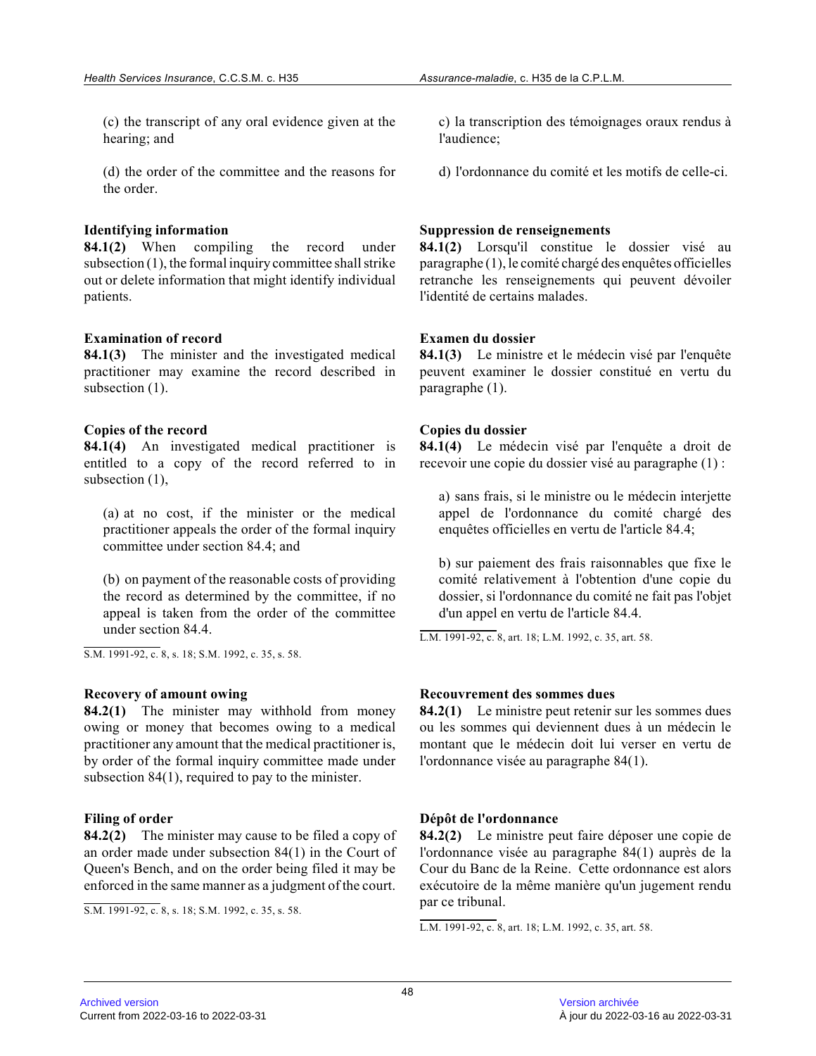(c) the transcript of any oral evidence given at the hearing; and

(d) the order of the committee and the reasons for the order.

**Identifying information**

**84.1(2)** When compiling the record under subsection (1), the formal inquiry committee shall strike out or delete information that might identify individual patients.

**Examination of record**

**84.1(3)** The minister and the investigated medical practitioner may examine the record described in subsection (1).

**Copies of the record**

**84.1(4)** An investigated medical practitioner is entitled to a copy of the record referred to in subsection (1),

(a) at no cost, if the minister or the medical practitioner appeals the order of the formal inquiry committee under section 84.4; and

(b) on payment of the reasonable costs of providing the record as determined by the committee, if no appeal is taken from the order of the committee under section 84.4.

S.M. 1991-92, c. 8, s. 18; S.M. 1992, c. 35, s. 58.

**Recovery of amount owing**

**84.2(1)** The minister may withhold from money owing or money that becomes owing to a medical practitioner any amount that the medical practitioner is, by order of the formal inquiry committee made under subsection 84(1), required to pay to the minister.

**Filing of order**

**84.2(2)** The minister may cause to be filed a copy of an order made under subsection 84(1) in the Court of Queen's Bench, and on the order being filed it may be enforced in the same manner as a judgment of the court.

S.M. 1991-92, c. 8, s. 18; S.M. 1992, c. 35, s. 58.

c) la transcription des témoignages oraux rendus à l'audience;

d) l'ordonnance du comité et les motifs de celle-ci.

**Suppression de renseignements**

**84.1(2)** Lorsqu'il constitue le dossier visé au paragraphe (1), le comité chargé des enquêtes officielles retranche les renseignements qui peuvent dévoiler l'identité de certains malades.

**Examen du dossier**

**84.1(3)** Le ministre et le médecin visé par l'enquête peuvent examiner le dossier constitué en vertu du paragraphe (1).

**Copies du dossier**

**84.1(4)** Le médecin visé par l'enquête a droit de recevoir une copie du dossier visé au paragraphe (1) :

a) sans frais, si le ministre ou le médecin interjette appel de l'ordonnance du comité chargé des enquêtes officielles en vertu de l'article 84.4;

b) sur paiement des frais raisonnables que fixe le comité relativement à l'obtention d'une copie du dossier, si l'ordonnance du comité ne fait pas l'objet d'un appel en vertu de l'article 84.4.

L.M. 1991-92, c. 8, art. 18; L.M. 1992, c. 35, art. 58.

**Recouvrement des sommes dues**

**84.2(1)** Le ministre peut retenir sur les sommes dues ou les sommes qui deviennent dues à un médecin le montant que le médecin doit lui verser en vertu de l'ordonnance visée au paragraphe 84(1).

**Dépôt de l'ordonnance**

**84.2(2)** Le ministre peut faire déposer une copie de l'ordonnance visée au paragraphe 84(1) auprès de la Cour du Banc de la Reine. Cette ordonnance est alors exécutoire de la même manière qu'un jugement rendu par ce tribunal.

L.M. 1991-92, c. 8, art. 18; L.M. 1992, c. 35, art. 58.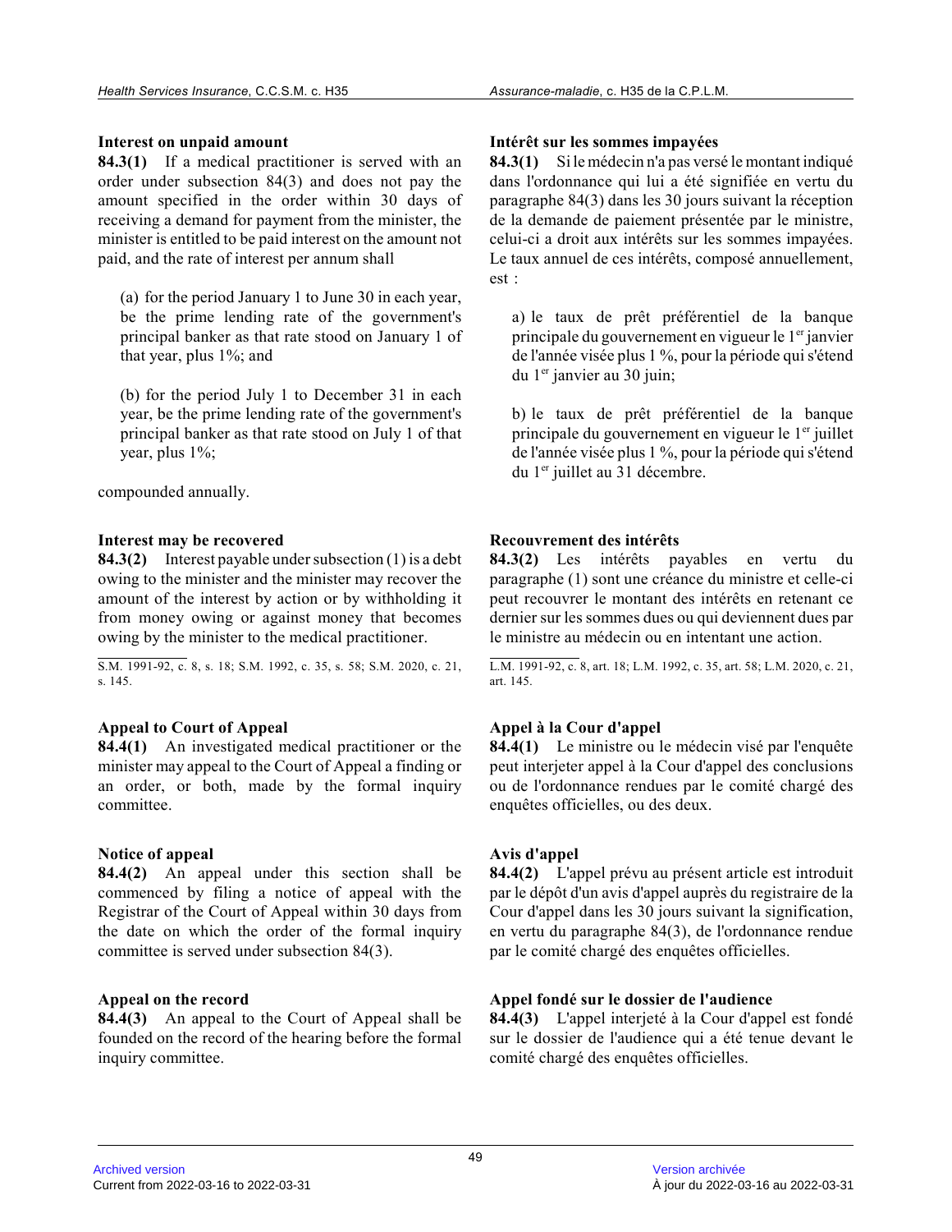### Interest on unpaid amount

**84.3(1)** If a medical practitioner is served with an order under subsection 84(3) and does not pay the amount specified in the order within 30 days of receiving a demand for payment from the minister, the minister is entitled to be paid interest on the amount not paid, and the rate of interest per annum shall

(a) for the period January 1 to June 30 in each year, be the prime lending rate of the government's principal banker as that rate stood on January 1 of that year, plus 1%; and

(b) for the period July 1 to December 31 in each year, be the prime lending rate of the government's principal banker as that rate stood on July 1 of that year, plus 1%;

compounded annually.

### Interest may be recovered

**84.3(2)** Interest payable under subsection (1) is a debt owing to the minister and the minister may recover the amount of the interest by action or by withholding it from money owing or against money that becomes owing by the minister to the medical practitioner.

S.M. 1991-92, c. 8, s. 18; S.M. 1992, c. 35, s. 58; S.M. 2020, c. 21, s. 145.

### Appeal to Court of Appeal

**84.4(1)** An investigated medical practitioner or the minister may appeal to the Court of Appeal a finding or an order, or both, made by the formal inquiry committee.

### Notice of appeal

**84.4(2)** An appeal under this section shall be commenced by filing a notice of appeal with the Registrar of the Court of Appeal within 30 days from the date on which the order of the formal inquiry committee is served under subsection 84(3).

### Appeal on the record

**84.4(3)** An appeal to the Court of Appeal shall be founded on the record of the hearing before the formal inquiry committee.

### Intérêt sur les sommes impayées

**84.3(1)** Si le médecin n'a pas versé le montant indiqué dans l'ordonnance qui lui a été signifiée en vertu du paragraphe 84(3) dans les 30 jours suivant la réception de la demande de paiement présentée par le ministre, celui-ci a droit aux intérêts sur les sommes impayées. Le taux annuel de ces intérêts, composé annuellement, est :

a) le taux de prêt préférentiel de la banque principale du gouvernement en vigueur le 1er janvier de l'année visée plus 1 %, pour la période qui s'étend du 1er janvier au 30 juin;

b) le taux de prêt préférentiel de la banque principale du gouvernement en vigueur le 1er juillet de l'année visée plus 1 %, pour la période qui s'étend du 1er juillet au 31 décembre.

### Recouvrement des intérêts

**84.3(2)** Les intérêts payables en vertu du paragraphe (1) sont une créance du ministre et celle-ci peut recouvrer le montant des intérêts en retenant ce dernier sur les sommes dues ou qui deviennent dues par le ministre au médecin ou en intentant une action.

L.M. 1991-92, c. 8, art. 18; L.M. 1992, c. 35, art. 58; L.M. 2020, c. 21, art. 145.

### Appel à la Cour d'appel

**84.4(1)** Le ministre ou le médecin visé par l'enquête peut interjeter appel à la Cour d'appel des conclusions ou de l'ordonnance rendues par le comité chargé des enquêtes officielles, ou des deux.

### Avis d'appel

**84.4(2)** L'appel prévu au présent article est introduit par le dépôt d'un avis d'appel auprès du registraire de la Cour d'appel dans les 30 jours suivant la signification, en vertu du paragraphe 84(3), de l'ordonnance rendue par le comité chargé des enquêtes officielles.

### Appel fondé sur le dossier de l'audience

**84.4(3)** L'appel interjeté à la Cour d'appel est fondé sur le dossier de l'audience qui a été tenue devant le comité chargé des enquêtes officielles.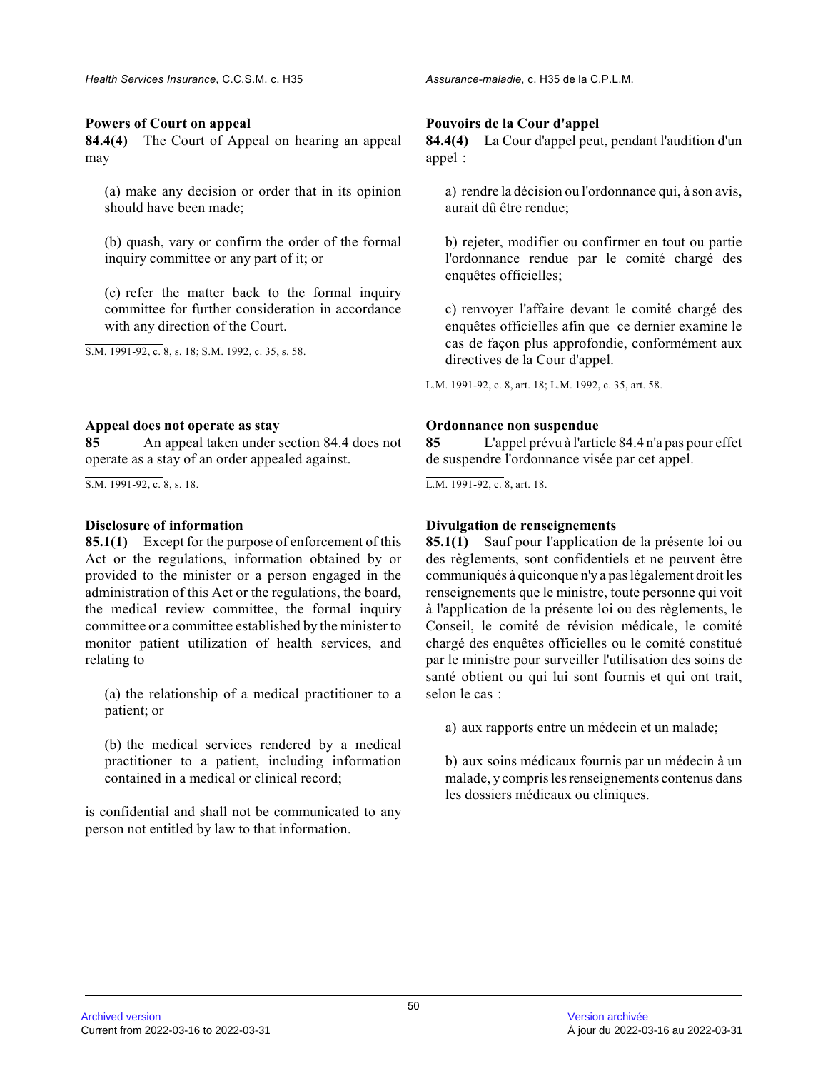**Powers of Court on appeal**

**84.4(4)** The Court of Appeal on hearing an appeal may

(a) make any decision or order that in its opinion should have been made;

(b) quash, vary or confirm the order of the formal inquiry committee or any part of it; or

(c) refer the matter back to the formal inquiry committee for further consideration in accordance with any direction of the Court.

S.M. 1991-92, c. 8, s. 18; S.M. 1992, c. 35, s. 58.

**Pouvoirs de la Cour d'appel**

**84.4(4)** La Cour d'appel peut, pendant l'audition d'un appel :

a) rendre la décision ou l'ordonnance qui, à son avis, aurait dû être rendue;

b) rejeter, modifier ou confirmer en tout ou partie l'ordonnance rendue par le comité chargé des enquêtes officielles;

c) renvoyer l'affaire devant le comité chargé des enquêtes officielles afin que ce dernier examine le cas de façon plus approfondie, conformément aux directives de la Cour d'appel.

L.M. 1991-92, c. 8, art. 18; L.M. 1992, c. 35, art. 58.

**Appeal does not operate as stay**

**85** An appeal taken under section 84.4 does not operate as a stay of an order appealed against.

S.M. 1991-92, c. 8, s. 18.

**Ordonnance non suspendue**

**85** L'appel prévu à l'article 84.4 n'a pas pour effet de suspendre l'ordonnance visée par cet appel.

L.M. 1991-92, c. 8, art. 18.

**Disclosure of information**

**85.1(1)** Except for the purpose of enforcement of this Act or the regulations, information obtained by or provided to the minister or a person engaged in the administration of this Act or the regulations, the board, the medical review committee, the formal inquiry committee or a committee established by the minister to monitor patient utilization of health services, and relating to

(a) the relationship of a medical practitioner to a patient; or

(b) the medical services rendered by a medical practitioner to a patient, including information contained in a medical or clinical record;

is confidential and shall not be communicated to any person not entitled by law to that information.

**Divulgation de renseignements**

**85.1(1)** Sauf pour l'application de la présente loi ou des règlements, sont confidentiels et ne peuvent être communiqués à quiconque n'y a pas légalement droit les renseignements que le ministre, toute personne qui voit à l'application de la présente loi ou des règlements, le Conseil, le comité de révision médicale, le comité chargé des enquêtes officielles ou le comité constitué par le ministre pour surveiller l'utilisation des soins de santé obtient ou qui lui sont fournis et qui ont trait, selon le cas :

a) aux rapports entre un médecin et un malade;

b) aux soins médicaux fournis par un médecin à un malade, y compris les renseignements contenus dans les dossiers médicaux ou cliniques.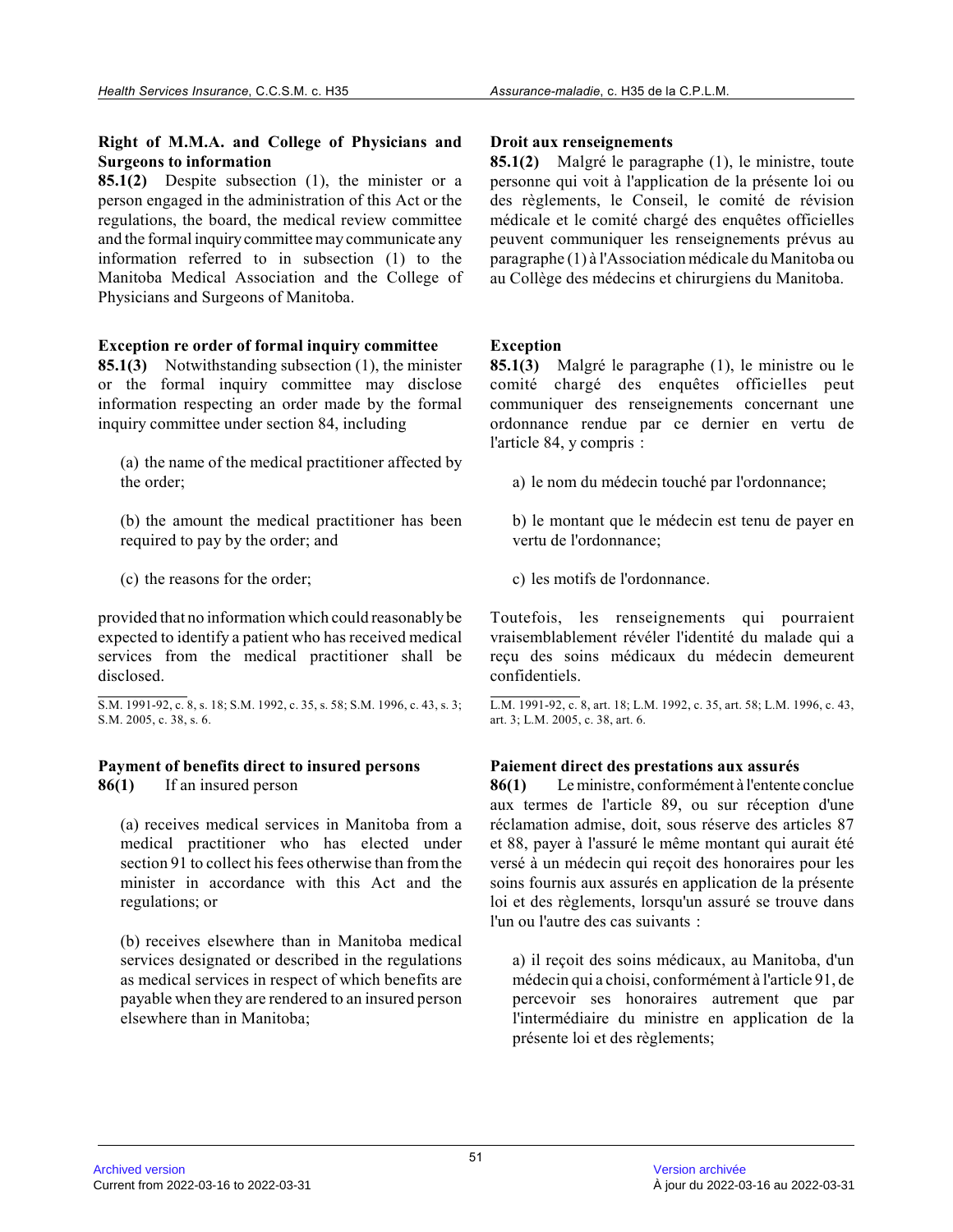### Right of M.M.A. and College of Physicians and Surgeons to information

**85.1(2)** Despite subsection (1), the minister or a person engaged in the administration of this Act or the regulations, the board, the medical review committee and the formal inquiry committee may communicate any information referred to in subsection (1) to the Manitoba Medical Association and the College of Physicians and Surgeons of Manitoba.

### Exception re order of formal inquiry committee

**85.1(3)** Notwithstanding subsection (1), the minister or the formal inquiry committee may disclose information respecting an order made by the formal inquiry committee under section 84, including

(a) the name of the medical practitioner affected by the order;

(b) the amount the medical practitioner has been required to pay by the order; and

(c) the reasons for the order;

provided that no information which could reasonably be expected to identify a patient who has received medical services from the medical practitioner shall be disclosed.

S.M. 1991-92, c. 8, s. 18; S.M. 1992, c. 35, s. 58; S.M. 1996, c. 43, s. 3; S.M. 2005, c. 38, s. 6.

### Payment of benefits direct to insured persons

**86(1)** If an insured person

(a) receives medical services in Manitoba from a medical practitioner who has elected under section 91 to collect his fees otherwise than from the minister in accordance with this Act and the regulations; or

(b) receives elsewhere than in Manitoba medical services designated or described in the regulations as medical services in respect of which benefits are payable when they are rendered to an insured person elsewhere than in Manitoba;

### Droit aux renseignements

**85.1(2)** Malgré le paragraphe (1), le ministre, toute personne qui voit à l'application de la présente loi ou des règlements, le Conseil, le comité de révision médicale et le comité chargé des enquêtes officielles peuvent communiquer les renseignements prévus au paragraphe (1) à l'Association médicale du Manitoba ou au Collège des médecins et chirurgiens du Manitoba.

### Exception

**85.1(3)** Malgré le paragraphe (1), le ministre ou le comité chargé des enquêtes officielles peut communiquer des renseignements concernant une ordonnance rendue par ce dernier en vertu de l'article 84, y compris :

a) le nom du médecin touché par l'ordonnance;

b) le montant que le médecin est tenu de payer en vertu de l'ordonnance;

c) les motifs de l'ordonnance.

Toutefois, les renseignements qui pourraient vraisemblablement révéler l'identité du malade qui a reçu des soins médicaux du médecin demeurent confidentiels.

L.M. 1991-92, c. 8, art. 18; L.M. 1992, c. 35, art. 58; L.M. 1996, c. 43, art. 3; L.M. 2005, c. 38, art. 6.

### Paiement direct des prestations aux assurés

**86(1)** Le ministre, conformément à l'entente conclue aux termes de l'article 89, ou sur réception d'une réclamation admise, doit, sous réserve des articles 87 et 88, payer à l'assuré le même montant qui aurait été versé à un médecin qui reçoit des honoraires pour les soins fournis aux assurés en application de la présente loi et des règlements, lorsqu'un assuré se trouve dans l'un ou l'autre des cas suivants :

a) il reçoit des soins médicaux, au Manitoba, d'un médecin qui a choisi, conformément à l'article 91, de percevoir ses honoraires autrement que par l'intermédiaire du ministre en application de la présente loi et des règlements;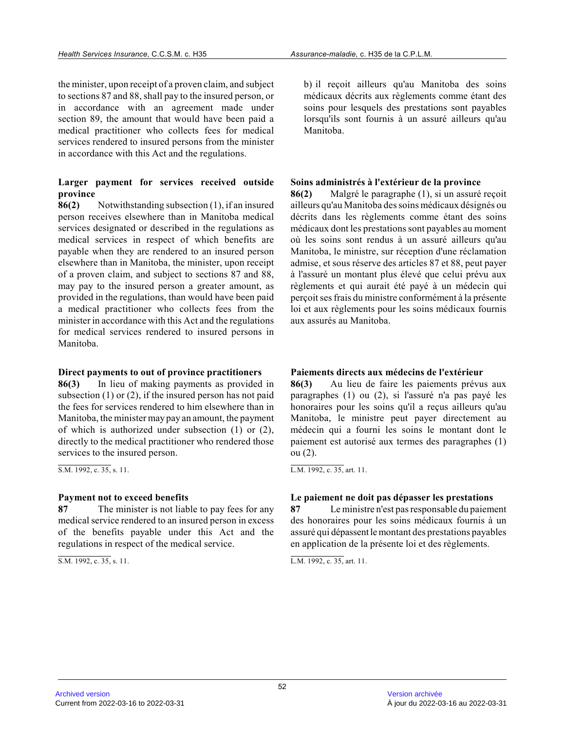the minister, upon receipt of a proven claim, and subject to sections 87 and 88, shall pay to the insured person, or in accordance with an agreement made under section 89, the amount that would have been paid a medical practitioner who collects fees for medical services rendered to insured persons from the minister in accordance with this Act and the regulations.

b) il reçoit ailleurs qu'au Manitoba des soins médicaux décrits aux règlements comme étant des soins pour lesquels des prestations sont payables lorsqu'ils sont fournis à un assuré ailleurs qu'au Manitoba.

**Larger payment for services received outside province**

**86(2)** Notwithstanding subsection (1), if an insured person receives elsewhere than in Manitoba medical services designated or described in the regulations as medical services in respect of which benefits are payable when they are rendered to an insured person elsewhere than in Manitoba, the minister, upon receipt of a proven claim, and subject to sections 87 and 88, may pay to the insured person a greater amount, as provided in the regulations, than would have been paid a medical practitioner who collects fees from the minister in accordance with this Act and the regulations for medical services rendered to insured persons in Manitoba.

**Soins administrés à l'extérieur de la province**

**86(2)** Malgré le paragraphe (1), si un assuré reçoit ailleurs qu'au Manitoba des soins médicaux désignés ou décrits dans les règlements comme étant des soins médicaux dont les prestations sont payables au moment où les soins sont rendus à un assuré ailleurs qu'au Manitoba, le ministre, sur réception d'une réclamation admise, et sous réserve des articles 87 et 88, peut payer à l'assuré un montant plus élevé que celui prévu aux règlements et qui aurait été payé à un médecin qui perçoit ses frais du ministre conformément à la présente loi et aux règlements pour les soins médicaux fournis aux assurés au Manitoba.

**Direct payments to out of province practitioners**

**86(3)** In lieu of making payments as provided in subsection (1) or (2), if the insured person has not paid the fees for services rendered to him elsewhere than in Manitoba, the minister may pay an amount, the payment of which is authorized under subsection (1) or (2), directly to the medical practitioner who rendered those services to the insured person.

S.M. 1992, c. 35, s. 11.

**Paiements directs aux médecins de l'extérieur**

**86(3)** Au lieu de faire les paiements prévus aux paragraphes (1) ou (2), si l'assuré n'a pas payé les honoraires pour les soins qu'il a reçus ailleurs qu'au Manitoba, le ministre peut payer directement au médecin qui a fourni les soins le montant dont le paiement est autorisé aux termes des paragraphes (1) ou (2).

L.M. 1992, c. 35, art. 11.

**Payment not to exceed benefits**

**87** The minister is not liable to pay fees for any medical service rendered to an insured person in excess of the benefits payable under this Act and the regulations in respect of the medical service.

S.M. 1992, c. 35, s. 11.

**Le paiement ne doit pas dépasser les prestations**

**87** Le ministre n'est pas responsable du paiement des honoraires pour les soins médicaux fournis à un assuré qui dépassent le montant des prestations payables en application de la présente loi et des règlements.

L.M. 1992, c. 35, art. 11.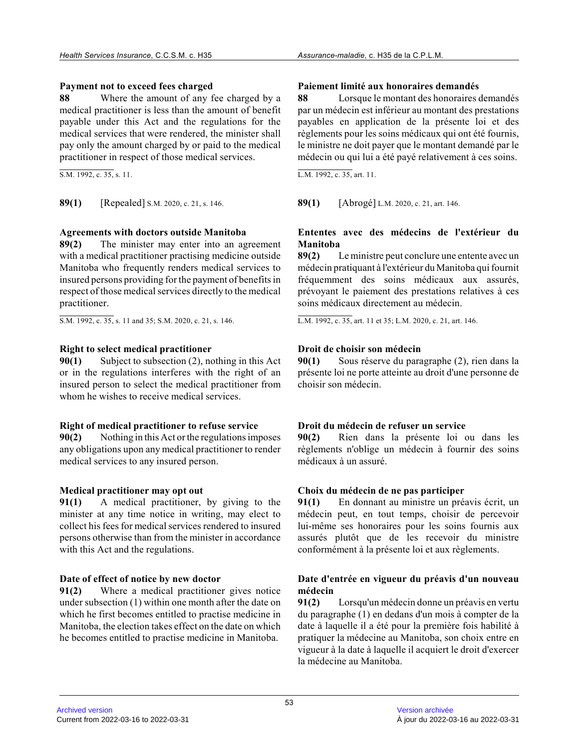**Payment not to exceed fees charged**

**88** Where the amount of any fee charged by a medical practitioner is less than the amount of benefit payable under this Act and the regulations for the medical services that were rendered, the minister shall pay only the amount charged by or paid to the medical practitioner in respect of those medical services.

S.M. 1992, c. 35, s. 11.

**Paiement limité aux honoraires demandés**

**88** Lorsque le montant des honoraires demandés par un médecin est inférieur au montant des prestations payables en application de la présente loi et des règlements pour les soins médicaux qui ont été fournis, le ministre ne doit payer que le montant demandé par le médecin ou qui lui a été payé relativement à ces soins.

L.M. 1992, c. 35, art. 11.

**89(1)** [Repealed] S.M. 2020, c. 21, s. 146.

**89(1)** [Abrogé] L.M. 2020, c. 21, art. 146.

**Agreements with doctors outside Manitoba**

**89(2)** The minister may enter into an agreement with a medical practitioner practising medicine outside Manitoba who frequently renders medical services to insured persons providing for the payment of benefits in respect of those medical services directly to the medical practitioner.

S.M. 1992, c. 35, s. 11 and 35; S.M. 2020, c. 21, s. 146.

**Ententes avec des médecins de l'extérieur du Manitoba**

**89(2)** Le ministre peut conclure une entente avec un médecin pratiquant à l'extérieur du Manitoba qui fournit fréquemment des soins médicaux aux assurés, prévoyant le paiement des prestations relatives à ces soins médicaux directement au médecin.

L.M. 1992, c. 35, art. 11 et 35; L.M. 2020, c. 21, art. 146.

**Right to select medical practitioner**

**90(1)** Subject to subsection (2), nothing in this Act or in the regulations interferes with the right of an insured person to select the medical practitioner from whom he wishes to receive medical services.

**Droit de choisir son médecin**

**90(1)** Sous réserve du paragraphe (2), rien dans la présente loi ne porte atteinte au droit d'une personne de choisir son médecin.

**Right of medical practitioner to refuse service**

**90(2)** Nothing in this Act or the regulations imposes any obligations upon any medical practitioner to render medical services to any insured person.

**Droit du médecin de refuser un service**

**90(2)** Rien dans la présente loi ou dans les règlements n'oblige un médecin à fournir des soins médicaux à un assuré.

**Medical practitioner may opt out**

**91(1)** A medical practitioner, by giving to the minister at any time notice in writing, may elect to collect his fees for medical services rendered to insured persons otherwise than from the minister in accordance with this Act and the regulations.

**Choix du médecin de ne pas participer**

**91(1)** En donnant au ministre un préavis écrit, un médecin peut, en tout temps, choisir de percevoir lui-même ses honoraires pour les soins fournis aux assurés plutôt que de les recevoir du ministre conformément à la présente loi et aux règlements.

**Date of effect of notice by new doctor**

**91(2)** Where a medical practitioner gives notice under subsection (1) within one month after the date on which he first becomes entitled to practise medicine in Manitoba, the election takes effect on the date on which he becomes entitled to practise medicine in Manitoba.

**Date d'entrée en vigueur du préavis d'un nouveau médecin**

**91(2)** Lorsqu'un médecin donne un préavis en vertu du paragraphe (1) en dedans d'un mois à compter de la date à laquelle il a été pour la première fois habilité à pratiquer la médecine au Manitoba, son choix entre en vigueur à la date à laquelle il acquiert le droit d'exercer la médecine au Manitoba.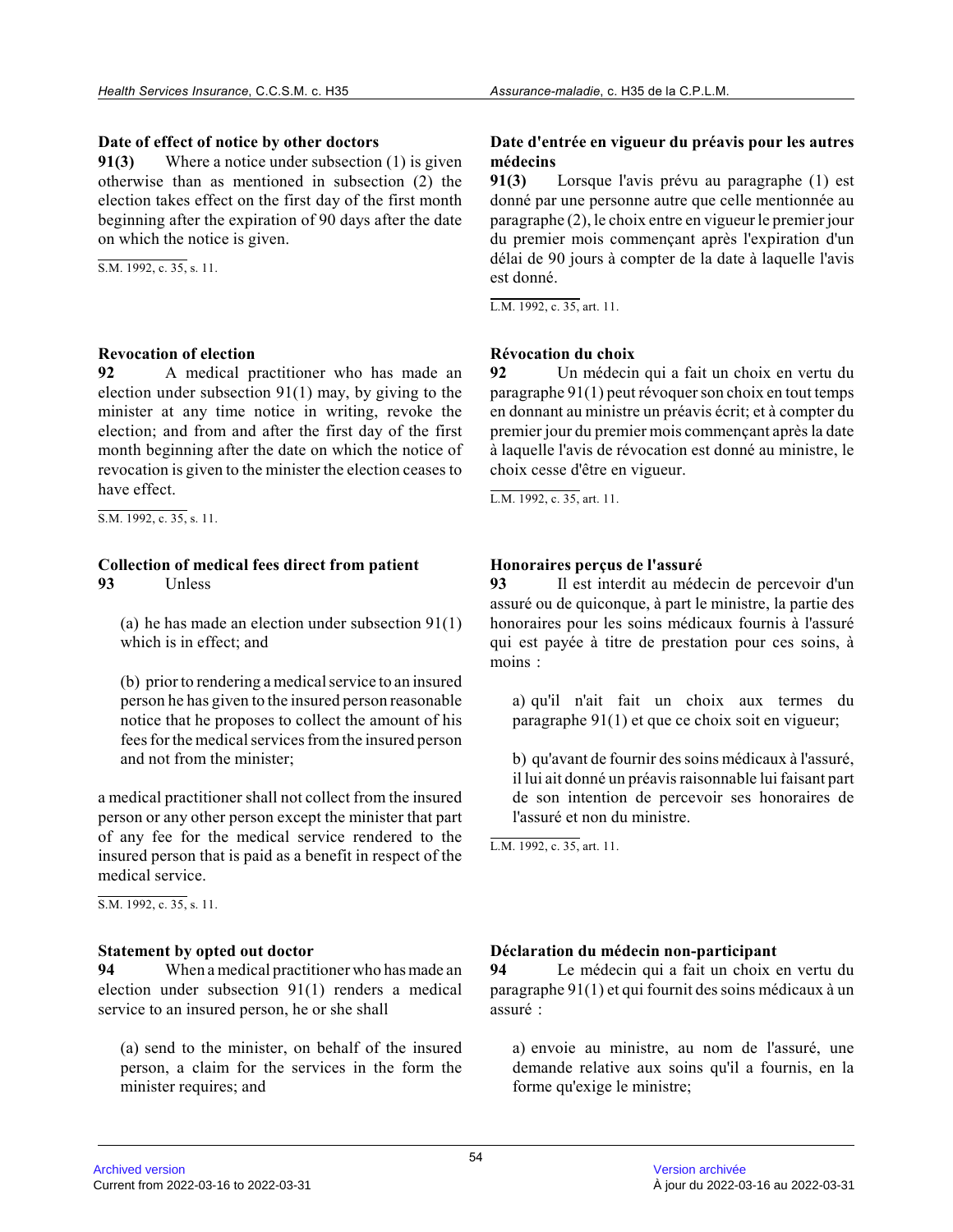### Date of effect of notice by other doctors

**91(3)** Where a notice under subsection (1) is given otherwise than as mentioned in subsection (2) the election takes effect on the first day of the first month beginning after the expiration of 90 days after the date on which the notice is given.

S.M. 1992, c. 35, s. 11.

### Date d'entrée en vigueur du préavis pour les autres médecins

**91(3)** Lorsque l'avis prévu au paragraphe (1) est donné par une personne autre que celle mentionnée au paragraphe (2), le choix entre en vigueur le premier jour du premier mois commençant après l'expiration d'un délai de 90 jours à compter de la date à laquelle l'avis est donné.

L.M. 1992, c. 35, art. 11.

### Revocation of election

**92** A medical practitioner who has made an election under subsection 91(1) may, by giving to the minister at any time notice in writing, revoke the election; and from and after the first day of the first month beginning after the date on which the notice of revocation is given to the minister the election ceases to have effect.

S.M. 1992, c. 35, s. 11.

### Révocation du choix

**92** Un médecin qui a fait un choix en vertu du paragraphe 91(1) peut révoquer son choix en tout temps en donnant au ministre un préavis écrit; et à compter du premier jour du premier mois commençant après la date à laquelle l'avis de révocation est donné au ministre, le choix cesse d'être en vigueur.

L.M. 1992, c. 35, art. 11.

### Collection of medical fees direct from patient

**93** Unless

(a) he has made an election under subsection 91(1) which is in effect; and

(b) prior to rendering a medical service to an insured person he has given to the insured person reasonable notice that he proposes to collect the amount of his fees for the medical services from the insured person and not from the minister;

a medical practitioner shall not collect from the insured person or any other person except the minister that part of any fee for the medical service rendered to the insured person that is paid as a benefit in respect of the medical service.

S.M. 1992, c. 35, s. 11.

### Honoraires perçus de l'assuré

**93** Il est interdit au médecin de percevoir d'un assuré ou de quiconque, à part le ministre, la partie des honoraires pour les soins médicaux fournis à l'assuré qui est payée à titre de prestation pour ces soins, à moins :

a) qu'il n'ait fait un choix aux termes du paragraphe 91(1) et que ce choix soit en vigueur;

b) qu'avant de fournir des soins médicaux à l'assuré, il lui ait donné un préavis raisonnable lui faisant part de son intention de percevoir ses honoraires de l'assuré et non du ministre.

L.M. 1992, c. 35, art. 11.

### Statement by opted out doctor

**94** When a medical practitioner who has made an election under subsection 91(1) renders a medical service to an insured person, he or she shall

(a) send to the minister, on behalf of the insured person, a claim for the services in the form the minister requires; and

### Déclaration du médecin non-participant

**94** Le médecin qui a fait un choix en vertu du paragraphe 91(1) et qui fournit des soins médicaux à un assuré :

a) envoie au ministre, au nom de l'assuré, une demande relative aux soins qu'il a fournis, en la forme qu'exige le ministre;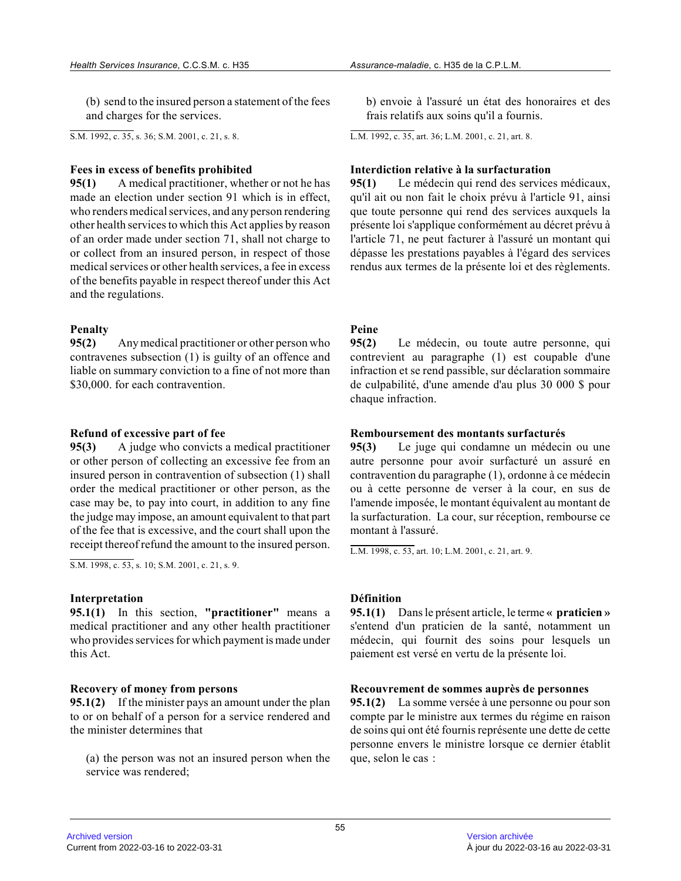(b) send to the insured person a statement of the fees and charges for the services.

S.M. 1992, c. 35, s. 36; S.M. 2001, c. 21, s. 8.

b) envoie à l'assuré un état des honoraires et des frais relatifs aux soins qu'il a fournis.

L.M. 1992, c. 35, art. 36; L.M. 2001, c. 21, art. 8.

**Fees in excess of benefits prohibited**

**95(1)** A medical practitioner, whether or not he has made an election under section 91 which is in effect, who renders medical services, and any person rendering other health services to which this Act applies by reason of an order made under section 71, shall not charge to or collect from an insured person, in respect of those medical services or other health services, a fee in excess of the benefits payable in respect thereof under this Act and the regulations.

**Interdiction relative à la surfacturation**

**95(1)** Le médecin qui rend des services médicaux, qu'il ait ou non fait le choix prévu à l'article 91, ainsi que toute personne qui rend des services auxquels la présente loi s'applique conformément au décret prévu à l'article 71, ne peut facturer à l'assuré un montant qui dépasse les prestations payables à l'égard des services rendus aux termes de la présente loi et des règlements.

**Penalty**

**95(2)** Any medical practitioner or other person who contravenes subsection (1) is guilty of an offence and liable on summary conviction to a fine of not more than $30,000. for each contravention.

**Peine**

**95(2)** Le médecin, ou toute autre personne, qui contrevient au paragraphe (1) est coupable d'une infraction et se rend passible, sur déclaration sommaire de culpabilité, d'une amende d'au plus 30 000 $ pour chaque infraction.

**Refund of excessive part of fee**

**95(3)** A judge who convicts a medical practitioner or other person of collecting an excessive fee from an insured person in contravention of subsection (1) shall order the medical practitioner or other person, as the case may be, to pay into court, in addition to any fine the judge may impose, an amount equivalent to that part of the fee that is excessive, and the court shall upon the receipt thereof refund the amount to the insured person.

S.M. 1998, c. 53, s. 10; S.M. 2001, c. 21, s. 9.

**Remboursement des montants surfacturés**

**95(3)** Le juge qui condamne un médecin ou une autre personne pour avoir surfacturé un assuré en contravention du paragraphe (1), ordonne à ce médecin ou à cette personne de verser à la cour, en sus de l'amende imposée, le montant équivalent au montant de la surfacturation. La cour, sur réception, rembourse ce montant à l'assuré.

L.M. 1998, c. 53, art. 10; L.M. 2001, c. 21, art. 9.

**Interpretation**

**95.1(1)** In this section, **"practitioner"** means a medical practitioner and any other health practitioner who provides services for which payment is made under this Act.

**Définition**

**95.1(1)** Dans le présent article, le terme **« praticien »** s'entend d'un praticien de la santé, notamment un médecin, qui fournit des soins pour lesquels un paiement est versé en vertu de la présente loi.

**Recovery of money from persons**

**95.1(2)** If the minister pays an amount under the plan to or on behalf of a person for a service rendered and the minister determines that

(a) the person was not an insured person when the service was rendered;

**Recouvrement de sommes auprès de personnes**

**95.1(2)** La somme versée à une personne ou pour son compte par le ministre aux termes du régime en raison de soins qui ont été fournis représente une dette de cette personne envers le ministre lorsque ce dernier établit que, selon le cas :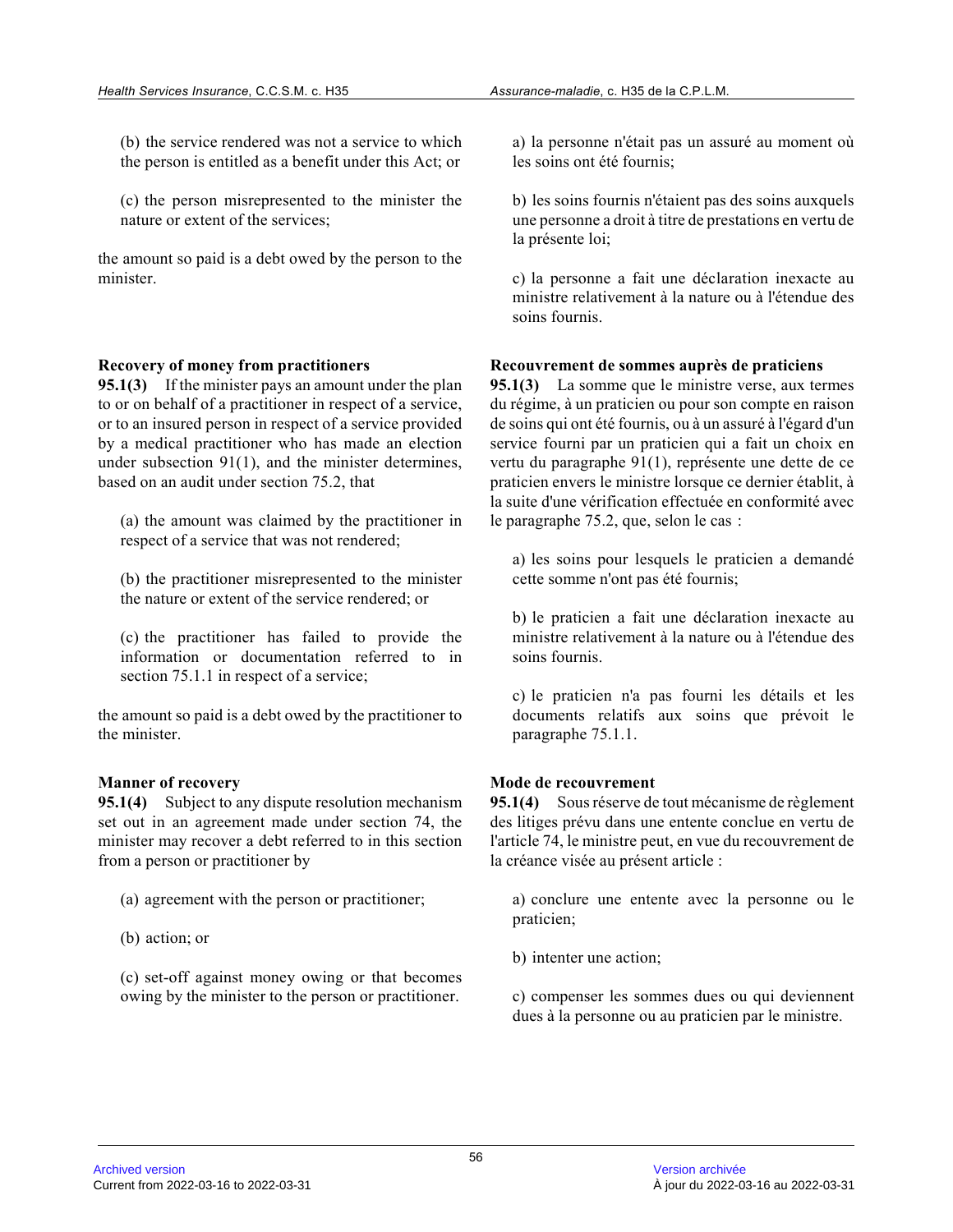(b) the service rendered was not a service to which the person is entitled as a benefit under this Act; or

(c) the person misrepresented to the minister the nature or extent of the services;

the amount so paid is a debt owed by the person to the minister.

a) la personne n'était pas un assuré au moment où les soins ont été fournis;

b) les soins fournis n'étaient pas des soins auxquels une personne a droit à titre de prestations en vertu de la présente loi;

c) la personne a fait une déclaration inexacte au ministre relativement à la nature ou à l'étendue des soins fournis.

**Recovery of money from practitioners**

**95.1(3)** If the minister pays an amount under the plan to or on behalf of a practitioner in respect of a service, or to an insured person in respect of a service provided by a medical practitioner who has made an election under subsection 91(1), and the minister determines, based on an audit under section 75.2, that

(a) the amount was claimed by the practitioner in respect of a service that was not rendered;

(b) the practitioner misrepresented to the minister the nature or extent of the service rendered; or

(c) the practitioner has failed to provide the information or documentation referred to in section 75.1.1 in respect of a service;

the amount so paid is a debt owed by the practitioner to the minister.

**Recouvrement de sommes auprès de praticiens**

**95.1(3)** La somme que le ministre verse, aux termes du régime, à un praticien ou pour son compte en raison de soins qui ont été fournis, ou à un assuré à l'égard d'un service fourni par un praticien qui a fait un choix en vertu du paragraphe 91(1), représente une dette de ce praticien envers le ministre lorsque ce dernier établit, à la suite d'une vérification effectuée en conformité avec le paragraphe 75.2, que, selon le cas :

a) les soins pour lesquels le praticien a demandé cette somme n'ont pas été fournis;

b) le praticien a fait une déclaration inexacte au ministre relativement à la nature ou à l'étendue des soins fournis.

c) le praticien n'a pas fourni les détails et les documents relatifs aux soins que prévoit le paragraphe 75.1.1.

**Manner of recovery**

**95.1(4)** Subject to any dispute resolution mechanism set out in an agreement made under section 74, the minister may recover a debt referred to in this section from a person or practitioner by

(a) agreement with the person or practitioner;

(b) action; or

(c) set-off against money owing or that becomes owing by the minister to the person or practitioner.

**Mode de recouvrement**

**95.1(4)** Sous réserve de tout mécanisme de règlement des litiges prévu dans une entente conclue en vertu de l'article 74, le ministre peut, en vue du recouvrement de la créance visée au présent article :

a) conclure une entente avec la personne ou le praticien;

b) intenter une action;

c) compenser les sommes dues ou qui deviennent dues à la personne ou au praticien par le ministre.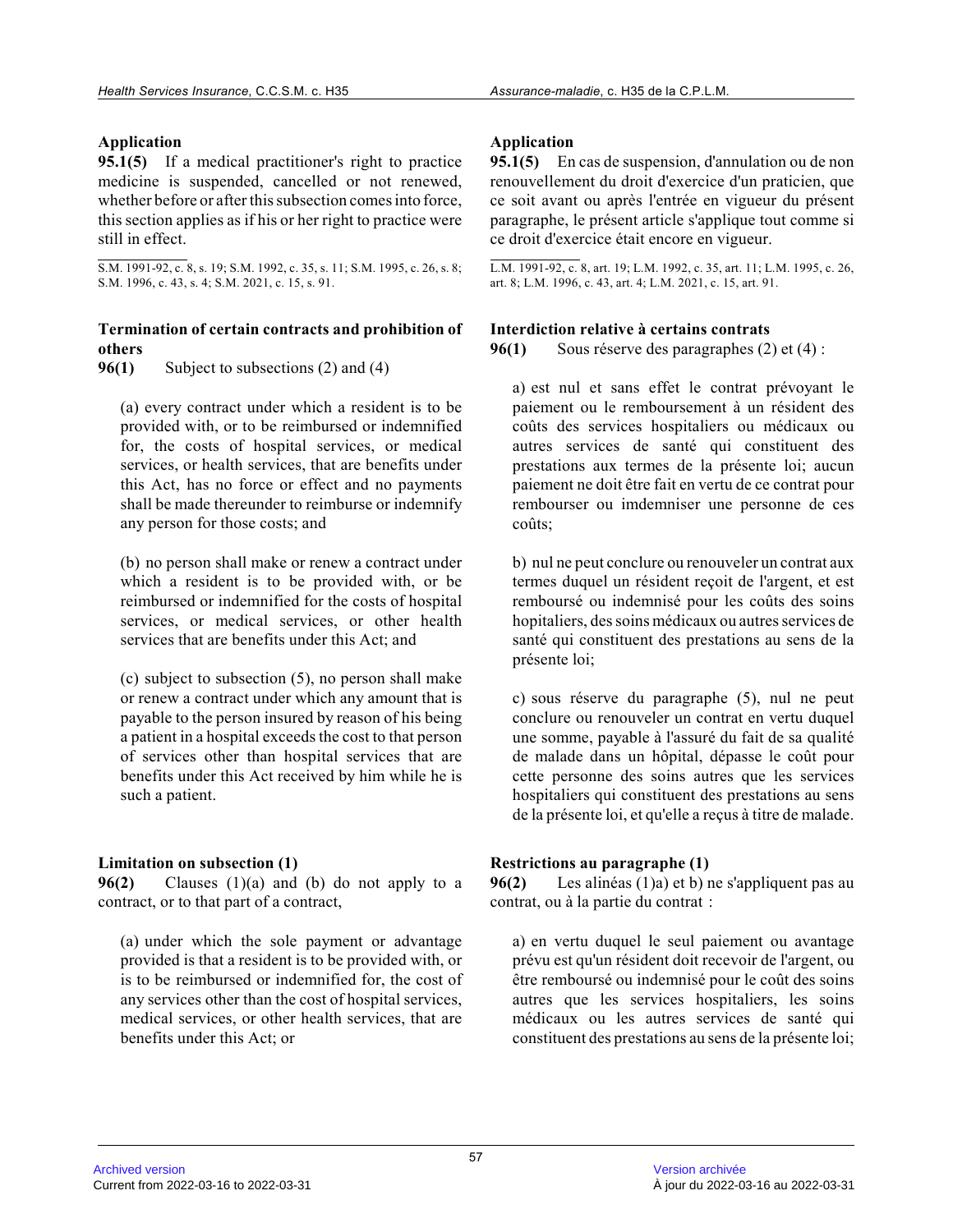### Application

**95.1(5)** If a medical practitioner's right to practice medicine is suspended, cancelled or not renewed, whether before or after this subsection comes into force, this section applies as if his or her right to practice were still in effect.

S.M. 1991-92, c. 8, s. 19; S.M. 1992, c. 35, s. 11; S.M. 1995, c. 26, s. 8; S.M. 1996, c. 43, s. 4; S.M. 2021, c. 15, s. 91.

### Termination of certain contracts and prohibition of others

**96(1)** Subject to subsections (2) and (4)

(a) every contract under which a resident is to be provided with, or to be reimbursed or indemnified for, the costs of hospital services, or medical services, or health services, that are benefits under this Act, has no force or effect and no payments shall be made thereunder to reimburse or indemnify any person for those costs; and

(b) no person shall make or renew a contract under which a resident is to be provided with, or be reimbursed or indemnified for the costs of hospital services, or medical services, or other health services that are benefits under this Act; and

(c) subject to subsection (5), no person shall make or renew a contract under which any amount that is payable to the person insured by reason of his being a patient in a hospital exceeds the cost to that person of services other than hospital services that are benefits under this Act received by him while he is such a patient.

### Limitation on subsection (1)

**96(2)** Clauses (1)(a) and (b) do not apply to a contract, or to that part of a contract,

(a) under which the sole payment or advantage provided is that a resident is to be provided with, or is to be reimbursed or indemnified for, the cost of any services other than the cost of hospital services, medical services, or other health services, that are benefits under this Act; or

### Application

**95.1(5)** En cas de suspension, d'annulation ou de non renouvellement du droit d'exercice d'un praticien, que ce soit avant ou après l'entrée en vigueur du présent paragraphe, le présent article s'applique tout comme si ce droit d'exercice était encore en vigueur.

L.M. 1991-92, c. 8, art. 19; L.M. 1992, c. 35, art. 11; L.M. 1995, c. 26, art. 8; L.M. 1996, c. 43, art. 4; L.M. 2021, c. 15, art. 91.

### Interdiction relative à certains contrats

**96(1)** Sous réserve des paragraphes (2) et (4) :

a) est nul et sans effet le contrat prévoyant le paiement ou le remboursement à un résident des coûts des services hospitaliers ou médicaux ou autres services de santé qui constituent des prestations aux termes de la présente loi; aucun paiement ne doit être fait en vertu de ce contrat pour rembourser ou imdemniser une personne de ces coûts;

b) nul ne peut conclure ou renouveler un contrat aux termes duquel un résident reçoit de l'argent, et est remboursé ou indemnisé pour les coûts des soins hopitaliers, des soins médicaux ou autres services de santé qui constituent des prestations au sens de la présente loi;

c) sous réserve du paragraphe (5), nul ne peut conclure ou renouveler un contrat en vertu duquel une somme, payable à l'assuré du fait de sa qualité de malade dans un hôpital, dépasse le coût pour cette personne des soins autres que les services hospitaliers qui constituent des prestations au sens de la présente loi, et qu'elle a reçus à titre de malade.

### Restrictions au paragraphe (1)

**96(2)** Les alinéas (1)a) et b) ne s'appliquent pas au contrat, ou à la partie du contrat :

a) en vertu duquel le seul paiement ou avantage prévu est qu'un résident doit recevoir de l'argent, ou être remboursé ou indemnisé pour le coût des soins autres que les services hospitaliers, les soins médicaux ou les autres services de santé qui constituent des prestations au sens de la présente loi;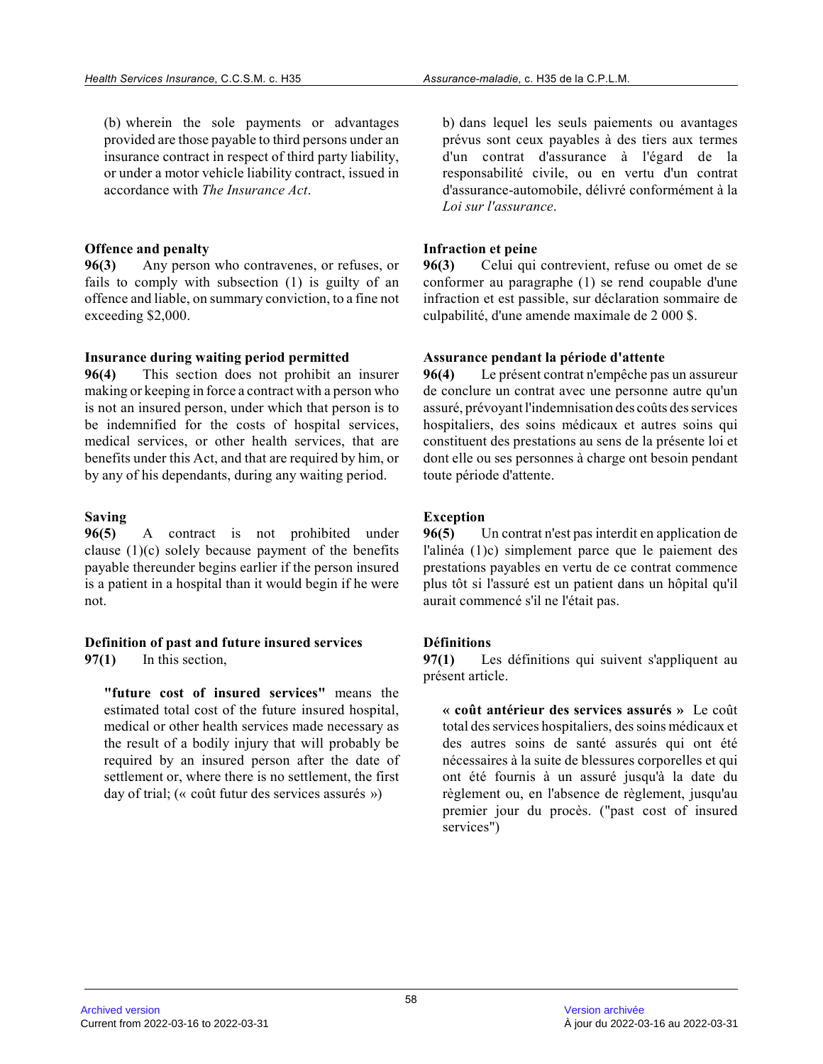(b) wherein the sole payments or advantages provided are those payable to third persons under an insurance contract in respect of third party liability, or under a motor vehicle liability contract, issued in accordance with *The Insurance Act*.

b) dans lequel les seuls paiements ou avantages prévus sont ceux payables à des tiers aux termes d'un contrat d'assurance à l'égard de la responsabilité civile, ou en vertu d'un contrat d'assurance-automobile, délivré conformément à la *Loi sur l'assurance*.

**Offence and penalty**

**96(3)** Any person who contravenes, or refuses, or fails to comply with subsection (1) is guilty of an offence and liable, on summary conviction, to a fine not exceeding $2,000.

**Infraction et peine**

**96(3)** Celui qui contrevient, refuse ou omet de se conformer au paragraphe (1) se rend coupable d'une infraction et est passible, sur déclaration sommaire de culpabilité, d'une amende maximale de 2 000 $.

**Insurance during waiting period permitted**

**96(4)** This section does not prohibit an insurer making or keeping in force a contract with a person who is not an insured person, under which that person is to be indemnified for the costs of hospital services, medical services, or other health services, that are benefits under this Act, and that are required by him, or by any of his dependants, during any waiting period.

**Assurance pendant la période d'attente**

**96(4)** Le présent contrat n'empêche pas un assureur de conclure un contrat avec une personne autre qu'un assuré, prévoyant l'indemnisation des coûts des services hospitaliers, des soins médicaux et autres soins qui constituent des prestations au sens de la présente loi et dont elle ou ses personnes à charge ont besoin pendant toute période d'attente.

**Saving**

**96(5)** A contract is not prohibited under clause (1)(c) solely because payment of the benefits payable thereunder begins earlier if the person insured is a patient in a hospital than it would begin if he were not.

**Exception**

**96(5)** Un contrat n'est pas interdit en application de l'alinéa (1)c) simplement parce que le paiement des prestations payables en vertu de ce contrat commence plus tôt si l'assuré est un patient dans un hôpital qu'il aurait commencé s'il ne l'était pas.

**Definition of past and future insured services**

**97(1)** In this section,

**"future cost of insured services"** means the estimated total cost of the future insured hospital, medical or other health services made necessary as the result of a bodily injury that will probably be required by an insured person after the date of settlement or, where there is no settlement, the first day of trial; (« coût futur des services assurés »)

**Définitions**

**97(1)** Les définitions qui suivent s'appliquent au présent article.

**« coût antérieur des services assurés »** Le coût total des services hospitaliers, des soins médicaux et des autres soins de santé assurés qui ont été nécessaires à la suite de blessures corporelles et qui ont été fournis à un assuré jusqu'à la date du règlement ou, en l'absence de règlement, jusqu'au premier jour du procès. ("past cost of insured services")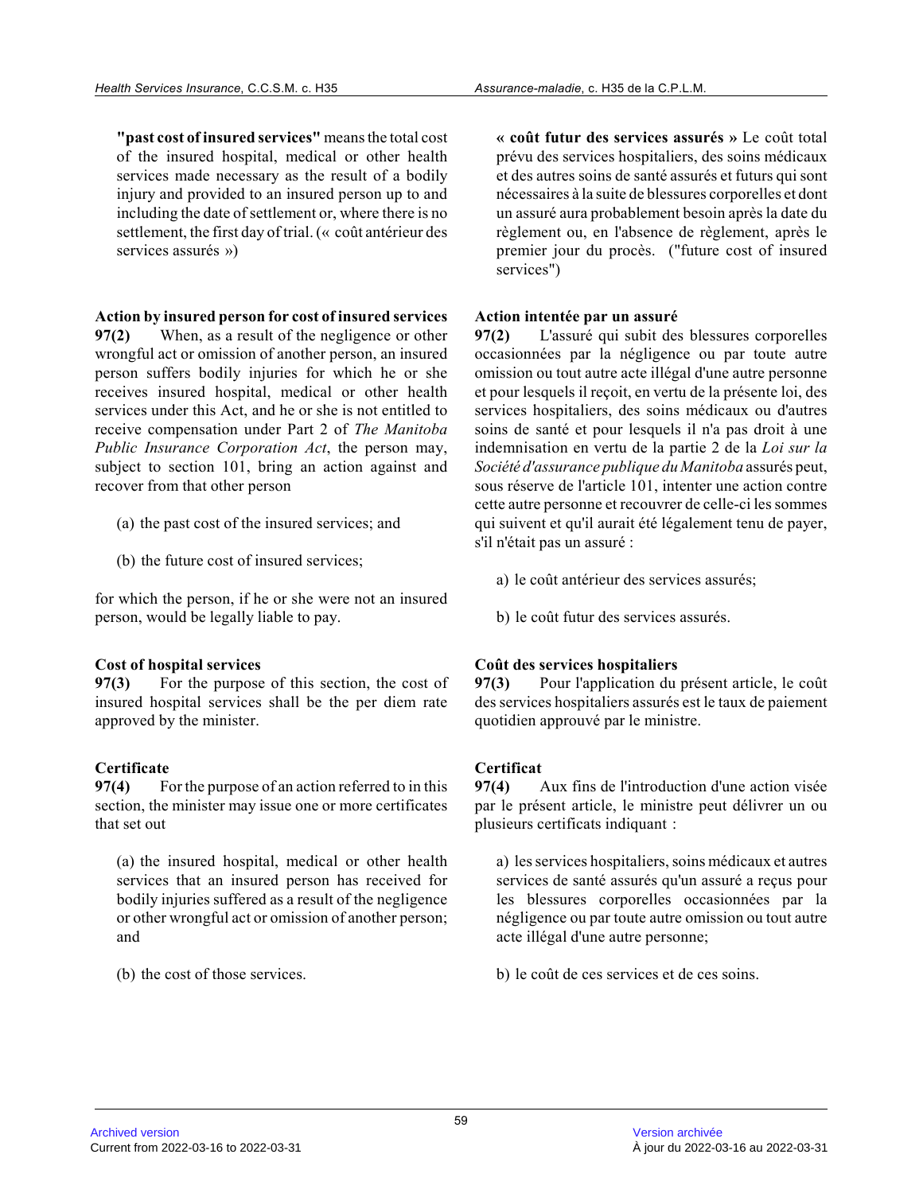**"past cost of insured services"** means the total cost of the insured hospital, medical or other health services made necessary as the result of a bodily injury and provided to an insured person up to and including the date of settlement or, where there is no settlement, the first day of trial. (« coût antérieur des services assurés »)

**« coût futur des services assurés »** Le coût total prévu des services hospitaliers, des soins médicaux et des autres soins de santé assurés et futurs qui sont nécessaires à la suite de blessures corporelles et dont un assuré aura probablement besoin après la date du règlement ou, en l'absence de règlement, après le premier jour du procès. ("future cost of insured services")

**Action by insured person for cost of insured services**

**97(2)** When, as a result of the negligence or other wrongful act or omission of another person, an insured person suffers bodily injuries for which he or she receives insured hospital, medical or other health services under this Act, and he or she is not entitled to receive compensation under Part 2 of *The Manitoba Public Insurance Corporation Act*, the person may, subject to section 101, bring an action against and recover from that other person

(a) the past cost of the insured services; and

(b) the future cost of insured services;

for which the person, if he or she were not an insured person, would be legally liable to pay.

**Action intentée par un assuré**

**97(2)** L'assuré qui subit des blessures corporelles occasionnées par la négligence ou par toute autre omission ou tout autre acte illégal d'une autre personne et pour lesquels il reçoit, en vertu de la présente loi, des services hospitaliers, des soins médicaux ou d'autres soins de santé et pour lesquels il n'a pas droit à une indemnisation en vertu de la partie 2 de la *Loi sur la Société d'assurance publique du Manitoba* assurés peut, sous réserve de l'article 101, intenter une action contre cette autre personne et recouvrer de celle-ci les sommes qui suivent et qu'il aurait été légalement tenu de payer, s'il n'était pas un assuré :

a) le coût antérieur des services assurés;

b) le coût futur des services assurés.

**Cost of hospital services**

**97(3)** For the purpose of this section, the cost of insured hospital services shall be the per diem rate approved by the minister.

**Coût des services hospitaliers**

**97(3)** Pour l'application du présent article, le coût des services hospitaliers assurés est le taux de paiement quotidien approuvé par le ministre.

**Certificate**

**97(4)** For the purpose of an action referred to in this section, the minister may issue one or more certificates that set out

(a) the insured hospital, medical or other health services that an insured person has received for bodily injuries suffered as a result of the negligence or other wrongful act or omission of another person; and

(b) the cost of those services.

**Certificat**

**97(4)** Aux fins de l'introduction d'une action visée par le présent article, le ministre peut délivrer un ou plusieurs certificats indiquant :

a) les services hospitaliers, soins médicaux et autres services de santé assurés qu'un assuré a reçus pour les blessures corporelles occasionnées par la négligence ou par toute autre omission ou tout autre acte illégal d'une autre personne;

b) le coût de ces services et de ces soins.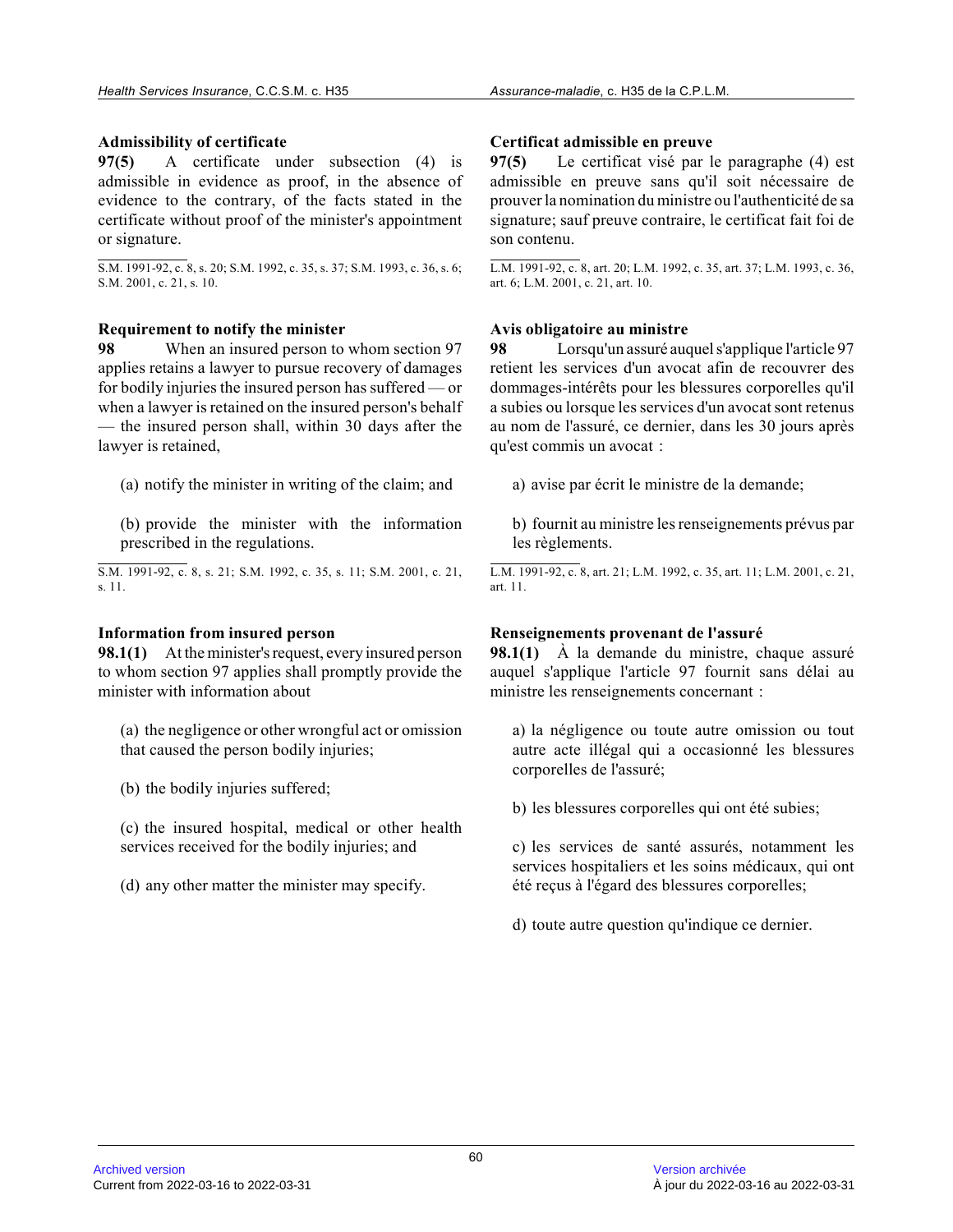**Admissibility of certificate**

**97(5)** A certificate under subsection (4) is admissible in evidence as proof, in the absence of evidence to the contrary, of the facts stated in the certificate without proof of the minister's appointment or signature.

S.M. 1991-92, c. 8, s. 20; S.M. 1992, c. 35, s. 37; S.M. 1993, c. 36, s. 6; S.M. 2001, c. 21, s. 10.

**Certificat admissible en preuve**

**97(5)** Le certificat visé par le paragraphe (4) est admissible en preuve sans qu'il soit nécessaire de prouver la nomination du ministre ou l'authenticité de sa signature; sauf preuve contraire, le certificat fait foi de son contenu.

L.M. 1991-92, c. 8, art. 20; L.M. 1992, c. 35, art. 37; L.M. 1993, c. 36, art. 6; L.M. 2001, c. 21, art. 10.

**Requirement to notify the minister**

**98** When an insured person to whom section 97 applies retains a lawyer to pursue recovery of damages for bodily injuries the insured person has suffered — or when a lawyer is retained on the insured person's behalf — the insured person shall, within 30 days after the lawyer is retained,

(a) notify the minister in writing of the claim; and

(b) provide the minister with the information prescribed in the regulations.

S.M. 1991-92, c. 8, s. 21; S.M. 1992, c. 35, s. 11; S.M. 2001, c. 21, s. 11.

**Avis obligatoire au ministre**

**98** Lorsqu'un assuré auquel s'applique l'article 97 retient les services d'un avocat afin de recouvrer des dommages-intérêts pour les blessures corporelles qu'il a subies ou lorsque les services d'un avocat sont retenus au nom de l'assuré, ce dernier, dans les 30 jours après qu'est commis un avocat :

a) avise par écrit le ministre de la demande;

b) fournit au ministre les renseignements prévus par les règlements.

L.M. 1991-92, c. 8, art. 21; L.M. 1992, c. 35, art. 11; L.M. 2001, c. 21, art. 11.

**Information from insured person**

**98.1(1)** At the minister's request, every insured person to whom section 97 applies shall promptly provide the minister with information about

(a) the negligence or other wrongful act or omission that caused the person bodily injuries;

(b) the bodily injuries suffered;

(c) the insured hospital, medical or other health services received for the bodily injuries; and

(d) any other matter the minister may specify.

**Renseignements provenant de l'assuré**

**98.1(1)** À la demande du ministre, chaque assuré auquel s'applique l'article 97 fournit sans délai au ministre les renseignements concernant :

a) la négligence ou toute autre omission ou tout autre acte illégal qui a occasionné les blessures corporelles de l'assuré;

b) les blessures corporelles qui ont été subies;

c) les services de santé assurés, notamment les services hospitaliers et les soins médicaux, qui ont été reçus à l'égard des blessures corporelles;

d) toute autre question qu'indique ce dernier.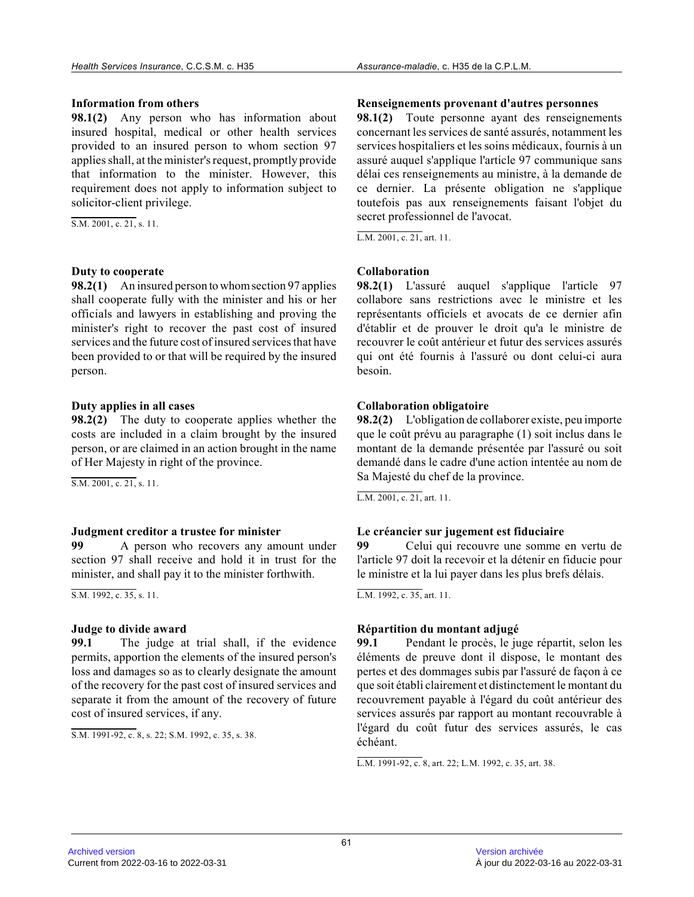**Information from others**

**98.1(2)** Any person who has information about insured hospital, medical or other health services provided to an insured person to whom section 97 applies shall, at the minister's request, promptly provide that information to the minister. However, this requirement does not apply to information subject to solicitor-client privilege.

S.M. 2001, c. 21, s. 11.

**Duty to cooperate**

**98.2(1)** An insured person to whom section 97 applies shall cooperate fully with the minister and his or her officials and lawyers in establishing and proving the minister's right to recover the past cost of insured services and the future cost of insured services that have been provided to or that will be required by the insured person.

**Duty applies in all cases**

**98.2(2)** The duty to cooperate applies whether the costs are included in a claim brought by the insured person, or are claimed in an action brought in the name of Her Majesty in right of the province.

S.M. 2001, c. 21, s. 11.

**Judgment creditor a trustee for minister**

**99** A person who recovers any amount under section 97 shall receive and hold it in trust for the minister, and shall pay it to the minister forthwith.

S.M. 1992, c. 35, s. 11.

**Judge to divide award**

**99.1** The judge at trial shall, if the evidence permits, apportion the elements of the insured person's loss and damages so as to clearly designate the amount of the recovery for the past cost of insured services and separate it from the amount of the recovery of future cost of insured services, if any.

S.M. 1991-92, c. 8, s. 22; S.M. 1992, c. 35, s. 38.

**Renseignements provenant d'autres personnes**

**98.1(2)** Toute personne ayant des renseignements concernant les services de santé assurés, notamment les services hospitaliers et les soins médicaux, fournis à un assuré auquel s'applique l'article 97 communique sans délai ces renseignements au ministre, à la demande de ce dernier. La présente obligation ne s'applique toutefois pas aux renseignements faisant l'objet du secret professionnel de l'avocat.

L.M. 2001, c. 21, art. 11.

**Collaboration**

**98.2(1)** L'assuré auquel s'applique l'article 97 collabore sans restrictions avec le ministre et les représentants officiels et avocats de ce dernier afin d'établir et de prouver le droit qu'a le ministre de recouvrer le coût antérieur et futur des services assurés qui ont été fournis à l'assuré ou dont celui-ci aura besoin.

**Collaboration obligatoire**

**98.2(2)** L'obligation de collaborer existe, peu importe que le coût prévu au paragraphe (1) soit inclus dans le montant de la demande présentée par l'assuré ou soit demandé dans le cadre d'une action intentée au nom de Sa Majesté du chef de la province.

L.M. 2001, c. 21, art. 11.

**Le créancier sur jugement est fiduciaire**

**99** Celui qui recouvre une somme en vertu de l'article 97 doit la recevoir et la détenir en fiducie pour le ministre et la lui payer dans les plus brefs délais.

L.M. 1992, c. 35, art. 11.

**Répartition du montant adjugé**

**99.1** Pendant le procès, le juge répartit, selon les éléments de preuve dont il dispose, le montant des pertes et des dommages subis par l'assuré de façon à ce que soit établi clairement et distinctement le montant du recouvrement payable à l'égard du coût antérieur des services assurés par rapport au montant recouvrable à l'égard du coût futur des services assurés, le cas échéant.

L.M. 1991-92, c. 8, art. 22; L.M. 1992, c. 35, art. 38.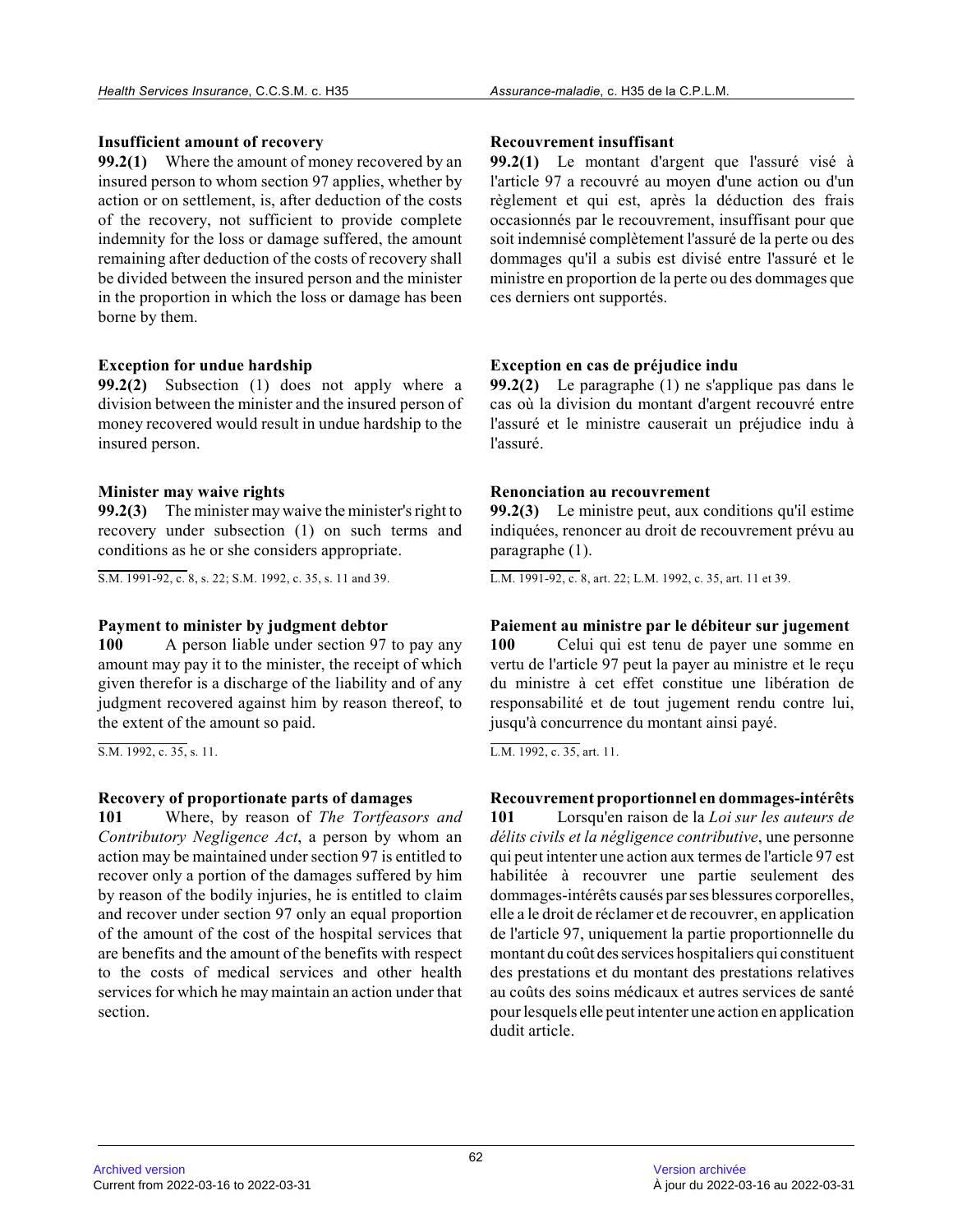**Insufficient amount of recovery**

**99.2(1)** Where the amount of money recovered by an insured person to whom section 97 applies, whether by action or on settlement, is, after deduction of the costs of the recovery, not sufficient to provide complete indemnity for the loss or damage suffered, the amount remaining after deduction of the costs of recovery shall be divided between the insured person and the minister in the proportion in which the loss or damage has been borne by them.

**Exception for undue hardship**

**99.2(2)** Subsection (1) does not apply where a division between the minister and the insured person of money recovered would result in undue hardship to the insured person.

**Minister may waive rights**

**99.2(3)** The minister may waive the minister's right to recovery under subsection (1) on such terms and conditions as he or she considers appropriate.

S.M. 1991-92, c. 8, s. 22; S.M. 1992, c. 35, s. 11 and 39.

**Payment to minister by judgment debtor**

**100** A person liable under section 97 to pay any amount may pay it to the minister, the receipt of which given therefor is a discharge of the liability and of any judgment recovered against him by reason thereof, to the extent of the amount so paid.

S.M. 1992, c. 35, s. 11.

**Recovery of proportionate parts of damages**

**101** Where, by reason of *The Tortfeasors and Contributory Negligence Act*, a person by whom an action may be maintained under section 97 is entitled to recover only a portion of the damages suffered by him by reason of the bodily injuries, he is entitled to claim and recover under section 97 only an equal proportion of the amount of the cost of the hospital services that are benefits and the amount of the benefits with respect to the costs of medical services and other health services for which he may maintain an action under that section.

**Recouvrement insuffisant**

**99.2(1)** Le montant d'argent que l'assuré visé à l'article 97 a recouvré au moyen d'une action ou d'un règlement et qui est, après la déduction des frais occasionnés par le recouvrement, insuffisant pour que soit indemnisé complètement l'assuré de la perte ou des dommages qu'il a subis est divisé entre l'assuré et le ministre en proportion de la perte ou des dommages que ces derniers ont supportés.

**Exception en cas de préjudice indu**

**99.2(2)** Le paragraphe (1) ne s'applique pas dans le cas où la division du montant d'argent recouvré entre l'assuré et le ministre causerait un préjudice indu à l'assuré.

**Renonciation au recouvrement**

**99.2(3)** Le ministre peut, aux conditions qu'il estime indiquées, renoncer au droit de recouvrement prévu au paragraphe (1).

L.M. 1991-92, c. 8, art. 22; L.M. 1992, c. 35, art. 11 et 39.

**Paiement au ministre par le débiteur sur jugement**

**100** Celui qui est tenu de payer une somme en vertu de l'article 97 peut la payer au ministre et le reçu du ministre à cet effet constitue une libération de responsabilité et de tout jugement rendu contre lui, jusqu'à concurrence du montant ainsi payé.

L.M. 1992, c. 35, art. 11.

**Recouvrement proportionnel en dommages-intérêts**

**101** Lorsqu'en raison de la *Loi sur les auteurs de délits civils et la négligence contributive*, une personne qui peut intenter une action aux termes de l'article 97 est habilitée à recouvrer une partie seulement des dommages-intérêts causés par ses blessures corporelles, elle a le droit de réclamer et de recouvrer, en application de l'article 97, uniquement la partie proportionnelle du montant du coût des services hospitaliers qui constituent des prestations et du montant des prestations relatives au coûts des soins médicaux et autres services de santé pour lesquels elle peut intenter une action en application dudit article.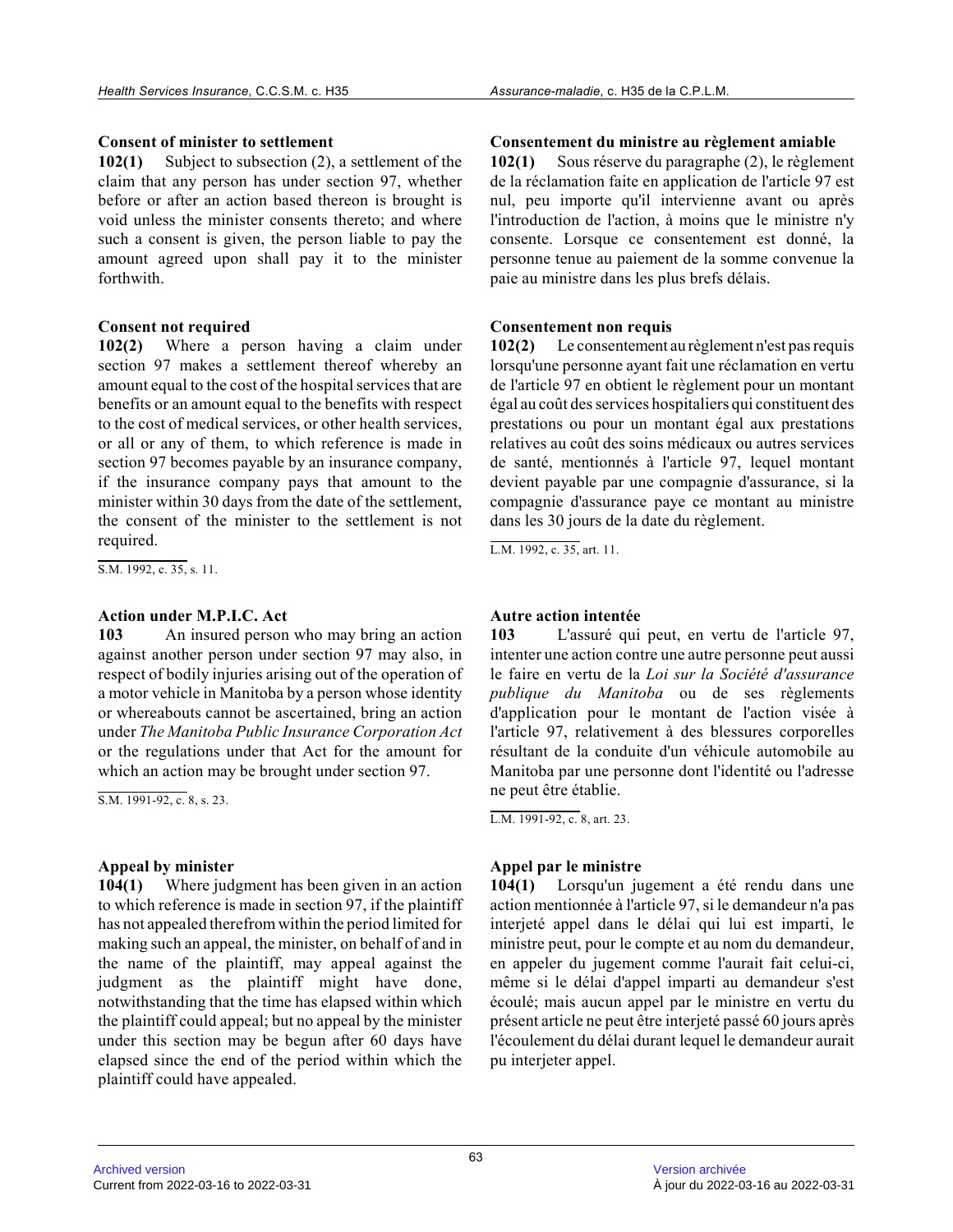**Consent of minister to settlement**

**102(1)** Subject to subsection (2), a settlement of the claim that any person has under section 97, whether before or after an action based thereon is brought is void unless the minister consents thereto; and where such a consent is given, the person liable to pay the amount agreed upon shall pay it to the minister forthwith.

**Consent not required**

**102(2)** Where a person having a claim under section 97 makes a settlement thereof whereby an amount equal to the cost of the hospital services that are benefits or an amount equal to the benefits with respect to the cost of medical services, or other health services, or all or any of them, to which reference is made in section 97 becomes payable by an insurance company, if the insurance company pays that amount to the minister within 30 days from the date of the settlement, the consent of the minister to the settlement is not required.

S.M. 1992, c. 35, s. 11.

**Action under M.P.I.C. Act**

**103** An insured person who may bring an action against another person under section 97 may also, in respect of bodily injuries arising out of the operation of a motor vehicle in Manitoba by a person whose identity or whereabouts cannot be ascertained, bring an action under *The Manitoba Public Insurance Corporation Act* or the regulations under that Act for the amount for which an action may be brought under section 97.

S.M. 1991-92, c. 8, s. 23.

**Appeal by minister**

**104(1)** Where judgment has been given in an action to which reference is made in section 97, if the plaintiff has not appealed therefrom within the period limited for making such an appeal, the minister, on behalf of and in the name of the plaintiff, may appeal against the judgment as the plaintiff might have done, notwithstanding that the time has elapsed within which the plaintiff could appeal; but no appeal by the minister under this section may be begun after 60 days have elapsed since the end of the period within which the plaintiff could have appealed.

**Consentement du ministre au règlement amiable**

**102(1)** Sous réserve du paragraphe (2), le règlement de la réclamation faite en application de l'article 97 est nul, peu importe qu'il intervienne avant ou après l'introduction de l'action, à moins que le ministre n'y consente. Lorsque ce consentement est donné, la personne tenue au paiement de la somme convenue la paie au ministre dans les plus brefs délais.

**Consentement non requis**

**102(2)** Le consentement au règlement n'est pas requis lorsqu'une personne ayant fait une réclamation en vertu de l'article 97 en obtient le règlement pour un montant égal au coût des services hospitaliers qui constituent des prestations ou pour un montant égal aux prestations relatives au coût des soins médicaux ou autres services de santé, mentionnés à l'article 97, lequel montant devient payable par une compagnie d'assurance, si la compagnie d'assurance paye ce montant au ministre dans les 30 jours de la date du règlement.

L.M. 1992, c. 35, art. 11.

**Autre action intentée**

**103** L'assuré qui peut, en vertu de l'article 97, intenter une action contre une autre personne peut aussi le faire en vertu de la *Loi sur la Société d'assurance publique du Manitoba* ou de ses règlements d'application pour le montant de l'action visée à l'article 97, relativement à des blessures corporelles résultant de la conduite d'un véhicule automobile au Manitoba par une personne dont l'identité ou l'adresse ne peut être établie.

L.M. 1991-92, c. 8, art. 23.

**Appel par le ministre**

**104(1)** Lorsqu'un jugement a été rendu dans une action mentionnée à l'article 97, si le demandeur n'a pas interjeté appel dans le délai qui lui est imparti, le ministre peut, pour le compte et au nom du demandeur, en appeler du jugement comme l'aurait fait celui-ci, même si le délai d'appel imparti au demandeur s'est écoulé; mais aucun appel par le ministre en vertu du présent article ne peut être interjeté passé 60 jours après l'écoulement du délai durant lequel le demandeur aurait pu interjeter appel.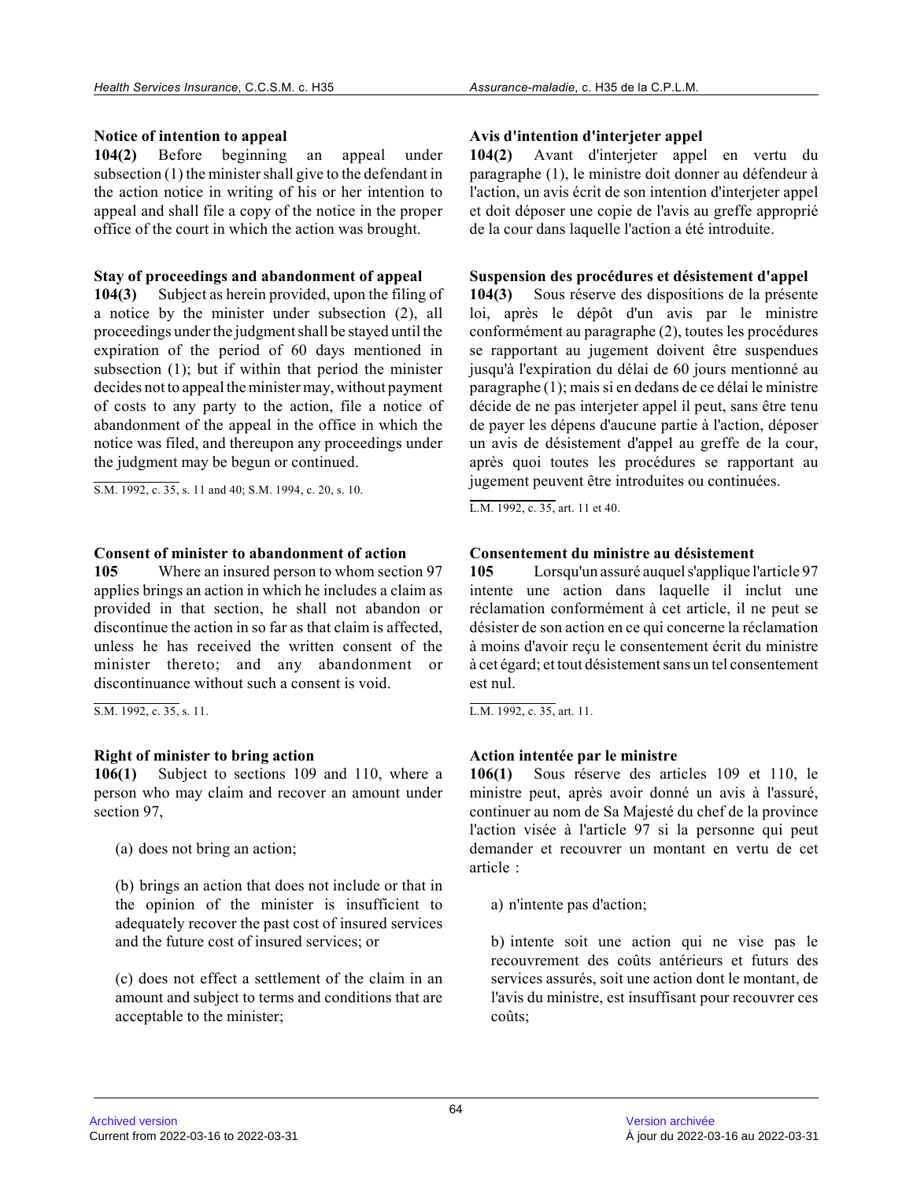**Notice of intention to appeal**

**104(2)** Before beginning an appeal under subsection (1) the minister shall give to the defendant in the action notice in writing of his or her intention to appeal and shall file a copy of the notice in the proper office of the court in which the action was brought.

**Stay of proceedings and abandonment of appeal**

**104(3)** Subject as herein provided, upon the filing of a notice by the minister under subsection (2), all proceedings under the judgment shall be stayed until the expiration of the period of 60 days mentioned in subsection (1); but if within that period the minister decides not to appeal the minister may, without payment of costs to any party to the action, file a notice of abandonment of the appeal in the office in which the notice was filed, and thereupon any proceedings under the judgment may be begun or continued.

S.M. 1992, c. 35, s. 11 and 40; S.M. 1994, c. 20, s. 10.

**Consent of minister to abandonment of action**

**105** Where an insured person to whom section 97 applies brings an action in which he includes a claim as provided in that section, he shall not abandon or discontinue the action in so far as that claim is affected, unless he has received the written consent of the minister thereto; and any abandonment or discontinuance without such a consent is void.

S.M. 1992, c. 35, s. 11.

**Right of minister to bring action**

**106(1)** Subject to sections 109 and 110, where a person who may claim and recover an amount under section 97,

(a) does not bring an action;

(b) brings an action that does not include or that in the opinion of the minister is insufficient to adequately recover the past cost of insured services and the future cost of insured services; or

(c) does not effect a settlement of the claim in an amount and subject to terms and conditions that are acceptable to the minister;

**Avis d'intention d'interjeter appel**

**104(2)** Avant d'interjeter appel en vertu du paragraphe (1), le ministre doit donner au défendeur à l'action, un avis écrit de son intention d'interjeter appel et doit déposer une copie de l'avis au greffe approprié de la cour dans laquelle l'action a été introduite.

**Suspension des procédures et désistement d'appel**

**104(3)** Sous réserve des dispositions de la présente loi, après le dépôt d'un avis par le ministre conformément au paragraphe (2), toutes les procédures se rapportant au jugement doivent être suspendues jusqu'à l'expiration du délai de 60 jours mentionné au paragraphe (1); mais si en dedans de ce délai le ministre décide de ne pas interjeter appel il peut, sans être tenu de payer les dépens d'aucune partie à l'action, déposer un avis de désistement d'appel au greffe de la cour, après quoi toutes les procédures se rapportant au jugement peuvent être introduites ou continuées.

L.M. 1992, c. 35, art. 11 et 40.

**Consentement du ministre au désistement**

**105** Lorsqu'un assuré auquel s'applique l'article 97 intente une action dans laquelle il inclut une réclamation conformément à cet article, il ne peut se désister de son action en ce qui concerne la réclamation à moins d'avoir reçu le consentement écrit du ministre à cet égard; et tout désistement sans un tel consentement est nul.

L.M. 1992, c. 35, art. 11.

**Action intentée par le ministre**

**106(1)** Sous réserve des articles 109 et 110, le ministre peut, après avoir donné un avis à l'assuré, continuer au nom de Sa Majesté du chef de la province l'action visée à l'article 97 si la personne qui peut demander et recouvrer un montant en vertu de cet article :

a) n'intente pas d'action;

b) intente soit une action qui ne vise pas le recouvrement des coûts antérieurs et futurs des services assurés, soit une action dont le montant, de l'avis du ministre, est insuffisant pour recouvrer ces coûts;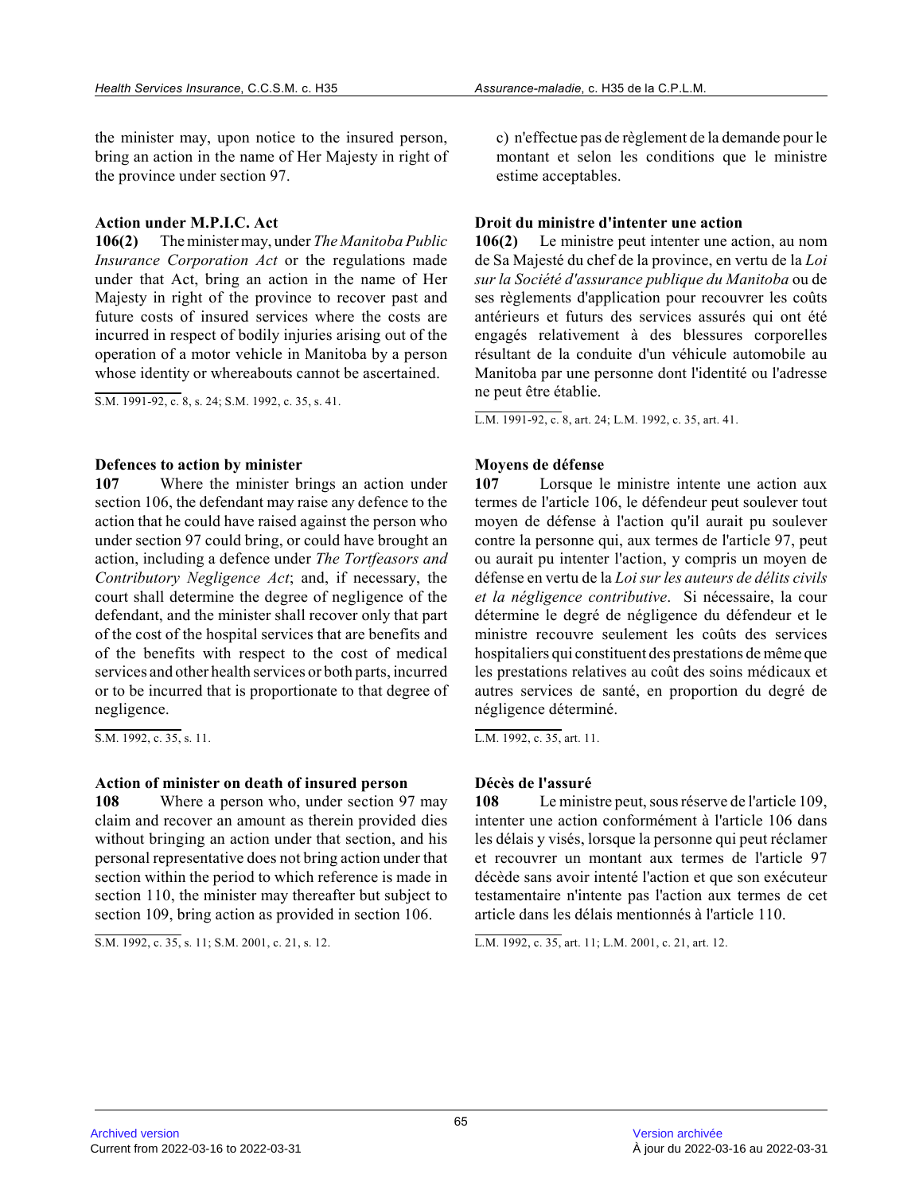the minister may, upon notice to the insured person, bring an action in the name of Her Majesty in right of the province under section 97.

c) n'effectue pas de règlement de la demande pour le montant et selon les conditions que le ministre estime acceptables.

**Action under M.P.I.C. Act**

**106(2)** The minister may, under *The Manitoba Public Insurance Corporation Act* or the regulations made under that Act, bring an action in the name of Her Majesty in right of the province to recover past and future costs of insured services where the costs are incurred in respect of bodily injuries arising out of the operation of a motor vehicle in Manitoba by a person whose identity or whereabouts cannot be ascertained.

S.M. 1991-92, c. 8, s. 24; S.M. 1992, c. 35, s. 41.

**Droit du ministre d'intenter une action**

**106(2)** Le ministre peut intenter une action, au nom de Sa Majesté du chef de la province, en vertu de la *Loi sur la Société d'assurance publique du Manitoba* ou de ses règlements d'application pour recouvrer les coûts antérieurs et futurs des services assurés qui ont été engagés relativement à des blessures corporelles résultant de la conduite d'un véhicule automobile au Manitoba par une personne dont l'identité ou l'adresse ne peut être établie.

L.M. 1991-92, c. 8, art. 24; L.M. 1992, c. 35, art. 41.

**Defences to action by minister**

**107** Where the minister brings an action under section 106, the defendant may raise any defence to the action that he could have raised against the person who under section 97 could bring, or could have brought an action, including a defence under *The Tortfeasors and Contributory Negligence Act*; and, if necessary, the court shall determine the degree of negligence of the defendant, and the minister shall recover only that part of the cost of the hospital services that are benefits and of the benefits with respect to the cost of medical services and other health services or both parts, incurred or to be incurred that is proportionate to that degree of negligence.

S.M. 1992, c. 35, s. 11.

**Moyens de défense**

**107** Lorsque le ministre intente une action aux termes de l'article 106, le défendeur peut soulever tout moyen de défense à l'action qu'il aurait pu soulever contre la personne qui, aux termes de l'article 97, peut ou aurait pu intenter l'action, y compris un moyen de défense en vertu de la *Loi sur les auteurs de délits civils et la négligence contributive*. Si nécessaire, la cour détermine le degré de négligence du défendeur et le ministre recouvre seulement les coûts des services hospitaliers qui constituent des prestations de même que les prestations relatives au coût des soins médicaux et autres services de santé, en proportion du degré de négligence déterminé.

L.M. 1992, c. 35, art. 11.

**Action of minister on death of insured person**

**108** Where a person who, under section 97 may claim and recover an amount as therein provided dies without bringing an action under that section, and his personal representative does not bring action under that section within the period to which reference is made in section 110, the minister may thereafter but subject to section 109, bring action as provided in section 106.

S.M. 1992, c. 35, s. 11; S.M. 2001, c. 21, s. 12.

**Décès de l'assuré**

**108** Le ministre peut, sous réserve de l'article 109, intenter une action conformément à l'article 106 dans les délais y visés, lorsque la personne qui peut réclamer et recouvrer un montant aux termes de l'article 97 décède sans avoir intenté l'action et que son exécuteur testamentaire n'intente pas l'action aux termes de cet article dans les délais mentionnés à l'article 110.

L.M. 1992, c. 35, art. 11; L.M. 2001, c. 21, art. 12.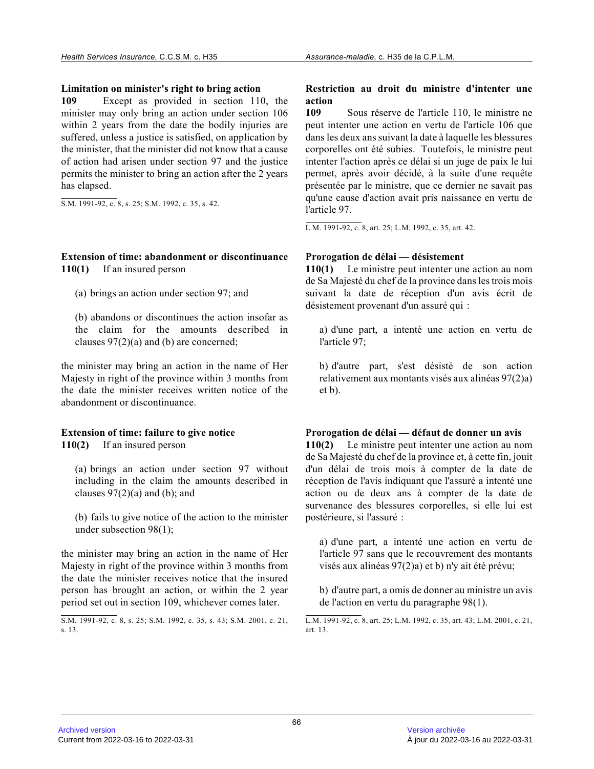**Limitation on minister's right to bring action**

**109** Except as provided in section 110, the minister may only bring an action under section 106 within 2 years from the date the bodily injuries are suffered, unless a justice is satisfied, on application by the minister, that the minister did not know that a cause of action had arisen under section 97 and the justice permits the minister to bring an action after the 2 years has elapsed.

S.M. 1991-92, c. 8, s. 25; S.M. 1992, c. 35, s. 42.

**Restriction au droit du ministre d'intenter une action**

**109** Sous réserve de l'article 110, le ministre ne peut intenter une action en vertu de l'article 106 que dans les deux ans suivant la date à laquelle les blessures corporelles ont été subies. Toutefois, le ministre peut intenter l'action après ce délai si un juge de paix le lui permet, après avoir décidé, à la suite d'une requête présentée par le ministre, que ce dernier ne savait pas qu'une cause d'action avait pris naissance en vertu de l'article 97.

L.M. 1991-92, c. 8, art. 25; L.M. 1992, c. 35, art. 42.

**Extension of time: abandonment or discontinuance**

**110(1)** If an insured person

(a) brings an action under section 97; and

(b) abandons or discontinues the action insofar as the claim for the amounts described in clauses 97(2)(a) and (b) are concerned;

the minister may bring an action in the name of Her Majesty in right of the province within 3 months from the date the minister receives written notice of the abandonment or discontinuance.

**Prorogation de délai — désistement**

**110(1)** Le ministre peut intenter une action au nom de Sa Majesté du chef de la province dans les trois mois suivant la date de réception d'un avis écrit de désistement provenant d'un assuré qui :

a) d'une part, a intenté une action en vertu de l'article 97;

b) d'autre part, s'est désisté de son action relativement aux montants visés aux alinéas 97(2)a) et b).

**Extension of time: failure to give notice**

**110(2)** If an insured person

(a) brings an action under section 97 without including in the claim the amounts described in clauses 97(2)(a) and (b); and

(b) fails to give notice of the action to the minister under subsection 98(1);

the minister may bring an action in the name of Her Majesty in right of the province within 3 months from the date the minister receives notice that the insured person has brought an action, or within the 2 year period set out in section 109, whichever comes later.

S.M. 1991-92, c. 8, s. 25; S.M. 1992, c. 35, s. 43; S.M. 2001, c. 21, s. 13.

**Prorogation de délai — défaut de donner un avis**

**110(2)** Le ministre peut intenter une action au nom de Sa Majesté du chef de la province et, à cette fin, jouit d'un délai de trois mois à compter de la date de réception de l'avis indiquant que l'assuré a intenté une action ou de deux ans à compter de la date de survenance des blessures corporelles, si elle lui est postérieure, si l'assuré :

a) d'une part, a intenté une action en vertu de l'article 97 sans que le recouvrement des montants visés aux alinéas 97(2)a) et b) n'ait été prévu;

b) d'autre part, a omis de donner au ministre un avis de l'action en vertu du paragraphe 98(1).

L.M. 1991-92, c. 8, art. 25; L.M. 1992, c. 35, art. 43; L.M. 2001, c. 21, art. 13.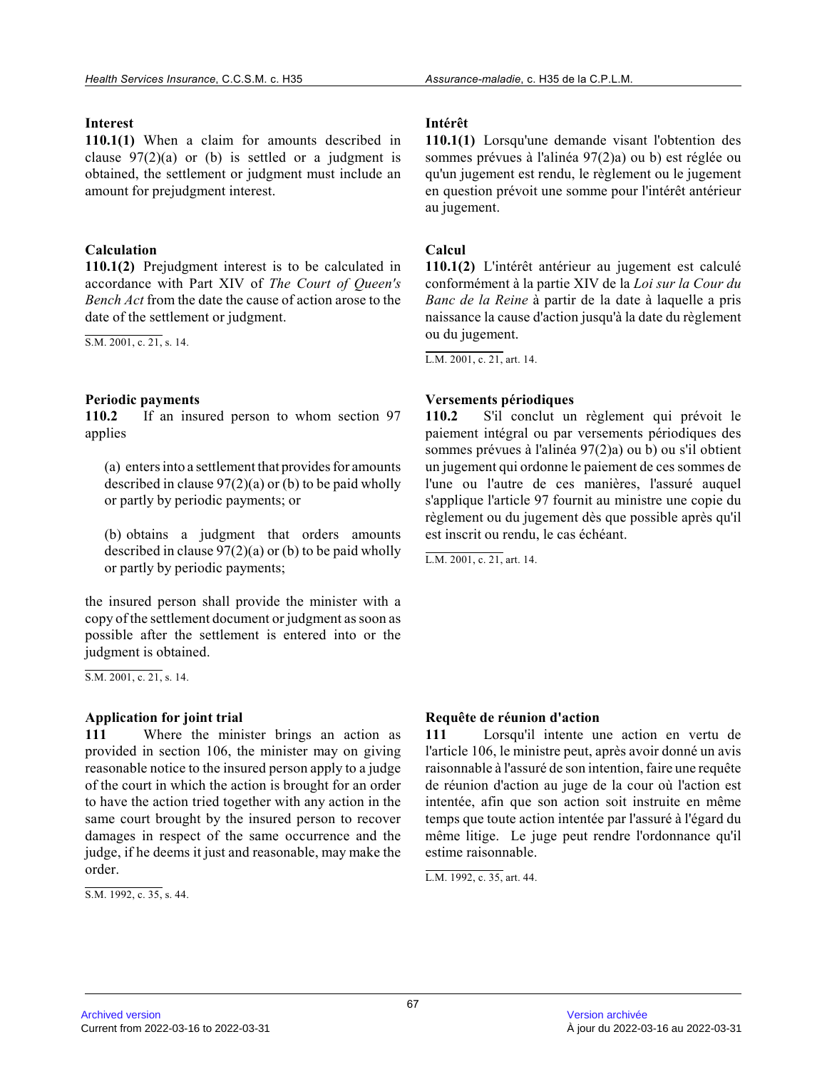**Interest**

**110.1(1)** When a claim for amounts described in clause 97(2)(a) or (b) is settled or a judgment is obtained, the settlement or judgment must include an amount for prejudgment interest.

**Calculation**

**110.1(2)** Prejudgment interest is to be calculated in accordance with Part XIV of *The Court of Queen's Bench Act* from the date the cause of action arose to the date of the settlement or judgment.

S.M. 2001, c. 21, s. 14.

**Periodic payments**

**110.2** If an insured person to whom section 97 applies

(a) enters into a settlement that provides for amounts described in clause 97(2)(a) or (b) to be paid wholly or partly by periodic payments; or

(b) obtains a judgment that orders amounts described in clause 97(2)(a) or (b) to be paid wholly or partly by periodic payments;

the insured person shall provide the minister with a copy of the settlement document or judgment as soon as possible after the settlement is entered into or the judgment is obtained.

S.M. 2001, c. 21, s. 14.

**Application for joint trial**

**111** Where the minister brings an action as provided in section 106, the minister may on giving reasonable notice to the insured person apply to a judge of the court in which the action is brought for an order to have the action tried together with any action in the same court brought by the insured person to recover damages in respect of the same occurrence and the judge, if he deems it just and reasonable, may make the order.

S.M. 1992, c. 35, s. 44.

**Intérêt**

**110.1(1)** Lorsqu'une demande visant l'obtention des sommes prévues à l'alinéa 97(2)a) ou b) est réglée ou qu'un jugement est rendu, le règlement ou le jugement en question prévoit une somme pour l'intérêt antérieur au jugement.

**Calcul**

**110.1(2)** L'intérêt antérieur au jugement est calculé conformément à la partie XIV de la *Loi sur la Cour du Banc de la Reine* à partir de la date à laquelle a pris naissance la cause d'action jusqu'à la date du règlement ou du jugement.

L.M. 2001, c. 21, art. 14.

**Versements périodiques**

**110.2** S'il conclut un règlement qui prévoit le paiement intégral ou par versements périodiques des sommes prévues à l'alinéa 97(2)a) ou b) ou s'il obtient un jugement qui ordonne le paiement de ces sommes de l'une ou l'autre de ces manières, l'assuré auquel s'applique l'article 97 fournit au ministre une copie du règlement ou du jugement dès que possible après qu'il est inscrit ou rendu, le cas échéant.

L.M. 2001, c. 21, art. 14.

**Requête de réunion d'action**

**111** Lorsqu'il intente une action en vertu de l'article 106, le ministre peut, après avoir donné un avis raisonnable à l'assuré de son intention, faire une requête de réunion d'action au juge de la cour où l'action est intentée, afin que son action soit instruite en même temps que toute action intentée par l'assuré à l'égard du même litige. Le juge peut rendre l'ordonnance qu'il estime raisonnable.

L.M. 1992, c. 35, art. 44.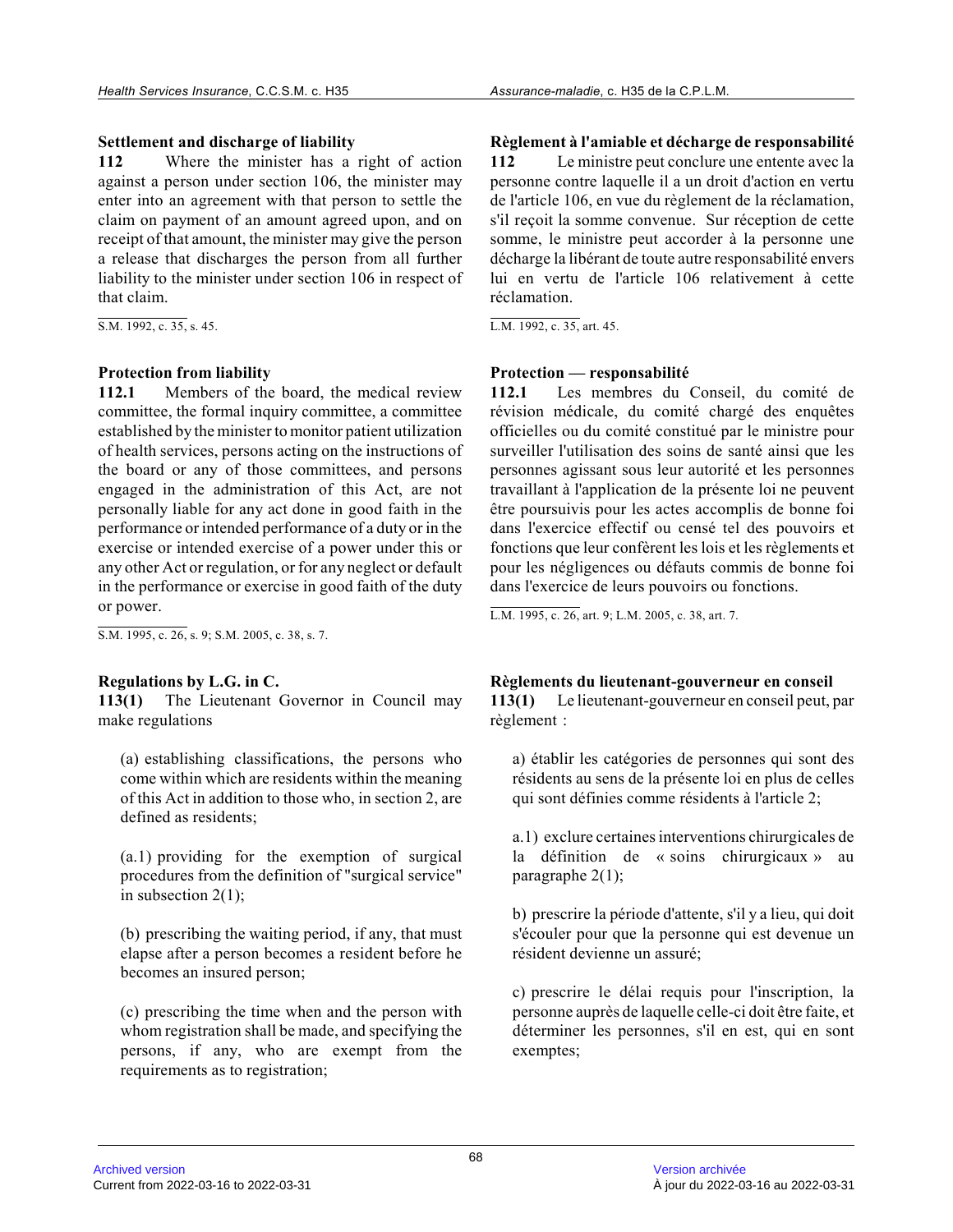**Settlement and discharge of liability**

**112** Where the minister has a right of action against a person under section 106, the minister may enter into an agreement with that person to settle the claim on payment of an amount agreed upon, and on receipt of that amount, the minister may give the person a release that discharges the person from all further liability to the minister under section 106 in respect of that claim.

S.M. 1992, c. 35, s. 45.

**Règlement à l'amiable et décharge de responsabilité**

**112** Le ministre peut conclure une entente avec la personne contre laquelle il a un droit d'action en vertu de l'article 106, en vue du règlement de la réclamation, s'il reçoit la somme convenue. Sur réception de cette somme, le ministre peut accorder à la personne une décharge la libérant de toute autre responsabilité envers lui en vertu de l'article 106 relativement à cette réclamation.

L.M. 1992, c. 35, art. 45.

**Protection from liability**

**112.1** Members of the board, the medical review committee, the formal inquiry committee, a committee established by the minister to monitor patient utilization of health services, persons acting on the instructions of the board or any of those committees, and persons engaged in the administration of this Act, are not personally liable for any act done in good faith in the performance or intended performance of a duty or in the exercise or intended exercise of a power under this or any other Act or regulation, or for any neglect or default in the performance or exercise in good faith of the duty or power.

S.M. 1995, c. 26, s. 9; S.M. 2005, c. 38, s. 7.

**Protection — responsabilité**

**112.1** Les membres du Conseil, du comité de révision médicale, du comité chargé des enquêtes officielles ou du comité constitué par le ministre pour surveiller l'utilisation des soins de santé ainsi que les personnes agissant sous leur autorité et les personnes travaillant à l'application de la présente loi ne peuvent être poursuivis pour les actes accomplis de bonne foi dans l'exercice effectif ou censé tel des pouvoirs et fonctions que leur confèrent les lois et les règlements et pour les négligences ou défauts commis de bonne foi dans l'exercice de leurs pouvoirs ou fonctions.

L.M. 1995, c. 26, art. 9; L.M. 2005, c. 38, art. 7.

**Regulations by L.G. in C.**

**113(1)** The Lieutenant Governor in Council may make regulations

(a) establishing classifications, the persons who come within which are residents within the meaning of this Act in addition to those who, in section 2, are defined as residents;

(a.1) providing for the exemption of surgical procedures from the definition of "surgical service" in subsection 2(1);

(b) prescribing the waiting period, if any, that must elapse after a person becomes a resident before he becomes an insured person;

(c) prescribing the time when and the person with whom registration shall be made, and specifying the persons, if any, who are exempt from the requirements as to registration;

**Règlements du lieutenant-gouverneur en conseil**

**113(1)** Le lieutenant-gouverneur en conseil peut, par règlement :

a) établir les catégories de personnes qui sont des résidents au sens de la présente loi en plus de celles qui sont définies comme résidents à l'article 2;

a.1) exclure certaines interventions chirurgicales de la définition de « soins chirurgicaux » au paragraphe 2(1);

b) prescrire la période d'attente, s'il y a lieu, qui doit s'écouler pour que la personne qui est devenue un résident devienne un assuré;

c) prescrire le délai requis pour l'inscription, la personne auprès de laquelle celle-ci doit être faite, et déterminer les personnes, s'il en est, qui en sont exemptes;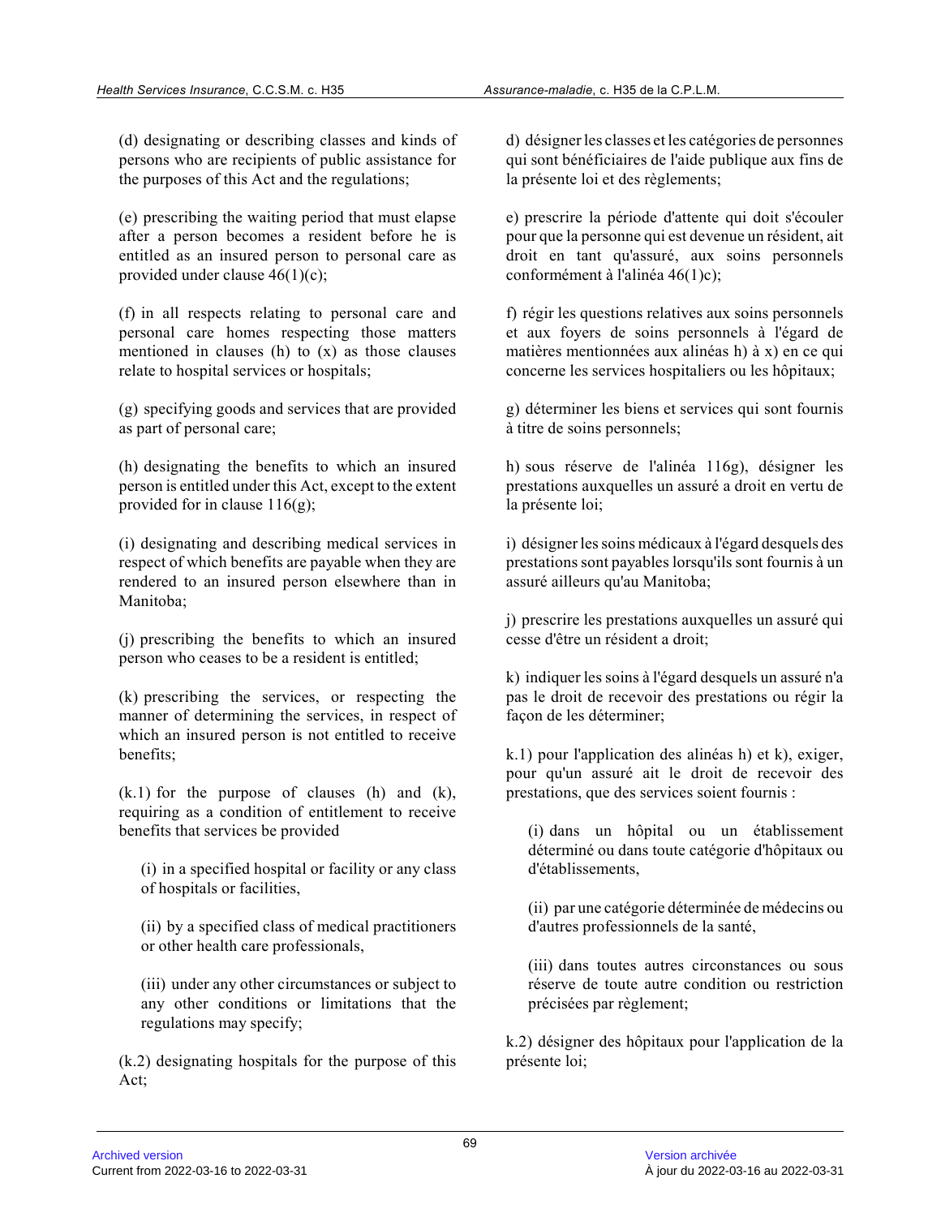(d) designating or describing classes and kinds of persons who are recipients of public assistance for the purposes of this Act and the regulations;

(e) prescribing the waiting period that must elapse after a person becomes a resident before he is entitled as an insured person to personal care as provided under clause 46(1)(c);

(f) in all respects relating to personal care and personal care homes respecting those matters mentioned in clauses (h) to (x) as those clauses relate to hospital services or hospitals;

(g) specifying goods and services that are provided as part of personal care;

(h) designating the benefits to which an insured person is entitled under this Act, except to the extent provided for in clause 116(g);

(i) designating and describing medical services in respect of which benefits are payable when they are rendered to an insured person elsewhere than in Manitoba;

(j) prescribing the benefits to which an insured person who ceases to be a resident is entitled;

(k) prescribing the services, or respecting the manner of determining the services, in respect of which an insured person is not entitled to receive benefits;

(k.1) for the purpose of clauses (h) and (k), requiring as a condition of entitlement to receive benefits that services be provided

(i) in a specified hospital or facility or any class of hospitals or facilities,

(ii) by a specified class of medical practitioners or other health care professionals,

(iii) under any other circumstances or subject to any other conditions or limitations that the regulations may specify;

(k.2) designating hospitals for the purpose of this Act;

d) désigner les classes et les catégories de personnes qui sont bénéficiaires de l'aide publique aux fins de la présente loi et des règlements;

e) prescrire la période d'attente qui doit s'écouler pour que la personne qui est devenue un résident, ait droit en tant qu'assuré, aux soins personnels conformément à l'alinéa 46(1)c);

f) régir les questions relatives aux soins personnels et aux foyers de soins personnels à l'égard de matières mentionnées aux alinéas h) à x) en ce qui concerne les services hospitaliers ou les hôpitaux;

g) déterminer les biens et services qui sont fournis à titre de soins personnels;

h) sous réserve de l'alinéa 116g), désigner les prestations auxquelles un assuré a droit en vertu de la présente loi;

i) désigner les soins médicaux à l'égard desquels des prestations sont payables lorsqu'ils sont fournis à un assuré ailleurs qu'au Manitoba;

j) prescrire les prestations auxquelles un assuré qui cesse d'être un résident a droit;

k) indiquer les soins à l'égard desquels un assuré n'a pas le droit de recevoir des prestations ou régir la façon de les déterminer;

k.1) pour l'application des alinéas h) et k), exiger, pour qu'un assuré ait le droit de recevoir des prestations, que des services soient fournis :

(i) dans un hôpital ou un établissement déterminé ou dans toute catégorie d'hôpitaux ou d'établissements,

(ii) par une catégorie déterminée de médecins ou d'autres professionnels de la santé,

(iii) dans toutes autres circonstances ou sous réserve de toute autre condition ou restriction précisées par règlement;

k.2) désigner des hôpitaux pour l'application de la présente loi;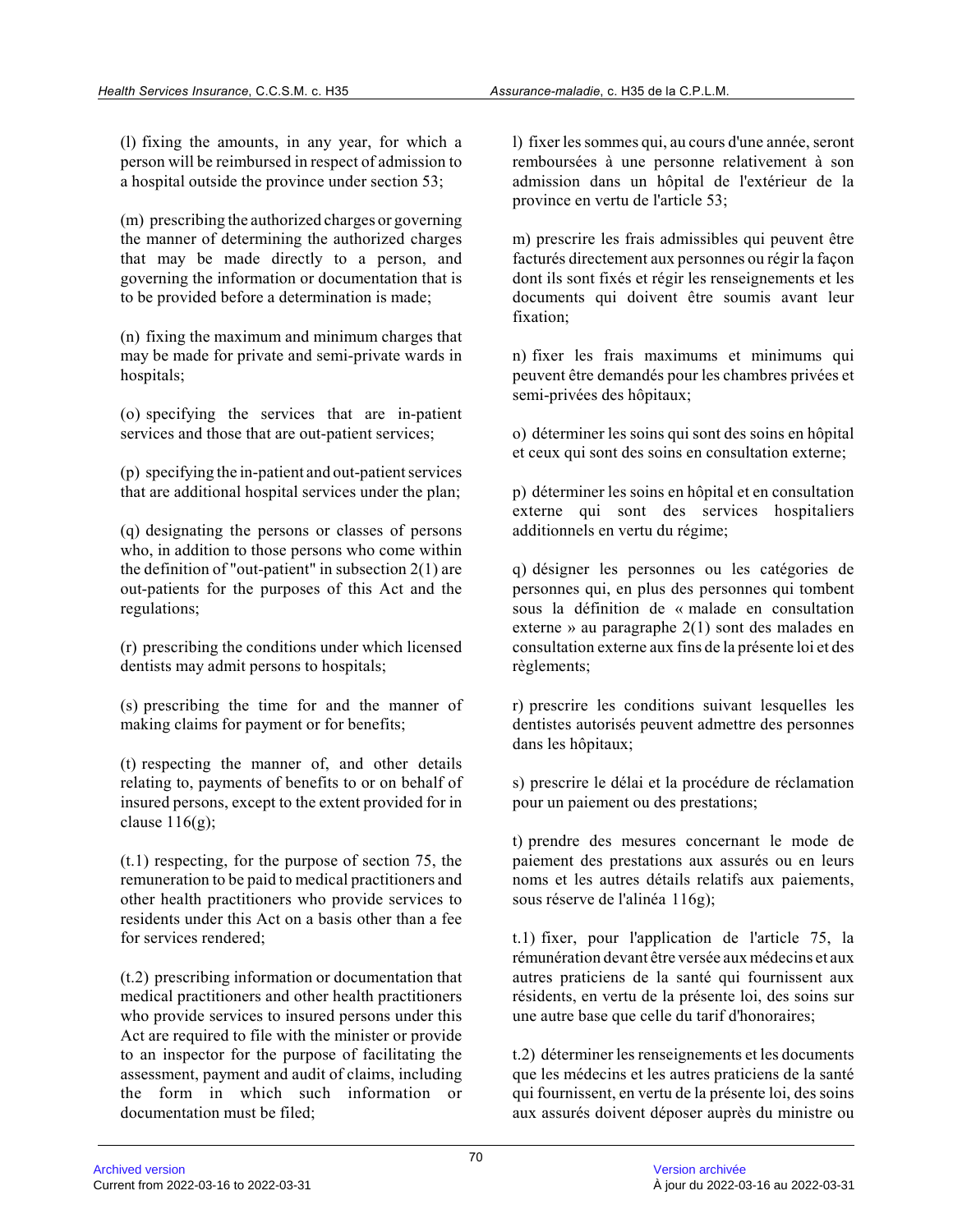(l) fixing the amounts, in any year, for which a person will be reimbursed in respect of admission to a hospital outside the province under section 53;

(m) prescribing the authorized charges or governing the manner of determining the authorized charges that may be made directly to a person, and governing the information or documentation that is to be provided before a determination is made;

(n) fixing the maximum and minimum charges that may be made for private and semi-private wards in hospitals;

(o) specifying the services that are in-patient services and those that are out-patient services;

(p) specifying the in-patient and out-patient services that are additional hospital services under the plan;

(q) designating the persons or classes of persons who, in addition to those persons who come within the definition of "out-patient" in subsection 2(1) are out-patients for the purposes of this Act and the regulations;

(r) prescribing the conditions under which licensed dentists may admit persons to hospitals;

(s) prescribing the time for and the manner of making claims for payment or for benefits;

(t) respecting the manner of, and other details relating to, payments of benefits to or on behalf of insured persons, except to the extent provided for in clause 116(g);

(t.1) respecting, for the purpose of section 75, the remuneration to be paid to medical practitioners and other health practitioners who provide services to residents under this Act on a basis other than a fee for services rendered;

(t.2) prescribing information or documentation that medical practitioners and other health practitioners who provide services to insured persons under this Act are required to file with the minister or provide to an inspector for the purpose of facilitating the assessment, payment and audit of claims, including the form in which such information or documentation must be filed;

l) fixer les sommes qui, au cours d'une année, seront remboursées à une personne relativement à son admission dans un hôpital de l'extérieur de la province en vertu de l'article 53;

m) prescrire les frais admissibles qui peuvent être facturés directement aux personnes ou régir la façon dont ils sont fixés et régir les renseignements et les documents qui doivent être soumis avant leur fixation;

n) fixer les frais maximums et minimums qui peuvent être demandés pour les chambres privées et semi-privées des hôpitaux;

o) déterminer les soins qui sont des soins en hôpital et ceux qui sont des soins en consultation externe;

p) déterminer les soins en hôpital et en consultation externe qui sont des services hospitaliers additionnels en vertu du régime;

q) désigner les personnes ou les catégories de personnes qui, en plus des personnes qui tombent sous la définition de « malade en consultation externe » au paragraphe 2(1) sont des malades en consultation externe aux fins de la présente loi et des règlements;

r) prescrire les conditions suivant lesquelles les dentistes autorisés peuvent admettre des personnes dans les hôpitaux;

s) prescrire le délai et la procédure de réclamation pour un paiement ou des prestations;

t) prendre des mesures concernant le mode de paiement des prestations aux assurés ou en leurs noms et les autres détails relatifs aux paiements, sous réserve de l'alinéa 116g);

t.1) fixer, pour l'application de l'article 75, la rémunération devant être versée aux médecins et aux autres praticiens de la santé qui fournissent aux résidents, en vertu de la présente loi, des soins sur une autre base que celle du tarif d'honoraires;

t.2) déterminer les renseignements et les documents que les médecins et les autres praticiens de la santé qui fournissent, en vertu de la présente loi, des soins aux assurés doivent déposer auprès du ministre ou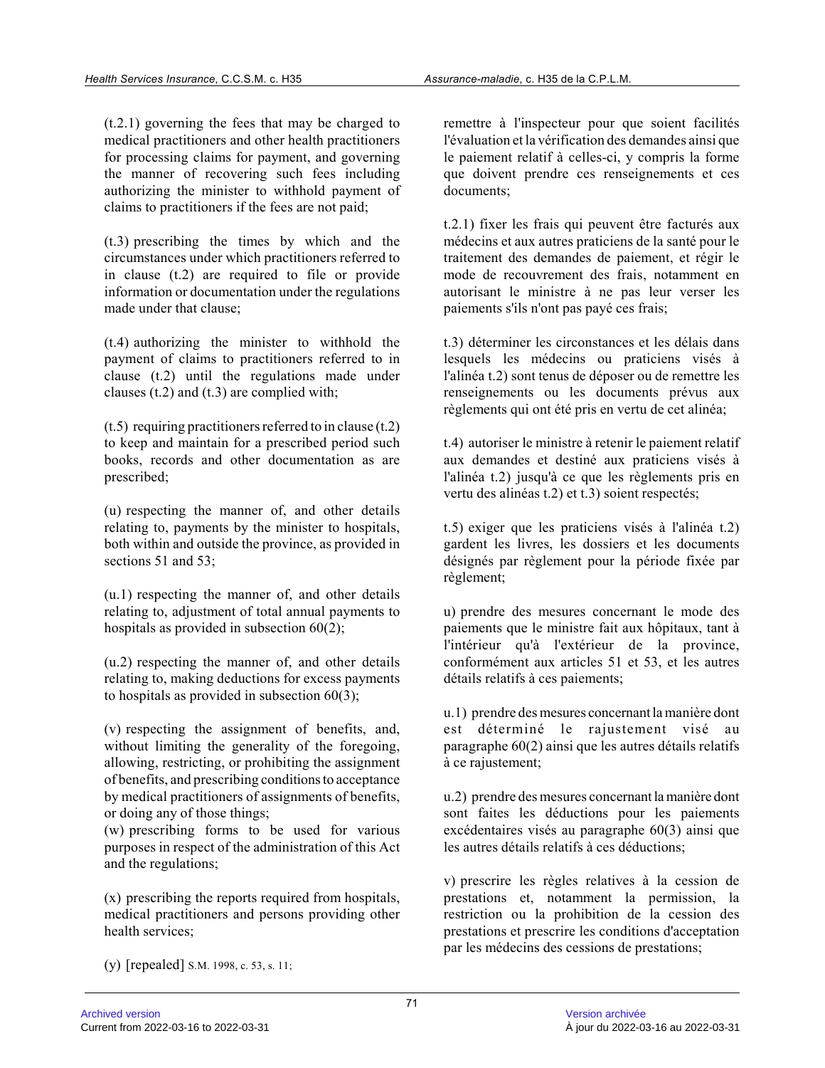(t.2.1) governing the fees that may be charged to medical practitioners and other health practitioners for processing claims for payment, and governing the manner of recovering such fees including authorizing the minister to withhold payment of claims to practitioners if the fees are not paid;

(t.3) prescribing the times by which and the circumstances under which practitioners referred to in clause (t.2) are required to file or provide information or documentation under the regulations made under that clause;

(t.4) authorizing the minister to withhold the payment of claims to practitioners referred to in clause (t.2) until the regulations made under clauses (t.2) and (t.3) are complied with;

(t.5) requiring practitioners referred to in clause (t.2) to keep and maintain for a prescribed period such books, records and other documentation as are prescribed;

(u) respecting the manner of, and other details relating to, payments by the minister to hospitals, both within and outside the province, as provided in sections 51 and 53;

(u.1) respecting the manner of, and other details relating to, adjustment of total annual payments to hospitals as provided in subsection 60(2);

(u.2) respecting the manner of, and other details relating to, making deductions for excess payments to hospitals as provided in subsection 60(3);

(v) respecting the assignment of benefits, and, without limiting the generality of the foregoing, allowing, restricting, or prohibiting the assignment of benefits, and prescribing conditions to acceptance by medical practitioners of assignments of benefits, or doing any of those things;

(w) prescribing forms to be used for various purposes in respect of the administration of this Act and the regulations;

(x) prescribing the reports required from hospitals, medical practitioners and persons providing other health services;

(y) [repealed] S.M. 1998, c. 53, s. 11;

remettre à l'inspecteur pour que soient facilités l'évaluation et la vérification des demandes ainsi que le paiement relatif à celles-ci, y compris la forme que doivent prendre ces renseignements et ces documents;

t.2.1) fixer les frais qui peuvent être facturés aux médecins et aux autres praticiens de la santé pour le traitement des demandes de paiement, et régir le mode de recouvrement des frais, notamment en autorisant le ministre à ne pas leur verser les paiements s'ils n'ont pas payé ces frais;

t.3) déterminer les circonstances et les délais dans lesquels les médecins ou praticiens visés à l'alinéa t.2) sont tenus de déposer ou de remettre les renseignements ou les documents prévus aux règlements qui ont été pris en vertu de cet alinéa;

t.4) autoriser le ministre à retenir le paiement relatif aux demandes et destiné aux praticiens visés à l'alinéa t.2) jusqu'à ce que les règlements pris en vertu des alinéas t.2) et t.3) soient respectés;

t.5) exiger que les praticiens visés à l'alinéa t.2) gardent les livres, les dossiers et les documents désignés par règlement pour la période fixée par règlement;

u) prendre des mesures concernant le mode des paiements que le ministre fait aux hôpitaux, tant à l'intérieur qu'à l'extérieur de la province, conformément aux articles 51 et 53, et les autres détails relatifs à ces paiements;

u.1) prendre des mesures concernant la manière dont est déterminé le rajustement visé au paragraphe 60(2) ainsi que les autres détails relatifs à ce rajustement;

u.2) prendre des mesures concernant la manière dont sont faites les déductions pour les paiements excédentaires visés au paragraphe 60(3) ainsi que les autres détails relatifs à ces déductions;

v) prescrire les règles relatives à la cession de prestations et, notamment la permission, la restriction ou la prohibition de la cession des prestations et prescrire les conditions d'acceptation par les médecins des cessions de prestations;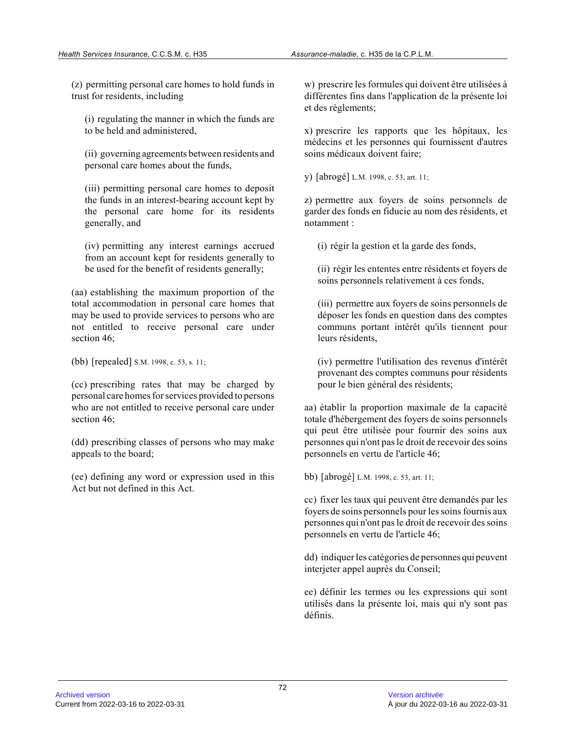(z) permitting personal care homes to hold funds in trust for residents, including

(i) regulating the manner in which the funds are to be held and administered,

(ii) governing agreements between residents and personal care homes about the funds,

(iii) permitting personal care homes to deposit the funds in an interest-bearing account kept by the personal care home for its residents generally, and

(iv) permitting any interest earnings accrued from an account kept for residents generally to be used for the benefit of residents generally;

(aa) establishing the maximum proportion of the total accommodation in personal care homes that may be used to provide services to persons who are not entitled to receive personal care under section 46;

(bb) [repealed] S.M. 1998, c. 53, s. 11;

(cc) prescribing rates that may be charged by personal care homes for services provided to persons who are not entitled to receive personal care under section 46;

(dd) prescribing classes of persons who may make appeals to the board;

(ee) defining any word or expression used in this Act but not defined in this Act.

w) prescrire les formules qui doivent être utilisées à différentes fins dans l'application de la présente loi et des règlements;

x) prescrire les rapports que les hôpitaux, les médecins et les personnes qui fournissent d'autres soins médicaux doivent faire;

y) [abrogé] L.M. 1998, c. 53, art. 11;

z) permettre aux foyers de soins personnels de garder des fonds en fiducie au nom des résidents, et notamment :

(i) régir la gestion et la garde des fonds,

(ii) régir les ententes entre résidents et foyers de soins personnels relativement à ces fonds,

(iii) permettre aux foyers de soins personnels de déposer les fonds en question dans des comptes communs portant intérêt qu'ils tiennent pour leurs résidents,

(iv) permettre l'utilisation des revenus d'intérêt provenant des comptes communs pour résidents pour le bien général des résidents;

aa) établir la proportion maximale de la capacité totale d'hébergement des foyers de soins personnels qui peut être utilisée pour fournir des soins aux personnes qui n'ont pas le droit de recevoir des soins personnels en vertu de l'article 46;

bb) [abrogé] L.M. 1998, c. 53, art. 11;

cc) fixer les taux qui peuvent être demandés par les foyers de soins personnels pour les soins fournis aux personnes qui n'ont pas le droit de recevoir des soins personnels en vertu de l'article 46;

dd) indiquer les catégories de personnes qui peuvent interjeter appel auprès du Conseil;

ee) définir les termes ou les expressions qui sont utilisés dans la présente loi, mais qui n'y sont pas définis.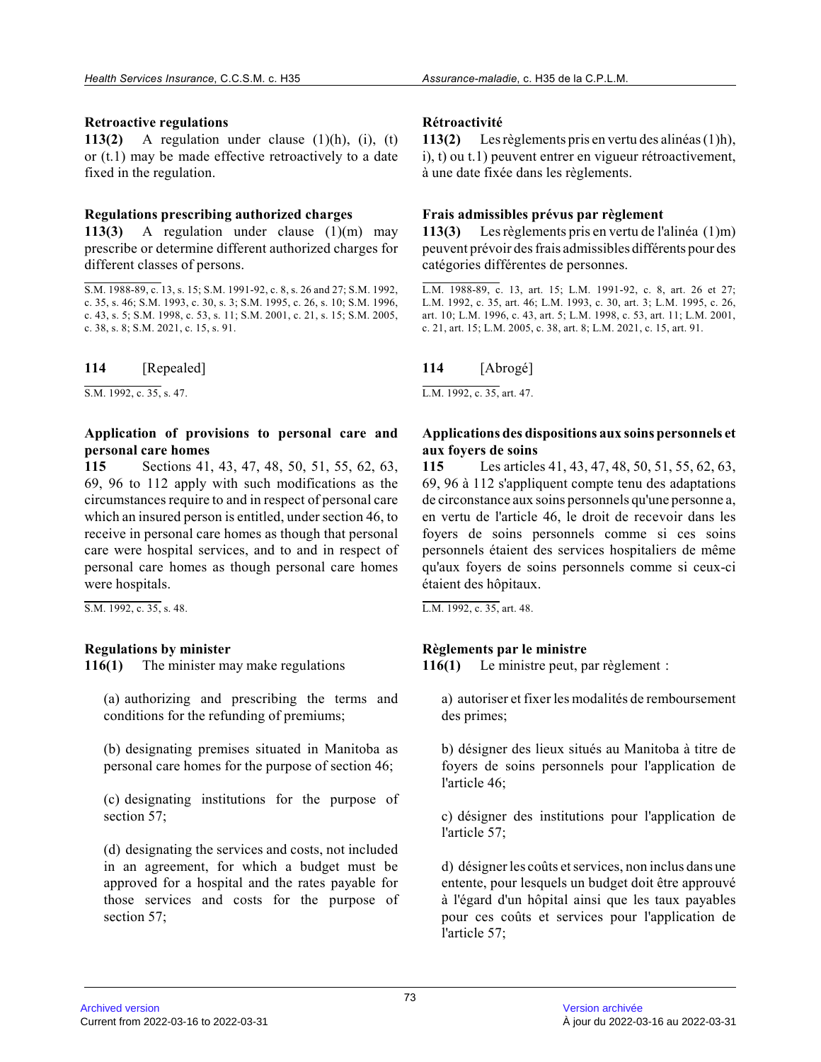**Retroactive regulations**

**113(2)** A regulation under clause (1)(h), (i), (t) or (t.1) may be made effective retroactively to a date fixed in the regulation.

**Regulations prescribing authorized charges**

**113(3)** A regulation under clause (1)(m) may prescribe or determine different authorized charges for different classes of persons.

S.M. 1988-89, c. 13, s. 15; S.M. 1991-92, c. 8, s. 26 and 27; S.M. 1992, c. 35, s. 46; S.M. 1993, c. 30, s. 3; S.M. 1995, c. 26, s. 10; S.M. 1996, c. 43, s. 5; S.M. 1998, c. 53, s. 11; S.M. 2001, c. 21, s. 15; S.M. 2005, c. 38, s. 8; S.M. 2021, c. 15, s. 91.

**114** [Repealed]

S.M. 1992, c. 35, s. 47.

**Application of provisions to personal care and personal care homes**

**115** Sections 41, 43, 47, 48, 50, 51, 55, 62, 63, 69, 96 to 112 apply with such modifications as the circumstances require to and in respect of personal care which an insured person is entitled, under section 46, to receive in personal care homes as though that personal care were hospital services, and to and in respect of personal care homes as though personal care homes were hospitals.

S.M. 1992, c. 35, s. 48.

**Regulations by minister**

**116(1)** The minister may make regulations

(a) authorizing and prescribing the terms and conditions for the refunding of premiums;

(b) designating premises situated in Manitoba as personal care homes for the purpose of section 46;

(c) designating institutions for the purpose of section 57;

(d) designating the services and costs, not included in an agreement, for which a budget must be approved for a hospital and the rates payable for those services and costs for the purpose of section 57;

**Rétroactivité**

**113(2)** Les règlements pris en vertu des alinéas (1)h), i), t) ou t.1) peuvent entrer en vigueur rétroactivement, à une date fixée dans les règlements.

**Frais admissibles prévus par règlement**

**113(3)** Les règlements pris en vertu de l'alinéa (1)m) peuvent prévoir des frais admissibles différents pour des catégories différentes de personnes.

L.M. 1988-89, c. 13, art. 15; L.M. 1991-92, c. 8, art. 26 et 27; L.M. 1992, c. 35, art. 46; L.M. 1993, c. 30, art. 3; L.M. 1995, c. 26, art. 10; L.M. 1996, c. 43, art. 5; L.M. 1998, c. 53, art. 11; L.M. 2001, c. 21, art. 15; L.M. 2005, c. 38, art. 8; L.M. 2021, c. 15, art. 91.

**114** [Abrogé]

L.M. 1992, c. 35, art. 47.

**Applications des dispositions aux soins personnels et aux foyers de soins**

**115** Les articles 41, 43, 47, 48, 50, 51, 55, 62, 63, 69, 96 à 112 s'appliquent compte tenu des adaptations de circonstance aux soins personnels qu'une personne a, en vertu de l'article 46, le droit de recevoir dans les foyers de soins personnels comme si ces soins personnels étaient des services hospitaliers de même qu'aux foyers de soins personnels comme si ceux-ci étaient des hôpitaux.

L.M. 1992, c. 35, art. 48.

**Règlements par le ministre**

**116(1)** Le ministre peut, par règlement :

a) autoriser et fixer les modalités de remboursement des primes;

b) désigner des lieux situés au Manitoba à titre de foyers de soins personnels pour l'application de l'article 46;

c) désigner des institutions pour l'application de l'article 57;

d) désigner les coûts et services, non inclus dans une entente, pour lesquels un budget doit être approuvé à l'égard d'un hôpital ainsi que les taux payables pour ces coûts et services pour l'application de l'article 57;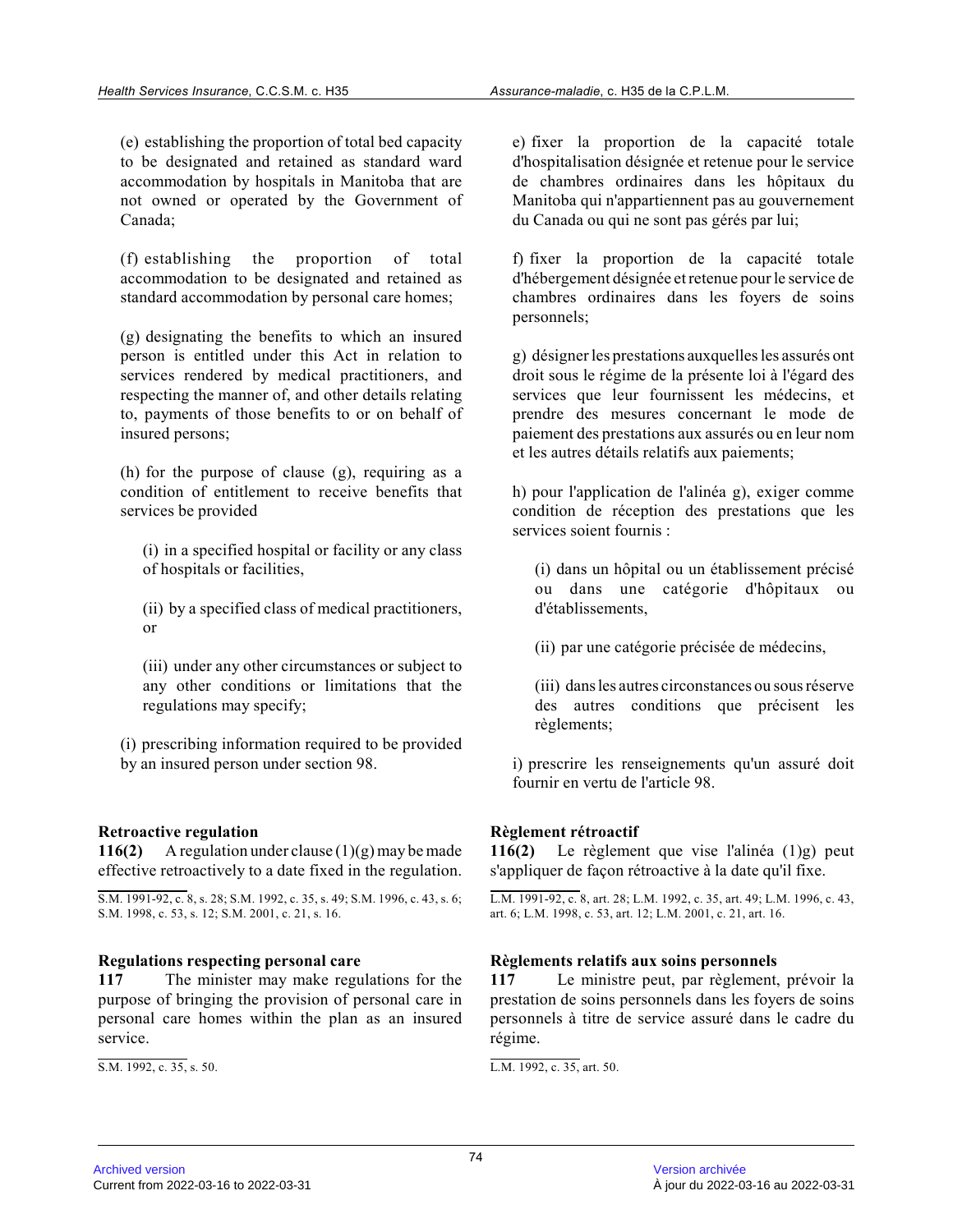(e) establishing the proportion of total bed capacity to be designated and retained as standard ward accommodation by hospitals in Manitoba that are not owned or operated by the Government of Canada;

(f) establishing the proportion of total accommodation to be designated and retained as standard accommodation by personal care homes;

(g) designating the benefits to which an insured person is entitled under this Act in relation to services rendered by medical practitioners, and respecting the manner of, and other details relating to, payments of those benefits to or on behalf of insured persons;

(h) for the purpose of clause (g), requiring as a condition of entitlement to receive benefits that services be provided

(i) in a specified hospital or facility or any class of hospitals or facilities,

(ii) by a specified class of medical practitioners, or

(iii) under any other circumstances or subject to any other conditions or limitations that the regulations may specify;

(i) prescribing information required to be provided by an insured person under section 98.

e) fixer la proportion de la capacité totale d'hospitalisation désignée et retenue pour le service de chambres ordinaires dans les hôpitaux du Manitoba qui n'appartiennent pas au gouvernement du Canada ou qui ne sont pas gérés par lui;

f) fixer la proportion de la capacité totale d'hébergement désignée et retenue pour le service de chambres ordinaires dans les foyers de soins personnels;

g) désigner les prestations auxquelles les assurés ont droit sous le régime de la présente loi à l'égard des services que leur fournissent les médecins, et prendre des mesures concernant le mode de paiement des prestations aux assurés ou en leur nom et les autres détails relatifs aux paiements;

h) pour l'application de l'alinéa g), exiger comme condition de réception des prestations que les services soient fournis :

(i) dans un hôpital ou un établissement précisé ou dans une catégorie d'hôpitaux ou d'établissements,

(ii) par une catégorie précisée de médecins,

(iii) dans les autres circonstances ou sous réserve des autres conditions que précisent les règlements;

i) prescrire les renseignements qu'un assuré doit fournir en vertu de l'article 98.

**Retroactive regulation**

**116(2)** A regulation under clause (1)(g) may be made effective retroactively to a date fixed in the regulation.

S.M. 1991-92, c. 8, s. 28; S.M. 1992, c. 35, s. 49; S.M. 1996, c. 43, s. 6; S.M. 1998, c. 53, s. 12; S.M. 2001, c. 21, s. 16.

**Règlement rétroactif**

**116(2)** Le règlement que vise l'alinéa (1)g) peut s'appliquer de façon rétroactive à la date qu'il fixe.

L.M. 1991-92, c. 8, art. 28; L.M. 1992, c. 35, art. 49; L.M. 1996, c. 43, art. 6; L.M. 1998, c. 53, art. 12; L.M. 2001, c. 21, art. 16.

**Regulations respecting personal care**

**117** The minister may make regulations for the purpose of bringing the provision of personal care in personal care homes within the plan as an insured service.

S.M. 1992, c. 35, s. 50.

**Règlements relatifs aux soins personnels**

**117** Le ministre peut, par règlement, prévoir la prestation de soins personnels dans les foyers de soins personnels à titre de service assuré dans le cadre du régime.

L.M. 1992, c. 35, art. 50.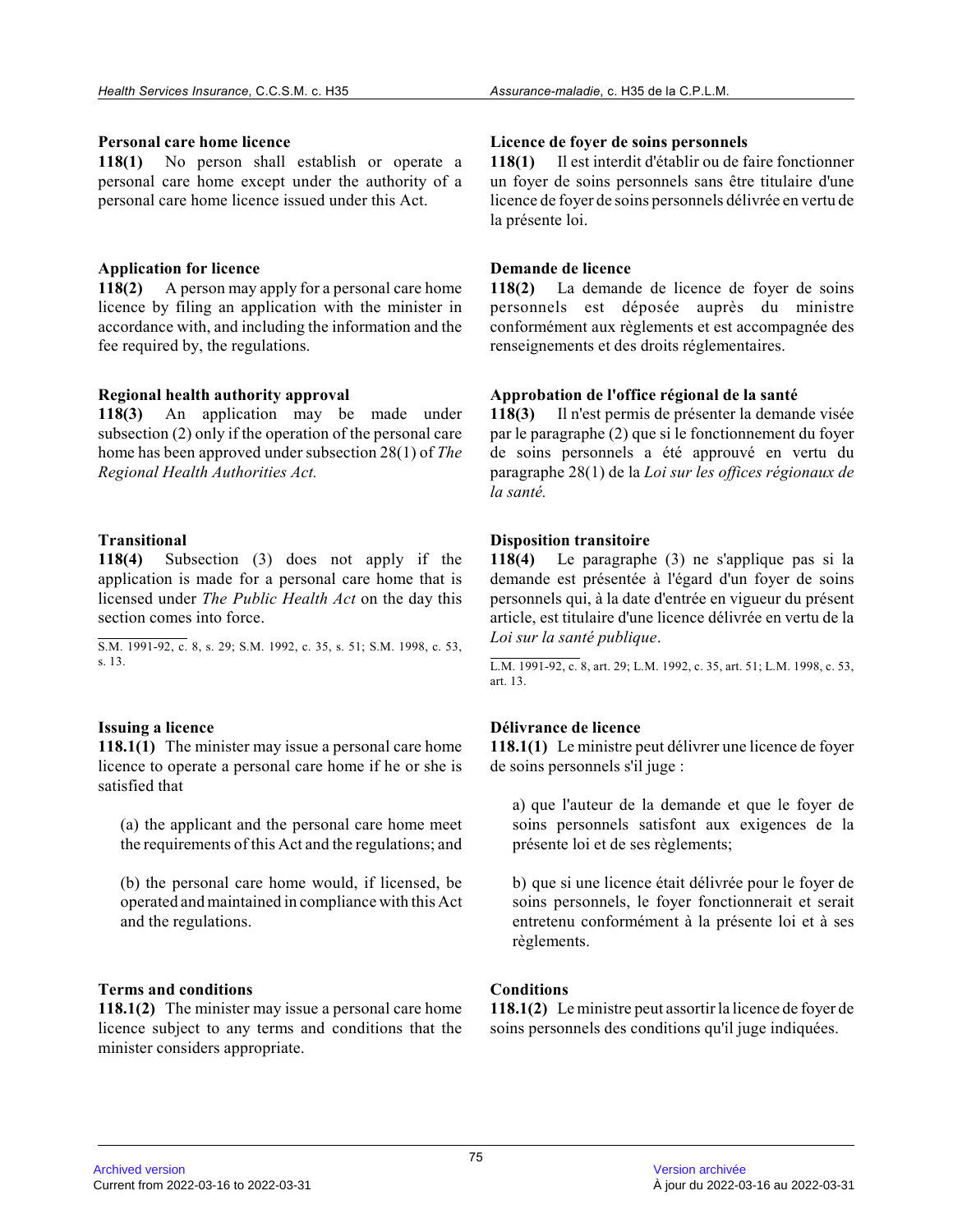**Personal care home licence**

**118(1)** No person shall establish or operate a personal care home except under the authority of a personal care home licence issued under this Act.

**Licence de foyer de soins personnels**

**118(1)** Il est interdit d'établir ou de faire fonctionner un foyer de soins personnels sans être titulaire d'une licence de foyer de soins personnels délivrée en vertu de la présente loi.

**Application for licence**

**118(2)** A person may apply for a personal care home licence by filing an application with the minister in accordance with, and including the information and the fee required by, the regulations.

**Demande de licence**

**118(2)** La demande de licence de foyer de soins personnels est déposée auprès du ministre conformément aux règlements et est accompagnée des renseignements et des droits réglementaires.

**Regional health authority approval**

**118(3)** An application may be made under subsection (2) only if the operation of the personal care home has been approved under subsection 28(1) of *The Regional Health Authorities Act.*

**Approbation de l'office régional de la santé**

**118(3)** Il n'est permis de présenter la demande visée par le paragraphe (2) que si le fonctionnement du foyer de soins personnels a été approuvé en vertu du paragraphe 28(1) de la *Loi sur les offices régionaux de la santé.*

**Transitional**

**118(4)** Subsection (3) does not apply if the application is made for a personal care home that is licensed under *The Public Health Act* on the day this section comes into force.

S.M. 1991-92, c. 8, s. 29; S.M. 1992, c. 35, s. 51; S.M. 1998, c. 53, s. 13.

**Disposition transitoire**

**118(4)** Le paragraphe (3) ne s'applique pas si la demande est présentée à l'égard d'un foyer de soins personnels qui, à la date d'entrée en vigueur du présent article, est titulaire d'une licence délivrée en vertu de la *Loi sur la santé publique*.

L.M. 1991-92, c. 8, art. 29; L.M. 1992, c. 35, art. 51; L.M. 1998, c. 53, art. 13.

**Issuing a licence**

**118.1(1)** The minister may issue a personal care home licence to operate a personal care home if he or she is satisfied that

(a) the applicant and the personal care home meet the requirements of this Act and the regulations; and

(b) the personal care home would, if licensed, be operated and maintained in compliance with this Act and the regulations.

**Délivrance de licence**

**118.1(1)** Le ministre peut délivrer une licence de foyer de soins personnels s'il juge :

a) que l'auteur de la demande et que le foyer de soins personnels satisfont aux exigences de la présente loi et de ses règlements;

b) que si une licence était délivrée pour le foyer de soins personnels, le foyer fonctionnerait et serait entretenu conformément à la présente loi et à ses règlements.

**Terms and conditions**

**118.1(2)** The minister may issue a personal care home licence subject to any terms and conditions that the minister considers appropriate.

**Conditions**

**118.1(2)** Le ministre peut assortir la licence de foyer de soins personnels des conditions qu'il juge indiquées.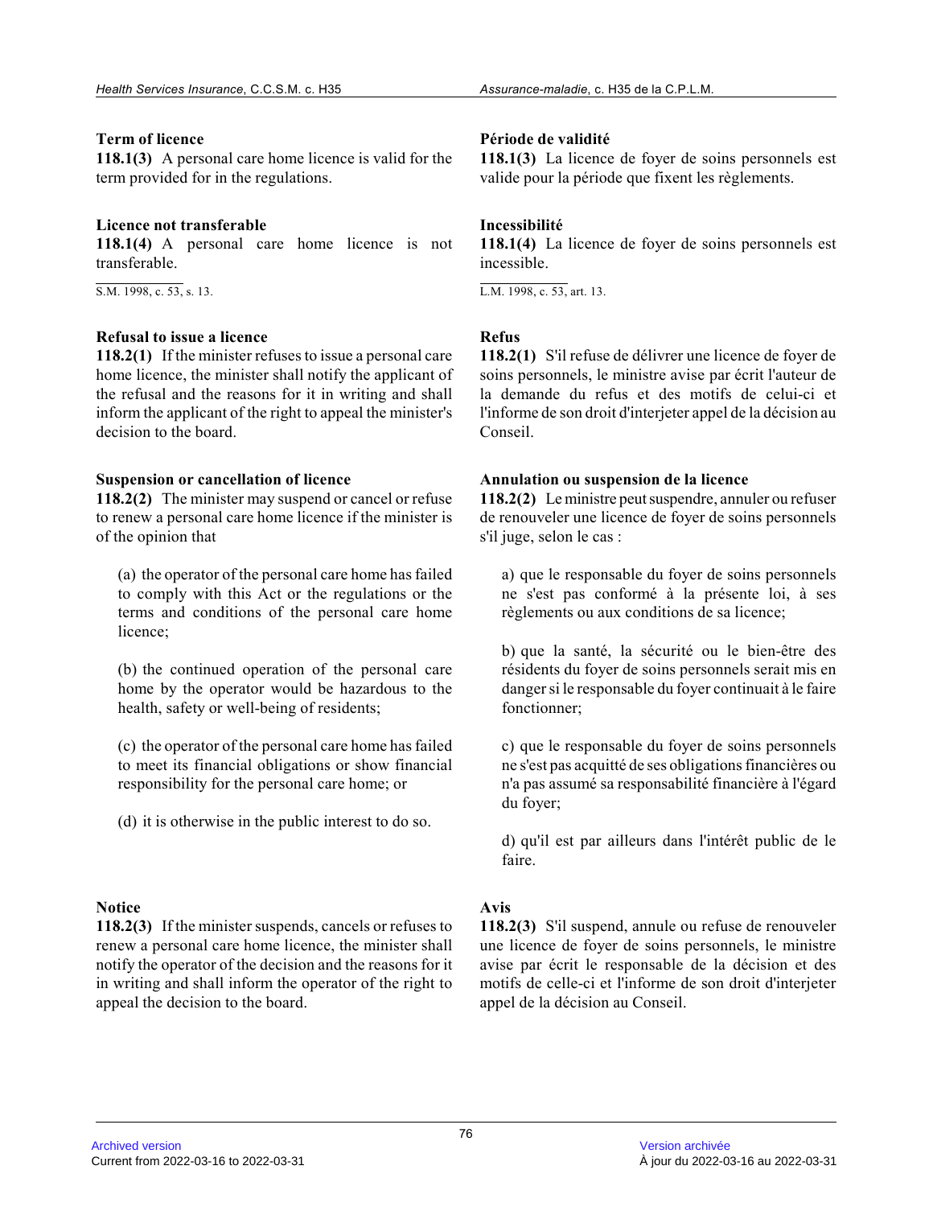**Term of licence**

**118.1(3)** A personal care home licence is valid for the term provided for in the regulations.

**Licence not transferable**

**118.1(4)** A personal care home licence is not transferable.

S.M. 1998, c. 53, s. 13.

**Refusal to issue a licence**

**118.2(1)** If the minister refuses to issue a personal care home licence, the minister shall notify the applicant of the refusal and the reasons for it in writing and shall inform the applicant of the right to appeal the minister's decision to the board.

**Suspension or cancellation of licence**

**118.2(2)** The minister may suspend or cancel or refuse to renew a personal care home licence if the minister is of the opinion that

(a) the operator of the personal care home has failed to comply with this Act or the regulations or the terms and conditions of the personal care home licence;

(b) the continued operation of the personal care home by the operator would be hazardous to the health, safety or well-being of residents;

(c) the operator of the personal care home has failed to meet its financial obligations or show financial responsibility for the personal care home; or

(d) it is otherwise in the public interest to do so.

**Notice**

**118.2(3)** If the minister suspends, cancels or refuses to renew a personal care home licence, the minister shall notify the operator of the decision and the reasons for it in writing and shall inform the operator of the right to appeal the decision to the board.

**Période de validité**

**118.1(3)** La licence de foyer de soins personnels est valide pour la période que fixent les règlements.

**Incessibilité**

**118.1(4)** La licence de foyer de soins personnels est incessible.

L.M. 1998, c. 53, art. 13.

**Refus**

**118.2(1)** S'il refuse de délivrer une licence de foyer de soins personnels, le ministre avise par écrit l'auteur de la demande du refus et des motifs de celui-ci et l'informe de son droit d'interjeter appel de la décision au Conseil.

**Annulation ou suspension de la licence**

**118.2(2)** Le ministre peut suspendre, annuler ou refuser de renouveler une licence de foyer de soins personnels s'il juge, selon le cas :

a) que le responsable du foyer de soins personnels ne s'est pas conformé à la présente loi, à ses règlements ou aux conditions de sa licence;

b) que la santé, la sécurité ou le bien-être des résidents du foyer de soins personnels serait mis en danger si le responsable du foyer continuait à le faire fonctionner;

c) que le responsable du foyer de soins personnels ne s'est pas acquitté de ses obligations financières ou n'a pas assumé sa responsabilité financière à l'égard du foyer;

d) qu'il est par ailleurs dans l'intérêt public de le faire.

**Avis**

**118.2(3)** S'il suspend, annule ou refuse de renouveler une licence de foyer de soins personnels, le ministre avise par écrit le responsable de la décision et des motifs de celle-ci et l'informe de son droit d'interjeter appel de la décision au Conseil.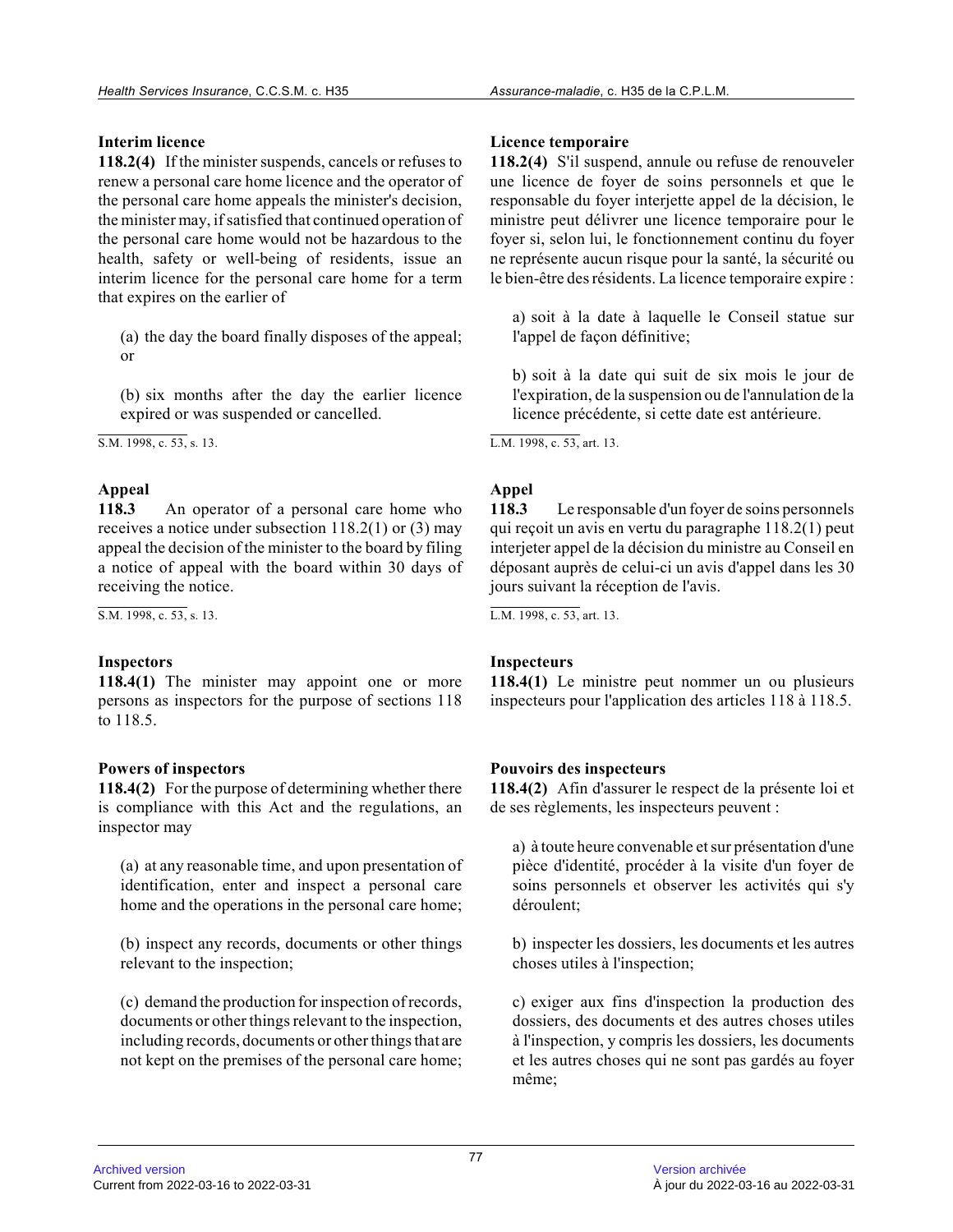**Interim licence**

**118.2(4)** If the minister suspends, cancels or refuses to renew a personal care home licence and the operator of the personal care home appeals the minister's decision, the minister may, if satisfied that continued operation of the personal care home would not be hazardous to the health, safety or well-being of residents, issue an interim licence for the personal care home for a term that expires on the earlier of

(a) the day the board finally disposes of the appeal; or

(b) six months after the day the earlier licence expired or was suspended or cancelled.

S.M. 1998, c. 53, s. 13.

**Appeal**

**118.3** An operator of a personal care home who receives a notice under subsection 118.2(1) or (3) may appeal the decision of the minister to the board by filing a notice of appeal with the board within 30 days of receiving the notice.

S.M. 1998, c. 53, s. 13.

**Inspectors**

**118.4(1)** The minister may appoint one or more persons as inspectors for the purpose of sections 118 to 118.5.

**Powers of inspectors**

**118.4(2)** For the purpose of determining whether there is compliance with this Act and the regulations, an inspector may

(a) at any reasonable time, and upon presentation of identification, enter and inspect a personal care home and the operations in the personal care home;

(b) inspect any records, documents or other things relevant to the inspection;

(c) demand the production for inspection of records, documents or other things relevant to the inspection, including records, documents or other things that are not kept on the premises of the personal care home;

**Licence temporaire**

**118.2(4)** S'il suspend, annule ou refuse de renouveler une licence de foyer de soins personnels et que le responsable du foyer interjette appel de la décision, le ministre peut délivrer une licence temporaire pour le foyer si, selon lui, le fonctionnement continu du foyer ne représente aucun risque pour la santé, la sécurité ou le bien-être des résidents. La licence temporaire expire :

a) soit à la date à laquelle le Conseil statue sur l'appel de façon définitive;

b) soit à la date qui suit de six mois le jour de l'expiration, de la suspension ou de l'annulation de la licence précédente, si cette date est antérieure.

L.M. 1998, c. 53, art. 13.

**Appel**

**118.3** Le responsable d'un foyer de soins personnels qui reçoit un avis en vertu du paragraphe 118.2(1) peut interjeter appel de la décision du ministre au Conseil en déposant auprès de celui-ci un avis d'appel dans les 30 jours suivant la réception de l'avis.

L.M. 1998, c. 53, art. 13.

**Inspecteurs**

**118.4(1)** Le ministre peut nommer un ou plusieurs inspecteurs pour l'application des articles 118 à 118.5.

**Pouvoirs des inspecteurs**

**118.4(2)** Afin d'assurer le respect de la présente loi et de ses règlements, les inspecteurs peuvent :

a) à toute heure convenable et sur présentation d'une pièce d'identité, procéder à la visite d'un foyer de soins personnels et observer les activités qui s'y déroulent;

b) inspecter les dossiers, les documents et les autres choses utiles à l'inspection;

c) exiger aux fins d'inspection la production des dossiers, des documents et des autres choses utiles à l'inspection, y compris les dossiers, les documents et les autres choses qui ne sont pas gardés au foyer même;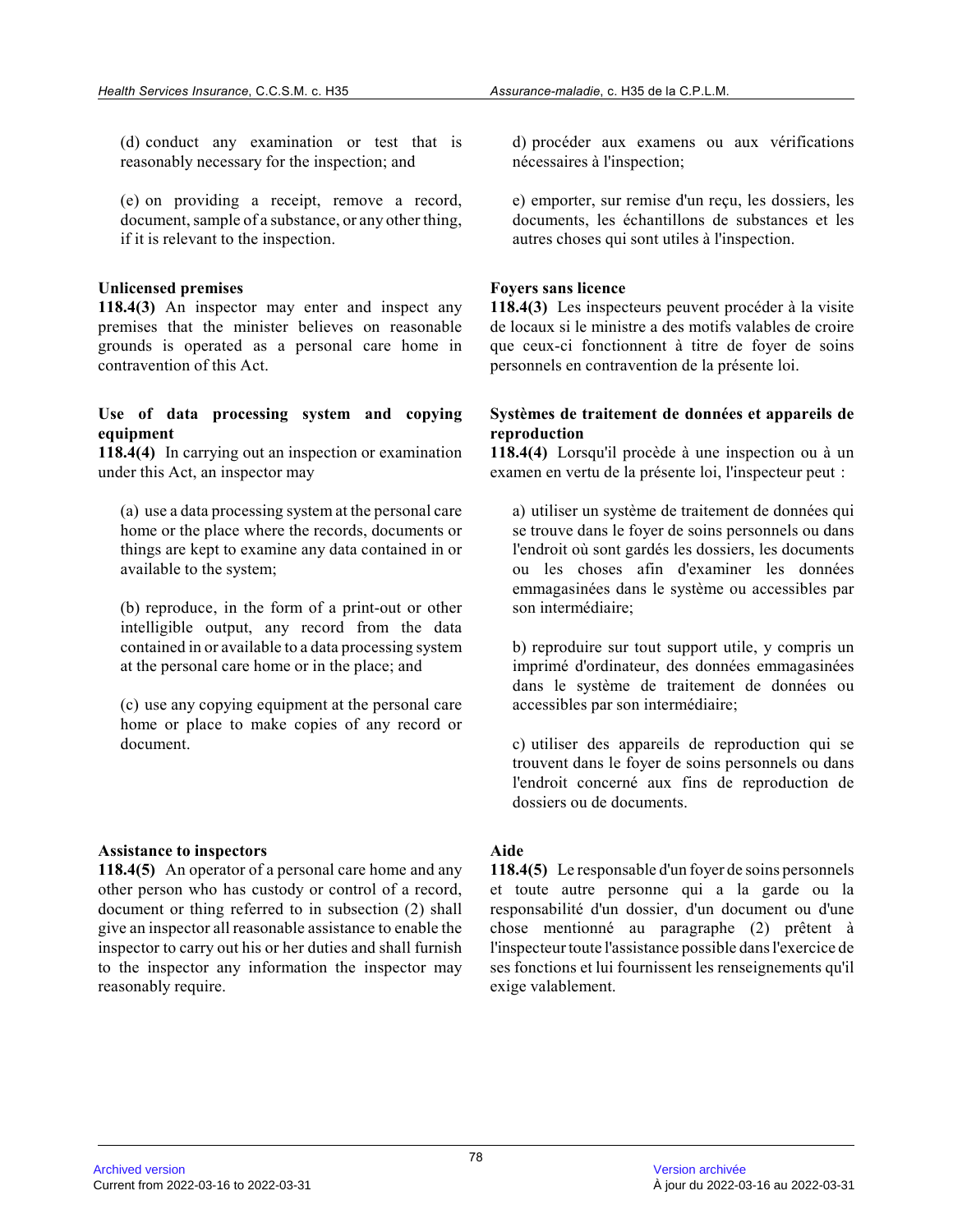(d) conduct any examination or test that is reasonably necessary for the inspection; and

(e) on providing a receipt, remove a record, document, sample of a substance, or any other thing, if it is relevant to the inspection.

**Unlicensed premises**

**118.4(3)** An inspector may enter and inspect any premises that the minister believes on reasonable grounds is operated as a personal care home in contravention of this Act.

**Use of data processing system and copying equipment**

**118.4(4)** In carrying out an inspection or examination under this Act, an inspector may

(a) use a data processing system at the personal care home or the place where the records, documents or things are kept to examine any data contained in or available to the system;

(b) reproduce, in the form of a print-out or other intelligible output, any record from the data contained in or available to a data processing system at the personal care home or in the place; and

(c) use any copying equipment at the personal care home or place to make copies of any record or document.

**Assistance to inspectors**

**118.4(5)** An operator of a personal care home and any other person who has custody or control of a record, document or thing referred to in subsection (2) shall give an inspector all reasonable assistance to enable the inspector to carry out his or her duties and shall furnish to the inspector any information the inspector may reasonably require.

d) procéder aux examens ou aux vérifications nécessaires à l'inspection;

e) emporter, sur remise d'un reçu, les dossiers, les documents, les échantillons de substances et les autres choses qui sont utiles à l'inspection.

**Foyers sans licence**

**118.4(3)** Les inspecteurs peuvent procéder à la visite de locaux si le ministre a des motifs valables de croire que ceux-ci fonctionnent à titre de foyer de soins personnels en contravention de la présente loi.

**Systèmes de traitement de données et appareils de reproduction**

**118.4(4)** Lorsqu'il procède à une inspection ou à un examen en vertu de la présente loi, l'inspecteur peut :

a) utiliser un système de traitement de données qui se trouve dans le foyer de soins personnels ou dans l'endroit où sont gardés les dossiers, les documents ou les choses afin d'examiner les données emmagasinées dans le système ou accessibles par son intermédiaire;

b) reproduire sur tout support utile, y compris un imprimé d'ordinateur, des données emmagasinées dans le système de traitement de données ou accessibles par son intermédiaire;

c) utiliser des appareils de reproduction qui se trouvent dans le foyer de soins personnels ou dans l'endroit concerné aux fins de reproduction de dossiers ou de documents.

**Aide**

**118.4(5)** Le responsable d'un foyer de soins personnels et toute autre personne qui a la garde ou la responsabilité d'un dossier, d'un document ou d'une chose mentionné au paragraphe (2) prêtent à l'inspecteur toute l'assistance possible dans l'exercice de ses fonctions et lui fournissent les renseignements qu'il exige valablement.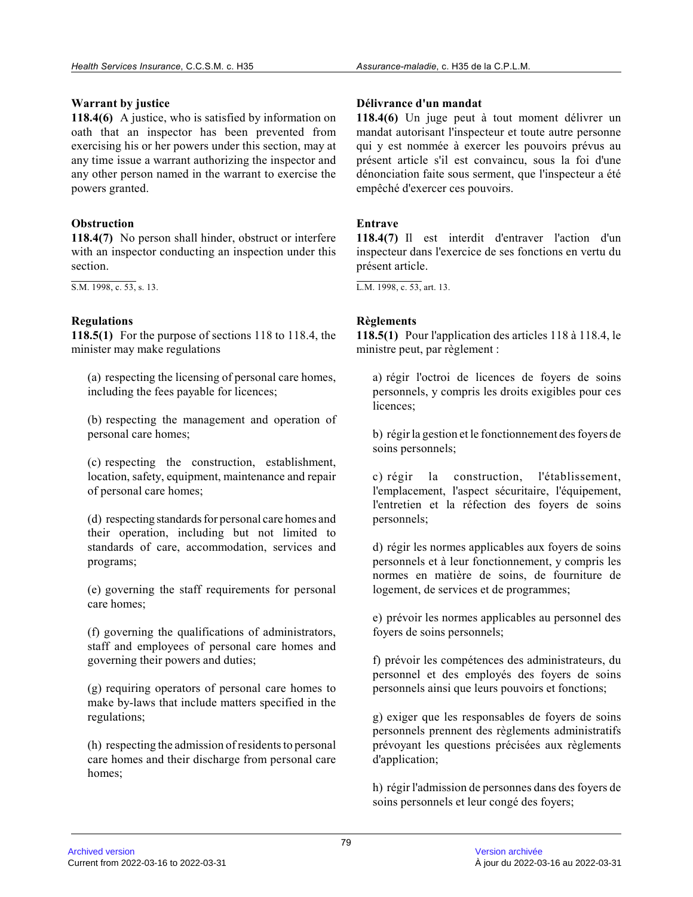**Warrant by justice**

**118.4(6)** A justice, who is satisfied by information on oath that an inspector has been prevented from exercising his or her powers under this section, may at any time issue a warrant authorizing the inspector and any other person named in the warrant to exercise the powers granted.

**Obstruction**

**118.4(7)** No person shall hinder, obstruct or interfere with an inspector conducting an inspection under this section.

S.M. 1998, c. 53, s. 13.

**Regulations**

**118.5(1)** For the purpose of sections 118 to 118.4, the minister may make regulations

(a) respecting the licensing of personal care homes, including the fees payable for licences;

(b) respecting the management and operation of personal care homes;

(c) respecting the construction, establishment, location, safety, equipment, maintenance and repair of personal care homes;

(d) respecting standards for personal care homes and their operation, including but not limited to standards of care, accommodation, services and programs;

(e) governing the staff requirements for personal care homes;

(f) governing the qualifications of administrators, staff and employees of personal care homes and governing their powers and duties;

(g) requiring operators of personal care homes to make by-laws that include matters specified in the regulations;

(h) respecting the admission of residents to personal care homes and their discharge from personal care homes;

**Délivrance d'un mandat**

**118.4(6)** Un juge peut à tout moment délivrer un mandat autorisant l'inspecteur et toute autre personne qui y est nommée à exercer les pouvoirs prévus au présent article s'il est convaincu, sous la foi d'une dénonciation faite sous serment, que l'inspecteur a été empêché d'exercer ces pouvoirs.

**Entrave**

**118.4(7)** Il est interdit d'entraver l'action d'un inspecteur dans l'exercice de ses fonctions en vertu du présent article.

L.M. 1998, c. 53, art. 13.

**Règlements**

**118.5(1)** Pour l'application des articles 118 à 118.4, le ministre peut, par règlement :

a) régir l'octroi de licences de foyers de soins personnels, y compris les droits exigibles pour ces licences;

b) régir la gestion et le fonctionnement des foyers de soins personnels;

c) régir la construction, l'établissement, l'emplacement, l'aspect sécuritaire, l'équipement, l'entretien et la réfection des foyers de soins personnels;

d) régir les normes applicables aux foyers de soins personnels et à leur fonctionnement, y compris les normes en matière de soins, de fourniture de logement, de services et de programmes;

e) prévoir les normes applicables au personnel des foyers de soins personnels;

f) prévoir les compétences des administrateurs, du personnel et des employés des foyers de soins personnels ainsi que leurs pouvoirs et fonctions;

g) exiger que les responsables de foyers de soins personnels prennent des règlements administratifs prévoyant les questions précisées aux règlements d'application;

h) régir l'admission de personnes dans des foyers de soins personnels et leur congé des foyers;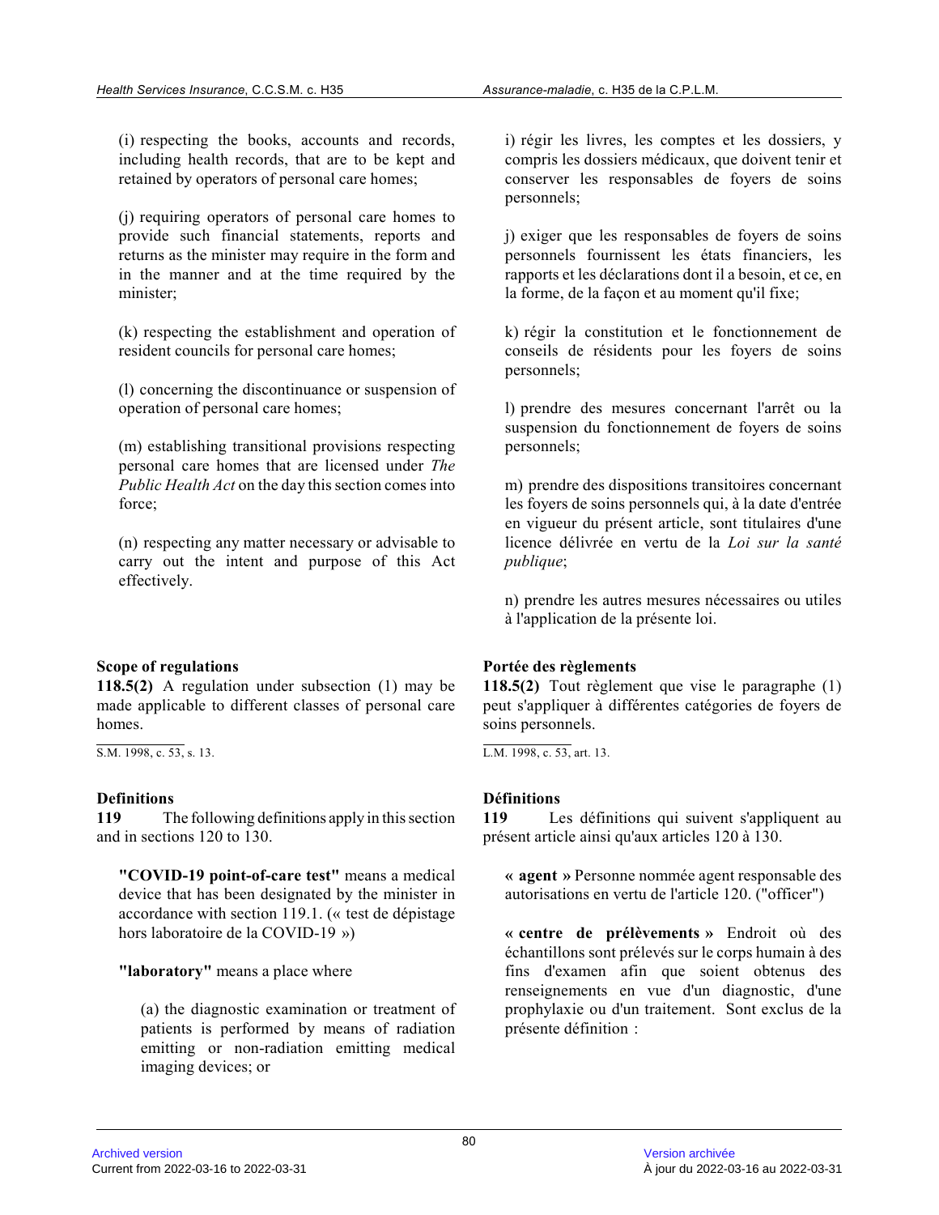(i) respecting the books, accounts and records, including health records, that are to be kept and retained by operators of personal care homes;

(j) requiring operators of personal care homes to provide such financial statements, reports and returns as the minister may require in the form and in the manner and at the time required by the minister;

(k) respecting the establishment and operation of resident councils for personal care homes;

(l) concerning the discontinuance or suspension of operation of personal care homes;

(m) establishing transitional provisions respecting personal care homes that are licensed under *The Public Health Act* on the day this section comes into force;

(n) respecting any matter necessary or advisable to carry out the intent and purpose of this Act effectively.

i) régir les livres, les comptes et les dossiers, y compris les dossiers médicaux, que doivent tenir et conserver les responsables de foyers de soins personnels;

j) exiger que les responsables de foyers de soins personnels fournissent les états financiers, les rapports et les déclarations dont il a besoin, et ce, en la forme, de la façon et au moment qu'il fixe;

k) régir la constitution et le fonctionnement de conseils de résidents pour les foyers de soins personnels;

l) prendre des mesures concernant l'arrêt ou la suspension du fonctionnement de foyers de soins personnels;

m) prendre des dispositions transitoires concernant les foyers de soins personnels qui, à la date d'entrée en vigueur du présent article, sont titulaires d'une licence délivrée en vertu de la *Loi sur la santé publique*;

n) prendre les autres mesures nécessaires ou utiles à l'application de la présente loi.

**Scope of regulations**
**118.5(2)** A regulation under subsection (1) may be made applicable to different classes of personal care homes.

S.M. 1998, c. 53, s. 13.

**Portée des règlements**
**118.5(2)** Tout règlement que vise le paragraphe (1) peut s'appliquer à différentes catégories de foyers de soins personnels.

L.M. 1998, c. 53, art. 13.

**Definitions**
**119** The following definitions apply in this section and in sections 120 to 130.

**"COVID-19 point-of-care test"** means a medical device that has been designated by the minister in accordance with section 119.1. (« test de dépistage hors laboratoire de la COVID-19 »)

**"laboratory"** means a place where

(a) the diagnostic examination or treatment of patients is performed by means of radiation emitting or non-radiation emitting medical imaging devices; or

**Définitions**
**119** Les définitions qui suivent s'appliquent au présent article ainsi qu'aux articles 120 à 130.

**« agent »** Personne nommée agent responsable des autorisations en vertu de l'article 120. ("officer")

**« centre de prélèvements »** Endroit où des échantillons sont prélevés sur le corps humain à des fins d'examen afin que soient obtenus des renseignements en vue d'un diagnostic, d'une prophylaxie ou d'un traitement. Sont exclus de la présente définition :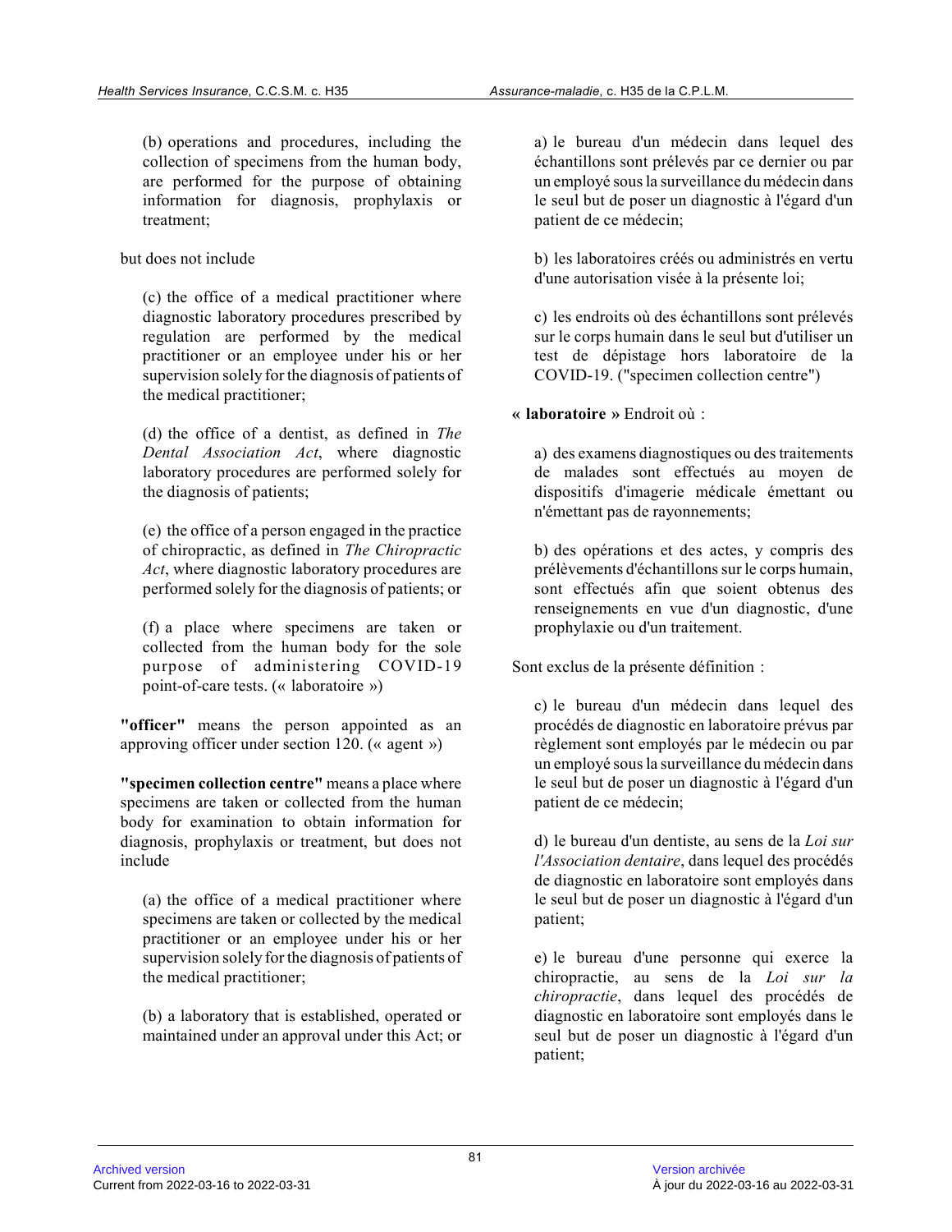(b) operations and procedures, including the collection of specimens from the human body, are performed for the purpose of obtaining information for diagnosis, prophylaxis or treatment;

but does not include

(c) the office of a medical practitioner where diagnostic laboratory procedures prescribed by regulation are performed by the medical practitioner or an employee under his or her supervision solely for the diagnosis of patients of the medical practitioner;

(d) the office of a dentist, as defined in *The Dental Association Act*, where diagnostic laboratory procedures are performed solely for the diagnosis of patients;

(e) the office of a person engaged in the practice of chiropractic, as defined in *The Chiropractic Act*, where diagnostic laboratory procedures are performed solely for the diagnosis of patients; or

(f) a place where specimens are taken or collected from the human body for the sole purpose of administering COVID-19 point-of-care tests. (« laboratoire »)

**"officer"** means the person appointed as an approving officer under section 120. (« agent »)

**"specimen collection centre"** means a place where specimens are taken or collected from the human body for examination to obtain information for diagnosis, prophylaxis or treatment, but does not include

(a) the office of a medical practitioner where specimens are taken or collected by the medical practitioner or an employee under his or her supervision solely for the diagnosis of patients of the medical practitioner;

(b) a laboratory that is established, operated or maintained under an approval under this Act; or

a) le bureau d'un médecin dans lequel des échantillons sont prélevés par ce dernier ou par un employé sous la surveillance du médecin dans le seul but de poser un diagnostic à l'égard d'un patient de ce médecin;

b) les laboratoires créés ou administrés en vertu d'une autorisation visée à la présente loi;

c) les endroits où des échantillons sont prélevés sur le corps humain dans le seul but d'utiliser un test de dépistage hors laboratoire de la COVID-19. ("specimen collection centre")

**« laboratoire »** Endroit où :

a) des examens diagnostiques ou des traitements de malades sont effectués au moyen de dispositifs d'imagerie médicale émettant ou n'émettant pas de rayonnements;

b) des opérations et des actes, y compris des prélèvements d'échantillons sur le corps humain, sont effectués afin que soient obtenus des renseignements en vue d'un diagnostic, d'une prophylaxie ou d'un traitement.

Sont exclus de la présente définition :

c) le bureau d'un médecin dans lequel des procédés de diagnostic en laboratoire prévus par règlement sont employés par le médecin ou par un employé sous la surveillance du médecin dans le seul but de poser un diagnostic à l'égard d'un patient de ce médecin;

d) le bureau d'un dentiste, au sens de la *Loi sur l'Association dentaire*, dans lequel des procédés de diagnostic en laboratoire sont employés dans le seul but de poser un diagnostic à l'égard d'un patient;

e) le bureau d'une personne qui exerce la chiropractie, au sens de la *Loi sur la chiropractie*, dans lequel des procédés de diagnostic en laboratoire sont employés dans le seul but de poser un diagnostic à l'égard d'un patient;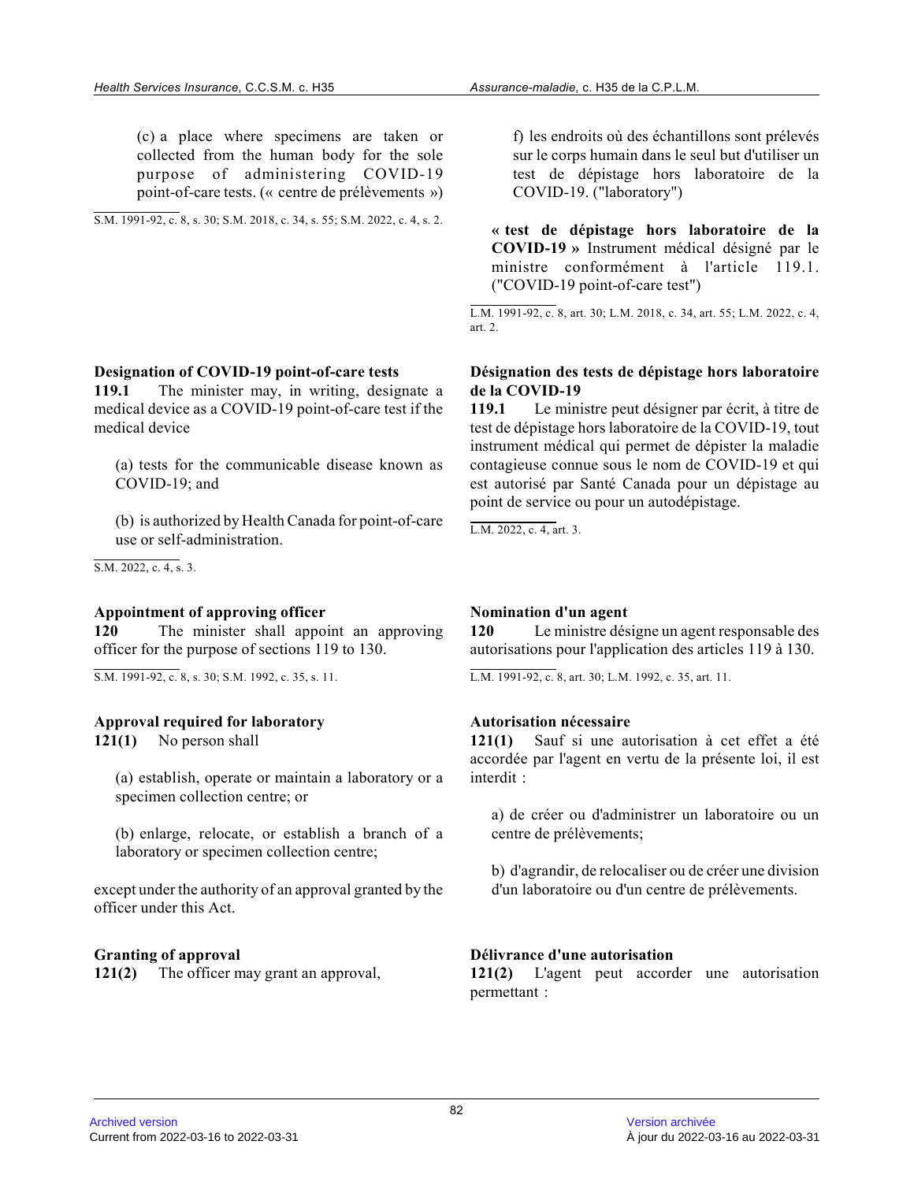(c) a place where specimens are taken or collected from the human body for the sole purpose of administering COVID-19 point-of-care tests. (« centre de prélèvements »)

S.M. 1991-92, c. 8, s. 30; S.M. 2018, c. 34, s. 55; S.M. 2022, c. 4, s. 2.

f) les endroits où des échantillons sont prélevés sur le corps humain dans le seul but d'utiliser un test de dépistage hors laboratoire de la COVID-19. ("laboratory")

**« test de dépistage hors laboratoire de la COVID-19 »** Instrument médical désigné par le ministre conformément à l'article 119.1. ("COVID-19 point-of-care test")

L.M. 1991-92, c. 8, art. 30; L.M. 2018, c. 34, art. 55; L.M. 2022, c. 4, art. 2.

**Designation of COVID-19 point-of-care tests**

**119.1** The minister may, in writing, designate a medical device as a COVID-19 point-of-care test if the medical device

(a) tests for the communicable disease known as COVID-19; and

(b) is authorized by Health Canada for point-of-care use or self-administration.

S.M. 2022, c. 4, s. 3.

**Désignation des tests de dépistage hors laboratoire de la COVID-19**

**119.1** Le ministre peut désigner par écrit, à titre de test de dépistage hors laboratoire de la COVID-19, tout instrument médical qui permet de dépister la maladie contagieuse connue sous le nom de COVID-19 et qui est autorisé par Santé Canada pour un dépistage au point de service ou pour un autodépistage.

L.M. 2022, c. 4, art. 3.

**Appointment of approving officer**

**120** The minister shall appoint an approving officer for the purpose of sections 119 to 130.

S.M. 1991-92, c. 8, s. 30; S.M. 1992, c. 35, s. 11.

**Nomination d'un agent**

**120** Le ministre désigne un agent responsable des autorisations pour l'application des articles 119 à 130.

L.M. 1991-92, c. 8, art. 30; L.M. 1992, c. 35, art. 11.

**Approval required for laboratory**

**121(1)** No person shall

(a) establish, operate or maintain a laboratory or a specimen collection centre; or

(b) enlarge, relocate, or establish a branch of a laboratory or specimen collection centre;

except under the authority of an approval granted by the officer under this Act.

**Autorisation nécessaire**

**121(1)** Sauf si une autorisation à cet effet a été accordée par l'agent en vertu de la présente loi, il est interdit :

a) de créer ou d'administrer un laboratoire ou un centre de prélèvements;

b) d'agrandir, de relocaliser ou de créer une division d'un laboratoire ou d'un centre de prélèvements.

**Granting of approval**

**121(2)** The officer may grant an approval,

**Délivrance d'une autorisation**

**121(2)** L'agent peut accorder une autorisation permettant :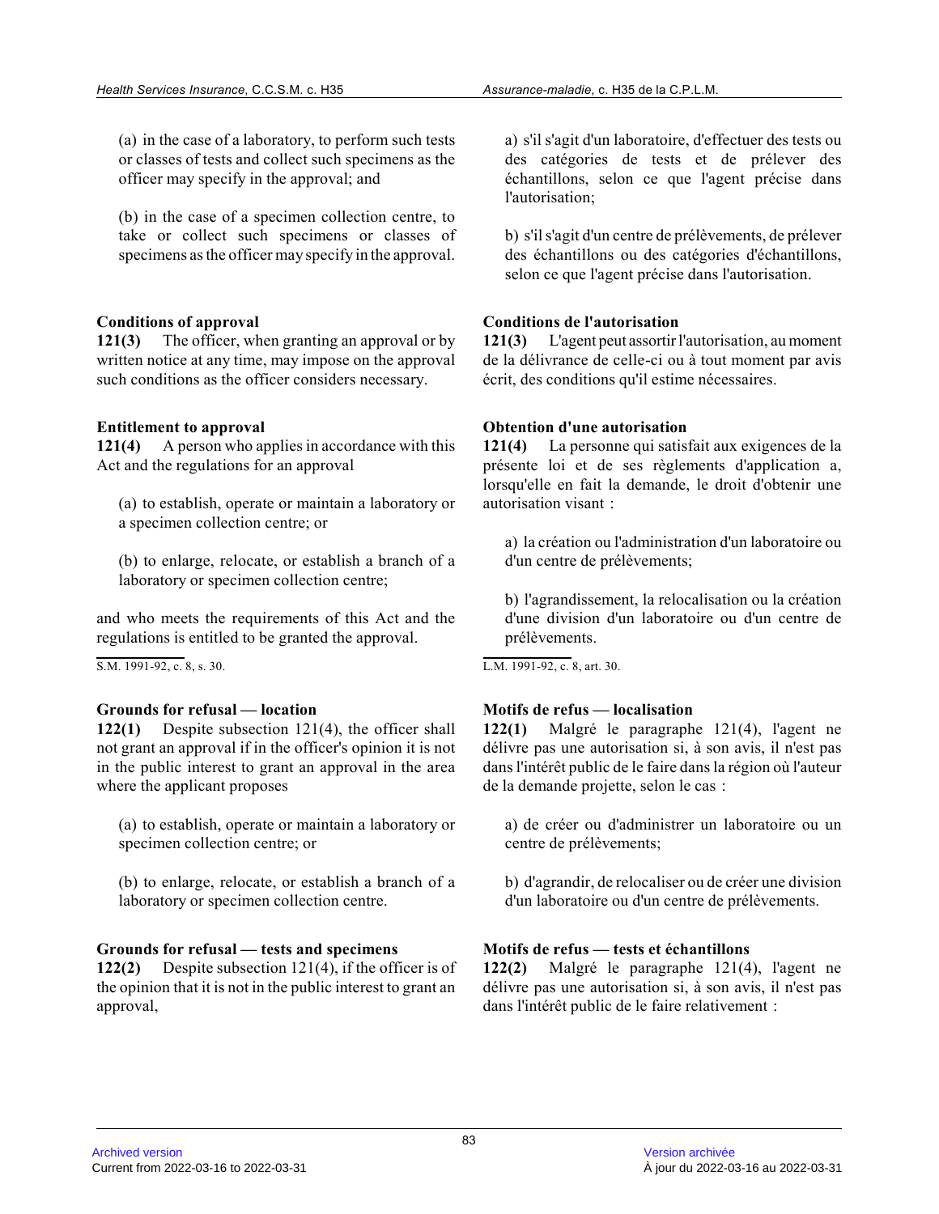(a) in the case of a laboratory, to perform such tests or classes of tests and collect such specimens as the officer may specify in the approval; and

(b) in the case of a specimen collection centre, to take or collect such specimens or classes of specimens as the officer may specify in the approval.

**Conditions of approval**

**121(3)** The officer, when granting an approval or by written notice at any time, may impose on the approval such conditions as the officer considers necessary.

**Entitlement to approval**

**121(4)** A person who applies in accordance with this Act and the regulations for an approval

(a) to establish, operate or maintain a laboratory or a specimen collection centre; or

(b) to enlarge, relocate, or establish a branch of a laboratory or specimen collection centre;

and who meets the requirements of this Act and the regulations is entitled to be granted the approval.

S.M. 1991-92, c. 8, s. 30.

**Grounds for refusal — location**

**122(1)** Despite subsection 121(4), the officer shall not grant an approval if in the officer's opinion it is not in the public interest to grant an approval in the area where the applicant proposes

(a) to establish, operate or maintain a laboratory or specimen collection centre; or

(b) to enlarge, relocate, or establish a branch of a laboratory or specimen collection centre.

**Grounds for refusal — tests and specimens**

**122(2)** Despite subsection 121(4), if the officer is of the opinion that it is not in the public interest to grant an approval,

a) s'il s'agit d'un laboratoire, d'effectuer des tests ou des catégories de tests et de prélever des échantillons, selon ce que l'agent précise dans l'autorisation;

b) s'il s'agit d'un centre de prélèvements, de prélever des échantillons ou des catégories d'échantillons, selon ce que l'agent précise dans l'autorisation.

**Conditions de l'autorisation**

**121(3)** L'agent peut assortir l'autorisation, au moment de la délivrance de celle-ci ou à tout moment par avis écrit, des conditions qu'il estime nécessaires.

**Obtention d'une autorisation**

**121(4)** La personne qui satisfait aux exigences de la présente loi et de ses règlements d'application a, lorsqu'elle en fait la demande, le droit d'obtenir une autorisation visant :

a) la création ou l'administration d'un laboratoire ou d'un centre de prélèvements;

b) l'agrandissement, la relocalisation ou la création d'une division d'un laboratoire ou d'un centre de prélèvements.

L.M. 1991-92, c. 8, art. 30.

**Motifs de refus — localisation**

**122(1)** Malgré le paragraphe 121(4), l'agent ne délivre pas une autorisation si, à son avis, il n'est pas dans l'intérêt public de le faire dans la région où l'auteur de la demande projette, selon le cas :

a) de créer ou d'administrer un laboratoire ou un centre de prélèvements;

b) d'agrandir, de relocaliser ou de créer une division d'un laboratoire ou d'un centre de prélèvements.

**Motifs de refus — tests et échantillons**

**122(2)** Malgré le paragraphe 121(4), l'agent ne délivre pas une autorisation si, à son avis, il n'est pas dans l'intérêt public de le faire relativement :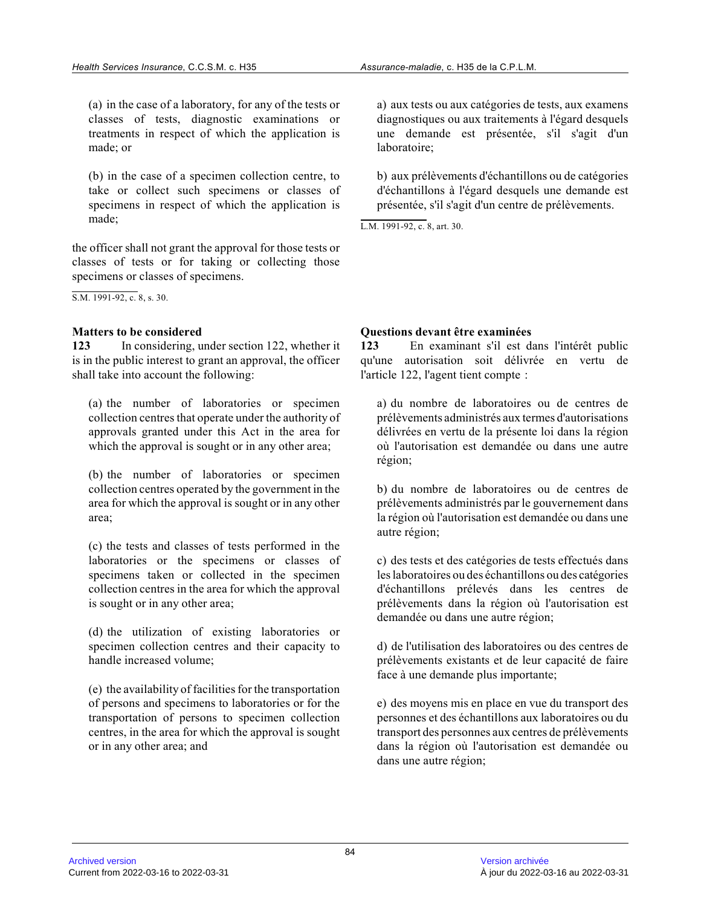(a) in the case of a laboratory, for any of the tests or classes of tests, diagnostic examinations or treatments in respect of which the application is made; or

(b) in the case of a specimen collection centre, to take or collect such specimens or classes of specimens in respect of which the application is made;

the officer shall not grant the approval for those tests or classes of tests or for taking or collecting those specimens or classes of specimens.

S.M. 1991-92, c. 8, s. 30.

a) aux tests ou aux catégories de tests, aux examens diagnostiques ou aux traitements à l'égard desquels une demande est présentée, s'il s'agit d'un laboratoire;

b) aux prélèvements d'échantillons ou de catégories d'échantillons à l'égard desquels une demande est présentée, s'il s'agit d'un centre de prélèvements.

L.M. 1991-92, c. 8, art. 30.

**Matters to be considered**

**123** In considering, under section 122, whether it is in the public interest to grant an approval, the officer shall take into account the following:

(a) the number of laboratories or specimen collection centres that operate under the authority of approvals granted under this Act in the area for which the approval is sought or in any other area;

(b) the number of laboratories or specimen collection centres operated by the government in the area for which the approval is sought or in any other area;

(c) the tests and classes of tests performed in the laboratories or the specimens or classes of specimens taken or collected in the specimen collection centres in the area for which the approval is sought or in any other area;

(d) the utilization of existing laboratories or specimen collection centres and their capacity to handle increased volume;

(e) the availability of facilities for the transportation of persons and specimens to laboratories or for the transportation of persons to specimen collection centres, in the area for which the approval is sought or in any other area; and

**Questions devant être examinées**

**123** En examinant s'il est dans l'intérêt public qu'une autorisation soit délivrée en vertu de l'article 122, l'agent tient compte :

a) du nombre de laboratoires ou de centres de prélèvements administrés aux termes d'autorisations délivrées en vertu de la présente loi dans la région où l'autorisation est demandée ou dans une autre région;

b) du nombre de laboratoires ou de centres de prélèvements administrés par le gouvernement dans la région où l'autorisation est demandée ou dans une autre région;

c) des tests et des catégories de tests effectués dans les laboratoires ou des échantillons ou des catégories d'échantillons prélevés dans les centres de prélèvements dans la région où l'autorisation est demandée ou dans une autre région;

d) de l'utilisation des laboratoires ou des centres de prélèvements existants et de leur capacité de faire face à une demande plus importante;

e) des moyens mis en place en vue du transport des personnes et des échantillons aux laboratoires ou du transport des personnes aux centres de prélèvements dans la région où l'autorisation est demandée ou dans une autre région;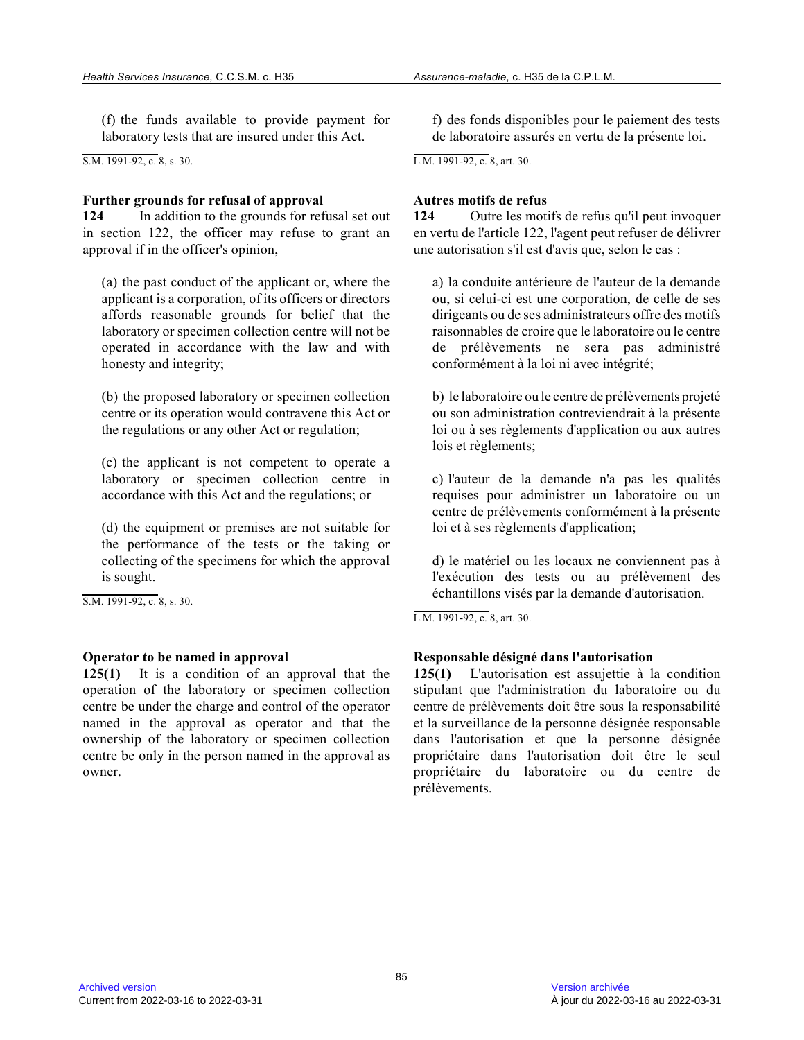(f) the funds available to provide payment for laboratory tests that are insured under this Act.

S.M. 1991-92, c. 8, s. 30.

f) des fonds disponibles pour le paiement des tests de laboratoire assurés en vertu de la présente loi.

L.M. 1991-92, c. 8, art. 30.

**Further grounds for refusal of approval**

**124** In addition to the grounds for refusal set out in section 122, the officer may refuse to grant an approval if in the officer's opinion,

(a) the past conduct of the applicant or, where the applicant is a corporation, of its officers or directors affords reasonable grounds for belief that the laboratory or specimen collection centre will not be operated in accordance with the law and with honesty and integrity;

(b) the proposed laboratory or specimen collection centre or its operation would contravene this Act or the regulations or any other Act or regulation;

(c) the applicant is not competent to operate a laboratory or specimen collection centre in accordance with this Act and the regulations; or

(d) the equipment or premises are not suitable for the performance of the tests or the taking or collecting of the specimens for which the approval is sought.

S.M. 1991-92, c. 8, s. 30.

**Autres motifs de refus**

**124** Outre les motifs de refus qu'il peut invoquer en vertu de l'article 122, l'agent peut refuser de délivrer une autorisation s'il est d'avis que, selon le cas :

a) la conduite antérieure de l'auteur de la demande ou, si celui-ci est une corporation, de celle de ses dirigeants ou de ses administrateurs offre des motifs raisonnables de croire que le laboratoire ou le centre de prélèvements ne sera pas administré conformément à la loi ni avec intégrité;

b) le laboratoire ou le centre de prélèvements projeté ou son administration contreviendrait à la présente loi ou à ses règlements d'application ou aux autres lois et règlements;

c) l'auteur de la demande n'a pas les qualités requises pour administrer un laboratoire ou un centre de prélèvements conformément à la présente loi et à ses règlements d'application;

d) le matériel ou les locaux ne conviennent pas à l'exécution des tests ou au prélèvement des échantillons visés par la demande d'autorisation.

L.M. 1991-92, c. 8, art. 30.

**Operator to be named in approval**

**125(1)** It is a condition of an approval that the operation of the laboratory or specimen collection centre be under the charge and control of the operator named in the approval as operator and that the ownership of the laboratory or specimen collection centre be only in the person named in the approval as owner.

**Responsable désigné dans l'autorisation**

**125(1)** L'autorisation est assujettie à la condition stipulant que l'administration du laboratoire ou du centre de prélèvements doit être sous la responsabilité et la surveillance de la personne désignée responsable dans l'autorisation et que la personne désignée propriétaire dans l'autorisation doit être le seul propriétaire du laboratoire ou du centre de prélèvements.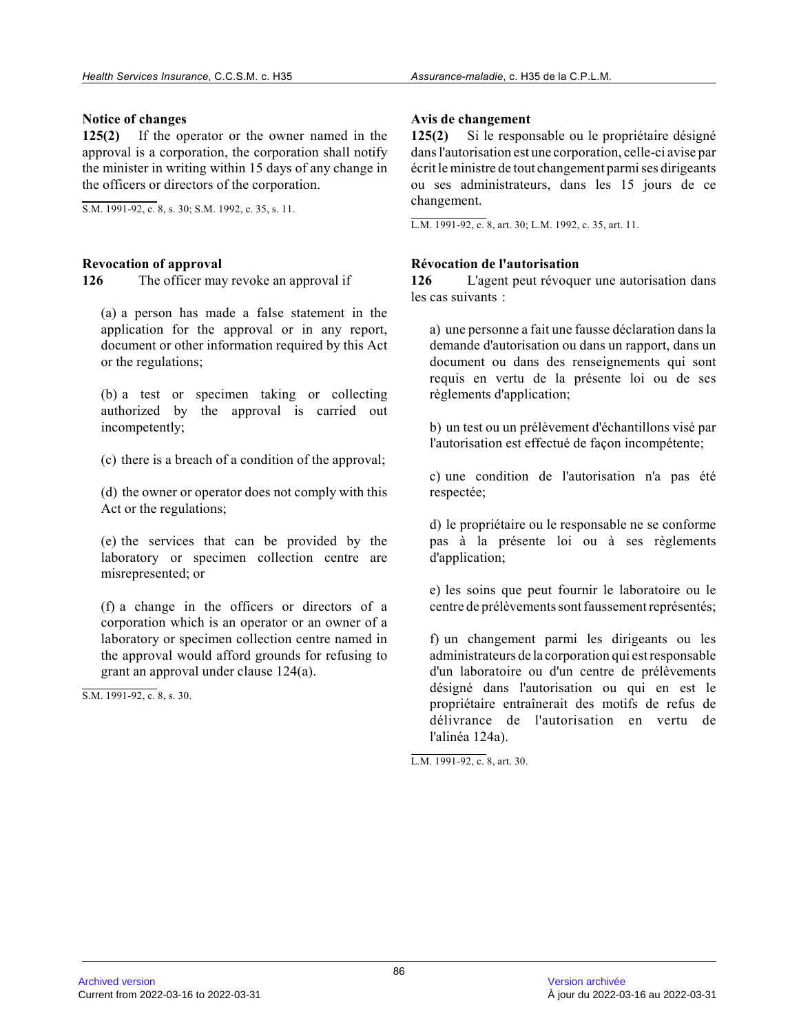**Notice of changes**

**125(2)** If the operator or the owner named in the approval is a corporation, the corporation shall notify the minister in writing within 15 days of any change in the officers or directors of the corporation.

S.M. 1991-92, c. 8, s. 30; S.M. 1992, c. 35, s. 11.

**Revocation of approval**

**126** The officer may revoke an approval if

(a) a person has made a false statement in the application for the approval or in any report, document or other information required by this Act or the regulations;

(b) a test or specimen taking or collecting authorized by the approval is carried out incompetently;

(c) there is a breach of a condition of the approval;

(d) the owner or operator does not comply with this Act or the regulations;

(e) the services that can be provided by the laboratory or specimen collection centre are misrepresented; or

(f) a change in the officers or directors of a corporation which is an operator or an owner of a laboratory or specimen collection centre named in the approval would afford grounds for refusing to grant an approval under clause 124(a).

S.M. 1991-92, c. 8, s. 30.

**Avis de changement**

**125(2)** Si le responsable ou le propriétaire désigné dans l'autorisation est une corporation, celle-ci avise par écrit le ministre de tout changement parmi ses dirigeants ou ses administrateurs, dans les 15 jours de ce changement.

L.M. 1991-92, c. 8, art. 30; L.M. 1992, c. 35, art. 11.

**Révocation de l'autorisation**

**126** L'agent peut révoquer une autorisation dans les cas suivants :

a) une personne a fait une fausse déclaration dans la demande d'autorisation ou dans un rapport, dans un document ou dans des renseignements qui sont requis en vertu de la présente loi ou de ses règlements d'application;

b) un test ou un prélèvement d'échantillons visé par l'autorisation est effectué de façon incompétente;

c) une condition de l'autorisation n'a pas été respectée;

d) le propriétaire ou le responsable ne se conforme pas à la présente loi ou à ses règlements d'application;

e) les soins que peut fournir le laboratoire ou le centre de prélèvements sont faussement représentés;

f) un changement parmi les dirigeants ou les administrateurs de la corporation qui est responsable d'un laboratoire ou d'un centre de prélèvements désigné dans l'autorisation ou qui en est le propriétaire entraînerait des motifs de refus de délivrance de l'autorisation en vertu de l'alinéa 124a).

L.M. 1991-92, c. 8, art. 30.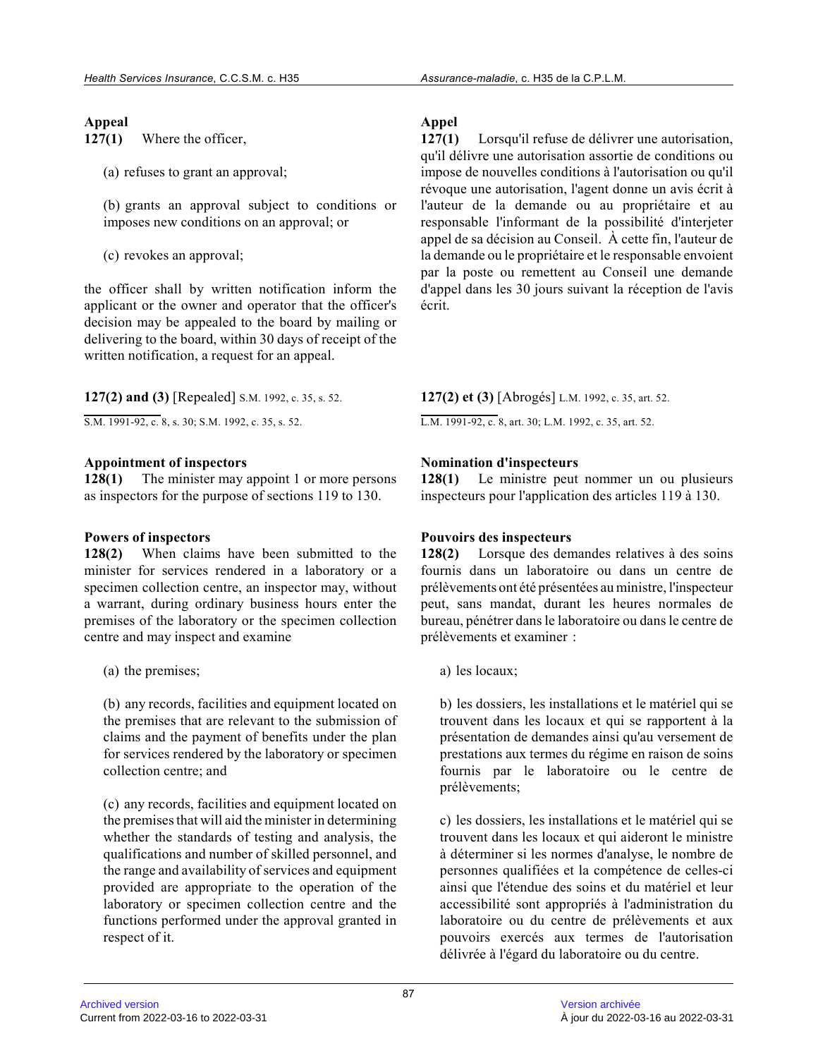**Appeal**

**127(1)** Where the officer,

(a) refuses to grant an approval;

(b) grants an approval subject to conditions or imposes new conditions on an approval; or

(c) revokes an approval;

the officer shall by written notification inform the applicant or the owner and operator that the officer's decision may be appealed to the board by mailing or delivering to the board, within 30 days of receipt of the written notification, a request for an appeal.

**127(2) and (3)** [Repealed] S.M. 1992, c. 35, s. 52.

S.M. 1991-92, c. 8, s. 30; S.M. 1992, c. 35, s. 52.

**Appointment of inspectors**

**128(1)** The minister may appoint 1 or more persons as inspectors for the purpose of sections 119 to 130.

**Powers of inspectors**

**128(2)** When claims have been submitted to the minister for services rendered in a laboratory or a specimen collection centre, an inspector may, without a warrant, during ordinary business hours enter the premises of the laboratory or the specimen collection centre and may inspect and examine

(a) the premises;

(b) any records, facilities and equipment located on the premises that are relevant to the submission of claims and the payment of benefits under the plan for services rendered by the laboratory or specimen collection centre; and

(c) any records, facilities and equipment located on the premises that will aid the minister in determining whether the standards of testing and analysis, the qualifications and number of skilled personnel, and the range and availability of services and equipment provided are appropriate to the operation of the laboratory or specimen collection centre and the functions performed under the approval granted in respect of it.

**Appel**

**127(1)** Lorsqu'il refuse de délivrer une autorisation, qu'il délivre une autorisation assortie de conditions ou impose de nouvelles conditions à l'autorisation ou qu'il révoque une autorisation, l'agent donne un avis écrit à l'auteur de la demande ou au propriétaire et au responsable l'informant de la possibilité d'interjeter appel de sa décision au Conseil. À cette fin, l'auteur de la demande ou le propriétaire et le responsable envoient par la poste ou remettent au Conseil une demande d'appel dans les 30 jours suivant la réception de l'avis écrit.

**127(2) et (3)** [Abrogés] L.M. 1992, c. 35, art. 52.

L.M. 1991-92, c. 8, art. 30; L.M. 1992, c. 35, art. 52.

**Nomination d'inspecteurs**

**128(1)** Le ministre peut nommer un ou plusieurs inspecteurs pour l'application des articles 119 à 130.

**Pouvoirs des inspecteurs**

**128(2)** Lorsque des demandes relatives à des soins fournis dans un laboratoire ou dans un centre de prélèvements ont été présentées au ministre, l'inspecteur peut, sans mandat, durant les heures normales de bureau, pénétrer dans le laboratoire ou dans le centre de prélèvements et examiner :

a) les locaux;

b) les dossiers, les installations et le matériel qui se trouvent dans les locaux et qui se rapportent à la présentation de demandes ainsi qu'au versement de prestations aux termes du régime en raison de soins fournis par le laboratoire ou le centre de prélèvements;

c) les dossiers, les installations et le matériel qui se trouvent dans les locaux et qui aideront le ministre à déterminer si les normes d'analyse, le nombre de personnes qualifiées et la compétence de celles-ci ainsi que l'étendue des soins et du matériel et leur accessibilité sont appropriés à l'administration du laboratoire ou du centre de prélèvements et aux pouvoirs exercés aux termes de l'autorisation délivrée à l'égard du laboratoire ou du centre.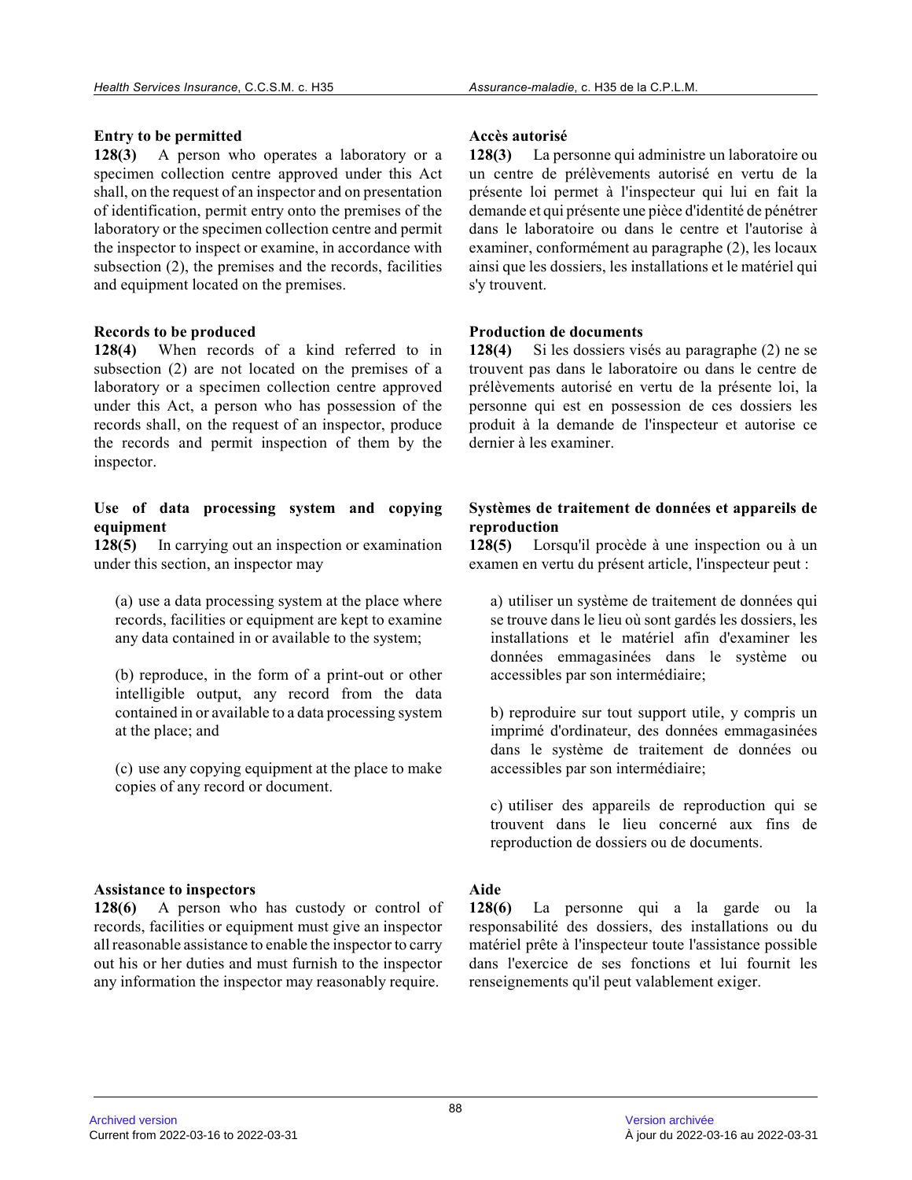**Entry to be permitted**

**128(3)** A person who operates a laboratory or a specimen collection centre approved under this Act shall, on the request of an inspector and on presentation of identification, permit entry onto the premises of the laboratory or the specimen collection centre and permit the inspector to inspect or examine, in accordance with subsection (2), the premises and the records, facilities and equipment located on the premises.

**Records to be produced**

**128(4)** When records of a kind referred to in subsection (2) are not located on the premises of a laboratory or a specimen collection centre approved under this Act, a person who has possession of the records shall, on the request of an inspector, produce the records and permit inspection of them by the inspector.

**Use of data processing system and copying equipment**

**128(5)** In carrying out an inspection or examination under this section, an inspector may

(a) use a data processing system at the place where records, facilities or equipment are kept to examine any data contained in or available to the system;

(b) reproduce, in the form of a print-out or other intelligible output, any record from the data contained in or available to a data processing system at the place; and

(c) use any copying equipment at the place to make copies of any record or document.

**Assistance to inspectors**

**128(6)** A person who has custody or control of records, facilities or equipment must give an inspector all reasonable assistance to enable the inspector to carry out his or her duties and must furnish to the inspector any information the inspector may reasonably require.

**Accès autorisé**

**128(3)** La personne qui administre un laboratoire ou un centre de prélèvements autorisé en vertu de la présente loi permet à l'inspecteur qui lui en fait la demande et qui présente une pièce d'identité de pénétrer dans le laboratoire ou dans le centre et l'autorise à examiner, conformément au paragraphe (2), les locaux ainsi que les dossiers, les installations et le matériel qui s'y trouvent.

**Production de documents**

**128(4)** Si les dossiers visés au paragraphe (2) ne se trouvent pas dans le laboratoire ou dans le centre de prélèvements autorisé en vertu de la présente loi, la personne qui est en possession de ces dossiers les produit à la demande de l'inspecteur et autorise ce dernier à les examiner.

**Systèmes de traitement de données et appareils de reproduction**

**128(5)** Lorsqu'il procède à une inspection ou à un examen en vertu du présent article, l'inspecteur peut :

a) utiliser un système de traitement de données qui se trouve dans le lieu où sont gardés les dossiers, les installations et le matériel afin d'examiner les données emmagasinées dans le système ou accessibles par son intermédiaire;

b) reproduire sur tout support utile, y compris un imprimé d'ordinateur, des données emmagasinées dans le système de traitement de données ou accessibles par son intermédiaire;

c) utiliser des appareils de reproduction qui se trouvent dans le lieu concerné aux fins de reproduction de dossiers ou de documents.

**Aide**

**128(6)** La personne qui a la garde ou la responsabilité des dossiers, des installations ou du matériel prête à l'inspecteur toute l'assistance possible dans l'exercice de ses fonctions et lui fournit les renseignements qu'il peut valablement exiger.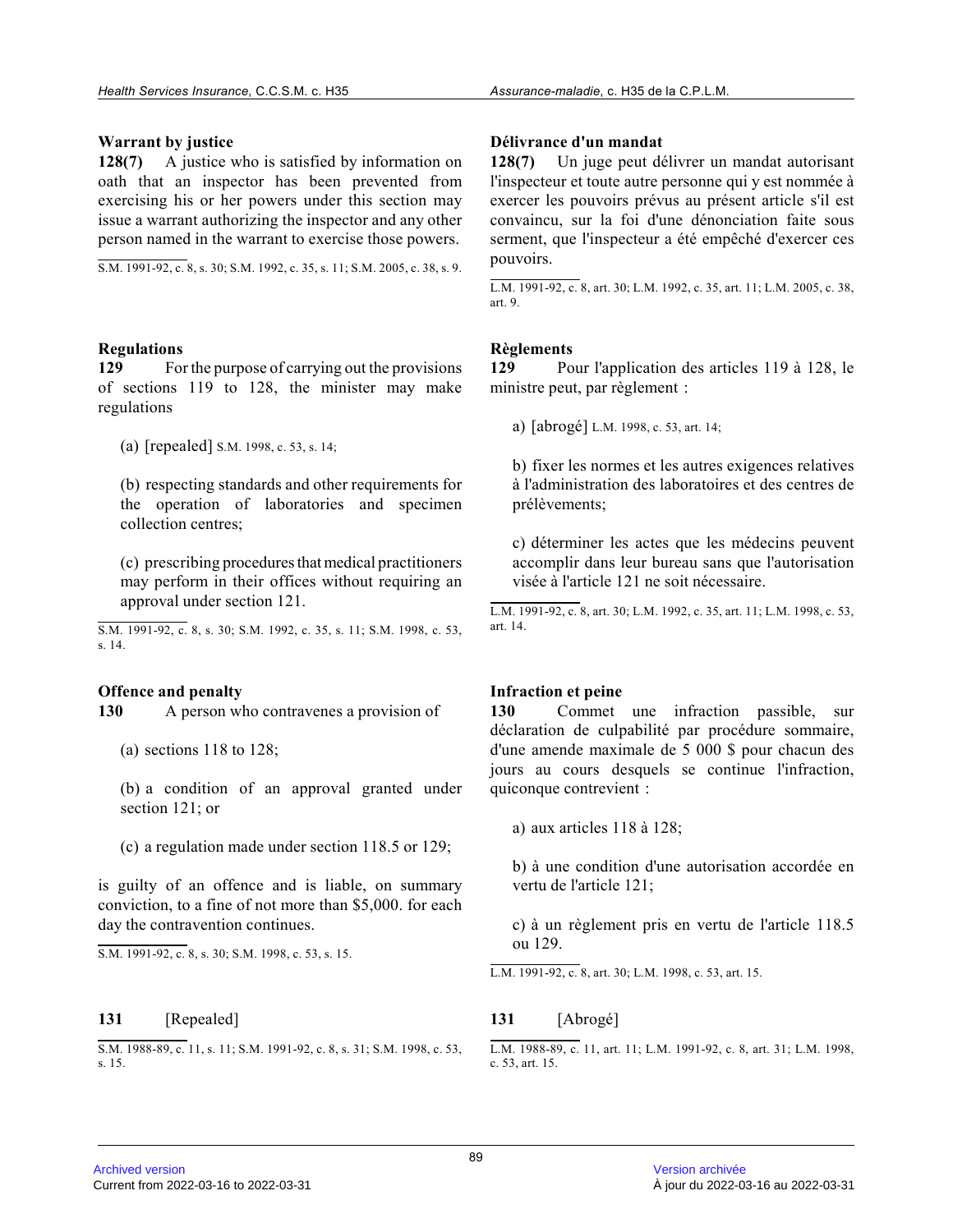### Warrant by justice

**128(7)** A justice who is satisfied by information on oath that an inspector has been prevented from exercising his or her powers under this section may issue a warrant authorizing the inspector and any other person named in the warrant to exercise those powers.

S.M. 1991-92, c. 8, s. 30; S.M. 1992, c. 35, s. 11; S.M. 2005, c. 38, s. 9.

### Délivrance d'un mandat

**128(7)** Un juge peut délivrer un mandat autorisant l'inspecteur et toute autre personne qui y est nommée à exercer les pouvoirs prévus au présent article s'il est convaincu, sur la foi d'une dénonciation faite sous serment, que l'inspecteur a été empêché d'exercer ces pouvoirs.

L.M. 1991-92, c. 8, art. 30; L.M. 1992, c. 35, art. 11; L.M. 2005, c. 38, art. 9.

### Regulations

**129** For the purpose of carrying out the provisions of sections 119 to 128, the minister may make regulations

(a) [repealed] S.M. 1998, c. 53, s. 14;

(b) respecting standards and other requirements for the operation of laboratories and specimen collection centres;

(c) prescribing procedures that medical practitioners may perform in their offices without requiring an approval under section 121.

S.M. 1991-92, c. 8, s. 30; S.M. 1992, c. 35, s. 11; S.M. 1998, c. 53, s. 14.

### Règlements

**129** Pour l'application des articles 119 à 128, le ministre peut, par règlement :

a) [abrogé] L.M. 1998, c. 53, art. 14;

b) fixer les normes et les autres exigences relatives à l'administration des laboratoires et des centres de prélèvements;

c) déterminer les actes que les médecins peuvent accomplir dans leur bureau sans que l'autorisation visée à l'article 121 ne soit nécessaire.

L.M. 1991-92, c. 8, art. 30; L.M. 1992, c. 35, art. 11; L.M. 1998, c. 53, art. 14.

### Offence and penalty

**130** A person who contravenes a provision of

(a) sections 118 to 128;

(b) a condition of an approval granted under section 121; or

(c) a regulation made under section 118.5 or 129;

is guilty of an offence and is liable, on summary conviction, to a fine of not more than $5,000. for each day the contravention continues.

S.M. 1991-92, c. 8, s. 30; S.M. 1998, c. 53, s. 15.

### Infraction et peine

**130** Commet une infraction passible, sur déclaration de culpabilité par procédure sommaire, d'une amende maximale de 5 000 $ pour chacun des jours au cours desquels se continue l'infraction, quiconque contrevient :

a) aux articles 118 à 128;

b) à une condition d'une autorisation accordée en vertu de l'article 121;

c) à un règlement pris en vertu de l'article 118.5 ou 129.

L.M. 1991-92, c. 8, art. 30; L.M. 1998, c. 53, art. 15.

**131** [Repealed]

S.M. 1988-89, c. 11, s. 11; S.M. 1991-92, c. 8, s. 31; S.M. 1998, c. 53, s. 15.

**131** [Abrogé]

L.M. 1988-89, c. 11, art. 11; L.M. 1991-92, c. 8, art. 31; L.M. 1998, c. 53, art. 15.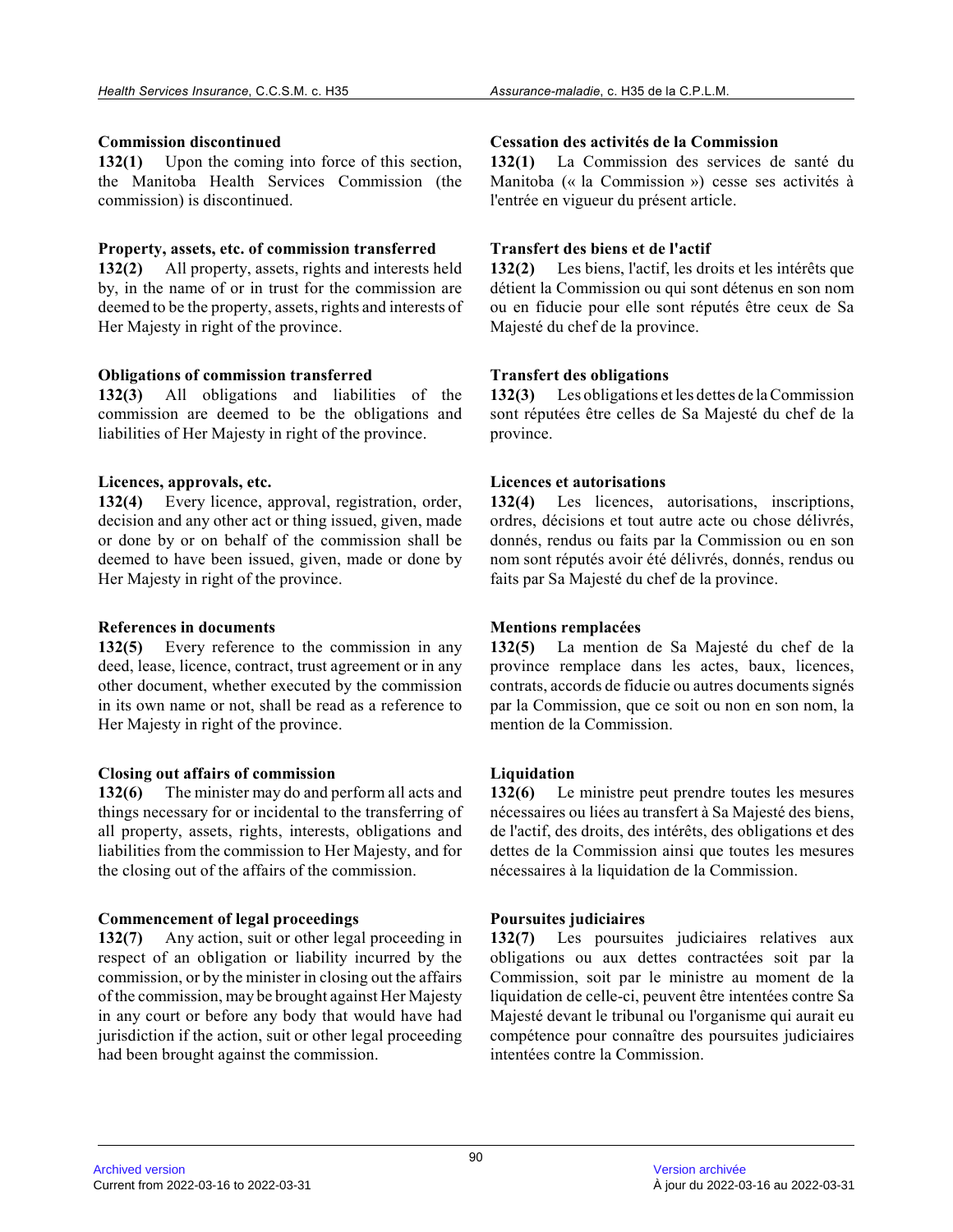**Commission discontinued**

**132(1)** Upon the coming into force of this section, the Manitoba Health Services Commission (the commission) is discontinued.

**Property, assets, etc. of commission transferred**

**132(2)** All property, assets, rights and interests held by, in the name of or in trust for the commission are deemed to be the property, assets, rights and interests of Her Majesty in right of the province.

**Obligations of commission transferred**

**132(3)** All obligations and liabilities of the commission are deemed to be the obligations and liabilities of Her Majesty in right of the province.

**Licences, approvals, etc.**

**132(4)** Every licence, approval, registration, order, decision and any other act or thing issued, given, made or done by or on behalf of the commission shall be deemed to have been issued, given, made or done by Her Majesty in right of the province.

**References in documents**

**132(5)** Every reference to the commission in any deed, lease, licence, contract, trust agreement or in any other document, whether executed by the commission in its own name or not, shall be read as a reference to Her Majesty in right of the province.

**Closing out affairs of commission**

**132(6)** The minister may do and perform all acts and things necessary for or incidental to the transferring of all property, assets, rights, interests, obligations and liabilities from the commission to Her Majesty, and for the closing out of the affairs of the commission.

**Commencement of legal proceedings**

**132(7)** Any action, suit or other legal proceeding in respect of an obligation or liability incurred by the commission, or by the minister in closing out the affairs of the commission, may be brought against Her Majesty in any court or before any body that would have had jurisdiction if the action, suit or other legal proceeding had been brought against the commission.

**Cessation des activités de la Commission**

**132(1)** La Commission des services de santé du Manitoba (« la Commission ») cesse ses activités à l'entrée en vigueur du présent article.

**Transfert des biens et de l'actif**

**132(2)** Les biens, l'actif, les droits et les intérêts que détient la Commission ou qui sont détenus en son nom ou en fiducie pour elle sont réputés être ceux de Sa Majesté du chef de la province.

**Transfert des obligations**

**132(3)** Les obligations et les dettes de la Commission sont réputées être celles de Sa Majesté du chef de la province.

**Licences et autorisations**

**132(4)** Les licences, autorisations, inscriptions, ordres, décisions et tout autre acte ou chose délivrés, donnés, rendus ou faits par la Commission ou en son nom sont réputés avoir été délivrés, donnés, rendus ou faits par Sa Majesté du chef de la province.

**Mentions remplacées**

**132(5)** La mention de Sa Majesté du chef de la province remplace dans les actes, baux, licences, contrats, accords de fiducie ou autres documents signés par la Commission, que ce soit ou non en son nom, la mention de la Commission.

**Liquidation**

**132(6)** Le ministre peut prendre toutes les mesures nécessaires ou liées au transfert à Sa Majesté des biens, de l'actif, des droits, des intérêts, des obligations et des dettes de la Commission ainsi que toutes les mesures nécessaires à la liquidation de la Commission.

**Poursuites judiciaires**

**132(7)** Les poursuites judiciaires relatives aux obligations ou aux dettes contractées soit par la Commission, soit par le ministre au moment de la liquidation de celle-ci, peuvent être intentées contre Sa Majesté devant le tribunal ou l'organisme qui aurait eu compétence pour connaître des poursuites judiciaires intentées contre la Commission.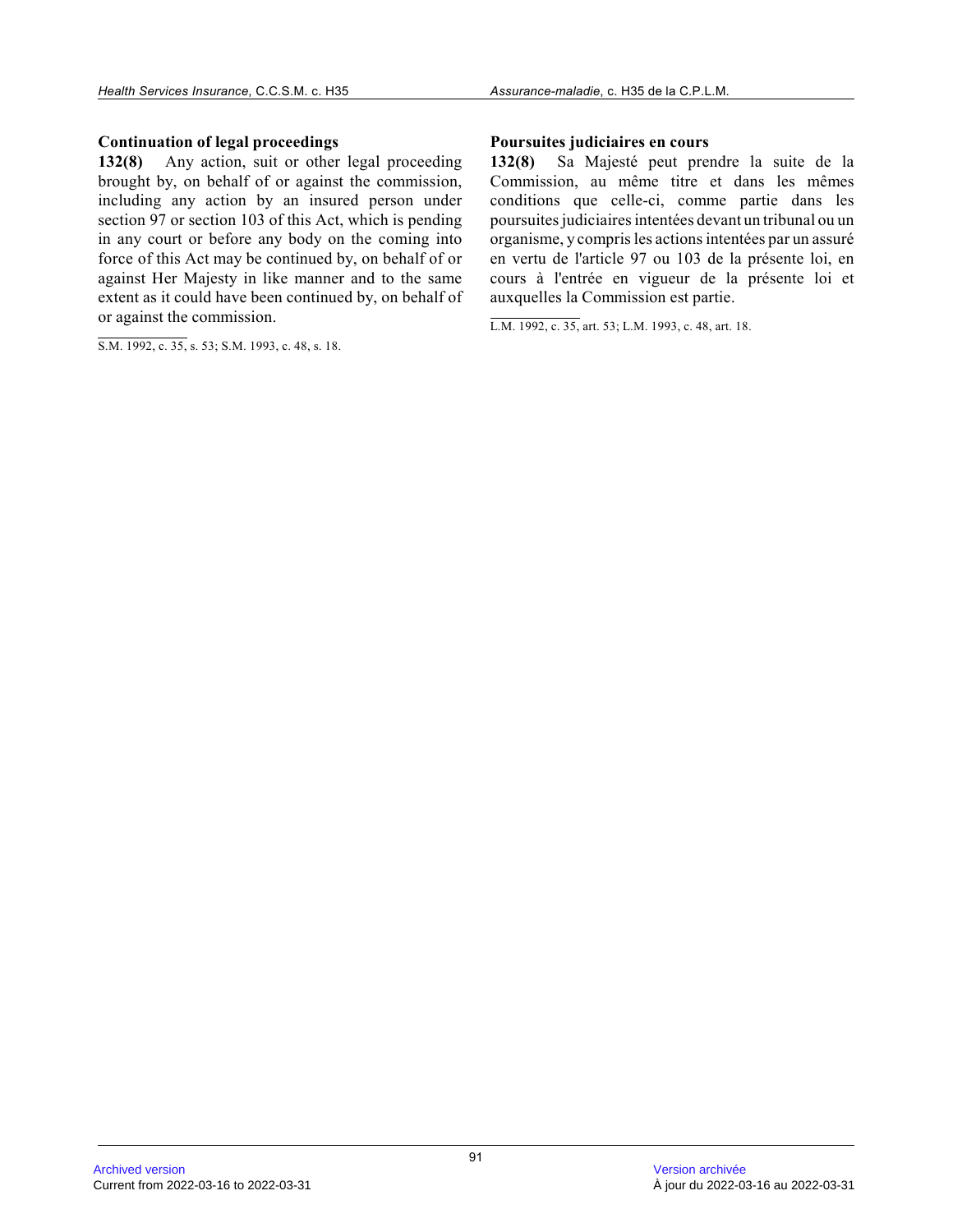**Continuation of legal proceedings**

**132(8)** Any action, suit or other legal proceeding brought by, on behalf of or against the commission, including any action by an insured person under section 97 or section 103 of this Act, which is pending in any court or before any body on the coming into force of this Act may be continued by, on behalf of or against Her Majesty in like manner and to the same extent as it could have been continued by, on behalf of or against the commission.

S.M. 1992, c. 35, s. 53; S.M. 1993, c. 48, s. 18.

**Poursuites judiciaires en cours**

**132(8)** Sa Majesté peut prendre la suite de la Commission, au même titre et dans les mêmes conditions que celle-ci, comme partie dans les poursuites judiciaires intentées devant un tribunal ou un organisme, y compris les actions intentées par un assuré en vertu de l'article 97 ou 103 de la présente loi, en cours à l'entrée en vigueur de la présente loi et auxquelles la Commission est partie.

L.M. 1992, c. 35, art. 53; L.M. 1993, c. 48, art. 18.